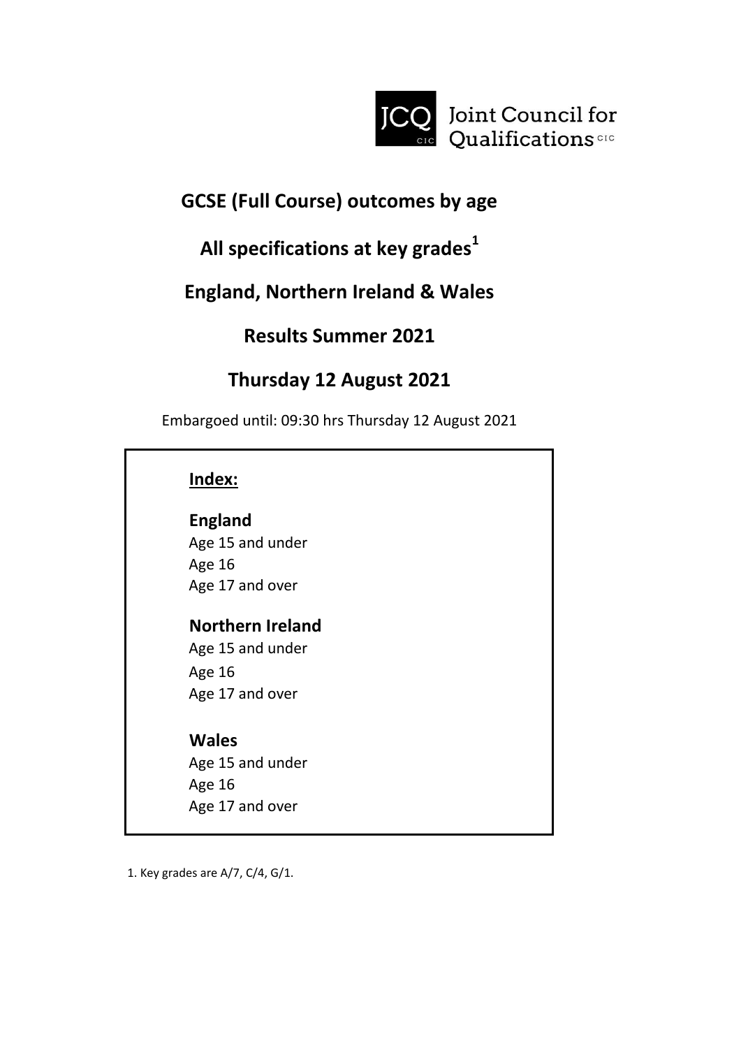JCQ Joint Council for Qualifications CIC

# GCSE (Full Course) outcomes by age

## All specifications at key grades[1]

## England, Northern Ireland & Wales

## Results Summer 2021

## Thursday 12 August 2021

Embargoed until: 09:30 hrs Thursday 12 August 2021

**Index:**

**England**
Age 15 and under
Age 16
Age 17 and over

**Northern Ireland**
Age 15 and under
Age 16
Age 17 and over

**Wales**
Age 15 and under
Age 16
Age 17 and over

1. Key grades are A/7, C/4, G/1.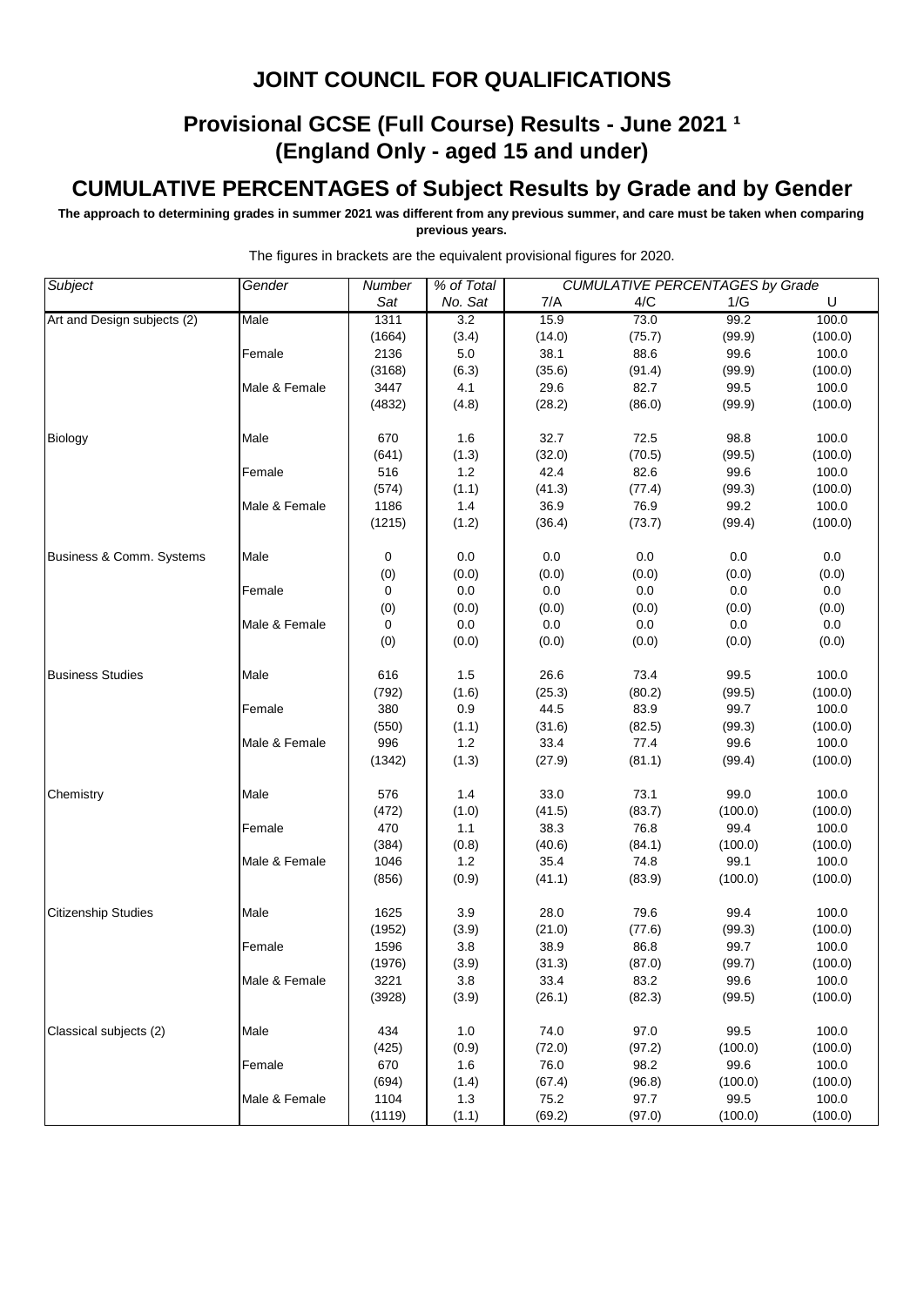# JOINT COUNCIL FOR QUALIFICATIONS

## Provisional GCSE (Full Course) Results - June 2021 [1]
## (England Only - aged 15 and under)

## CUMULATIVE PERCENTAGES of Subject Results by Grade and by Gender

**The approach to determining grades in summer 2021 was different from any previous summer, and care must be taken when comparing previous years.**

The figures in brackets are the equivalent provisional figures for 2020.

| Subject | Gender | Number Sat | % of Total No. Sat | 7/A | 4/C | 1/G | U |
|---|---|---|---|---|---|---|---|
| Art and Design subjects (2) | Male | 1311 | 3.2 | 15.9 | 73.0 | 99.2 | 100.0 |
| | | (1664) | (3.4) | (14.0) | (75.7) | (99.9) | (100.0) |
| | Female | 2136 | 5.0 | 38.1 | 88.6 | 99.6 | 100.0 |
| | | (3168) | (6.3) | (35.6) | (91.4) | (99.9) | (100.0) |
| | Male & Female | 3447 | 4.1 | 29.6 | 82.7 | 99.5 | 100.0 |
| | | (4832) | (4.8) | (28.2) | (86.0) | (99.9) | (100.0) |
| Biology | Male | 670 | 1.6 | 32.7 | 72.5 | 98.8 | 100.0 |
| | | (641) | (1.3) | (32.0) | (70.5) | (99.5) | (100.0) |
| | Female | 516 | 1.2 | 42.4 | 82.6 | 99.6 | 100.0 |
| | | (574) | (1.1) | (41.3) | (77.4) | (99.3) | (100.0) |
| | Male & Female | 1186 | 1.4 | 36.9 | 76.9 | 99.2 | 100.0 |
| | | (1215) | (1.2) | (36.4) | (73.7) | (99.4) | (100.0) |
| Business & Comm. Systems | Male | 0 | 0.0 | 0.0 | 0.0 | 0.0 | 0.0 |
| | | (0) | (0.0) | (0.0) | (0.0) | (0.0) | (0.0) |
| | Female | 0 | 0.0 | 0.0 | 0.0 | 0.0 | 0.0 |
| | | (0) | (0.0) | (0.0) | (0.0) | (0.0) | (0.0) |
| | Male & Female | 0 | 0.0 | 0.0 | 0.0 | 0.0 | 0.0 |
| | | (0) | (0.0) | (0.0) | (0.0) | (0.0) | (0.0) |
| Business Studies | Male | 616 | 1.5 | 26.6 | 73.4 | 99.5 | 100.0 |
| | | (792) | (1.6) | (25.3) | (80.2) | (99.5) | (100.0) |
| | Female | 380 | 0.9 | 44.5 | 83.9 | 99.7 | 100.0 |
| | | (550) | (1.1) | (31.6) | (82.5) | (99.3) | (100.0) |
| | Male & Female | 996 | 1.2 | 33.4 | 77.4 | 99.6 | 100.0 |
| | | (1342) | (1.3) | (27.9) | (81.1) | (99.4) | (100.0) |
| Chemistry | Male | 576 | 1.4 | 33.0 | 73.1 | 99.0 | 100.0 |
| | | (472) | (1.0) | (41.5) | (83.7) | (100.0) | (100.0) |
| | Female | 470 | 1.1 | 38.3 | 76.8 | 99.4 | 100.0 |
| | | (384) | (0.8) | (40.6) | (84.1) | (100.0) | (100.0) |
| | Male & Female | 1046 | 1.2 | 35.4 | 74.8 | 99.1 | 100.0 |
| | | (856) | (0.9) | (41.1) | (83.9) | (100.0) | (100.0) |
| Citizenship Studies | Male | 1625 | 3.9 | 28.0 | 79.6 | 99.4 | 100.0 |
| | | (1952) | (3.9) | (21.0) | (77.6) | (99.3) | (100.0) |
| | Female | 1596 | 3.8 | 38.9 | 86.8 | 99.7 | 100.0 |
| | | (1976) | (3.9) | (31.3) | (87.0) | (99.7) | (100.0) |
| | Male & Female | 3221 | 3.8 | 33.4 | 83.2 | 99.6 | 100.0 |
| | | (3928) | (3.9) | (26.1) | (82.3) | (99.5) | (100.0) |
| Classical subjects (2) | Male | 434 | 1.0 | 74.0 | 97.0 | 99.5 | 100.0 |
| | | (425) | (0.9) | (72.0) | (97.2) | (100.0) | (100.0) |
| | Female | 670 | 1.6 | 76.0 | 98.2 | 99.6 | 100.0 |
| | | (694) | (1.4) | (67.4) | (96.8) | (100.0) | (100.0) |
| | Male & Female | 1104 | 1.3 | 75.2 | 97.7 | 99.5 | 100.0 |
| | | (1119) | (1.1) | (69.2) | (97.0) | (100.0) | (100.0) |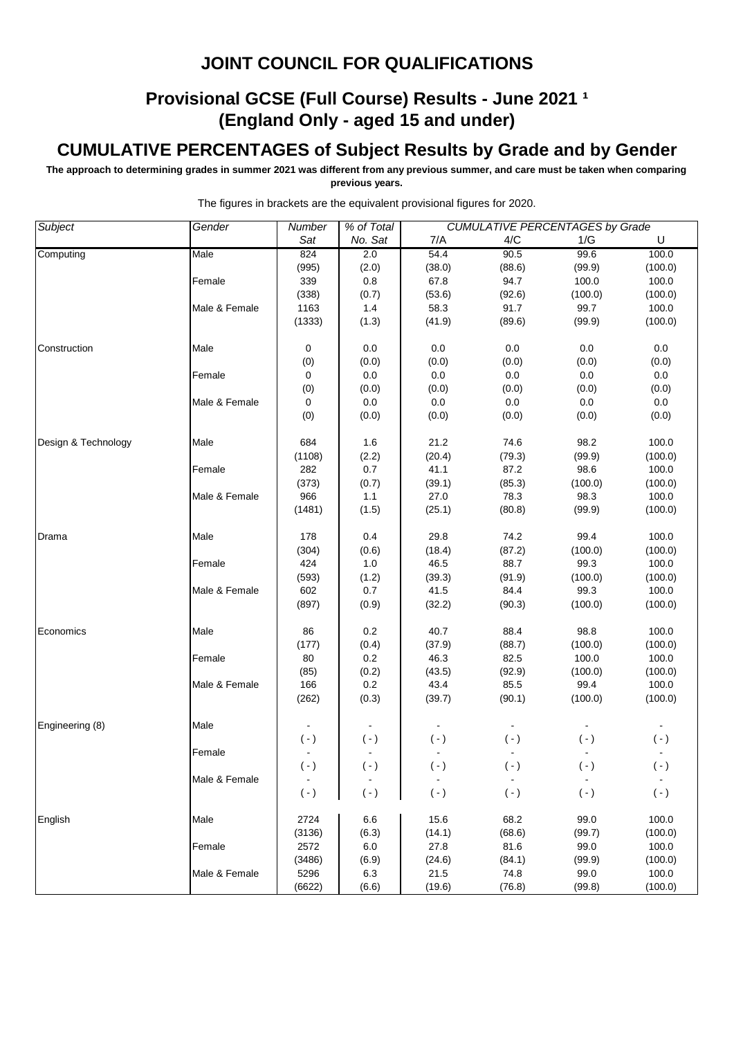# JOINT COUNCIL FOR QUALIFICATIONS

## Provisional GCSE (Full Course) Results - June 2021 [1]
## (England Only - aged 15 and under)

## CUMULATIVE PERCENTAGES of Subject Results by Grade and by Gender

**The approach to determining grades in summer 2021 was different from any previous summer, and care must be taken when comparing previous years.**

The figures in brackets are the equivalent provisional figures for 2020.

| *Subject* | *Gender* | *Number Sat* | *% of Total No. Sat* | *CUMULATIVE PERCENTAGES by Grade* 7/A | 4/C | 1/G | U |
|---|---|---|---|---|---|---|---|
| Computing | Male | 824 | 2.0 | 54.4 | 90.5 | 99.6 | 100.0 |
| | | (995) | (2.0) | (38.0) | (88.6) | (99.9) | (100.0) |
| | Female | 339 | 0.8 | 67.8 | 94.7 | 100.0 | 100.0 |
| | | (338) | (0.7) | (53.6) | (92.6) | (100.0) | (100.0) |
| | Male & Female | 1163 | 1.4 | 58.3 | 91.7 | 99.7 | 100.0 |
| | | (1333) | (1.3) | (41.9) | (89.6) | (99.9) | (100.0) |
| Construction | Male | 0 | 0.0 | 0.0 | 0.0 | 0.0 | 0.0 |
| | | (0) | (0.0) | (0.0) | (0.0) | (0.0) | (0.0) |
| | Female | 0 | 0.0 | 0.0 | 0.0 | 0.0 | 0.0 |
| | | (0) | (0.0) | (0.0) | (0.0) | (0.0) | (0.0) |
| | Male & Female | 0 | 0.0 | 0.0 | 0.0 | 0.0 | 0.0 |
| | | (0) | (0.0) | (0.0) | (0.0) | (0.0) | (0.0) |
| Design & Technology | Male | 684 | 1.6 | 21.2 | 74.6 | 98.2 | 100.0 |
| | | (1108) | (2.2) | (20.4) | (79.3) | (99.9) | (100.0) |
| | Female | 282 | 0.7 | 41.1 | 87.2 | 98.6 | 100.0 |
| | | (373) | (0.7) | (39.1) | (85.3) | (100.0) | (100.0) |
| | Male & Female | 966 | 1.1 | 27.0 | 78.3 | 98.3 | 100.0 |
| | | (1481) | (1.5) | (25.1) | (80.8) | (99.9) | (100.0) |
| Drama | Male | 178 | 0.4 | 29.8 | 74.2 | 99.4 | 100.0 |
| | | (304) | (0.6) | (18.4) | (87.2) | (100.0) | (100.0) |
| | Female | 424 | 1.0 | 46.5 | 88.7 | 99.3 | 100.0 |
| | | (593) | (1.2) | (39.3) | (91.9) | (100.0) | (100.0) |
| | Male & Female | 602 | 0.7 | 41.5 | 84.4 | 99.3 | 100.0 |
| | | (897) | (0.9) | (32.2) | (90.3) | (100.0) | (100.0) |
| Economics | Male | 86 | 0.2 | 40.7 | 88.4 | 98.8 | 100.0 |
| | | (177) | (0.4) | (37.9) | (88.7) | (100.0) | (100.0) |
| | Female | 80 | 0.2 | 46.3 | 82.5 | 100.0 | 100.0 |
| | | (85) | (0.2) | (43.5) | (92.9) | (100.0) | (100.0) |
| | Male & Female | 166 | 0.2 | 43.4 | 85.5 | 99.4 | 100.0 |
| | | (262) | (0.3) | (39.7) | (90.1) | (100.0) | (100.0) |
| Engineering (8) | Male | - | - | - | - | - | - |
| | | ( - ) | ( - ) | ( - ) | ( - ) | ( - ) | ( - ) |
| | Female | - | - | - | - | - | - |
| | | ( - ) | ( - ) | ( - ) | ( - ) | ( - ) | ( - ) |
| | Male & Female | - | - | - | - | - | - |
| | | ( - ) | ( - ) | ( - ) | ( - ) | ( - ) | ( - ) |
| English | Male | 2724 | 6.6 | 15.6 | 68.2 | 99.0 | 100.0 |
| | | (3136) | (6.3) | (14.1) | (68.6) | (99.7) | (100.0) |
| | Female | 2572 | 6.0 | 27.8 | 81.6 | 99.0 | 100.0 |
| | | (3486) | (6.9) | (24.6) | (84.1) | (99.9) | (100.0) |
| | Male & Female | 5296 | 6.3 | 21.5 | 74.8 | 99.0 | 100.0 |
| | | (6622) | (6.6) | (19.6) | (76.8) | (99.8) | (100.0) |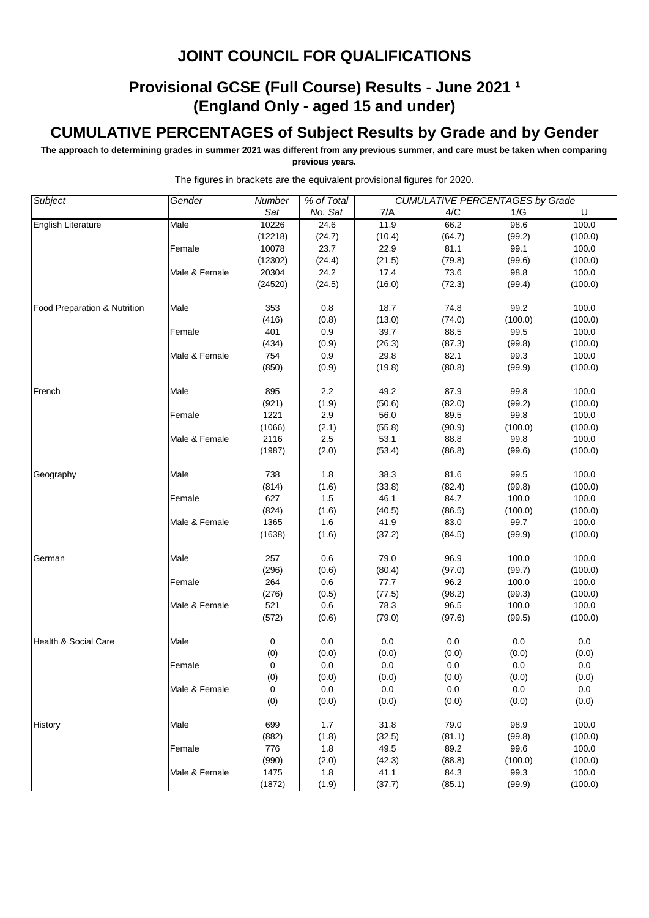# JOINT COUNCIL FOR QUALIFICATIONS

## Provisional GCSE (Full Course) Results - June 2021 [1] (England Only - aged 15 and under)

## CUMULATIVE PERCENTAGES of Subject Results by Grade and by Gender

**The approach to determining grades in summer 2021 was different from any previous summer, and care must be taken when comparing previous years.**

The figures in brackets are the equivalent provisional figures for 2020.

| *Subject* | *Gender* | *Number Sat* | *% of Total No. Sat* | *CUMULATIVE PERCENTAGES by Grade* 7/A | 4/C | 1/G | U |
|---|---|---|---|---|---|---|---|
| English Literature | Male | 10226 | 24.6 | 11.9 | 66.2 | 98.6 | 100.0 |
| | | (12218) | (24.7) | (10.4) | (64.7) | (99.2) | (100.0) |
| | Female | 10078 | 23.7 | 22.9 | 81.1 | 99.1 | 100.0 |
| | | (12302) | (24.4) | (21.5) | (79.8) | (99.6) | (100.0) |
| | Male & Female | 20304 | 24.2 | 17.4 | 73.6 | 98.8 | 100.0 |
| | | (24520) | (24.5) | (16.0) | (72.3) | (99.4) | (100.0) |
| Food Preparation & Nutrition | Male | 353 | 0.8 | 18.7 | 74.8 | 99.2 | 100.0 |
| | | (416) | (0.8) | (13.0) | (74.0) | (100.0) | (100.0) |
| | Female | 401 | 0.9 | 39.7 | 88.5 | 99.5 | 100.0 |
| | | (434) | (0.9) | (26.3) | (87.3) | (99.8) | (100.0) |
| | Male & Female | 754 | 0.9 | 29.8 | 82.1 | 99.3 | 100.0 |
| | | (850) | (0.9) | (19.8) | (80.8) | (99.9) | (100.0) |
| French | Male | 895 | 2.2 | 49.2 | 87.9 | 99.8 | 100.0 |
| | | (921) | (1.9) | (50.6) | (82.0) | (99.2) | (100.0) |
| | Female | 1221 | 2.9 | 56.0 | 89.5 | 99.8 | 100.0 |
| | | (1066) | (2.1) | (55.8) | (90.9) | (100.0) | (100.0) |
| | Male & Female | 2116 | 2.5 | 53.1 | 88.8 | 99.8 | 100.0 |
| | | (1987) | (2.0) | (53.4) | (86.8) | (99.6) | (100.0) |
| Geography | Male | 738 | 1.8 | 38.3 | 81.6 | 99.5 | 100.0 |
| | | (814) | (1.6) | (33.8) | (82.4) | (99.8) | (100.0) |
| | Female | 627 | 1.5 | 46.1 | 84.7 | 100.0 | 100.0 |
| | | (824) | (1.6) | (40.5) | (86.5) | (100.0) | (100.0) |
| | Male & Female | 1365 | 1.6 | 41.9 | 83.0 | 99.7 | 100.0 |
| | | (1638) | (1.6) | (37.2) | (84.5) | (99.9) | (100.0) |
| German | Male | 257 | 0.6 | 79.0 | 96.9 | 100.0 | 100.0 |
| | | (296) | (0.6) | (80.4) | (97.0) | (99.7) | (100.0) |
| | Female | 264 | 0.6 | 77.7 | 96.2 | 100.0 | 100.0 |
| | | (276) | (0.5) | (77.5) | (98.2) | (99.3) | (100.0) |
| | Male & Female | 521 | 0.6 | 78.3 | 96.5 | 100.0 | 100.0 |
| | | (572) | (0.6) | (79.0) | (97.6) | (99.5) | (100.0) |
| Health & Social Care | Male | 0 | 0.0 | 0.0 | 0.0 | 0.0 | 0.0 |
| | | (0) | (0.0) | (0.0) | (0.0) | (0.0) | (0.0) |
| | Female | 0 | 0.0 | 0.0 | 0.0 | 0.0 | 0.0 |
| | | (0) | (0.0) | (0.0) | (0.0) | (0.0) | (0.0) |
| | Male & Female | 0 | 0.0 | 0.0 | 0.0 | 0.0 | 0.0 |
| | | (0) | (0.0) | (0.0) | (0.0) | (0.0) | (0.0) |
| History | Male | 699 | 1.7 | 31.8 | 79.0 | 98.9 | 100.0 |
| | | (882) | (1.8) | (32.5) | (81.1) | (99.8) | (100.0) |
| | Female | 776 | 1.8 | 49.5 | 89.2 | 99.6 | 100.0 |
| | | (990) | (2.0) | (42.3) | (88.8) | (100.0) | (100.0) |
| | Male & Female | 1475 | 1.8 | 41.1 | 84.3 | 99.3 | 100.0 |
| | | (1872) | (1.9) | (37.7) | (85.1) | (99.9) | (100.0) |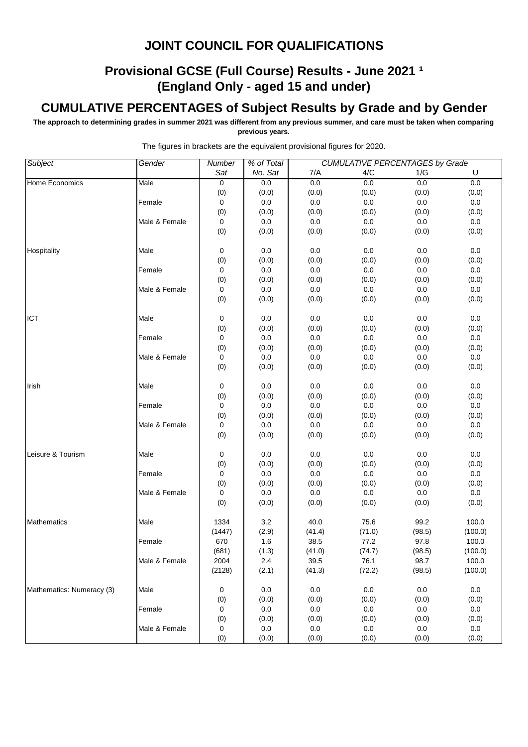# JOINT COUNCIL FOR QUALIFICATIONS

## Provisional GCSE (Full Course) Results - June 2021 [1]
## (England Only - aged 15 and under)

## CUMULATIVE PERCENTAGES of Subject Results by Grade and by Gender

**The approach to determining grades in summer 2021 was different from any previous summer, and care must be taken when comparing previous years.**

The figures in brackets are the equivalent provisional figures for 2020.

| Subject | Gender | Number Sat | % of Total No. Sat | 7/A | 4/C | 1/G | U |
|---|---|---|---|---|---|---|---|
| | | | | CUMULATIVE PERCENTAGES by Grade | | | |
| Home Economics | Male | 0 | 0.0 | 0.0 | 0.0 | 0.0 | 0.0 |
| | | (0) | (0.0) | (0.0) | (0.0) | (0.0) | (0.0) |
| | Female | 0 | 0.0 | 0.0 | 0.0 | 0.0 | 0.0 |
| | | (0) | (0.0) | (0.0) | (0.0) | (0.0) | (0.0) |
| | Male & Female | 0 | 0.0 | 0.0 | 0.0 | 0.0 | 0.0 |
| | | (0) | (0.0) | (0.0) | (0.0) | (0.0) | (0.0) |
| Hospitality | Male | 0 | 0.0 | 0.0 | 0.0 | 0.0 | 0.0 |
| | | (0) | (0.0) | (0.0) | (0.0) | (0.0) | (0.0) |
| | Female | 0 | 0.0 | 0.0 | 0.0 | 0.0 | 0.0 |
| | | (0) | (0.0) | (0.0) | (0.0) | (0.0) | (0.0) |
| | Male & Female | 0 | 0.0 | 0.0 | 0.0 | 0.0 | 0.0 |
| | | (0) | (0.0) | (0.0) | (0.0) | (0.0) | (0.0) |
| ICT | Male | 0 | 0.0 | 0.0 | 0.0 | 0.0 | 0.0 |
| | | (0) | (0.0) | (0.0) | (0.0) | (0.0) | (0.0) |
| | Female | 0 | 0.0 | 0.0 | 0.0 | 0.0 | 0.0 |
| | | (0) | (0.0) | (0.0) | (0.0) | (0.0) | (0.0) |
| | Male & Female | 0 | 0.0 | 0.0 | 0.0 | 0.0 | 0.0 |
| | | (0) | (0.0) | (0.0) | (0.0) | (0.0) | (0.0) |
| Irish | Male | 0 | 0.0 | 0.0 | 0.0 | 0.0 | 0.0 |
| | | (0) | (0.0) | (0.0) | (0.0) | (0.0) | (0.0) |
| | Female | 0 | 0.0 | 0.0 | 0.0 | 0.0 | 0.0 |
| | | (0) | (0.0) | (0.0) | (0.0) | (0.0) | (0.0) |
| | Male & Female | 0 | 0.0 | 0.0 | 0.0 | 0.0 | 0.0 |
| | | (0) | (0.0) | (0.0) | (0.0) | (0.0) | (0.0) |
| Leisure & Tourism | Male | 0 | 0.0 | 0.0 | 0.0 | 0.0 | 0.0 |
| | | (0) | (0.0) | (0.0) | (0.0) | (0.0) | (0.0) |
| | Female | 0 | 0.0 | 0.0 | 0.0 | 0.0 | 0.0 |
| | | (0) | (0.0) | (0.0) | (0.0) | (0.0) | (0.0) |
| | Male & Female | 0 | 0.0 | 0.0 | 0.0 | 0.0 | 0.0 |
| | | (0) | (0.0) | (0.0) | (0.0) | (0.0) | (0.0) |
| Mathematics | Male | 1334 | 3.2 | 40.0 | 75.6 | 99.2 | 100.0 |
| | | (1447) | (2.9) | (41.4) | (71.0) | (98.5) | (100.0) |
| | Female | 670 | 1.6 | 38.5 | 77.2 | 97.8 | 100.0 |
| | | (681) | (1.3) | (41.0) | (74.7) | (98.5) | (100.0) |
| | Male & Female | 2004 | 2.4 | 39.5 | 76.1 | 98.7 | 100.0 |
| | | (2128) | (2.1) | (41.3) | (72.2) | (98.5) | (100.0) |
| Mathematics: Numeracy (3) | Male | 0 | 0.0 | 0.0 | 0.0 | 0.0 | 0.0 |
| | | (0) | (0.0) | (0.0) | (0.0) | (0.0) | (0.0) |
| | Female | 0 | 0.0 | 0.0 | 0.0 | 0.0 | 0.0 |
| | | (0) | (0.0) | (0.0) | (0.0) | (0.0) | (0.0) |
| | Male & Female | 0 | 0.0 | 0.0 | 0.0 | 0.0 | 0.0 |
| | | (0) | (0.0) | (0.0) | (0.0) | (0.0) | (0.0) |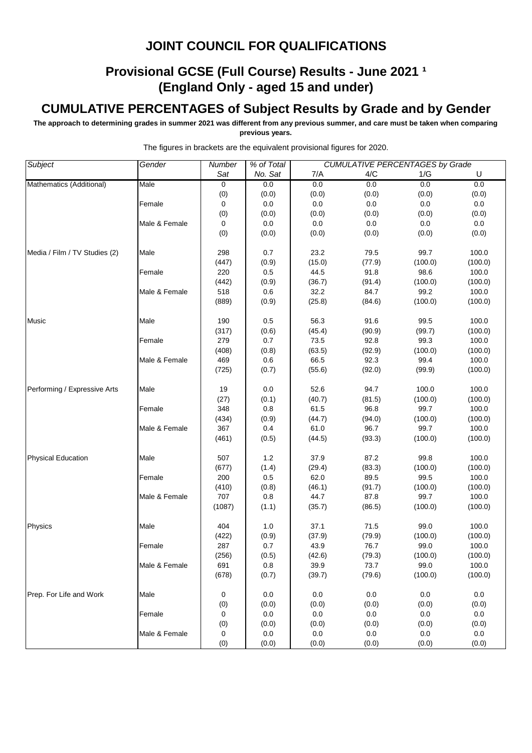# JOINT COUNCIL FOR QUALIFICATIONS

## Provisional GCSE (Full Course) Results - June 2021 [1]
## (England Only - aged 15 and under)

## CUMULATIVE PERCENTAGES of Subject Results by Grade and by Gender

**The approach to determining grades in summer 2021 was different from any previous summer, and care must be taken when comparing previous years.**

The figures in brackets are the equivalent provisional figures for 2020.

| *Subject* | *Gender* | *Number Sat* | *% of Total No. Sat* | *CUMULATIVE PERCENTAGES by Grade* 7/A | 4/C | 1/G | U |
|---|---|---|---|---|---|---|---|
| Mathematics (Additional) | Male | 0 | 0.0 | 0.0 | 0.0 | 0.0 | 0.0 |
| | | (0) | (0.0) | (0.0) | (0.0) | (0.0) | (0.0) |
| | Female | 0 | 0.0 | 0.0 | 0.0 | 0.0 | 0.0 |
| | | (0) | (0.0) | (0.0) | (0.0) | (0.0) | (0.0) |
| | Male & Female | 0 | 0.0 | 0.0 | 0.0 | 0.0 | 0.0 |
| | | (0) | (0.0) | (0.0) | (0.0) | (0.0) | (0.0) |
| Media / Film / TV Studies (2) | Male | 298 | 0.7 | 23.2 | 79.5 | 99.7 | 100.0 |
| | | (447) | (0.9) | (15.0) | (77.9) | (100.0) | (100.0) |
| | Female | 220 | 0.5 | 44.5 | 91.8 | 98.6 | 100.0 |
| | | (442) | (0.9) | (36.7) | (91.4) | (100.0) | (100.0) |
| | Male & Female | 518 | 0.6 | 32.2 | 84.7 | 99.2 | 100.0 |
| | | (889) | (0.9) | (25.8) | (84.6) | (100.0) | (100.0) |
| Music | Male | 190 | 0.5 | 56.3 | 91.6 | 99.5 | 100.0 |
| | | (317) | (0.6) | (45.4) | (90.9) | (99.7) | (100.0) |
| | Female | 279 | 0.7 | 73.5 | 92.8 | 99.3 | 100.0 |
| | | (408) | (0.8) | (63.5) | (92.9) | (100.0) | (100.0) |
| | Male & Female | 469 | 0.6 | 66.5 | 92.3 | 99.4 | 100.0 |
| | | (725) | (0.7) | (55.6) | (92.0) | (99.9) | (100.0) |
| Performing / Expressive Arts | Male | 19 | 0.0 | 52.6 | 94.7 | 100.0 | 100.0 |
| | | (27) | (0.1) | (40.7) | (81.5) | (100.0) | (100.0) |
| | Female | 348 | 0.8 | 61.5 | 96.8 | 99.7 | 100.0 |
| | | (434) | (0.9) | (44.7) | (94.0) | (100.0) | (100.0) |
| | Male & Female | 367 | 0.4 | 61.0 | 96.7 | 99.7 | 100.0 |
| | | (461) | (0.5) | (44.5) | (93.3) | (100.0) | (100.0) |
| Physical Education | Male | 507 | 1.2 | 37.9 | 87.2 | 99.8 | 100.0 |
| | | (677) | (1.4) | (29.4) | (83.3) | (100.0) | (100.0) |
| | Female | 200 | 0.5 | 62.0 | 89.5 | 99.5 | 100.0 |
| | | (410) | (0.8) | (46.1) | (91.7) | (100.0) | (100.0) |
| | Male & Female | 707 | 0.8 | 44.7 | 87.8 | 99.7 | 100.0 |
| | | (1087) | (1.1) | (35.7) | (86.5) | (100.0) | (100.0) |
| Physics | Male | 404 | 1.0 | 37.1 | 71.5 | 99.0 | 100.0 |
| | | (422) | (0.9) | (37.9) | (79.9) | (100.0) | (100.0) |
| | Female | 287 | 0.7 | 43.9 | 76.7 | 99.0 | 100.0 |
| | | (256) | (0.5) | (42.6) | (79.3) | (100.0) | (100.0) |
| | Male & Female | 691 | 0.8 | 39.9 | 73.7 | 99.0 | 100.0 |
| | | (678) | (0.7) | (39.7) | (79.6) | (100.0) | (100.0) |
| Prep. For Life and Work | Male | 0 | 0.0 | 0.0 | 0.0 | 0.0 | 0.0 |
| | | (0) | (0.0) | (0.0) | (0.0) | (0.0) | (0.0) |
| | Female | 0 | 0.0 | 0.0 | 0.0 | 0.0 | 0.0 |
| | | (0) | (0.0) | (0.0) | (0.0) | (0.0) | (0.0) |
| | Male & Female | 0 | 0.0 | 0.0 | 0.0 | 0.0 | 0.0 |
| | | (0) | (0.0) | (0.0) | (0.0) | (0.0) | (0.0) |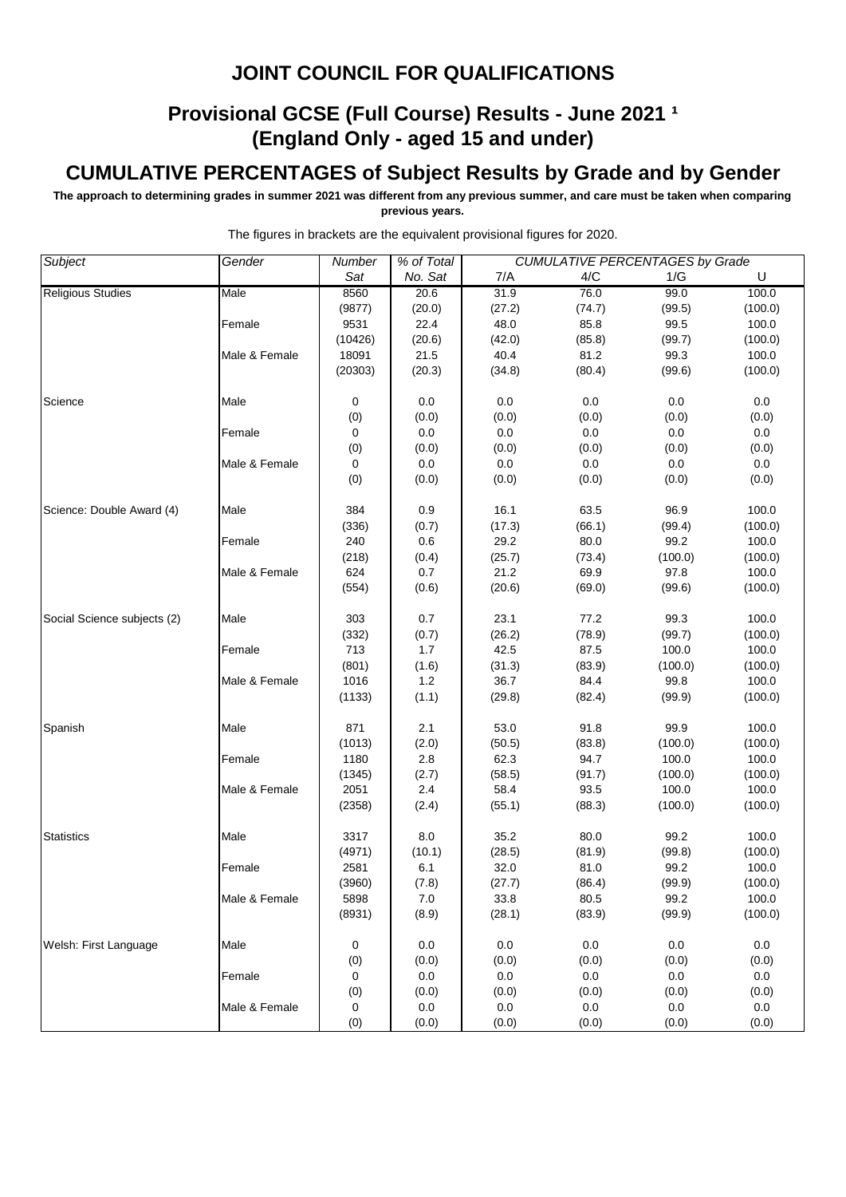# JOINT COUNCIL FOR QUALIFICATIONS

## Provisional GCSE (Full Course) Results - June 2021 [1] (England Only - aged 15 and under)

## CUMULATIVE PERCENTAGES of Subject Results by Grade and by Gender

**The approach to determining grades in summer 2021 was different from any previous summer, and care must be taken when comparing previous years.**

The figures in brackets are the equivalent provisional figures for 2020.

| *Subject* | *Gender* | *Number Sat* | *% of Total No. Sat* | *CUMULATIVE PERCENTAGES by Grade* 7/A | 4/C | 1/G | U |
|---|---|---|---|---|---|---|---|
| Religious Studies | Male | 8560 | 20.6 | 31.9 | 76.0 | 99.0 | 100.0 |
| | | (9877) | (20.0) | (27.2) | (74.7) | (99.5) | (100.0) |
| | Female | 9531 | 22.4 | 48.0 | 85.8 | 99.5 | 100.0 |
| | | (10426) | (20.6) | (42.0) | (85.8) | (99.7) | (100.0) |
| | Male & Female | 18091 | 21.5 | 40.4 | 81.2 | 99.3 | 100.0 |
| | | (20303) | (20.3) | (34.8) | (80.4) | (99.6) | (100.0) |
| Science | Male | 0 | 0.0 | 0.0 | 0.0 | 0.0 | 0.0 |
| | | (0) | (0.0) | (0.0) | (0.0) | (0.0) | (0.0) |
| | Female | 0 | 0.0 | 0.0 | 0.0 | 0.0 | 0.0 |
| | | (0) | (0.0) | (0.0) | (0.0) | (0.0) | (0.0) |
| | Male & Female | 0 | 0.0 | 0.0 | 0.0 | 0.0 | 0.0 |
| | | (0) | (0.0) | (0.0) | (0.0) | (0.0) | (0.0) |
| Science: Double Award (4) | Male | 384 | 0.9 | 16.1 | 63.5 | 96.9 | 100.0 |
| | | (336) | (0.7) | (17.3) | (66.1) | (99.4) | (100.0) |
| | Female | 240 | 0.6 | 29.2 | 80.0 | 99.2 | 100.0 |
| | | (218) | (0.4) | (25.7) | (73.4) | (100.0) | (100.0) |
| | Male & Female | 624 | 0.7 | 21.2 | 69.9 | 97.8 | 100.0 |
| | | (554) | (0.6) | (20.6) | (69.0) | (99.6) | (100.0) |
| Social Science subjects (2) | Male | 303 | 0.7 | 23.1 | 77.2 | 99.3 | 100.0 |
| | | (332) | (0.7) | (26.2) | (78.9) | (99.7) | (100.0) |
| | Female | 713 | 1.7 | 42.5 | 87.5 | 100.0 | 100.0 |
| | | (801) | (1.6) | (31.3) | (83.9) | (100.0) | (100.0) |
| | Male & Female | 1016 | 1.2 | 36.7 | 84.4 | 99.8 | 100.0 |
| | | (1133) | (1.1) | (29.8) | (82.4) | (99.9) | (100.0) |
| Spanish | Male | 871 | 2.1 | 53.0 | 91.8 | 99.9 | 100.0 |
| | | (1013) | (2.0) | (50.5) | (83.8) | (100.0) | (100.0) |
| | Female | 1180 | 2.8 | 62.3 | 94.7 | 100.0 | 100.0 |
| | | (1345) | (2.7) | (58.5) | (91.7) | (100.0) | (100.0) |
| | Male & Female | 2051 | 2.4 | 58.4 | 93.5 | 100.0 | 100.0 |
| | | (2358) | (2.4) | (55.1) | (88.3) | (100.0) | (100.0) |
| Statistics | Male | 3317 | 8.0 | 35.2 | 80.0 | 99.2 | 100.0 |
| | | (4971) | (10.1) | (28.5) | (81.9) | (99.8) | (100.0) |
| | Female | 2581 | 6.1 | 32.0 | 81.0 | 99.2 | 100.0 |
| | | (3960) | (7.8) | (27.7) | (86.4) | (99.9) | (100.0) |
| | Male & Female | 5898 | 7.0 | 33.8 | 80.5 | 99.2 | 100.0 |
| | | (8931) | (8.9) | (28.1) | (83.9) | (99.9) | (100.0) |
| Welsh: First Language | Male | 0 | 0.0 | 0.0 | 0.0 | 0.0 | 0.0 |
| | | (0) | (0.0) | (0.0) | (0.0) | (0.0) | (0.0) |
| | Female | 0 | 0.0 | 0.0 | 0.0 | 0.0 | 0.0 |
| | | (0) | (0.0) | (0.0) | (0.0) | (0.0) | (0.0) |
| | Male & Female | 0 | 0.0 | 0.0 | 0.0 | 0.0 | 0.0 |
| | | (0) | (0.0) | (0.0) | (0.0) | (0.0) | (0.0) |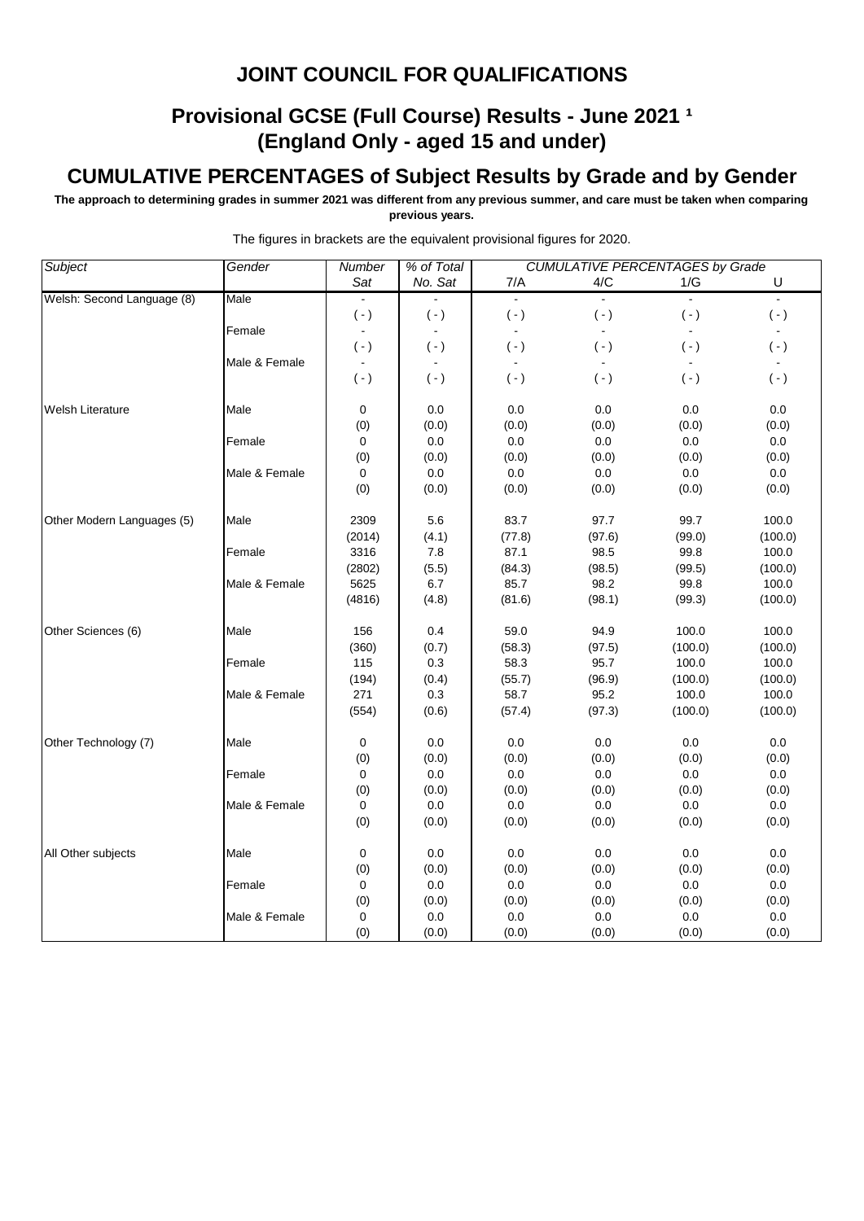# JOINT COUNCIL FOR QUALIFICATIONS

## Provisional GCSE (Full Course) Results - June 2021 ¹
## (England Only - aged 15 and under)

## CUMULATIVE PERCENTAGES of Subject Results by Grade and by Gender

**The approach to determining grades in summer 2021 was different from any previous summer, and care must be taken when comparing previous years.**

The figures in brackets are the equivalent provisional figures for 2020.

| *Subject* | *Gender* | *Number Sat* | *% of Total No. Sat* | *CUMULATIVE PERCENTAGES by Grade* 7/A | 4/C | 1/G | U |
|---|---|---|---|---|---|---|---|
| Welsh: Second Language (8) | Male | - | - | - | - | - | - |
| | | ( - ) | ( - ) | ( - ) | ( - ) | ( - ) | ( - ) |
| | Female | - | - | - | - | - | - |
| | | ( - ) | ( - ) | ( - ) | ( - ) | ( - ) | ( - ) |
| | Male & Female | - | - | - | - | - | - |
| | | ( - ) | ( - ) | ( - ) | ( - ) | ( - ) | ( - ) |
| Welsh Literature | Male | 0 | 0.0 | 0.0 | 0.0 | 0.0 | 0.0 |
| | | (0) | (0.0) | (0.0) | (0.0) | (0.0) | (0.0) |
| | Female | 0 | 0.0 | 0.0 | 0.0 | 0.0 | 0.0 |
| | | (0) | (0.0) | (0.0) | (0.0) | (0.0) | (0.0) |
| | Male & Female | 0 | 0.0 | 0.0 | 0.0 | 0.0 | 0.0 |
| | | (0) | (0.0) | (0.0) | (0.0) | (0.0) | (0.0) |
| Other Modern Languages (5) | Male | 2309 | 5.6 | 83.7 | 97.7 | 99.7 | 100.0 |
| | | (2014) | (4.1) | (77.8) | (97.6) | (99.0) | (100.0) |
| | Female | 3316 | 7.8 | 87.1 | 98.5 | 99.8 | 100.0 |
| | | (2802) | (5.5) | (84.3) | (98.5) | (99.5) | (100.0) |
| | Male & Female | 5625 | 6.7 | 85.7 | 98.2 | 99.8 | 100.0 |
| | | (4816) | (4.8) | (81.6) | (98.1) | (99.3) | (100.0) |
| Other Sciences (6) | Male | 156 | 0.4 | 59.0 | 94.9 | 100.0 | 100.0 |
| | | (360) | (0.7) | (58.3) | (97.5) | (100.0) | (100.0) |
| | Female | 115 | 0.3 | 58.3 | 95.7 | 100.0 | 100.0 |
| | | (194) | (0.4) | (55.7) | (96.9) | (100.0) | (100.0) |
| | Male & Female | 271 | 0.3 | 58.7 | 95.2 | 100.0 | 100.0 |
| | | (554) | (0.6) | (57.4) | (97.3) | (100.0) | (100.0) |
| Other Technology (7) | Male | 0 | 0.0 | 0.0 | 0.0 | 0.0 | 0.0 |
| | | (0) | (0.0) | (0.0) | (0.0) | (0.0) | (0.0) |
| | Female | 0 | 0.0 | 0.0 | 0.0 | 0.0 | 0.0 |
| | | (0) | (0.0) | (0.0) | (0.0) | (0.0) | (0.0) |
| | Male & Female | 0 | 0.0 | 0.0 | 0.0 | 0.0 | 0.0 |
| | | (0) | (0.0) | (0.0) | (0.0) | (0.0) | (0.0) |
| All Other subjects | Male | 0 | 0.0 | 0.0 | 0.0 | 0.0 | 0.0 |
| | | (0) | (0.0) | (0.0) | (0.0) | (0.0) | (0.0) |
| | Female | 0 | 0.0 | 0.0 | 0.0 | 0.0 | 0.0 |
| | | (0) | (0.0) | (0.0) | (0.0) | (0.0) | (0.0) |
| | Male & Female | 0 | 0.0 | 0.0 | 0.0 | 0.0 | 0.0 |
| | | (0) | (0.0) | (0.0) | (0.0) | (0.0) | (0.0) |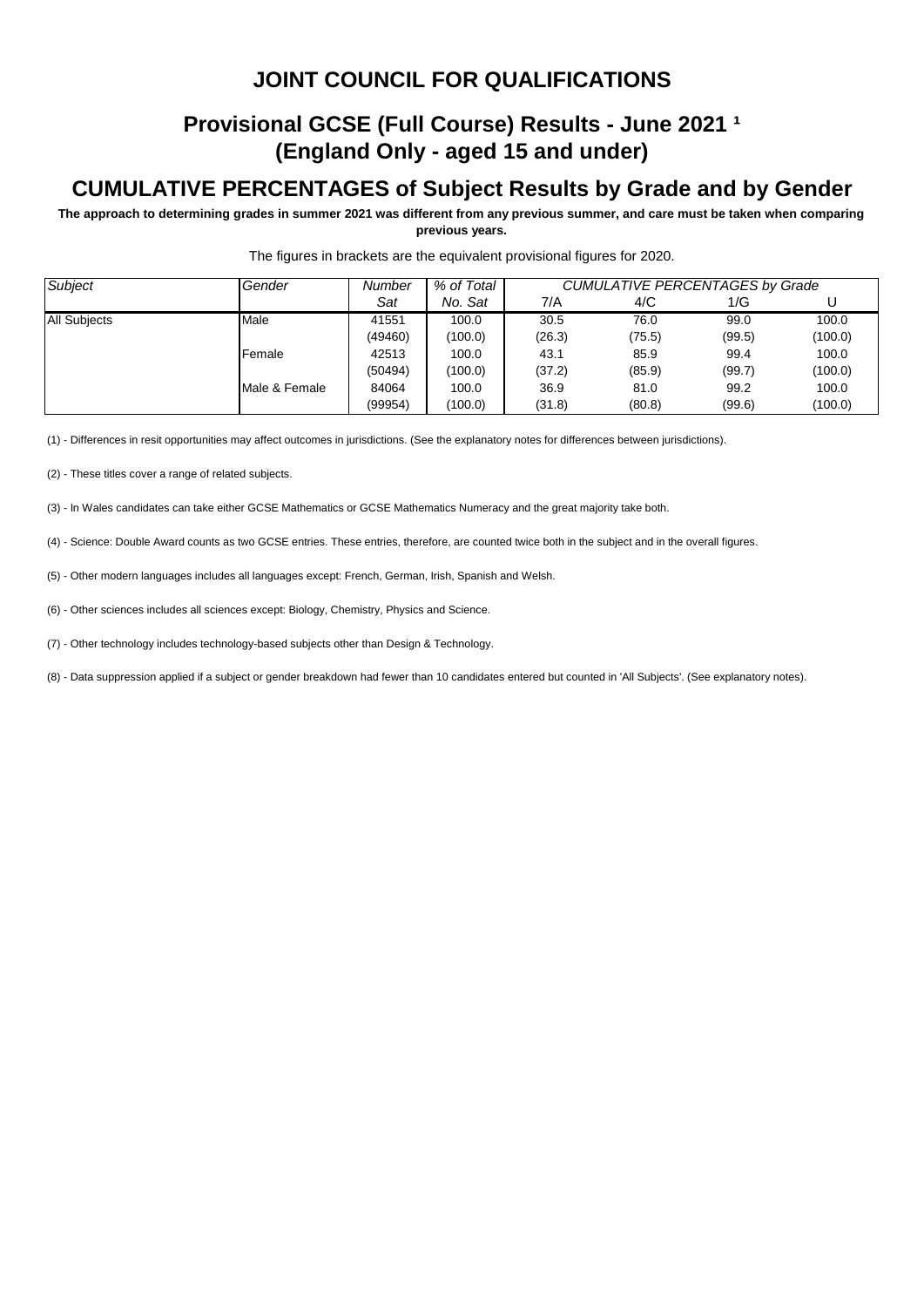# JOINT COUNCIL FOR QUALIFICATIONS

## Provisional GCSE (Full Course) Results - June 2021 [1]
## (England Only - aged 15 and under)

## CUMULATIVE PERCENTAGES of Subject Results by Grade and by Gender

**The approach to determining grades in summer 2021 was different from any previous summer, and care must be taken when comparing previous years.**

The figures in brackets are the equivalent provisional figures for 2020.

| *Subject* | *Gender* | *Number Sat* | *% of Total No. Sat* | *CUMULATIVE PERCENTAGES by Grade* 7/A | 4/C | 1/G | U |
|---|---|---|---|---|---|---|---|
| All Subjects | Male | 41551 | 100.0 | 30.5 | 76.0 | 99.0 | 100.0 |
| | | (49460) | (100.0) | (26.3) | (75.5) | (99.5) | (100.0) |
| | Female | 42513 | 100.0 | 43.1 | 85.9 | 99.4 | 100.0 |
| | | (50494) | (100.0) | (37.2) | (85.9) | (99.7) | (100.0) |
| | Male & Female | 84064 | 100.0 | 36.9 | 81.0 | 99.2 | 100.0 |
| | | (99954) | (100.0) | (31.8) | (80.8) | (99.6) | (100.0) |

(1) - Differences in resit opportunities may affect outcomes in jurisdictions. (See the explanatory notes for differences between jurisdictions).

(2) - These titles cover a range of related subjects.

(3) - In Wales candidates can take either GCSE Mathematics or GCSE Mathematics Numeracy and the great majority take both.

(4) - Science: Double Award counts as two GCSE entries. These entries, therefore, are counted twice both in the subject and in the overall figures.

(5) - Other modern languages includes all languages except: French, German, Irish, Spanish and Welsh.

(6) - Other sciences includes all sciences except: Biology, Chemistry, Physics and Science.

(7) - Other technology includes technology-based subjects other than Design & Technology.

(8) - Data suppression applied if a subject or gender breakdown had fewer than 10 candidates entered but counted in 'All Subjects'. (See explanatory notes).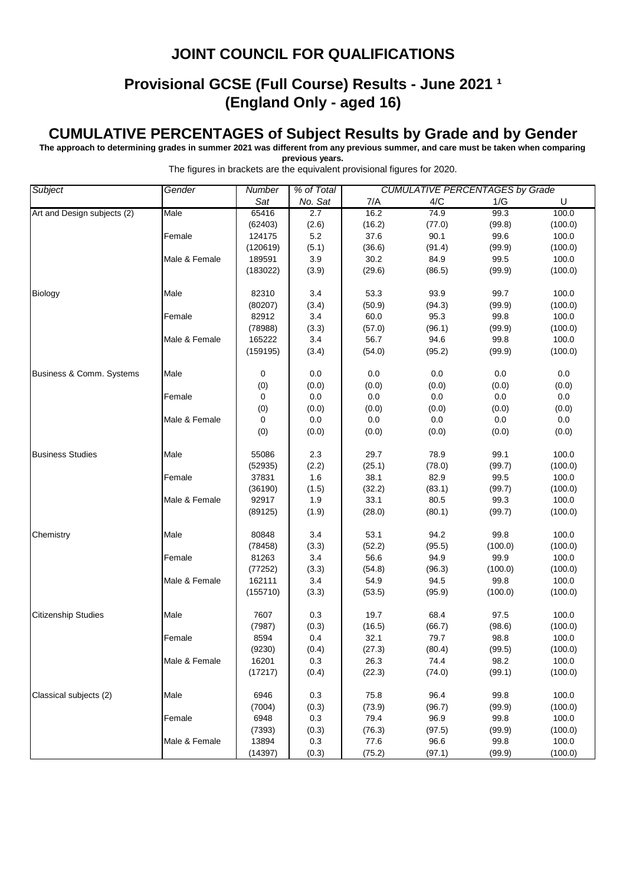# JOINT COUNCIL FOR QUALIFICATIONS

## Provisional GCSE (Full Course) Results - June 2021 [1]
## (England Only - aged 16)

## CUMULATIVE PERCENTAGES of Subject Results by Grade and by Gender

**The approach to determining grades in summer 2021 was different from any previous summer, and care must be taken when comparing previous years.**

The figures in brackets are the equivalent provisional figures for 2020.

| *Subject* | *Gender* | *Number Sat* | *% of Total No. Sat* | *CUMULATIVE PERCENTAGES by Grade* 7/A | 4/C | 1/G | U |
|---|---|---|---|---|---|---|---|
| Art and Design subjects (2) | Male | 65416 | 2.7 | 16.2 | 74.9 | 99.3 | 100.0 |
| | | (62403) | (2.6) | (16.2) | (77.0) | (99.8) | (100.0) |
| | Female | 124175 | 5.2 | 37.6 | 90.1 | 99.6 | 100.0 |
| | | (120619) | (5.1) | (36.6) | (91.4) | (99.9) | (100.0) |
| | Male & Female | 189591 | 3.9 | 30.2 | 84.9 | 99.5 | 100.0 |
| | | (183022) | (3.9) | (29.6) | (86.5) | (99.9) | (100.0) |
| Biology | Male | 82310 | 3.4 | 53.3 | 93.9 | 99.7 | 100.0 |
| | | (80207) | (3.4) | (50.9) | (94.3) | (99.9) | (100.0) |
| | Female | 82912 | 3.4 | 60.0 | 95.3 | 99.8 | 100.0 |
| | | (78988) | (3.3) | (57.0) | (96.1) | (99.9) | (100.0) |
| | Male & Female | 165222 | 3.4 | 56.7 | 94.6 | 99.8 | 100.0 |
| | | (159195) | (3.4) | (54.0) | (95.2) | (99.9) | (100.0) |
| Business & Comm. Systems | Male | 0 | 0.0 | 0.0 | 0.0 | 0.0 | 0.0 |
| | | (0) | (0.0) | (0.0) | (0.0) | (0.0) | (0.0) |
| | Female | 0 | 0.0 | 0.0 | 0.0 | 0.0 | 0.0 |
| | | (0) | (0.0) | (0.0) | (0.0) | (0.0) | (0.0) |
| | Male & Female | 0 | 0.0 | 0.0 | 0.0 | 0.0 | 0.0 |
| | | (0) | (0.0) | (0.0) | (0.0) | (0.0) | (0.0) |
| Business Studies | Male | 55086 | 2.3 | 29.7 | 78.9 | 99.1 | 100.0 |
| | | (52935) | (2.2) | (25.1) | (78.0) | (99.7) | (100.0) |
| | Female | 37831 | 1.6 | 38.1 | 82.9 | 99.5 | 100.0 |
| | | (36190) | (1.5) | (32.2) | (83.1) | (99.7) | (100.0) |
| | Male & Female | 92917 | 1.9 | 33.1 | 80.5 | 99.3 | 100.0 |
| | | (89125) | (1.9) | (28.0) | (80.1) | (99.7) | (100.0) |
| Chemistry | Male | 80848 | 3.4 | 53.1 | 94.2 | 99.8 | 100.0 |
| | | (78458) | (3.3) | (52.2) | (95.5) | (100.0) | (100.0) |
| | Female | 81263 | 3.4 | 56.6 | 94.9 | 99.9 | 100.0 |
| | | (77252) | (3.3) | (54.8) | (96.3) | (100.0) | (100.0) |
| | Male & Female | 162111 | 3.4 | 54.9 | 94.5 | 99.8 | 100.0 |
| | | (155710) | (3.3) | (53.5) | (95.9) | (100.0) | (100.0) |
| Citizenship Studies | Male | 7607 | 0.3 | 19.7 | 68.4 | 97.5 | 100.0 |
| | | (7987) | (0.3) | (16.5) | (66.7) | (98.6) | (100.0) |
| | Female | 8594 | 0.4 | 32.1 | 79.7 | 98.8 | 100.0 |
| | | (9230) | (0.4) | (27.3) | (80.4) | (99.5) | (100.0) |
| | Male & Female | 16201 | 0.3 | 26.3 | 74.4 | 98.2 | 100.0 |
| | | (17217) | (0.4) | (22.3) | (74.0) | (99.1) | (100.0) |
| Classical subjects (2) | Male | 6946 | 0.3 | 75.8 | 96.4 | 99.8 | 100.0 |
| | | (7004) | (0.3) | (73.9) | (96.7) | (99.9) | (100.0) |
| | Female | 6948 | 0.3 | 79.4 | 96.9 | 99.8 | 100.0 |
| | | (7393) | (0.3) | (76.3) | (97.5) | (99.9) | (100.0) |
| | Male & Female | 13894 | 0.3 | 77.6 | 96.6 | 99.8 | 100.0 |
| | | (14397) | (0.3) | (75.2) | (97.1) | (99.9) | (100.0) |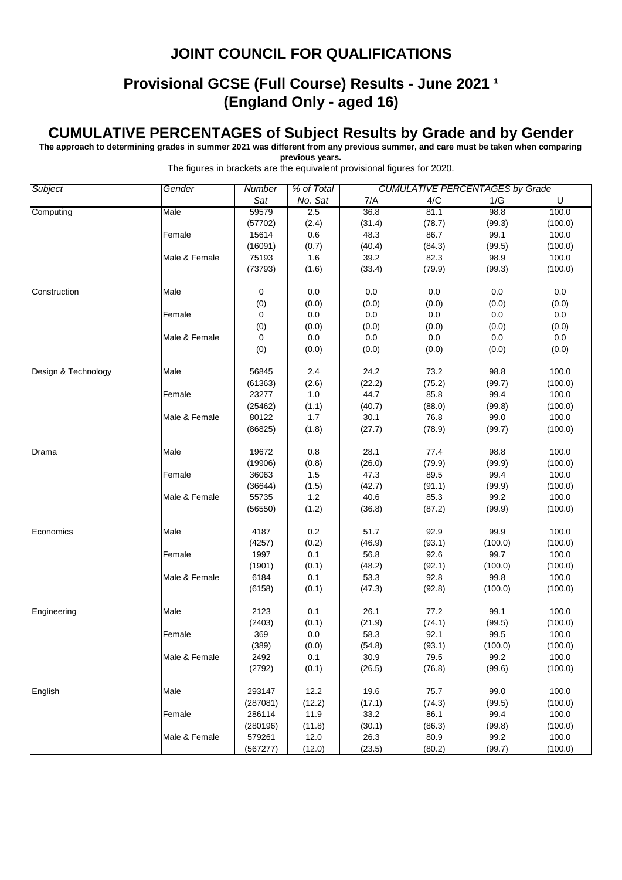# JOINT COUNCIL FOR QUALIFICATIONS

## Provisional GCSE (Full Course) Results - June 2021 [1]
## (England Only - aged 16)

## CUMULATIVE PERCENTAGES of Subject Results by Grade and by Gender

**The approach to determining grades in summer 2021 was different from any previous summer, and care must be taken when comparing previous years.**

The figures in brackets are the equivalent provisional figures for 2020.

| *Subject* | *Gender* | *Number Sat* | *% of Total No. Sat* | *CUMULATIVE PERCENTAGES by Grade* 7/A | 4/C | 1/G | U |
|---|---|---|---|---|---|---|---|
| Computing | Male | 59579 | 2.5 | 36.8 | 81.1 | 98.8 | 100.0 |
| | | (57702) | (2.4) | (31.4) | (78.7) | (99.3) | (100.0) |
| | Female | 15614 | 0.6 | 48.3 | 86.7 | 99.1 | 100.0 |
| | | (16091) | (0.7) | (40.4) | (84.3) | (99.5) | (100.0) |
| | Male & Female | 75193 | 1.6 | 39.2 | 82.3 | 98.9 | 100.0 |
| | | (73793) | (1.6) | (33.4) | (79.9) | (99.3) | (100.0) |
| Construction | Male | 0 | 0.0 | 0.0 | 0.0 | 0.0 | 0.0 |
| | | (0) | (0.0) | (0.0) | (0.0) | (0.0) | (0.0) |
| | Female | 0 | 0.0 | 0.0 | 0.0 | 0.0 | 0.0 |
| | | (0) | (0.0) | (0.0) | (0.0) | (0.0) | (0.0) |
| | Male & Female | 0 | 0.0 | 0.0 | 0.0 | 0.0 | 0.0 |
| | | (0) | (0.0) | (0.0) | (0.0) | (0.0) | (0.0) |
| Design & Technology | Male | 56845 | 2.4 | 24.2 | 73.2 | 98.8 | 100.0 |
| | | (61363) | (2.6) | (22.2) | (75.2) | (99.7) | (100.0) |
| | Female | 23277 | 1.0 | 44.7 | 85.8 | 99.4 | 100.0 |
| | | (25462) | (1.1) | (40.7) | (88.0) | (99.8) | (100.0) |
| | Male & Female | 80122 | 1.7 | 30.1 | 76.8 | 99.0 | 100.0 |
| | | (86825) | (1.8) | (27.7) | (78.9) | (99.7) | (100.0) |
| Drama | Male | 19672 | 0.8 | 28.1 | 77.4 | 98.8 | 100.0 |
| | | (19906) | (0.8) | (26.0) | (79.9) | (99.9) | (100.0) |
| | Female | 36063 | 1.5 | 47.3 | 89.5 | 99.4 | 100.0 |
| | | (36644) | (1.5) | (42.7) | (91.1) | (99.9) | (100.0) |
| | Male & Female | 55735 | 1.2 | 40.6 | 85.3 | 99.2 | 100.0 |
| | | (56550) | (1.2) | (36.8) | (87.2) | (99.9) | (100.0) |
| Economics | Male | 4187 | 0.2 | 51.7 | 92.9 | 99.9 | 100.0 |
| | | (4257) | (0.2) | (46.9) | (93.1) | (100.0) | (100.0) |
| | Female | 1997 | 0.1 | 56.8 | 92.6 | 99.7 | 100.0 |
| | | (1901) | (0.1) | (48.2) | (92.1) | (100.0) | (100.0) |
| | Male & Female | 6184 | 0.1 | 53.3 | 92.8 | 99.8 | 100.0 |
| | | (6158) | (0.1) | (47.3) | (92.8) | (100.0) | (100.0) |
| Engineering | Male | 2123 | 0.1 | 26.1 | 77.2 | 99.1 | 100.0 |
| | | (2403) | (0.1) | (21.9) | (74.1) | (99.5) | (100.0) |
| | Female | 369 | 0.0 | 58.3 | 92.1 | 99.5 | 100.0 |
| | | (389) | (0.0) | (54.8) | (93.1) | (100.0) | (100.0) |
| | Male & Female | 2492 | 0.1 | 30.9 | 79.5 | 99.2 | 100.0 |
| | | (2792) | (0.1) | (26.5) | (76.8) | (99.6) | (100.0) |
| English | Male | 293147 | 12.2 | 19.6 | 75.7 | 99.0 | 100.0 |
| | | (287081) | (12.2) | (17.1) | (74.3) | (99.5) | (100.0) |
| | Female | 286114 | 11.9 | 33.2 | 86.1 | 99.4 | 100.0 |
| | | (280196) | (11.8) | (30.1) | (86.3) | (99.8) | (100.0) |
| | Male & Female | 579261 | 12.0 | 26.3 | 80.9 | 99.2 | 100.0 |
| | | (567277) | (12.0) | (23.5) | (80.2) | (99.7) | (100.0) |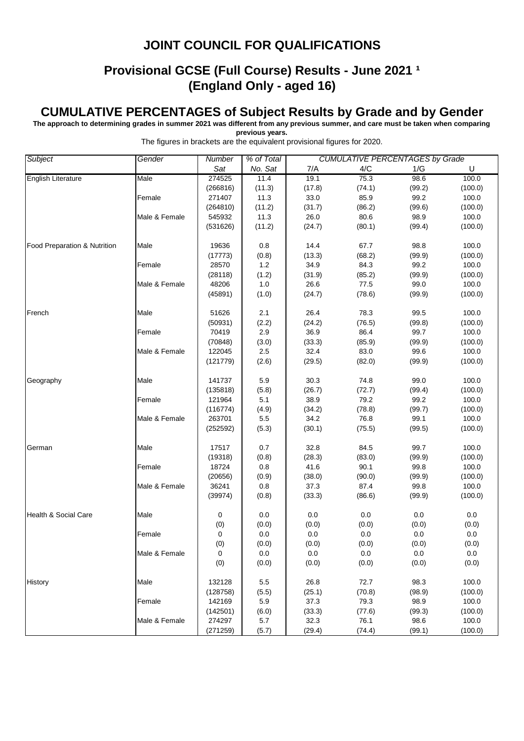# JOINT COUNCIL FOR QUALIFICATIONS

## Provisional GCSE (Full Course) Results - June 2021 [1]
## (England Only - aged 16)

## CUMULATIVE PERCENTAGES of Subject Results by Grade and by Gender

**The approach to determining grades in summer 2021 was different from any previous summer, and care must be taken when comparing previous years.**

The figures in brackets are the equivalent provisional figures for 2020.

| *Subject* | *Gender* | *Number* | *% of Total* | *CUMULATIVE PERCENTAGES by Grade* | | | |
|---|---|---|---|---|---|---|---|
| | | *Sat* | *No. Sat* | 7/A | 4/C | 1/G | U |
| English Literature | Male | 274525 | 11.4 | 19.1 | 75.3 | 98.6 | 100.0 |
| | | (266816) | (11.3) | (17.8) | (74.1) | (99.2) | (100.0) |
| | Female | 271407 | 11.3 | 33.0 | 85.9 | 99.2 | 100.0 |
| | | (264810) | (11.2) | (31.7) | (86.2) | (99.6) | (100.0) |
| | Male & Female | 545932 | 11.3 | 26.0 | 80.6 | 98.9 | 100.0 |
| | | (531626) | (11.2) | (24.7) | (80.1) | (99.4) | (100.0) |
| Food Preparation & Nutrition | Male | 19636 | 0.8 | 14.4 | 67.7 | 98.8 | 100.0 |
| | | (17773) | (0.8) | (13.3) | (68.2) | (99.9) | (100.0) |
| | Female | 28570 | 1.2 | 34.9 | 84.3 | 99.2 | 100.0 |
| | | (28118) | (1.2) | (31.9) | (85.2) | (99.9) | (100.0) |
| | Male & Female | 48206 | 1.0 | 26.6 | 77.5 | 99.0 | 100.0 |
| | | (45891) | (1.0) | (24.7) | (78.6) | (99.9) | (100.0) |
| French | Male | 51626 | 2.1 | 26.4 | 78.3 | 99.5 | 100.0 |
| | | (50931) | (2.2) | (24.2) | (76.5) | (99.8) | (100.0) |
| | Female | 70419 | 2.9 | 36.9 | 86.4 | 99.7 | 100.0 |
| | | (70848) | (3.0) | (33.3) | (85.9) | (99.9) | (100.0) |
| | Male & Female | 122045 | 2.5 | 32.4 | 83.0 | 99.6 | 100.0 |
| | | (121779) | (2.6) | (29.5) | (82.0) | (99.9) | (100.0) |
| Geography | Male | 141737 | 5.9 | 30.3 | 74.8 | 99.0 | 100.0 |
| | | (135818) | (5.8) | (26.7) | (72.7) | (99.4) | (100.0) |
| | Female | 121964 | 5.1 | 38.9 | 79.2 | 99.2 | 100.0 |
| | | (116774) | (4.9) | (34.2) | (78.8) | (99.7) | (100.0) |
| | Male & Female | 263701 | 5.5 | 34.2 | 76.8 | 99.1 | 100.0 |
| | | (252592) | (5.3) | (30.1) | (75.5) | (99.5) | (100.0) |
| German | Male | 17517 | 0.7 | 32.8 | 84.5 | 99.7 | 100.0 |
| | | (19318) | (0.8) | (28.3) | (83.0) | (99.9) | (100.0) |
| | Female | 18724 | 0.8 | 41.6 | 90.1 | 99.8 | 100.0 |
| | | (20656) | (0.9) | (38.0) | (90.0) | (99.9) | (100.0) |
| | Male & Female | 36241 | 0.8 | 37.3 | 87.4 | 99.8 | 100.0 |
| | | (39974) | (0.8) | (33.3) | (86.6) | (99.9) | (100.0) |
| Health & Social Care | Male | 0 | 0.0 | 0.0 | 0.0 | 0.0 | 0.0 |
| | | (0) | (0.0) | (0.0) | (0.0) | (0.0) | (0.0) |
| | Female | 0 | 0.0 | 0.0 | 0.0 | 0.0 | 0.0 |
| | | (0) | (0.0) | (0.0) | (0.0) | (0.0) | (0.0) |
| | Male & Female | 0 | 0.0 | 0.0 | 0.0 | 0.0 | 0.0 |
| | | (0) | (0.0) | (0.0) | (0.0) | (0.0) | (0.0) |
| History | Male | 132128 | 5.5 | 26.8 | 72.7 | 98.3 | 100.0 |
| | | (128758) | (5.5) | (25.1) | (70.8) | (98.9) | (100.0) |
| | Female | 142169 | 5.9 | 37.3 | 79.3 | 98.9 | 100.0 |
| | | (142501) | (6.0) | (33.3) | (77.6) | (99.3) | (100.0) |
| | Male & Female | 274297 | 5.7 | 32.3 | 76.1 | 98.6 | 100.0 |
| | | (271259) | (5.7) | (29.4) | (74.4) | (99.1) | (100.0) |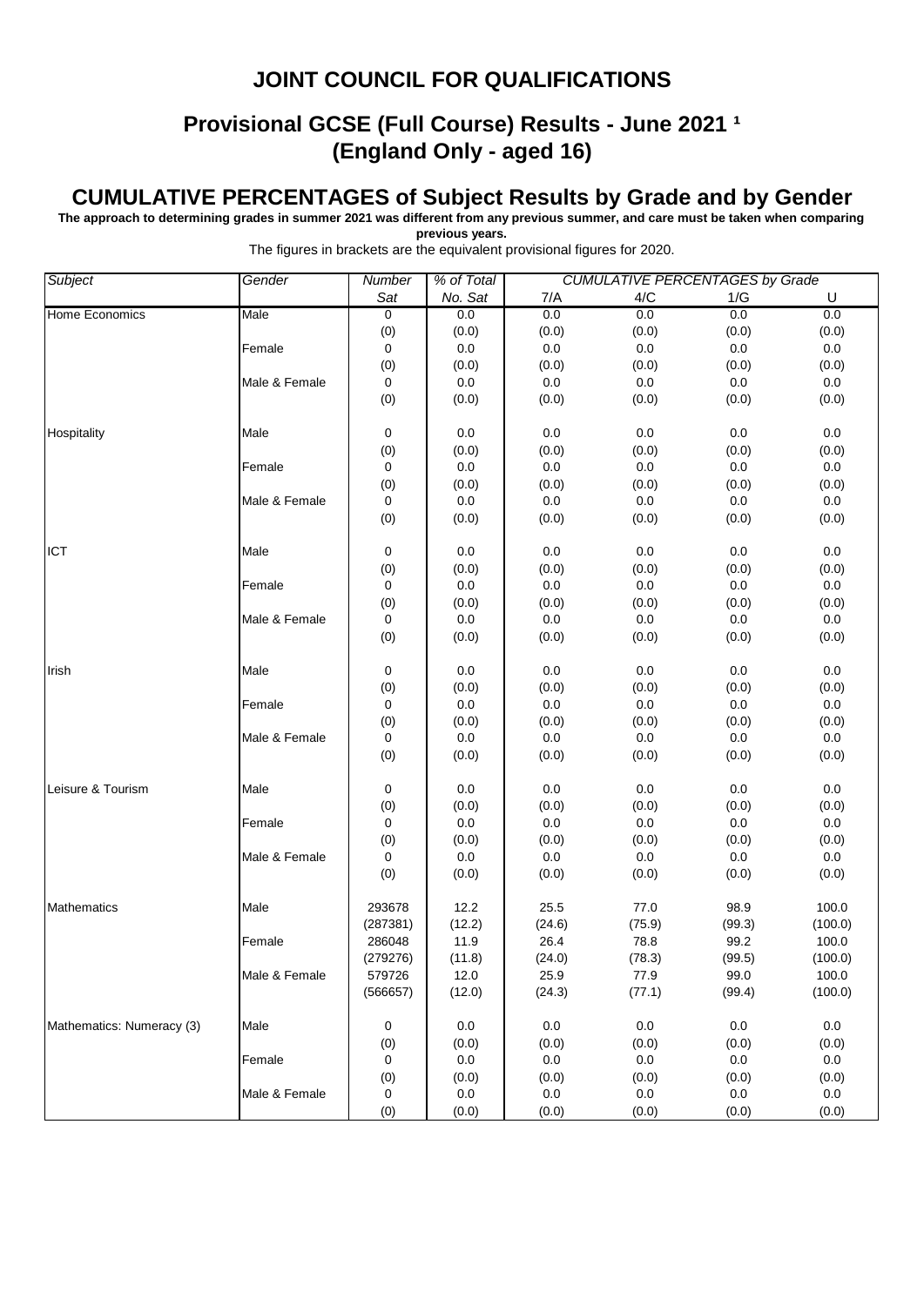# JOINT COUNCIL FOR QUALIFICATIONS

## Provisional GCSE (Full Course) Results - June 2021 [1]
## (England Only - aged 16)

## CUMULATIVE PERCENTAGES of Subject Results by Grade and by Gender

**The approach to determining grades in summer 2021 was different from any previous summer, and care must be taken when comparing previous years.**

The figures in brackets are the equivalent provisional figures for 2020.

| Subject | Gender | Number Sat | % of Total No. Sat | 7/A | 4/C | 1/G | U |
|---|---|---|---|---|---|---|---|
| Home Economics | Male | 0 | 0.0 | 0.0 | 0.0 | 0.0 | 0.0 |
| | | (0) | (0.0) | (0.0) | (0.0) | (0.0) | (0.0) |
| | Female | 0 | 0.0 | 0.0 | 0.0 | 0.0 | 0.0 |
| | | (0) | (0.0) | (0.0) | (0.0) | (0.0) | (0.0) |
| | Male & Female | 0 | 0.0 | 0.0 | 0.0 | 0.0 | 0.0 |
| | | (0) | (0.0) | (0.0) | (0.0) | (0.0) | (0.0) |
| Hospitality | Male | 0 | 0.0 | 0.0 | 0.0 | 0.0 | 0.0 |
| | | (0) | (0.0) | (0.0) | (0.0) | (0.0) | (0.0) |
| | Female | 0 | 0.0 | 0.0 | 0.0 | 0.0 | 0.0 |
| | | (0) | (0.0) | (0.0) | (0.0) | (0.0) | (0.0) |
| | Male & Female | 0 | 0.0 | 0.0 | 0.0 | 0.0 | 0.0 |
| | | (0) | (0.0) | (0.0) | (0.0) | (0.0) | (0.0) |
| ICT | Male | 0 | 0.0 | 0.0 | 0.0 | 0.0 | 0.0 |
| | | (0) | (0.0) | (0.0) | (0.0) | (0.0) | (0.0) |
| | Female | 0 | 0.0 | 0.0 | 0.0 | 0.0 | 0.0 |
| | | (0) | (0.0) | (0.0) | (0.0) | (0.0) | (0.0) |
| | Male & Female | 0 | 0.0 | 0.0 | 0.0 | 0.0 | 0.0 |
| | | (0) | (0.0) | (0.0) | (0.0) | (0.0) | (0.0) |
| Irish | Male | 0 | 0.0 | 0.0 | 0.0 | 0.0 | 0.0 |
| | | (0) | (0.0) | (0.0) | (0.0) | (0.0) | (0.0) |
| | Female | 0 | 0.0 | 0.0 | 0.0 | 0.0 | 0.0 |
| | | (0) | (0.0) | (0.0) | (0.0) | (0.0) | (0.0) |
| | Male & Female | 0 | 0.0 | 0.0 | 0.0 | 0.0 | 0.0 |
| | | (0) | (0.0) | (0.0) | (0.0) | (0.0) | (0.0) |
| Leisure & Tourism | Male | 0 | 0.0 | 0.0 | 0.0 | 0.0 | 0.0 |
| | | (0) | (0.0) | (0.0) | (0.0) | (0.0) | (0.0) |
| | Female | 0 | 0.0 | 0.0 | 0.0 | 0.0 | 0.0 |
| | | (0) | (0.0) | (0.0) | (0.0) | (0.0) | (0.0) |
| | Male & Female | 0 | 0.0 | 0.0 | 0.0 | 0.0 | 0.0 |
| | | (0) | (0.0) | (0.0) | (0.0) | (0.0) | (0.0) |
| Mathematics | Male | 293678 | 12.2 | 25.5 | 77.0 | 98.9 | 100.0 |
| | | (287381) | (12.2) | (24.6) | (75.9) | (99.3) | (100.0) |
| | Female | 286048 | 11.9 | 26.4 | 78.8 | 99.2 | 100.0 |
| | | (279276) | (11.8) | (24.0) | (78.3) | (99.5) | (100.0) |
| | Male & Female | 579726 | 12.0 | 25.9 | 77.9 | 99.0 | 100.0 |
| | | (566657) | (12.0) | (24.3) | (77.1) | (99.4) | (100.0) |
| Mathematics: Numeracy (3) | Male | 0 | 0.0 | 0.0 | 0.0 | 0.0 | 0.0 |
| | | (0) | (0.0) | (0.0) | (0.0) | (0.0) | (0.0) |
| | Female | 0 | 0.0 | 0.0 | 0.0 | 0.0 | 0.0 |
| | | (0) | (0.0) | (0.0) | (0.0) | (0.0) | (0.0) |
| | Male & Female | 0 | 0.0 | 0.0 | 0.0 | 0.0 | 0.0 |
| | | (0) | (0.0) | (0.0) | (0.0) | (0.0) | (0.0) |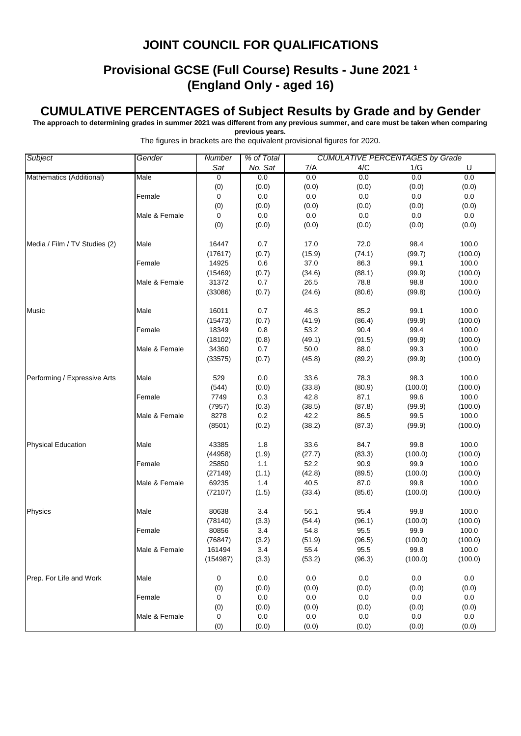# JOINT COUNCIL FOR QUALIFICATIONS

## Provisional GCSE (Full Course) Results - June 2021 [1]
## (England Only - aged 16)

## CUMULATIVE PERCENTAGES of Subject Results by Grade and by Gender

**The approach to determining grades in summer 2021 was different from any previous summer, and care must be taken when comparing previous years.**

The figures in brackets are the equivalent provisional figures for 2020.

| *Subject* | *Gender* | *Number Sat* | *% of Total No. Sat* | *CUMULATIVE PERCENTAGES by Grade* 7/A | 4/C | 1/G | U |
|---|---|---|---|---|---|---|---|
| Mathematics (Additional) | Male | 0 | 0.0 | 0.0 | 0.0 | 0.0 | 0.0 |
| | | (0) | (0.0) | (0.0) | (0.0) | (0.0) | (0.0) |
| | Female | 0 | 0.0 | 0.0 | 0.0 | 0.0 | 0.0 |
| | | (0) | (0.0) | (0.0) | (0.0) | (0.0) | (0.0) |
| | Male & Female | 0 | 0.0 | 0.0 | 0.0 | 0.0 | 0.0 |
| | | (0) | (0.0) | (0.0) | (0.0) | (0.0) | (0.0) |
| Media / Film / TV Studies (2) | Male | 16447 | 0.7 | 17.0 | 72.0 | 98.4 | 100.0 |
| | | (17617) | (0.7) | (15.9) | (74.1) | (99.7) | (100.0) |
| | Female | 14925 | 0.6 | 37.0 | 86.3 | 99.1 | 100.0 |
| | | (15469) | (0.7) | (34.6) | (88.1) | (99.9) | (100.0) |
| | Male & Female | 31372 | 0.7 | 26.5 | 78.8 | 98.8 | 100.0 |
| | | (33086) | (0.7) | (24.6) | (80.6) | (99.8) | (100.0) |
| Music | Male | 16011 | 0.7 | 46.3 | 85.2 | 99.1 | 100.0 |
| | | (15473) | (0.7) | (41.9) | (86.4) | (99.9) | (100.0) |
| | Female | 18349 | 0.8 | 53.2 | 90.4 | 99.4 | 100.0 |
| | | (18102) | (0.8) | (49.1) | (91.5) | (99.9) | (100.0) |
| | Male & Female | 34360 | 0.7 | 50.0 | 88.0 | 99.3 | 100.0 |
| | | (33575) | (0.7) | (45.8) | (89.2) | (99.9) | (100.0) |
| Performing / Expressive Arts | Male | 529 | 0.0 | 33.6 | 78.3 | 98.3 | 100.0 |
| | | (544) | (0.0) | (33.8) | (80.9) | (100.0) | (100.0) |
| | Female | 7749 | 0.3 | 42.8 | 87.1 | 99.6 | 100.0 |
| | | (7957) | (0.3) | (38.5) | (87.8) | (99.9) | (100.0) |
| | Male & Female | 8278 | 0.2 | 42.2 | 86.5 | 99.5 | 100.0 |
| | | (8501) | (0.2) | (38.2) | (87.3) | (99.9) | (100.0) |
| Physical Education | Male | 43385 | 1.8 | 33.6 | 84.7 | 99.8 | 100.0 |
| | | (44958) | (1.9) | (27.7) | (83.3) | (100.0) | (100.0) |
| | Female | 25850 | 1.1 | 52.2 | 90.9 | 99.9 | 100.0 |
| | | (27149) | (1.1) | (42.8) | (89.5) | (100.0) | (100.0) |
| | Male & Female | 69235 | 1.4 | 40.5 | 87.0 | 99.8 | 100.0 |
| | | (72107) | (1.5) | (33.4) | (85.6) | (100.0) | (100.0) |
| Physics | Male | 80638 | 3.4 | 56.1 | 95.4 | 99.8 | 100.0 |
| | | (78140) | (3.3) | (54.4) | (96.1) | (100.0) | (100.0) |
| | Female | 80856 | 3.4 | 54.8 | 95.5 | 99.9 | 100.0 |
| | | (76847) | (3.2) | (51.9) | (96.5) | (100.0) | (100.0) |
| | Male & Female | 161494 | 3.4 | 55.4 | 95.5 | 99.8 | 100.0 |
| | | (154987) | (3.3) | (53.2) | (96.3) | (100.0) | (100.0) |
| Prep. For Life and Work | Male | 0 | 0.0 | 0.0 | 0.0 | 0.0 | 0.0 |
| | | (0) | (0.0) | (0.0) | (0.0) | (0.0) | (0.0) |
| | Female | 0 | 0.0 | 0.0 | 0.0 | 0.0 | 0.0 |
| | | (0) | (0.0) | (0.0) | (0.0) | (0.0) | (0.0) |
| | Male & Female | 0 | 0.0 | 0.0 | 0.0 | 0.0 | 0.0 |
| | | (0) | (0.0) | (0.0) | (0.0) | (0.0) | (0.0) |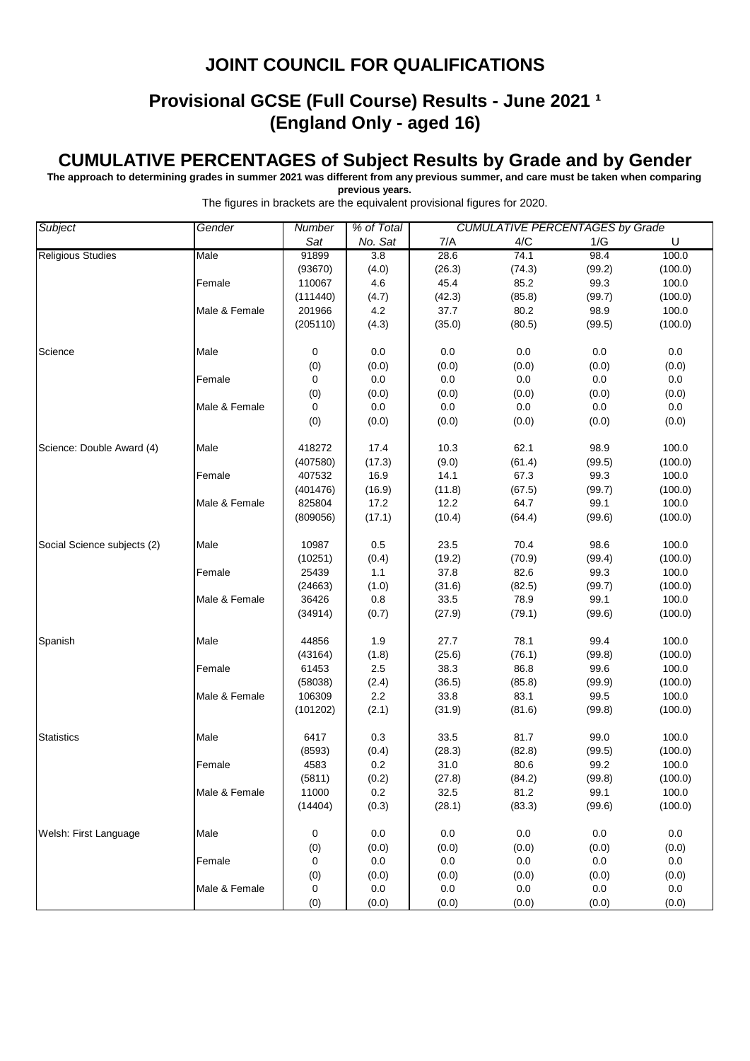# JOINT COUNCIL FOR QUALIFICATIONS

## Provisional GCSE (Full Course) Results - June 2021 [1] (England Only - aged 16)

## CUMULATIVE PERCENTAGES of Subject Results by Grade and by Gender

**The approach to determining grades in summer 2021 was different from any previous summer, and care must be taken when comparing previous years.**

The figures in brackets are the equivalent provisional figures for 2020.

| *Subject* | *Gender* | *Number Sat* | *% of Total No. Sat* | 7/A | 4/C | 1/G | U |
|---|---|---|---|---|---|---|---|
| Religious Studies | Male | 91899 | 3.8 | 28.6 | 74.1 | 98.4 | 100.0 |
| | | (93670) | (4.0) | (26.3) | (74.3) | (99.2) | (100.0) |
| | Female | 110067 | 4.6 | 45.4 | 85.2 | 99.3 | 100.0 |
| | | (111440) | (4.7) | (42.3) | (85.8) | (99.7) | (100.0) |
| | Male & Female | 201966 | 4.2 | 37.7 | 80.2 | 98.9 | 100.0 |
| | | (205110) | (4.3) | (35.0) | (80.5) | (99.5) | (100.0) |
| Science | Male | 0 | 0.0 | 0.0 | 0.0 | 0.0 | 0.0 |
| | | (0) | (0.0) | (0.0) | (0.0) | (0.0) | (0.0) |
| | Female | 0 | 0.0 | 0.0 | 0.0 | 0.0 | 0.0 |
| | | (0) | (0.0) | (0.0) | (0.0) | (0.0) | (0.0) |
| | Male & Female | 0 | 0.0 | 0.0 | 0.0 | 0.0 | 0.0 |
| | | (0) | (0.0) | (0.0) | (0.0) | (0.0) | (0.0) |
| Science: Double Award (4) | Male | 418272 | 17.4 | 10.3 | 62.1 | 98.9 | 100.0 |
| | | (407580) | (17.3) | (9.0) | (61.4) | (99.5) | (100.0) |
| | Female | 407532 | 16.9 | 14.1 | 67.3 | 99.3 | 100.0 |
| | | (401476) | (16.9) | (11.8) | (67.5) | (99.7) | (100.0) |
| | Male & Female | 825804 | 17.2 | 12.2 | 64.7 | 99.1 | 100.0 |
| | | (809056) | (17.1) | (10.4) | (64.4) | (99.6) | (100.0) |
| Social Science subjects (2) | Male | 10987 | 0.5 | 23.5 | 70.4 | 98.6 | 100.0 |
| | | (10251) | (0.4) | (19.2) | (70.9) | (99.4) | (100.0) |
| | Female | 25439 | 1.1 | 37.8 | 82.6 | 99.3 | 100.0 |
| | | (24663) | (1.0) | (31.6) | (82.5) | (99.7) | (100.0) |
| | Male & Female | 36426 | 0.8 | 33.5 | 78.9 | 99.1 | 100.0 |
| | | (34914) | (0.7) | (27.9) | (79.1) | (99.6) | (100.0) |
| Spanish | Male | 44856 | 1.9 | 27.7 | 78.1 | 99.4 | 100.0 |
| | | (43164) | (1.8) | (25.6) | (76.1) | (99.8) | (100.0) |
| | Female | 61453 | 2.5 | 38.3 | 86.8 | 99.6 | 100.0 |
| | | (58038) | (2.4) | (36.5) | (85.8) | (99.9) | (100.0) |
| | Male & Female | 106309 | 2.2 | 33.8 | 83.1 | 99.5 | 100.0 |
| | | (101202) | (2.1) | (31.9) | (81.6) | (99.8) | (100.0) |
| Statistics | Male | 6417 | 0.3 | 33.5 | 81.7 | 99.0 | 100.0 |
| | | (8593) | (0.4) | (28.3) | (82.8) | (99.5) | (100.0) |
| | Female | 4583 | 0.2 | 31.0 | 80.6 | 99.2 | 100.0 |
| | | (5811) | (0.2) | (27.8) | (84.2) | (99.8) | (100.0) |
| | Male & Female | 11000 | 0.2 | 32.5 | 81.2 | 99.1 | 100.0 |
| | | (14404) | (0.3) | (28.1) | (83.3) | (99.6) | (100.0) |
| Welsh: First Language | Male | 0 | 0.0 | 0.0 | 0.0 | 0.0 | 0.0 |
| | | (0) | (0.0) | (0.0) | (0.0) | (0.0) | (0.0) |
| | Female | 0 | 0.0 | 0.0 | 0.0 | 0.0 | 0.0 |
| | | (0) | (0.0) | (0.0) | (0.0) | (0.0) | (0.0) |
| | Male & Female | 0 | 0.0 | 0.0 | 0.0 | 0.0 | 0.0 |
| | | (0) | (0.0) | (0.0) | (0.0) | (0.0) | (0.0) |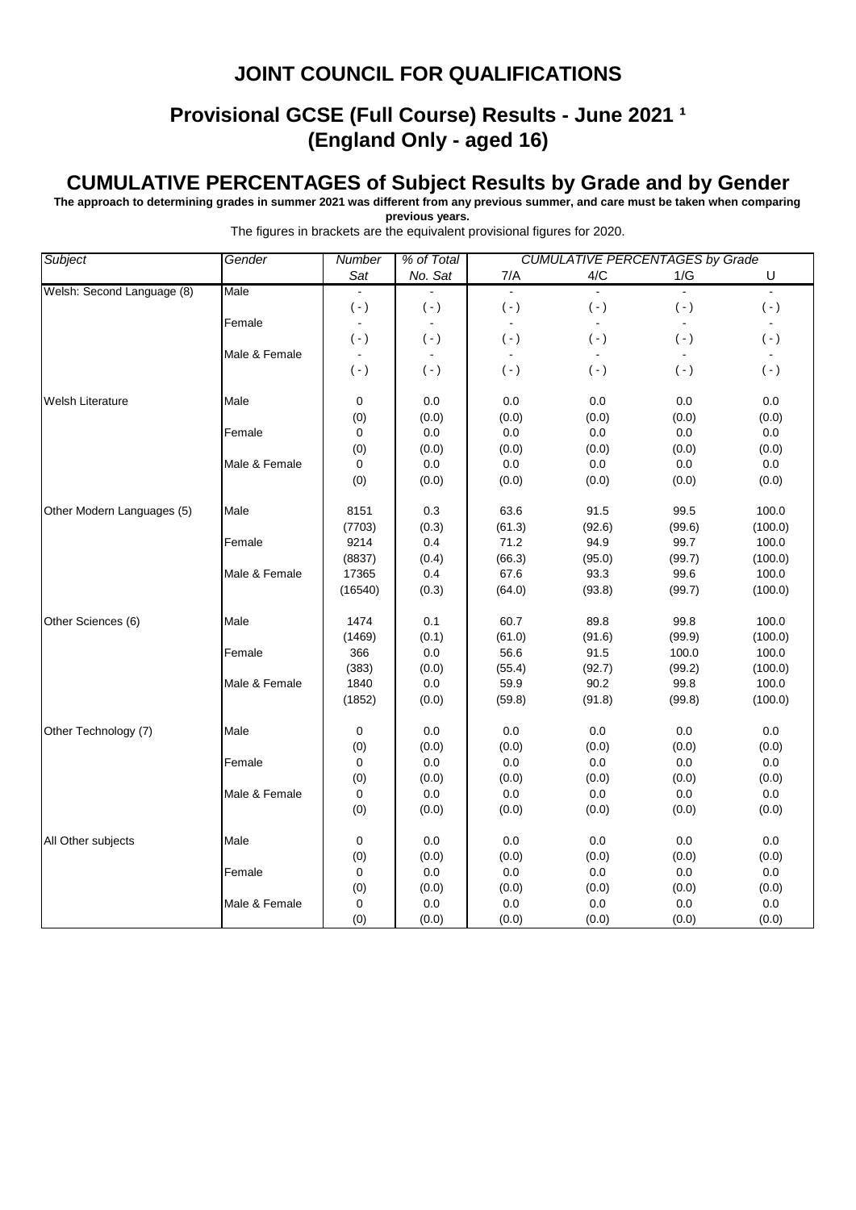# JOINT COUNCIL FOR QUALIFICATIONS

## Provisional GCSE (Full Course) Results - June 2021 [1]
## (England Only - aged 16)

## CUMULATIVE PERCENTAGES of Subject Results by Grade and by Gender

**The approach to determining grades in summer 2021 was different from any previous summer, and care must be taken when comparing previous years.**

The figures in brackets are the equivalent provisional figures for 2020.

| *Subject* | *Gender* | *Number* Sat | *% of Total* No. Sat | *CUMULATIVE PERCENTAGES by Grade* 7/A | 4/C | 1/G | U |
|---|---|---|---|---|---|---|---|
| Welsh: Second Language (8) | Male | - | - | - | - | - | - |
| | | ( - ) | ( - ) | ( - ) | ( - ) | ( - ) | ( - ) |
| | Female | - | - | - | - | - | - |
| | | ( - ) | ( - ) | ( - ) | ( - ) | ( - ) | ( - ) |
| | Male & Female | - | - | - | - | - | - |
| | | ( - ) | ( - ) | ( - ) | ( - ) | ( - ) | ( - ) |
| Welsh Literature | Male | 0 | 0.0 | 0.0 | 0.0 | 0.0 | 0.0 |
| | | (0) | (0.0) | (0.0) | (0.0) | (0.0) | (0.0) |
| | Female | 0 | 0.0 | 0.0 | 0.0 | 0.0 | 0.0 |
| | | (0) | (0.0) | (0.0) | (0.0) | (0.0) | (0.0) |
| | Male & Female | 0 | 0.0 | 0.0 | 0.0 | 0.0 | 0.0 |
| | | (0) | (0.0) | (0.0) | (0.0) | (0.0) | (0.0) |
| Other Modern Languages (5) | Male | 8151 | 0.3 | 63.6 | 91.5 | 99.5 | 100.0 |
| | | (7703) | (0.3) | (61.3) | (92.6) | (99.6) | (100.0) |
| | Female | 9214 | 0.4 | 71.2 | 94.9 | 99.7 | 100.0 |
| | | (8837) | (0.4) | (66.3) | (95.0) | (99.7) | (100.0) |
| | Male & Female | 17365 | 0.4 | 67.6 | 93.3 | 99.6 | 100.0 |
| | | (16540) | (0.3) | (64.0) | (93.8) | (99.7) | (100.0) |
| Other Sciences (6) | Male | 1474 | 0.1 | 60.7 | 89.8 | 99.8 | 100.0 |
| | | (1469) | (0.1) | (61.0) | (91.6) | (99.9) | (100.0) |
| | Female | 366 | 0.0 | 56.6 | 91.5 | 100.0 | 100.0 |
| | | (383) | (0.0) | (55.4) | (92.7) | (99.2) | (100.0) |
| | Male & Female | 1840 | 0.0 | 59.9 | 90.2 | 99.8 | 100.0 |
| | | (1852) | (0.0) | (59.8) | (91.8) | (99.8) | (100.0) |
| Other Technology (7) | Male | 0 | 0.0 | 0.0 | 0.0 | 0.0 | 0.0 |
| | | (0) | (0.0) | (0.0) | (0.0) | (0.0) | (0.0) |
| | Female | 0 | 0.0 | 0.0 | 0.0 | 0.0 | 0.0 |
| | | (0) | (0.0) | (0.0) | (0.0) | (0.0) | (0.0) |
| | Male & Female | 0 | 0.0 | 0.0 | 0.0 | 0.0 | 0.0 |
| | | (0) | (0.0) | (0.0) | (0.0) | (0.0) | (0.0) |
| All Other subjects | Male | 0 | 0.0 | 0.0 | 0.0 | 0.0 | 0.0 |
| | | (0) | (0.0) | (0.0) | (0.0) | (0.0) | (0.0) |
| | Female | 0 | 0.0 | 0.0 | 0.0 | 0.0 | 0.0 |
| | | (0) | (0.0) | (0.0) | (0.0) | (0.0) | (0.0) |
| | Male & Female | 0 | 0.0 | 0.0 | 0.0 | 0.0 | 0.0 |
| | | (0) | (0.0) | (0.0) | (0.0) | (0.0) | (0.0) |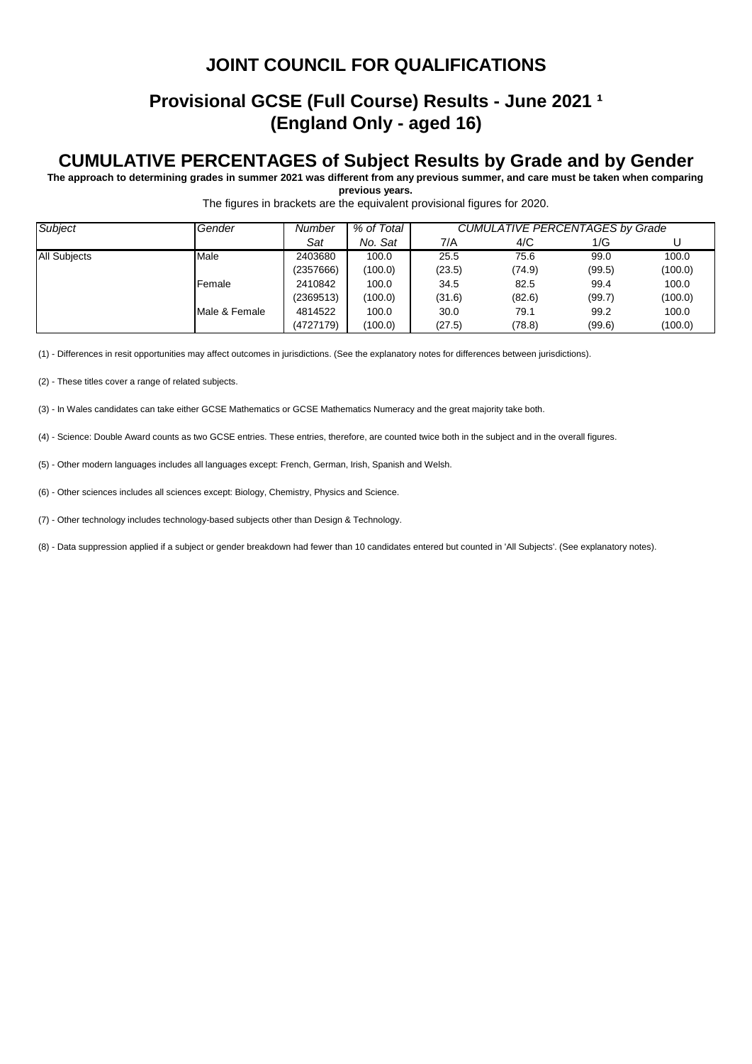# JOINT COUNCIL FOR QUALIFICATIONS

## Provisional GCSE (Full Course) Results - June 2021 [1] (England Only - aged 16)

## CUMULATIVE PERCENTAGES of Subject Results by Grade and by Gender

**The approach to determining grades in summer 2021 was different from any previous summer, and care must be taken when comparing previous years.**

The figures in brackets are the equivalent provisional figures for 2020.

| *Subject* | *Gender* | *Number Sat* | *% of Total No. Sat* | *CUMULATIVE PERCENTAGES by Grade* | | | |
|---|---|---|---|---|---|---|---|
| | | | | 7/A | 4/C | 1/G | U |
| All Subjects | Male | 2403680 | 100.0 | 25.5 | 75.6 | 99.0 | 100.0 |
| | | (2357666) | (100.0) | (23.5) | (74.9) | (99.5) | (100.0) |
| | Female | 2410842 | 100.0 | 34.5 | 82.5 | 99.4 | 100.0 |
| | | (2369513) | (100.0) | (31.6) | (82.6) | (99.7) | (100.0) |
| | Male & Female | 4814522 | 100.0 | 30.0 | 79.1 | 99.2 | 100.0 |
| | | (4727179) | (100.0) | (27.5) | (78.8) | (99.6) | (100.0) |

(1) - Differences in resit opportunities may affect outcomes in jurisdictions. (See the explanatory notes for differences between jurisdictions).

(2) - These titles cover a range of related subjects.

(3) - In Wales candidates can take either GCSE Mathematics or GCSE Mathematics Numeracy and the great majority take both.

(4) - Science: Double Award counts as two GCSE entries. These entries, therefore, are counted twice both in the subject and in the overall figures.

(5) - Other modern languages includes all languages except: French, German, Irish, Spanish and Welsh.

(6) - Other sciences includes all sciences except: Biology, Chemistry, Physics and Science.

(7) - Other technology includes technology-based subjects other than Design & Technology.

(8) - Data suppression applied if a subject or gender breakdown had fewer than 10 candidates entered but counted in 'All Subjects'. (See explanatory notes).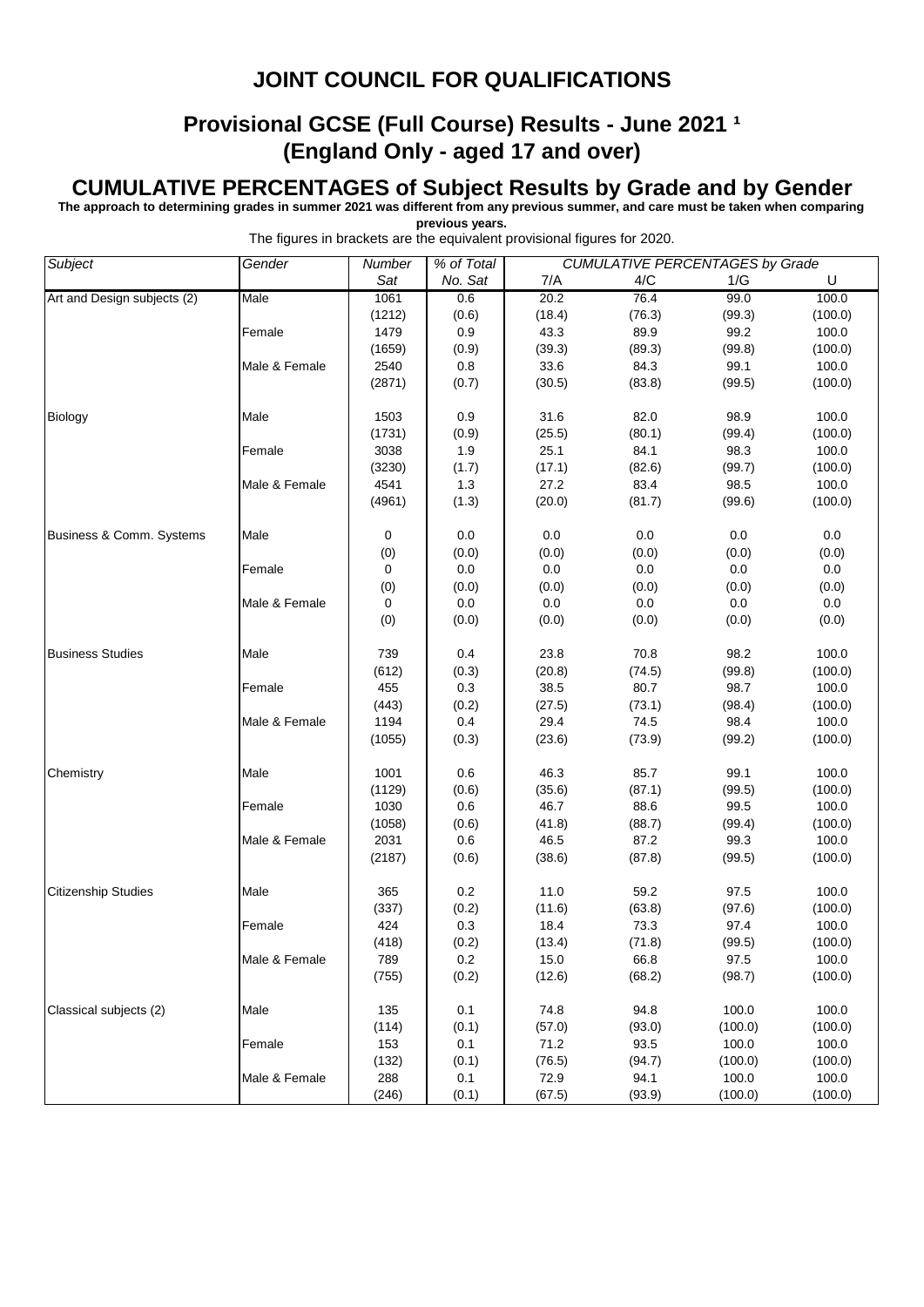# JOINT COUNCIL FOR QUALIFICATIONS

## Provisional GCSE (Full Course) Results - June 2021 [1]
## (England Only - aged 17 and over)

## CUMULATIVE PERCENTAGES of Subject Results by Grade and by Gender

**The approach to determining grades in summer 2021 was different from any previous summer, and care must be taken when comparing previous years.**

The figures in brackets are the equivalent provisional figures for 2020.

| Subject | Gender | Number Sat | % of Total No. Sat | CUMULATIVE PERCENTAGES by Grade 7/A | 4/C | 1/G | U |
|---|---|---|---|---|---|---|---|
| Art and Design subjects (2) | Male | 1061 | 0.6 | 20.2 | 76.4 | 99.0 | 100.0 |
| | | (1212) | (0.6) | (18.4) | (76.3) | (99.3) | (100.0) |
| | Female | 1479 | 0.9 | 43.3 | 89.9 | 99.2 | 100.0 |
| | | (1659) | (0.9) | (39.3) | (89.3) | (99.8) | (100.0) |
| | Male & Female | 2540 | 0.8 | 33.6 | 84.3 | 99.1 | 100.0 |
| | | (2871) | (0.7) | (30.5) | (83.8) | (99.5) | (100.0) |
| Biology | Male | 1503 | 0.9 | 31.6 | 82.0 | 98.9 | 100.0 |
| | | (1731) | (0.9) | (25.5) | (80.1) | (99.4) | (100.0) |
| | Female | 3038 | 1.9 | 25.1 | 84.1 | 98.3 | 100.0 |
| | | (3230) | (1.7) | (17.1) | (82.6) | (99.7) | (100.0) |
| | Male & Female | 4541 | 1.3 | 27.2 | 83.4 | 98.5 | 100.0 |
| | | (4961) | (1.3) | (20.0) | (81.7) | (99.6) | (100.0) |
| Business & Comm. Systems | Male | 0 | 0.0 | 0.0 | 0.0 | 0.0 | 0.0 |
| | | (0) | (0.0) | (0.0) | (0.0) | (0.0) | (0.0) |
| | Female | 0 | 0.0 | 0.0 | 0.0 | 0.0 | 0.0 |
| | | (0) | (0.0) | (0.0) | (0.0) | (0.0) | (0.0) |
| | Male & Female | 0 | 0.0 | 0.0 | 0.0 | 0.0 | 0.0 |
| | | (0) | (0.0) | (0.0) | (0.0) | (0.0) | (0.0) |
| Business Studies | Male | 739 | 0.4 | 23.8 | 70.8 | 98.2 | 100.0 |
| | | (612) | (0.3) | (20.8) | (74.5) | (99.8) | (100.0) |
| | Female | 455 | 0.3 | 38.5 | 80.7 | 98.7 | 100.0 |
| | | (443) | (0.2) | (27.5) | (73.1) | (98.4) | (100.0) |
| | Male & Female | 1194 | 0.4 | 29.4 | 74.5 | 98.4 | 100.0 |
| | | (1055) | (0.3) | (23.6) | (73.9) | (99.2) | (100.0) |
| Chemistry | Male | 1001 | 0.6 | 46.3 | 85.7 | 99.1 | 100.0 |
| | | (1129) | (0.6) | (35.6) | (87.1) | (99.5) | (100.0) |
| | Female | 1030 | 0.6 | 46.7 | 88.6 | 99.5 | 100.0 |
| | | (1058) | (0.6) | (41.8) | (88.7) | (99.4) | (100.0) |
| | Male & Female | 2031 | 0.6 | 46.5 | 87.2 | 99.3 | 100.0 |
| | | (2187) | (0.6) | (38.6) | (87.8) | (99.5) | (100.0) |
| Citizenship Studies | Male | 365 | 0.2 | 11.0 | 59.2 | 97.5 | 100.0 |
| | | (337) | (0.2) | (11.6) | (63.8) | (97.6) | (100.0) |
| | Female | 424 | 0.3 | 18.4 | 73.3 | 97.4 | 100.0 |
| | | (418) | (0.2) | (13.4) | (71.8) | (99.5) | (100.0) |
| | Male & Female | 789 | 0.2 | 15.0 | 66.8 | 97.5 | 100.0 |
| | | (755) | (0.2) | (12.6) | (68.2) | (98.7) | (100.0) |
| Classical subjects (2) | Male | 135 | 0.1 | 74.8 | 94.8 | 100.0 | 100.0 |
| | | (114) | (0.1) | (57.0) | (93.0) | (100.0) | (100.0) |
| | Female | 153 | 0.1 | 71.2 | 93.5 | 100.0 | 100.0 |
| | | (132) | (0.1) | (76.5) | (94.7) | (100.0) | (100.0) |
| | Male & Female | 288 | 0.1 | 72.9 | 94.1 | 100.0 | 100.0 |
| | | (246) | (0.1) | (67.5) | (93.9) | (100.0) | (100.0) |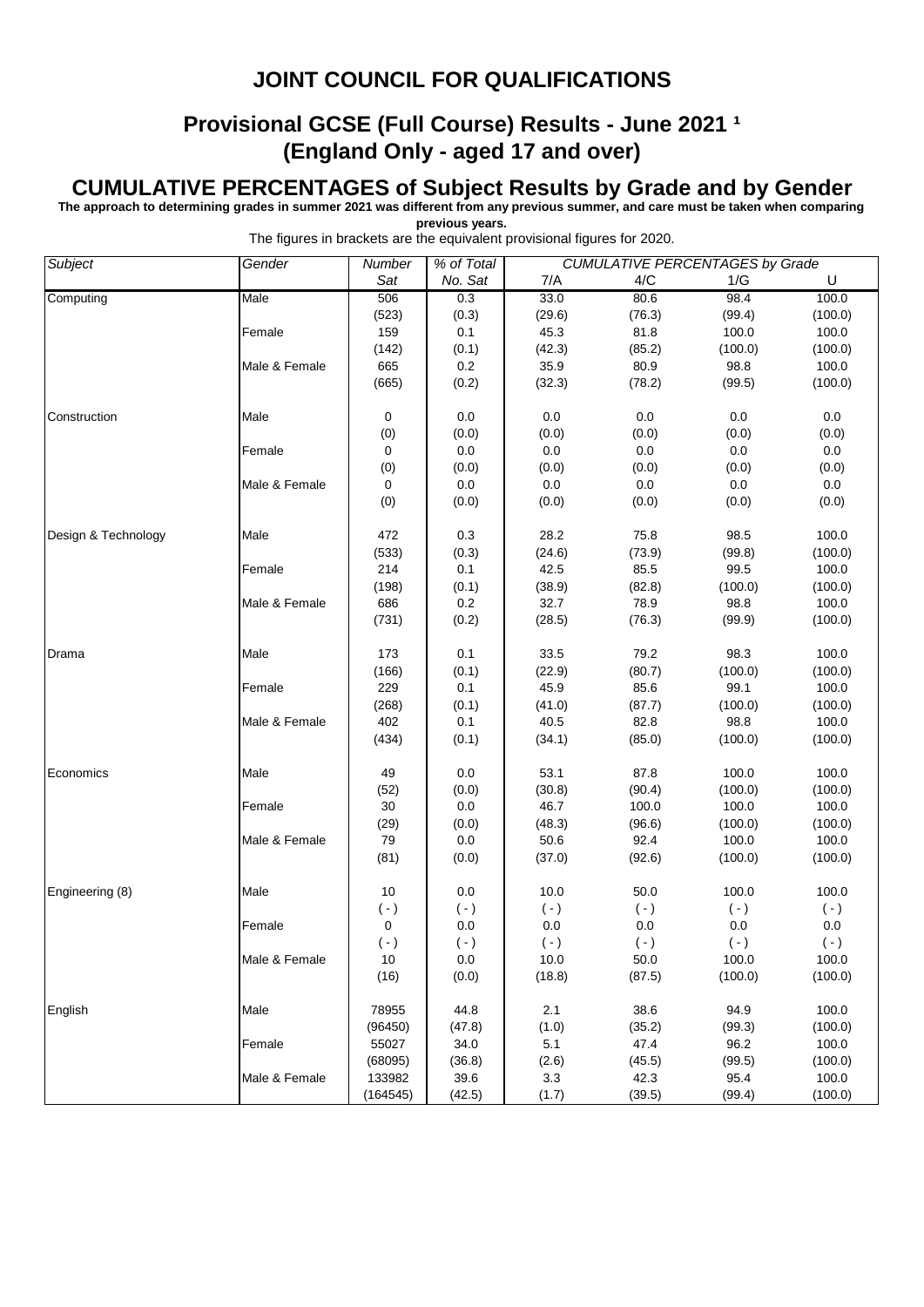# JOINT COUNCIL FOR QUALIFICATIONS

## Provisional GCSE (Full Course) Results - June 2021 ¹
## (England Only - aged 17 and over)

## CUMULATIVE PERCENTAGES of Subject Results by Grade and by Gender

**The approach to determining grades in summer 2021 was different from any previous summer, and care must be taken when comparing previous years.**

The figures in brackets are the equivalent provisional figures for 2020.

| *Subject* | *Gender* | *Number Sat* | *% of Total No. Sat* | *CUMULATIVE PERCENTAGES by Grade* 7/A | 4/C | 1/G | U |
|---|---|---|---|---|---|---|---|
| Computing | Male | 506 | 0.3 | 33.0 | 80.6 | 98.4 | 100.0 |
| | | (523) | (0.3) | (29.6) | (76.3) | (99.4) | (100.0) |
| | Female | 159 | 0.1 | 45.3 | 81.8 | 100.0 | 100.0 |
| | | (142) | (0.1) | (42.3) | (85.2) | (100.0) | (100.0) |
| | Male & Female | 665 | 0.2 | 35.9 | 80.9 | 98.8 | 100.0 |
| | | (665) | (0.2) | (32.3) | (78.2) | (99.5) | (100.0) |
| Construction | Male | 0 | 0.0 | 0.0 | 0.0 | 0.0 | 0.0 |
| | | (0) | (0.0) | (0.0) | (0.0) | (0.0) | (0.0) |
| | Female | 0 | 0.0 | 0.0 | 0.0 | 0.0 | 0.0 |
| | | (0) | (0.0) | (0.0) | (0.0) | (0.0) | (0.0) |
| | Male & Female | 0 | 0.0 | 0.0 | 0.0 | 0.0 | 0.0 |
| | | (0) | (0.0) | (0.0) | (0.0) | (0.0) | (0.0) |
| Design & Technology | Male | 472 | 0.3 | 28.2 | 75.8 | 98.5 | 100.0 |
| | | (533) | (0.3) | (24.6) | (73.9) | (99.8) | (100.0) |
| | Female | 214 | 0.1 | 42.5 | 85.5 | 99.5 | 100.0 |
| | | (198) | (0.1) | (38.9) | (82.8) | (100.0) | (100.0) |
| | Male & Female | 686 | 0.2 | 32.7 | 78.9 | 98.8 | 100.0 |
| | | (731) | (0.2) | (28.5) | (76.3) | (99.9) | (100.0) |
| Drama | Male | 173 | 0.1 | 33.5 | 79.2 | 98.3 | 100.0 |
| | | (166) | (0.1) | (22.9) | (80.7) | (100.0) | (100.0) |
| | Female | 229 | 0.1 | 45.9 | 85.6 | 99.1 | 100.0 |
| | | (268) | (0.1) | (41.0) | (87.7) | (100.0) | (100.0) |
| | Male & Female | 402 | 0.1 | 40.5 | 82.8 | 98.8 | 100.0 |
| | | (434) | (0.1) | (34.1) | (85.0) | (100.0) | (100.0) |
| Economics | Male | 49 | 0.0 | 53.1 | 87.8 | 100.0 | 100.0 |
| | | (52) | (0.0) | (30.8) | (90.4) | (100.0) | (100.0) |
| | Female | 30 | 0.0 | 46.7 | 100.0 | 100.0 | 100.0 |
| | | (29) | (0.0) | (48.3) | (96.6) | (100.0) | (100.0) |
| | Male & Female | 79 | 0.0 | 50.6 | 92.4 | 100.0 | 100.0 |
| | | (81) | (0.0) | (37.0) | (92.6) | (100.0) | (100.0) |
| Engineering (8) | Male | 10 | 0.0 | 10.0 | 50.0 | 100.0 | 100.0 |
| | | ( - ) | ( - ) | ( - ) | ( - ) | ( - ) | ( - ) |
| | Female | 0 | 0.0 | 0.0 | 0.0 | 0.0 | 0.0 |
| | | ( - ) | ( - ) | ( - ) | ( - ) | ( - ) | ( - ) |
| | Male & Female | 10 | 0.0 | 10.0 | 50.0 | 100.0 | 100.0 |
| | | (16) | (0.0) | (18.8) | (87.5) | (100.0) | (100.0) |
| English | Male | 78955 | 44.8 | 2.1 | 38.6 | 94.9 | 100.0 |
| | | (96450) | (47.8) | (1.0) | (35.2) | (99.3) | (100.0) |
| | Female | 55027 | 34.0 | 5.1 | 47.4 | 96.2 | 100.0 |
| | | (68095) | (36.8) | (2.6) | (45.5) | (99.5) | (100.0) |
| | Male & Female | 133982 | 39.6 | 3.3 | 42.3 | 95.4 | 100.0 |
| | | (164545) | (42.5) | (1.7) | (39.5) | (99.4) | (100.0) |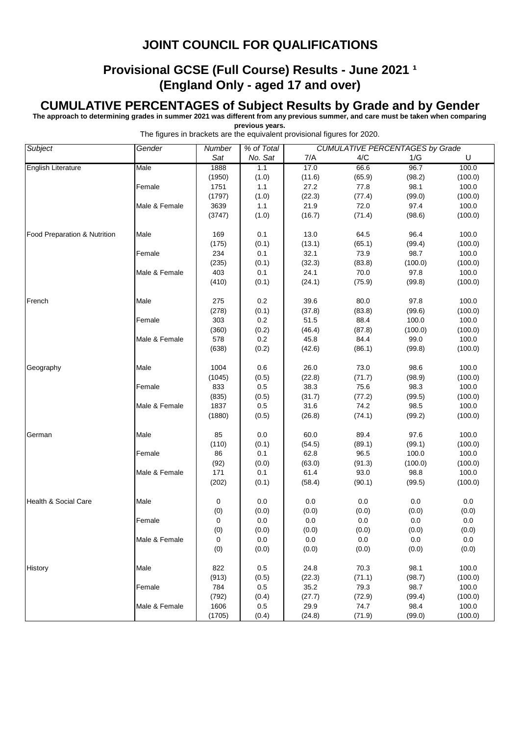# JOINT COUNCIL FOR QUALIFICATIONS

## Provisional GCSE (Full Course) Results - June 2021 [1]
## (England Only - aged 17 and over)

## CUMULATIVE PERCENTAGES of Subject Results by Grade and by Gender

**The approach to determining grades in summer 2021 was different from any previous summer, and care must be taken when comparing previous years.**

The figures in brackets are the equivalent provisional figures for 2020.

| Subject | Gender | Number Sat | % of Total No. Sat | 7/A | 4/C | 1/G | U |
|---|---|---|---|---|---|---|---|
| English Literature | Male | 1888 | 1.1 | 17.0 | 66.6 | 96.7 | 100.0 |
| | | (1950) | (1.0) | (11.6) | (65.9) | (98.2) | (100.0) |
| | Female | 1751 | 1.1 | 27.2 | 77.8 | 98.1 | 100.0 |
| | | (1797) | (1.0) | (22.3) | (77.4) | (99.0) | (100.0) |
| | Male & Female | 3639 | 1.1 | 21.9 | 72.0 | 97.4 | 100.0 |
| | | (3747) | (1.0) | (16.7) | (71.4) | (98.6) | (100.0) |
| Food Preparation & Nutrition | Male | 169 | 0.1 | 13.0 | 64.5 | 96.4 | 100.0 |
| | | (175) | (0.1) | (13.1) | (65.1) | (99.4) | (100.0) |
| | Female | 234 | 0.1 | 32.1 | 73.9 | 98.7 | 100.0 |
| | | (235) | (0.1) | (32.3) | (83.8) | (100.0) | (100.0) |
| | Male & Female | 403 | 0.1 | 24.1 | 70.0 | 97.8 | 100.0 |
| | | (410) | (0.1) | (24.1) | (75.9) | (99.8) | (100.0) |
| French | Male | 275 | 0.2 | 39.6 | 80.0 | 97.8 | 100.0 |
| | | (278) | (0.1) | (37.8) | (83.8) | (99.6) | (100.0) |
| | Female | 303 | 0.2 | 51.5 | 88.4 | 100.0 | 100.0 |
| | | (360) | (0.2) | (46.4) | (87.8) | (100.0) | (100.0) |
| | Male & Female | 578 | 0.2 | 45.8 | 84.4 | 99.0 | 100.0 |
| | | (638) | (0.2) | (42.6) | (86.1) | (99.8) | (100.0) |
| Geography | Male | 1004 | 0.6 | 26.0 | 73.0 | 98.6 | 100.0 |
| | | (1045) | (0.5) | (22.8) | (71.7) | (98.9) | (100.0) |
| | Female | 833 | 0.5 | 38.3 | 75.6 | 98.3 | 100.0 |
| | | (835) | (0.5) | (31.7) | (77.2) | (99.5) | (100.0) |
| | Male & Female | 1837 | 0.5 | 31.6 | 74.2 | 98.5 | 100.0 |
| | | (1880) | (0.5) | (26.8) | (74.1) | (99.2) | (100.0) |
| German | Male | 85 | 0.0 | 60.0 | 89.4 | 97.6 | 100.0 |
| | | (110) | (0.1) | (54.5) | (89.1) | (99.1) | (100.0) |
| | Female | 86 | 0.1 | 62.8 | 96.5 | 100.0 | 100.0 |
| | | (92) | (0.0) | (63.0) | (91.3) | (100.0) | (100.0) |
| | Male & Female | 171 | 0.1 | 61.4 | 93.0 | 98.8 | 100.0 |
| | | (202) | (0.1) | (58.4) | (90.1) | (99.5) | (100.0) |
| Health & Social Care | Male | 0 | 0.0 | 0.0 | 0.0 | 0.0 | 0.0 |
| | | (0) | (0.0) | (0.0) | (0.0) | (0.0) | (0.0) |
| | Female | 0 | 0.0 | 0.0 | 0.0 | 0.0 | 0.0 |
| | | (0) | (0.0) | (0.0) | (0.0) | (0.0) | (0.0) |
| | Male & Female | 0 | 0.0 | 0.0 | 0.0 | 0.0 | 0.0 |
| | | (0) | (0.0) | (0.0) | (0.0) | (0.0) | (0.0) |
| History | Male | 822 | 0.5 | 24.8 | 70.3 | 98.1 | 100.0 |
| | | (913) | (0.5) | (22.3) | (71.1) | (98.7) | (100.0) |
| | Female | 784 | 0.5 | 35.2 | 79.3 | 98.7 | 100.0 |
| | | (792) | (0.4) | (27.7) | (72.9) | (99.4) | (100.0) |
| | Male & Female | 1606 | 0.5 | 29.9 | 74.7 | 98.4 | 100.0 |
| | | (1705) | (0.4) | (24.8) | (71.9) | (99.0) | (100.0) |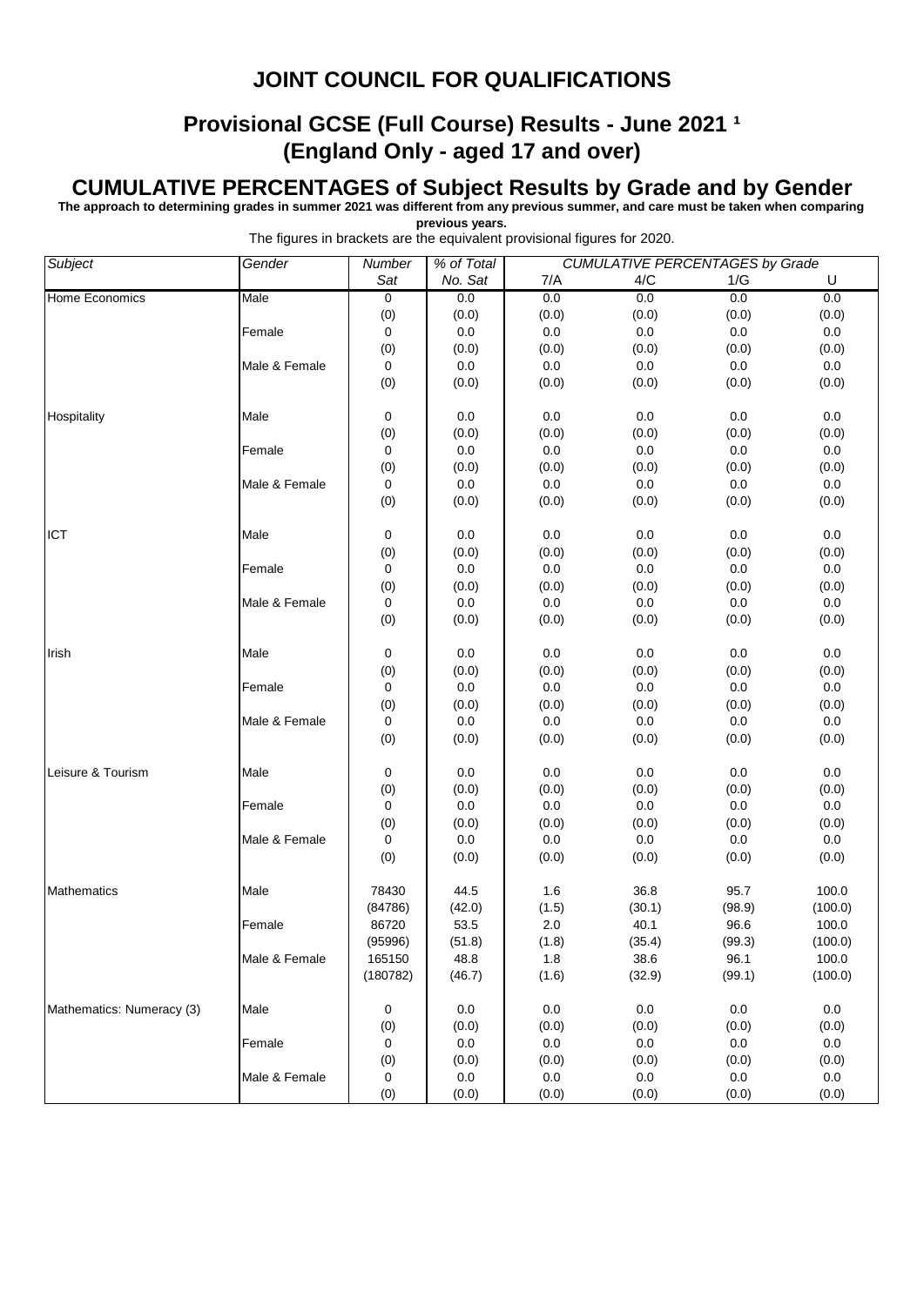# JOINT COUNCIL FOR QUALIFICATIONS

## Provisional GCSE (Full Course) Results - June 2021 [1]
## (England Only - aged 17 and over)

## CUMULATIVE PERCENTAGES of Subject Results by Grade and by Gender

**The approach to determining grades in summer 2021 was different from any previous summer, and care must be taken when comparing previous years.**

The figures in brackets are the equivalent provisional figures for 2020.

| *Subject* | *Gender* | *Number Sat* | *% of Total No. Sat* | *CUMULATIVE PERCENTAGES by Grade* 7/A | 4/C | 1/G | U |
|---|---|---|---|---|---|---|---|
| Home Economics | Male | 0 | 0.0 | 0.0 | 0.0 | 0.0 | 0.0 |
| | | (0) | (0.0) | (0.0) | (0.0) | (0.0) | (0.0) |
| | Female | 0 | 0.0 | 0.0 | 0.0 | 0.0 | 0.0 |
| | | (0) | (0.0) | (0.0) | (0.0) | (0.0) | (0.0) |
| | Male & Female | 0 | 0.0 | 0.0 | 0.0 | 0.0 | 0.0 |
| | | (0) | (0.0) | (0.0) | (0.0) | (0.0) | (0.0) |
| Hospitality | Male | 0 | 0.0 | 0.0 | 0.0 | 0.0 | 0.0 |
| | | (0) | (0.0) | (0.0) | (0.0) | (0.0) | (0.0) |
| | Female | 0 | 0.0 | 0.0 | 0.0 | 0.0 | 0.0 |
| | | (0) | (0.0) | (0.0) | (0.0) | (0.0) | (0.0) |
| | Male & Female | 0 | 0.0 | 0.0 | 0.0 | 0.0 | 0.0 |
| | | (0) | (0.0) | (0.0) | (0.0) | (0.0) | (0.0) |
| ICT | Male | 0 | 0.0 | 0.0 | 0.0 | 0.0 | 0.0 |
| | | (0) | (0.0) | (0.0) | (0.0) | (0.0) | (0.0) |
| | Female | 0 | 0.0 | 0.0 | 0.0 | 0.0 | 0.0 |
| | | (0) | (0.0) | (0.0) | (0.0) | (0.0) | (0.0) |
| | Male & Female | 0 | 0.0 | 0.0 | 0.0 | 0.0 | 0.0 |
| | | (0) | (0.0) | (0.0) | (0.0) | (0.0) | (0.0) |
| Irish | Male | 0 | 0.0 | 0.0 | 0.0 | 0.0 | 0.0 |
| | | (0) | (0.0) | (0.0) | (0.0) | (0.0) | (0.0) |
| | Female | 0 | 0.0 | 0.0 | 0.0 | 0.0 | 0.0 |
| | | (0) | (0.0) | (0.0) | (0.0) | (0.0) | (0.0) |
| | Male & Female | 0 | 0.0 | 0.0 | 0.0 | 0.0 | 0.0 |
| | | (0) | (0.0) | (0.0) | (0.0) | (0.0) | (0.0) |
| Leisure & Tourism | Male | 0 | 0.0 | 0.0 | 0.0 | 0.0 | 0.0 |
| | | (0) | (0.0) | (0.0) | (0.0) | (0.0) | (0.0) |
| | Female | 0 | 0.0 | 0.0 | 0.0 | 0.0 | 0.0 |
| | | (0) | (0.0) | (0.0) | (0.0) | (0.0) | (0.0) |
| | Male & Female | 0 | 0.0 | 0.0 | 0.0 | 0.0 | 0.0 |
| | | (0) | (0.0) | (0.0) | (0.0) | (0.0) | (0.0) |
| Mathematics | Male | 78430 | 44.5 | 1.6 | 36.8 | 95.7 | 100.0 |
| | | (84786) | (42.0) | (1.5) | (30.1) | (98.9) | (100.0) |
| | Female | 86720 | 53.5 | 2.0 | 40.1 | 96.6 | 100.0 |
| | | (95996) | (51.8) | (1.8) | (35.4) | (99.3) | (100.0) |
| | Male & Female | 165150 | 48.8 | 1.8 | 38.6 | 96.1 | 100.0 |
| | | (180782) | (46.7) | (1.6) | (32.9) | (99.1) | (100.0) |
| Mathematics: Numeracy (3) | Male | 0 | 0.0 | 0.0 | 0.0 | 0.0 | 0.0 |
| | | (0) | (0.0) | (0.0) | (0.0) | (0.0) | (0.0) |
| | Female | 0 | 0.0 | 0.0 | 0.0 | 0.0 | 0.0 |
| | | (0) | (0.0) | (0.0) | (0.0) | (0.0) | (0.0) |
| | Male & Female | 0 | 0.0 | 0.0 | 0.0 | 0.0 | 0.0 |
| | | (0) | (0.0) | (0.0) | (0.0) | (0.0) | (0.0) |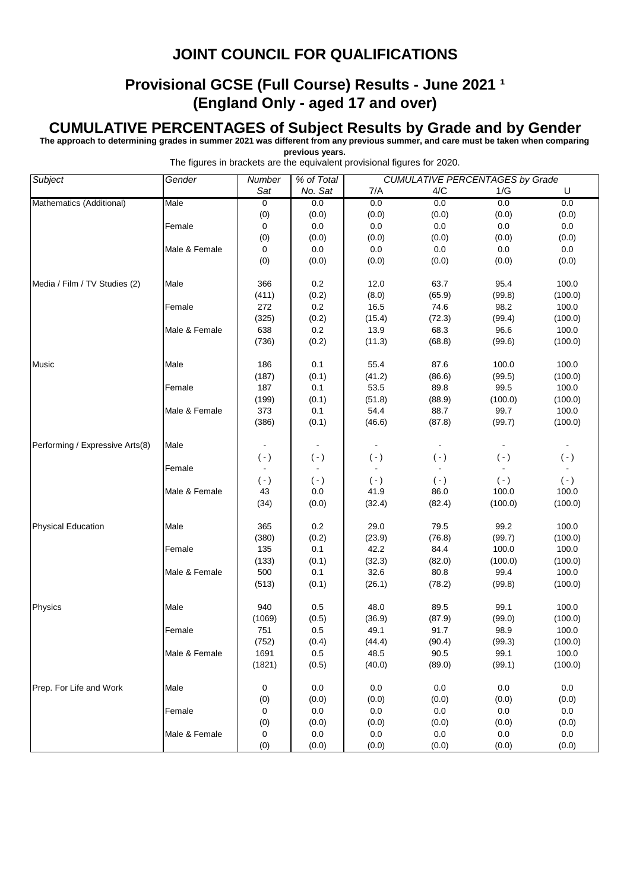# JOINT COUNCIL FOR QUALIFICATIONS

## Provisional GCSE (Full Course) Results - June 2021 [1] (England Only - aged 17 and over)

## CUMULATIVE PERCENTAGES of Subject Results by Grade and by Gender

**The approach to determining grades in summer 2021 was different from any previous summer, and care must be taken when comparing previous years.**

The figures in brackets are the equivalent provisional figures for 2020.

| *Subject* | *Gender* | *Number Sat* | *% of Total No. Sat* | *CUMULATIVE PERCENTAGES by Grade* 7/A | 4/C | 1/G | U |
|---|---|---|---|---|---|---|---|
| Mathematics (Additional) | Male | 0 | 0.0 | 0.0 | 0.0 | 0.0 | 0.0 |
| | | (0) | (0.0) | (0.0) | (0.0) | (0.0) | (0.0) |
| | Female | 0 | 0.0 | 0.0 | 0.0 | 0.0 | 0.0 |
| | | (0) | (0.0) | (0.0) | (0.0) | (0.0) | (0.0) |
| | Male & Female | 0 | 0.0 | 0.0 | 0.0 | 0.0 | 0.0 |
| | | (0) | (0.0) | (0.0) | (0.0) | (0.0) | (0.0) |
| Media / Film / TV Studies (2) | Male | 366 | 0.2 | 12.0 | 63.7 | 95.4 | 100.0 |
| | | (411) | (0.2) | (8.0) | (65.9) | (99.8) | (100.0) |
| | Female | 272 | 0.2 | 16.5 | 74.6 | 98.2 | 100.0 |
| | | (325) | (0.2) | (15.4) | (72.3) | (99.4) | (100.0) |
| | Male & Female | 638 | 0.2 | 13.9 | 68.3 | 96.6 | 100.0 |
| | | (736) | (0.2) | (11.3) | (68.8) | (99.6) | (100.0) |
| Music | Male | 186 | 0.1 | 55.4 | 87.6 | 100.0 | 100.0 |
| | | (187) | (0.1) | (41.2) | (86.6) | (99.5) | (100.0) |
| | Female | 187 | 0.1 | 53.5 | 89.8 | 99.5 | 100.0 |
| | | (199) | (0.1) | (51.8) | (88.9) | (100.0) | (100.0) |
| | Male & Female | 373 | 0.1 | 54.4 | 88.7 | 99.7 | 100.0 |
| | | (386) | (0.1) | (46.6) | (87.8) | (99.7) | (100.0) |
| Performing / Expressive Arts(8) | Male | - | - | - | - | - | - |
| | | ( - ) | ( - ) | ( - ) | ( - ) | ( - ) | ( - ) |
| | Female | - | - | - | - | - | - |
| | | ( - ) | ( - ) | ( - ) | ( - ) | ( - ) | ( - ) |
| | Male & Female | 43 | 0.0 | 41.9 | 86.0 | 100.0 | 100.0 |
| | | (34) | (0.0) | (32.4) | (82.4) | (100.0) | (100.0) |
| Physical Education | Male | 365 | 0.2 | 29.0 | 79.5 | 99.2 | 100.0 |
| | | (380) | (0.2) | (23.9) | (76.8) | (99.7) | (100.0) |
| | Female | 135 | 0.1 | 42.2 | 84.4 | 100.0 | 100.0 |
| | | (133) | (0.1) | (32.3) | (82.0) | (100.0) | (100.0) |
| | Male & Female | 500 | 0.1 | 32.6 | 80.8 | 99.4 | 100.0 |
| | | (513) | (0.1) | (26.1) | (78.2) | (99.8) | (100.0) |
| Physics | Male | 940 | 0.5 | 48.0 | 89.5 | 99.1 | 100.0 |
| | | (1069) | (0.5) | (36.9) | (87.9) | (99.0) | (100.0) |
| | Female | 751 | 0.5 | 49.1 | 91.7 | 98.9 | 100.0 |
| | | (752) | (0.4) | (44.4) | (90.4) | (99.3) | (100.0) |
| | Male & Female | 1691 | 0.5 | 48.5 | 90.5 | 99.1 | 100.0 |
| | | (1821) | (0.5) | (40.0) | (89.0) | (99.1) | (100.0) |
| Prep. For Life and Work | Male | 0 | 0.0 | 0.0 | 0.0 | 0.0 | 0.0 |
| | | (0) | (0.0) | (0.0) | (0.0) | (0.0) | (0.0) |
| | Female | 0 | 0.0 | 0.0 | 0.0 | 0.0 | 0.0 |
| | | (0) | (0.0) | (0.0) | (0.0) | (0.0) | (0.0) |
| | Male & Female | 0 | 0.0 | 0.0 | 0.0 | 0.0 | 0.0 |
| | | (0) | (0.0) | (0.0) | (0.0) | (0.0) | (0.0) |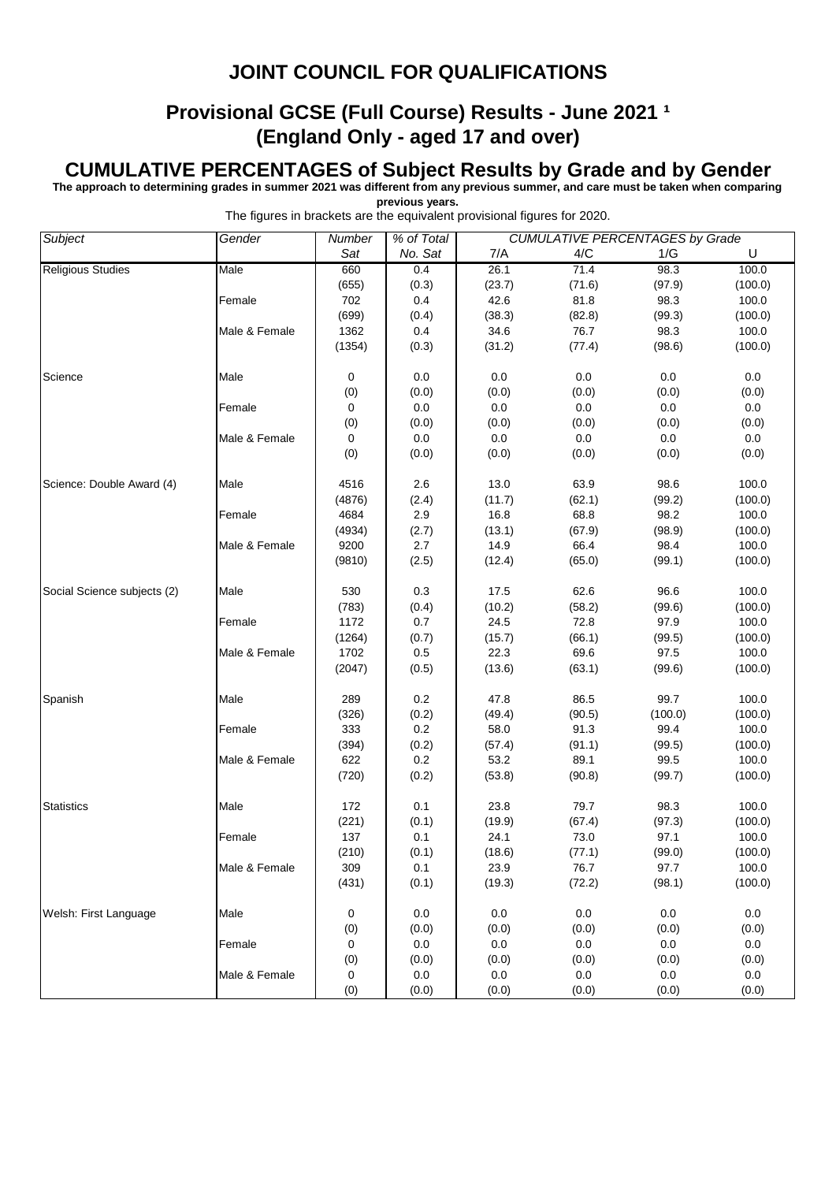# JOINT COUNCIL FOR QUALIFICATIONS

## Provisional GCSE (Full Course) Results - June 2021 [1]
## (England Only - aged 17 and over)

## CUMULATIVE PERCENTAGES of Subject Results by Grade and by Gender

**The approach to determining grades in summer 2021 was different from any previous summer, and care must be taken when comparing previous years.**

The figures in brackets are the equivalent provisional figures for 2020.

| *Subject* | *Gender* | *Number Sat* | *% of Total No. Sat* | *CUMULATIVE PERCENTAGES by Grade* 7/A | 4/C | 1/G | U |
|---|---|---|---|---|---|---|---|
| Religious Studies | Male | 660 | 0.4 | 26.1 | 71.4 | 98.3 | 100.0 |
| | | (655) | (0.3) | (23.7) | (71.6) | (97.9) | (100.0) |
| | Female | 702 | 0.4 | 42.6 | 81.8 | 98.3 | 100.0 |
| | | (699) | (0.4) | (38.3) | (82.8) | (99.3) | (100.0) |
| | Male & Female | 1362 | 0.4 | 34.6 | 76.7 | 98.3 | 100.0 |
| | | (1354) | (0.3) | (31.2) | (77.4) | (98.6) | (100.0) |
| Science | Male | 0 | 0.0 | 0.0 | 0.0 | 0.0 | 0.0 |
| | | (0) | (0.0) | (0.0) | (0.0) | (0.0) | (0.0) |
| | Female | 0 | 0.0 | 0.0 | 0.0 | 0.0 | 0.0 |
| | | (0) | (0.0) | (0.0) | (0.0) | (0.0) | (0.0) |
| | Male & Female | 0 | 0.0 | 0.0 | 0.0 | 0.0 | 0.0 |
| | | (0) | (0.0) | (0.0) | (0.0) | (0.0) | (0.0) |
| Science: Double Award (4) | Male | 4516 | 2.6 | 13.0 | 63.9 | 98.6 | 100.0 |
| | | (4876) | (2.4) | (11.7) | (62.1) | (99.2) | (100.0) |
| | Female | 4684 | 2.9 | 16.8 | 68.8 | 98.2 | 100.0 |
| | | (4934) | (2.7) | (13.1) | (67.9) | (98.9) | (100.0) |
| | Male & Female | 9200 | 2.7 | 14.9 | 66.4 | 98.4 | 100.0 |
| | | (9810) | (2.5) | (12.4) | (65.0) | (99.1) | (100.0) |
| Social Science subjects (2) | Male | 530 | 0.3 | 17.5 | 62.6 | 96.6 | 100.0 |
| | | (783) | (0.4) | (10.2) | (58.2) | (99.6) | (100.0) |
| | Female | 1172 | 0.7 | 24.5 | 72.8 | 97.9 | 100.0 |
| | | (1264) | (0.7) | (15.7) | (66.1) | (99.5) | (100.0) |
| | Male & Female | 1702 | 0.5 | 22.3 | 69.6 | 97.5 | 100.0 |
| | | (2047) | (0.5) | (13.6) | (63.1) | (99.6) | (100.0) |
| Spanish | Male | 289 | 0.2 | 47.8 | 86.5 | 99.7 | 100.0 |
| | | (326) | (0.2) | (49.4) | (90.5) | (100.0) | (100.0) |
| | Female | 333 | 0.2 | 58.0 | 91.3 | 99.4 | 100.0 |
| | | (394) | (0.2) | (57.4) | (91.1) | (99.5) | (100.0) |
| | Male & Female | 622 | 0.2 | 53.2 | 89.1 | 99.5 | 100.0 |
| | | (720) | (0.2) | (53.8) | (90.8) | (99.7) | (100.0) |
| Statistics | Male | 172 | 0.1 | 23.8 | 79.7 | 98.3 | 100.0 |
| | | (221) | (0.1) | (19.9) | (67.4) | (97.3) | (100.0) |
| | Female | 137 | 0.1 | 24.1 | 73.0 | 97.1 | 100.0 |
| | | (210) | (0.1) | (18.6) | (77.1) | (99.0) | (100.0) |
| | Male & Female | 309 | 0.1 | 23.9 | 76.7 | 97.7 | 100.0 |
| | | (431) | (0.1) | (19.3) | (72.2) | (98.1) | (100.0) |
| Welsh: First Language | Male | 0 | 0.0 | 0.0 | 0.0 | 0.0 | 0.0 |
| | | (0) | (0.0) | (0.0) | (0.0) | (0.0) | (0.0) |
| | Female | 0 | 0.0 | 0.0 | 0.0 | 0.0 | 0.0 |
| | | (0) | (0.0) | (0.0) | (0.0) | (0.0) | (0.0) |
| | Male & Female | 0 | 0.0 | 0.0 | 0.0 | 0.0 | 0.0 |
| | | (0) | (0.0) | (0.0) | (0.0) | (0.0) | (0.0) |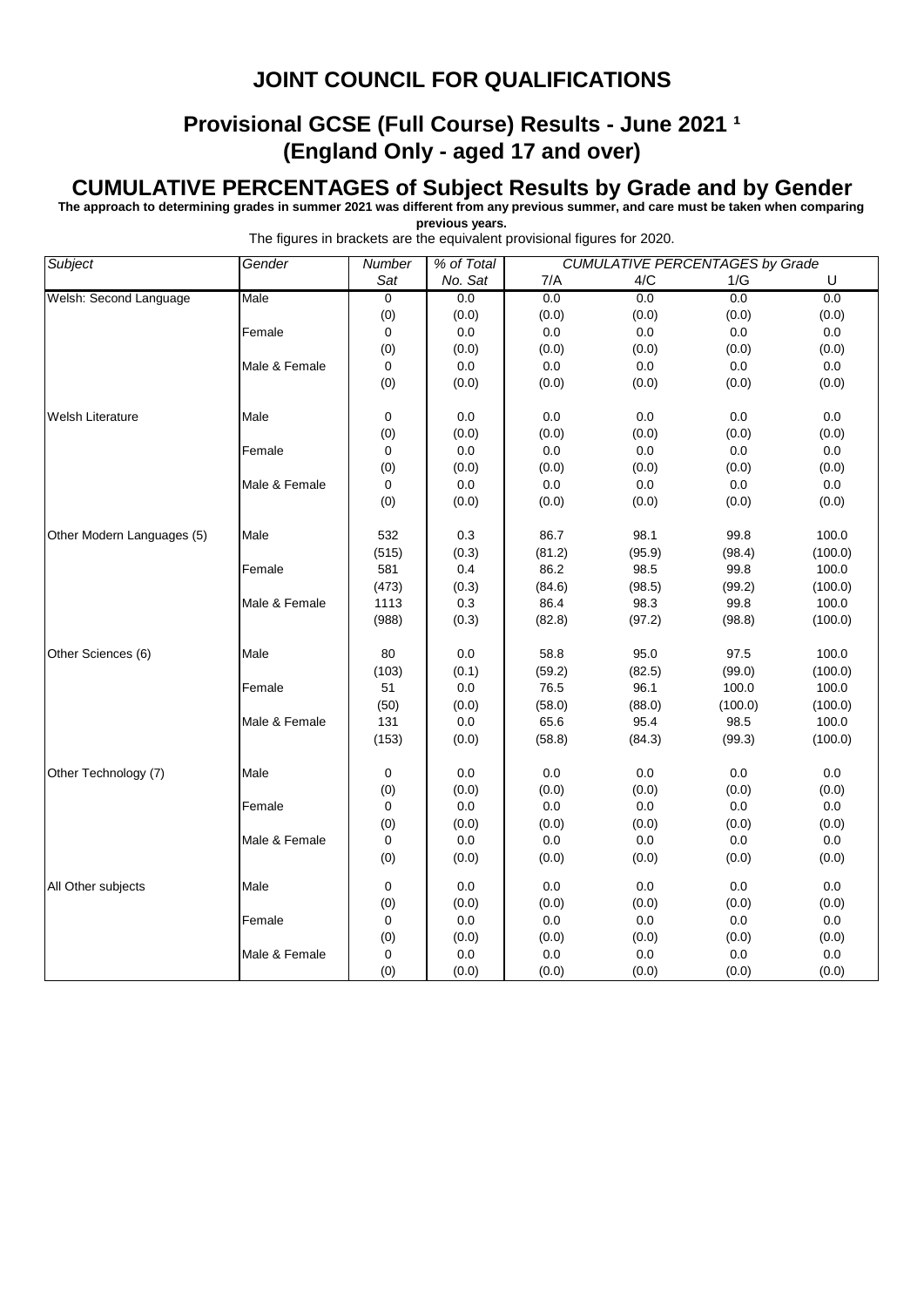# JOINT COUNCIL FOR QUALIFICATIONS

## Provisional GCSE (Full Course) Results - June 2021 [1] (England Only - aged 17 and over)

## CUMULATIVE PERCENTAGES of Subject Results by Grade and by Gender

**The approach to determining grades in summer 2021 was different from any previous summer, and care must be taken when comparing previous years.**

The figures in brackets are the equivalent provisional figures for 2020.

| *Subject* | *Gender* | *Number Sat* | *% of Total No. Sat* | *CUMULATIVE PERCENTAGES by Grade* 7/A | 4/C | 1/G | U |
|---|---|---|---|---|---|---|---|
| Welsh: Second Language | Male | 0 | 0.0 | 0.0 | 0.0 | 0.0 | 0.0 |
| | | (0) | (0.0) | (0.0) | (0.0) | (0.0) | (0.0) |
| | Female | 0 | 0.0 | 0.0 | 0.0 | 0.0 | 0.0 |
| | | (0) | (0.0) | (0.0) | (0.0) | (0.0) | (0.0) |
| | Male & Female | 0 | 0.0 | 0.0 | 0.0 | 0.0 | 0.0 |
| | | (0) | (0.0) | (0.0) | (0.0) | (0.0) | (0.0) |
| Welsh Literature | Male | 0 | 0.0 | 0.0 | 0.0 | 0.0 | 0.0 |
| | | (0) | (0.0) | (0.0) | (0.0) | (0.0) | (0.0) |
| | Female | 0 | 0.0 | 0.0 | 0.0 | 0.0 | 0.0 |
| | | (0) | (0.0) | (0.0) | (0.0) | (0.0) | (0.0) |
| | Male & Female | 0 | 0.0 | 0.0 | 0.0 | 0.0 | 0.0 |
| | | (0) | (0.0) | (0.0) | (0.0) | (0.0) | (0.0) |
| Other Modern Languages (5) | Male | 532 | 0.3 | 86.7 | 98.1 | 99.8 | 100.0 |
| | | (515) | (0.3) | (81.2) | (95.9) | (98.4) | (100.0) |
| | Female | 581 | 0.4 | 86.2 | 98.5 | 99.8 | 100.0 |
| | | (473) | (0.3) | (84.6) | (98.5) | (99.2) | (100.0) |
| | Male & Female | 1113 | 0.3 | 86.4 | 98.3 | 99.8 | 100.0 |
| | | (988) | (0.3) | (82.8) | (97.2) | (98.8) | (100.0) |
| Other Sciences (6) | Male | 80 | 0.0 | 58.8 | 95.0 | 97.5 | 100.0 |
| | | (103) | (0.1) | (59.2) | (82.5) | (99.0) | (100.0) |
| | Female | 51 | 0.0 | 76.5 | 96.1 | 100.0 | 100.0 |
| | | (50) | (0.0) | (58.0) | (88.0) | (100.0) | (100.0) |
| | Male & Female | 131 | 0.0 | 65.6 | 95.4 | 98.5 | 100.0 |
| | | (153) | (0.0) | (58.8) | (84.3) | (99.3) | (100.0) |
| Other Technology (7) | Male | 0 | 0.0 | 0.0 | 0.0 | 0.0 | 0.0 |
| | | (0) | (0.0) | (0.0) | (0.0) | (0.0) | (0.0) |
| | Female | 0 | 0.0 | 0.0 | 0.0 | 0.0 | 0.0 |
| | | (0) | (0.0) | (0.0) | (0.0) | (0.0) | (0.0) |
| | Male & Female | 0 | 0.0 | 0.0 | 0.0 | 0.0 | 0.0 |
| | | (0) | (0.0) | (0.0) | (0.0) | (0.0) | (0.0) |
| All Other subjects | Male | 0 | 0.0 | 0.0 | 0.0 | 0.0 | 0.0 |
| | | (0) | (0.0) | (0.0) | (0.0) | (0.0) | (0.0) |
| | Female | 0 | 0.0 | 0.0 | 0.0 | 0.0 | 0.0 |
| | | (0) | (0.0) | (0.0) | (0.0) | (0.0) | (0.0) |
| | Male & Female | 0 | 0.0 | 0.0 | 0.0 | 0.0 | 0.0 |
| | | (0) | (0.0) | (0.0) | (0.0) | (0.0) | (0.0) |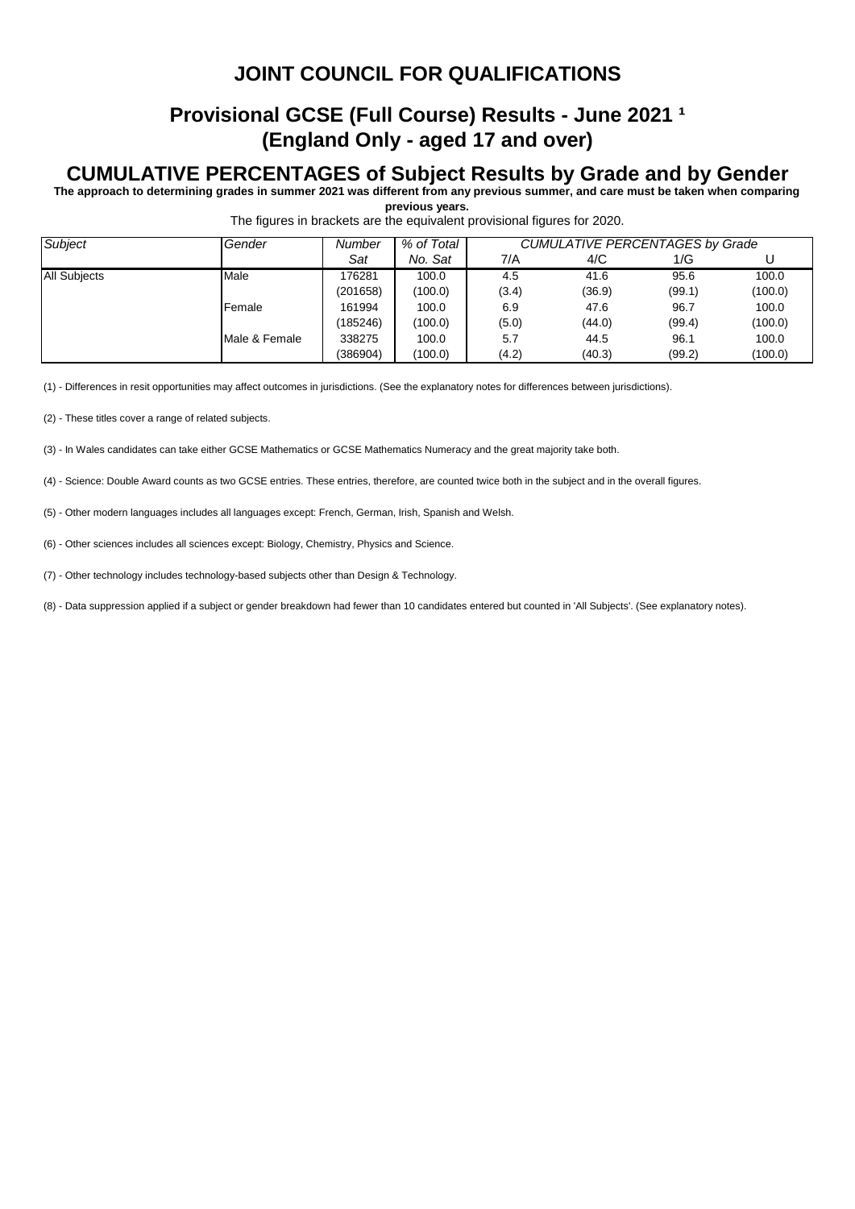# JOINT COUNCIL FOR QUALIFICATIONS

## Provisional GCSE (Full Course) Results - June 2021 [1]
## (England Only - aged 17 and over)

## CUMULATIVE PERCENTAGES of Subject Results by Grade and by Gender

**The approach to determining grades in summer 2021 was different from any previous summer, and care must be taken when comparing previous years.**

The figures in brackets are the equivalent provisional figures for 2020.

| *Subject* | *Gender* | *Number Sat* | *% of Total No. Sat* | *CUMULATIVE PERCENTAGES by Grade* | | | |
|---|---|---|---|---|---|---|---|
| | | | | 7/A | 4/C | 1/G | U |
| All Subjects | Male | 176281 | 100.0 | 4.5 | 41.6 | 95.6 | 100.0 |
| | | (201658) | (100.0) | (3.4) | (36.9) | (99.1) | (100.0) |
| | Female | 161994 | 100.0 | 6.9 | 47.6 | 96.7 | 100.0 |
| | | (185246) | (100.0) | (5.0) | (44.0) | (99.4) | (100.0) |
| | Male & Female | 338275 | 100.0 | 5.7 | 44.5 | 96.1 | 100.0 |
| | | (386904) | (100.0) | (4.2) | (40.3) | (99.2) | (100.0) |

(1) - Differences in resit opportunities may affect outcomes in jurisdictions. (See the explanatory notes for differences between jurisdictions).

(2) - These titles cover a range of related subjects.

(3) - In Wales candidates can take either GCSE Mathematics or GCSE Mathematics Numeracy and the great majority take both.

(4) - Science: Double Award counts as two GCSE entries. These entries, therefore, are counted twice both in the subject and in the overall figures.

(5) - Other modern languages includes all languages except: French, German, Irish, Spanish and Welsh.

(6) - Other sciences includes all sciences except: Biology, Chemistry, Physics and Science.

(7) - Other technology includes technology-based subjects other than Design & Technology.

(8) - Data suppression applied if a subject or gender breakdown had fewer than 10 candidates entered but counted in 'All Subjects'. (See explanatory notes).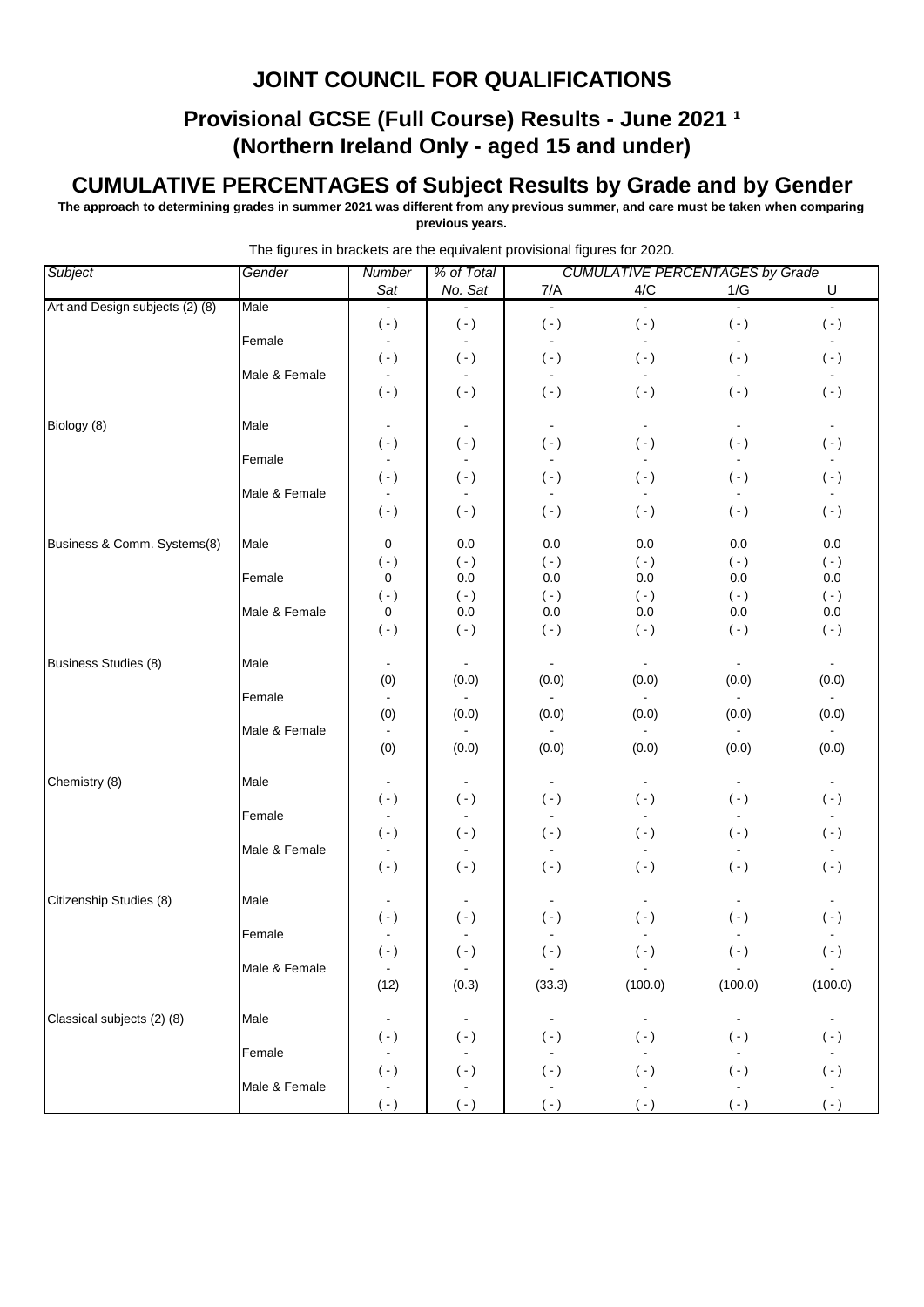# JOINT COUNCIL FOR QUALIFICATIONS

## Provisional GCSE (Full Course) Results - June 2021 [1]
## (Northern Ireland Only - aged 15 and under)

## CUMULATIVE PERCENTAGES of Subject Results by Grade and by Gender

**The approach to determining grades in summer 2021 was different from any previous summer, and care must be taken when comparing previous years.**

The figures in brackets are the equivalent provisional figures for 2020.

| Subject | Gender | Number Sat | % of Total No. Sat | CUMULATIVE PERCENTAGES by Grade 7/A | 4/C | 1/G | U |
|---|---|---|---|---|---|---|---|
| Art and Design subjects (2) (8) | Male | - | - | - | - | - | - |
| | | ( - ) | ( - ) | ( - ) | ( - ) | ( - ) | ( - ) |
| | Female | - | - | - | - | - | - |
| | | ( - ) | ( - ) | ( - ) | ( - ) | ( - ) | ( - ) |
| | Male & Female | - | - | - | - | - | - |
| | | ( - ) | ( - ) | ( - ) | ( - ) | ( - ) | ( - ) |
| Biology (8) | Male | - | - | - | - | - | - |
| | | ( - ) | ( - ) | ( - ) | ( - ) | ( - ) | ( - ) |
| | Female | - | - | - | - | - | - |
| | | ( - ) | ( - ) | ( - ) | ( - ) | ( - ) | ( - ) |
| | Male & Female | - | - | - | - | - | - |
| | | ( - ) | ( - ) | ( - ) | ( - ) | ( - ) | ( - ) |
| Business & Comm. Systems(8) | Male | 0 | 0.0 | 0.0 | 0.0 | 0.0 | 0.0 |
| | | ( - ) | ( - ) | ( - ) | ( - ) | ( - ) | ( - ) |
| | Female | 0 | 0.0 | 0.0 | 0.0 | 0.0 | 0.0 |
| | | ( - ) | ( - ) | ( - ) | ( - ) | ( - ) | ( - ) |
| | Male & Female | 0 | 0.0 | 0.0 | 0.0 | 0.0 | 0.0 |
| | | ( - ) | ( - ) | ( - ) | ( - ) | ( - ) | ( - ) |
| Business Studies (8) | Male | - | - | - | - | - | - |
| | | (0) | (0.0) | (0.0) | (0.0) | (0.0) | (0.0) |
| | Female | - | - | - | - | - | - |
| | | (0) | (0.0) | (0.0) | (0.0) | (0.0) | (0.0) |
| | Male & Female | - | - | - | - | - | - |
| | | (0) | (0.0) | (0.0) | (0.0) | (0.0) | (0.0) |
| Chemistry (8) | Male | - | - | - | - | - | - |
| | | ( - ) | ( - ) | ( - ) | ( - ) | ( - ) | ( - ) |
| | Female | - | - | - | - | - | - |
| | | ( - ) | ( - ) | ( - ) | ( - ) | ( - ) | ( - ) |
| | Male & Female | - | - | - | - | - | - |
| | | ( - ) | ( - ) | ( - ) | ( - ) | ( - ) | ( - ) |
| Citizenship Studies (8) | Male | - | - | - | - | - | - |
| | | ( - ) | ( - ) | ( - ) | ( - ) | ( - ) | ( - ) |
| | Female | - | - | - | - | - | - |
| | | ( - ) | ( - ) | ( - ) | ( - ) | ( - ) | ( - ) |
| | Male & Female | - | - | - | - | - | - |
| | | (12) | (0.3) | (33.3) | (100.0) | (100.0) | (100.0) |
| Classical subjects (2) (8) | Male | - | - | - | - | - | - |
| | | ( - ) | ( - ) | ( - ) | ( - ) | ( - ) | ( - ) |
| | Female | - | - | - | - | - | - |
| | | ( - ) | ( - ) | ( - ) | ( - ) | ( - ) | ( - ) |
| | Male & Female | - | - | - | - | - | - |
| | | ( - ) | ( - ) | ( - ) | ( - ) | ( - ) | ( - ) |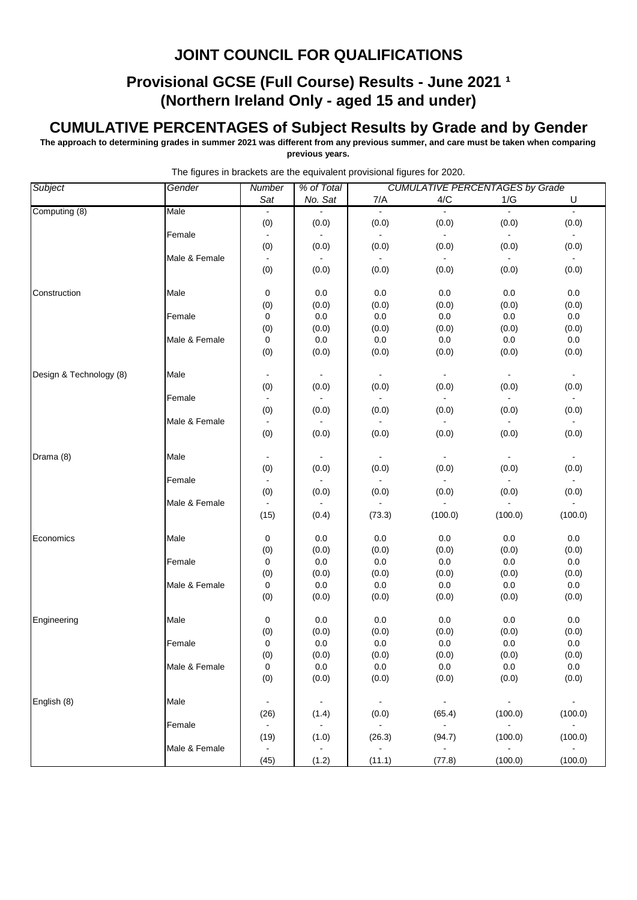# JOINT COUNCIL FOR QUALIFICATIONS

## Provisional GCSE (Full Course) Results - June 2021 ¹
## (Northern Ireland Only - aged 15 and under)

## CUMULATIVE PERCENTAGES of Subject Results by Grade and by Gender

**The approach to determining grades in summer 2021 was different from any previous summer, and care must be taken when comparing previous years.**

The figures in brackets are the equivalent provisional figures for 2020.

| *Subject* | *Gender* | *Number Sat* | *% of Total No. Sat* | *CUMULATIVE PERCENTAGES by Grade* 7/A | 4/C | 1/G | U |
|---|---|---|---|---|---|---|---|
| Computing (8) | Male | - | - | - | - | - | - |
| | | (0) | (0.0) | (0.0) | (0.0) | (0.0) | (0.0) |
| | Female | - | - | - | - | - | - |
| | | (0) | (0.0) | (0.0) | (0.0) | (0.0) | (0.0) |
| | Male & Female | - | - | - | - | - | - |
| | | (0) | (0.0) | (0.0) | (0.0) | (0.0) | (0.0) |
| Construction | Male | 0 | 0.0 | 0.0 | 0.0 | 0.0 | 0.0 |
| | | (0) | (0.0) | (0.0) | (0.0) | (0.0) | (0.0) |
| | Female | 0 | 0.0 | 0.0 | 0.0 | 0.0 | 0.0 |
| | | (0) | (0.0) | (0.0) | (0.0) | (0.0) | (0.0) |
| | Male & Female | 0 | 0.0 | 0.0 | 0.0 | 0.0 | 0.0 |
| | | (0) | (0.0) | (0.0) | (0.0) | (0.0) | (0.0) |
| Design & Technology (8) | Male | - | - | - | - | - | - |
| | | (0) | (0.0) | (0.0) | (0.0) | (0.0) | (0.0) |
| | Female | - | - | - | - | - | - |
| | | (0) | (0.0) | (0.0) | (0.0) | (0.0) | (0.0) |
| | Male & Female | - | - | - | - | - | - |
| | | (0) | (0.0) | (0.0) | (0.0) | (0.0) | (0.0) |
| Drama (8) | Male | - | - | - | - | - | - |
| | | (0) | (0.0) | (0.0) | (0.0) | (0.0) | (0.0) |
| | Female | - | - | - | - | - | - |
| | | (0) | (0.0) | (0.0) | (0.0) | (0.0) | (0.0) |
| | Male & Female | - | - | - | - | - | - |
| | | (15) | (0.4) | (73.3) | (100.0) | (100.0) | (100.0) |
| Economics | Male | 0 | 0.0 | 0.0 | 0.0 | 0.0 | 0.0 |
| | | (0) | (0.0) | (0.0) | (0.0) | (0.0) | (0.0) |
| | Female | 0 | 0.0 | 0.0 | 0.0 | 0.0 | 0.0 |
| | | (0) | (0.0) | (0.0) | (0.0) | (0.0) | (0.0) |
| | Male & Female | 0 | 0.0 | 0.0 | 0.0 | 0.0 | 0.0 |
| | | (0) | (0.0) | (0.0) | (0.0) | (0.0) | (0.0) |
| Engineering | Male | 0 | 0.0 | 0.0 | 0.0 | 0.0 | 0.0 |
| | | (0) | (0.0) | (0.0) | (0.0) | (0.0) | (0.0) |
| | Female | 0 | 0.0 | 0.0 | 0.0 | 0.0 | 0.0 |
| | | (0) | (0.0) | (0.0) | (0.0) | (0.0) | (0.0) |
| | Male & Female | 0 | 0.0 | 0.0 | 0.0 | 0.0 | 0.0 |
| | | (0) | (0.0) | (0.0) | (0.0) | (0.0) | (0.0) |
| English (8) | Male | - | - | - | - | - | - |
| | | (26) | (1.4) | (0.0) | (65.4) | (100.0) | (100.0) |
| | Female | - | - | - | - | - | - |
| | | (19) | (1.0) | (26.3) | (94.7) | (100.0) | (100.0) |
| | Male & Female | - | - | - | - | - | - |
| | | (45) | (1.2) | (11.1) | (77.8) | (100.0) | (100.0) |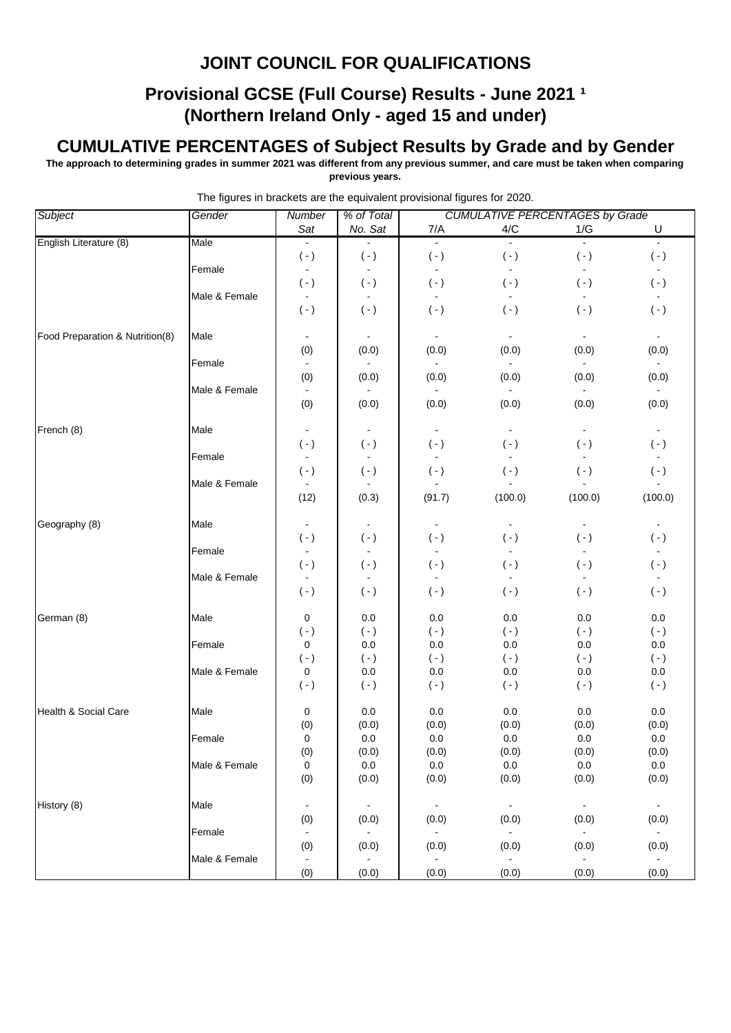# JOINT COUNCIL FOR QUALIFICATIONS

## Provisional GCSE (Full Course) Results - June 2021 [1]
## (Northern Ireland Only - aged 15 and under)

## CUMULATIVE PERCENTAGES of Subject Results by Grade and by Gender

**The approach to determining grades in summer 2021 was different from any previous summer, and care must be taken when comparing previous years.**

The figures in brackets are the equivalent provisional figures for 2020.

| Subject | Gender | Number Sat | % of Total No. Sat | CUMULATIVE PERCENTAGES by Grade 7/A | 4/C | 1/G | U |
|---|---|---|---|---|---|---|---|
| English Literature (8) | Male | - | - | - | - | - | - |
| | | ( - ) | ( - ) | ( - ) | ( - ) | ( - ) | ( - ) |
| | Female | - | - | - | - | - | - |
| | | ( - ) | ( - ) | ( - ) | ( - ) | ( - ) | ( - ) |
| | Male & Female | - | - | - | - | - | - |
| | | ( - ) | ( - ) | ( - ) | ( - ) | ( - ) | ( - ) |
| Food Preparation & Nutrition(8) | Male | - | - | - | - | - | - |
| | | (0) | (0.0) | (0.0) | (0.0) | (0.0) | (0.0) |
| | Female | - | - | - | - | - | - |
| | | (0) | (0.0) | (0.0) | (0.0) | (0.0) | (0.0) |
| | Male & Female | - | - | - | - | - | - |
| | | (0) | (0.0) | (0.0) | (0.0) | (0.0) | (0.0) |
| French (8) | Male | - | - | - | - | - | - |
| | | ( - ) | ( - ) | ( - ) | ( - ) | ( - ) | ( - ) |
| | Female | - | - | - | - | - | - |
| | | ( - ) | ( - ) | ( - ) | ( - ) | ( - ) | ( - ) |
| | Male & Female | - | - | - | - | - | - |
| | | (12) | (0.3) | (91.7) | (100.0) | (100.0) | (100.0) |
| Geography (8) | Male | - | - | - | - | - | - |
| | | ( - ) | ( - ) | ( - ) | ( - ) | ( - ) | ( - ) |
| | Female | - | - | - | - | - | - |
| | | ( - ) | ( - ) | ( - ) | ( - ) | ( - ) | ( - ) |
| | Male & Female | - | - | - | - | - | - |
| | | ( - ) | ( - ) | ( - ) | ( - ) | ( - ) | ( - ) |
| German (8) | Male | 0 | 0.0 | 0.0 | 0.0 | 0.0 | 0.0 |
| | | ( - ) | ( - ) | ( - ) | ( - ) | ( - ) | ( - ) |
| | Female | 0 | 0.0 | 0.0 | 0.0 | 0.0 | 0.0 |
| | | ( - ) | ( - ) | ( - ) | ( - ) | ( - ) | ( - ) |
| | Male & Female | 0 | 0.0 | 0.0 | 0.0 | 0.0 | 0.0 |
| | | ( - ) | ( - ) | ( - ) | ( - ) | ( - ) | ( - ) |
| Health & Social Care | Male | 0 | 0.0 | 0.0 | 0.0 | 0.0 | 0.0 |
| | | (0) | (0.0) | (0.0) | (0.0) | (0.0) | (0.0) |
| | Female | 0 | 0.0 | 0.0 | 0.0 | 0.0 | 0.0 |
| | | (0) | (0.0) | (0.0) | (0.0) | (0.0) | (0.0) |
| | Male & Female | 0 | 0.0 | 0.0 | 0.0 | 0.0 | 0.0 |
| | | (0) | (0.0) | (0.0) | (0.0) | (0.0) | (0.0) |
| History (8) | Male | - | - | - | - | - | - |
| | | (0) | (0.0) | (0.0) | (0.0) | (0.0) | (0.0) |
| | Female | - | - | - | - | - | - |
| | | (0) | (0.0) | (0.0) | (0.0) | (0.0) | (0.0) |
| | Male & Female | - | - | - | - | - | - |
| | | (0) | (0.0) | (0.0) | (0.0) | (0.0) | (0.0) |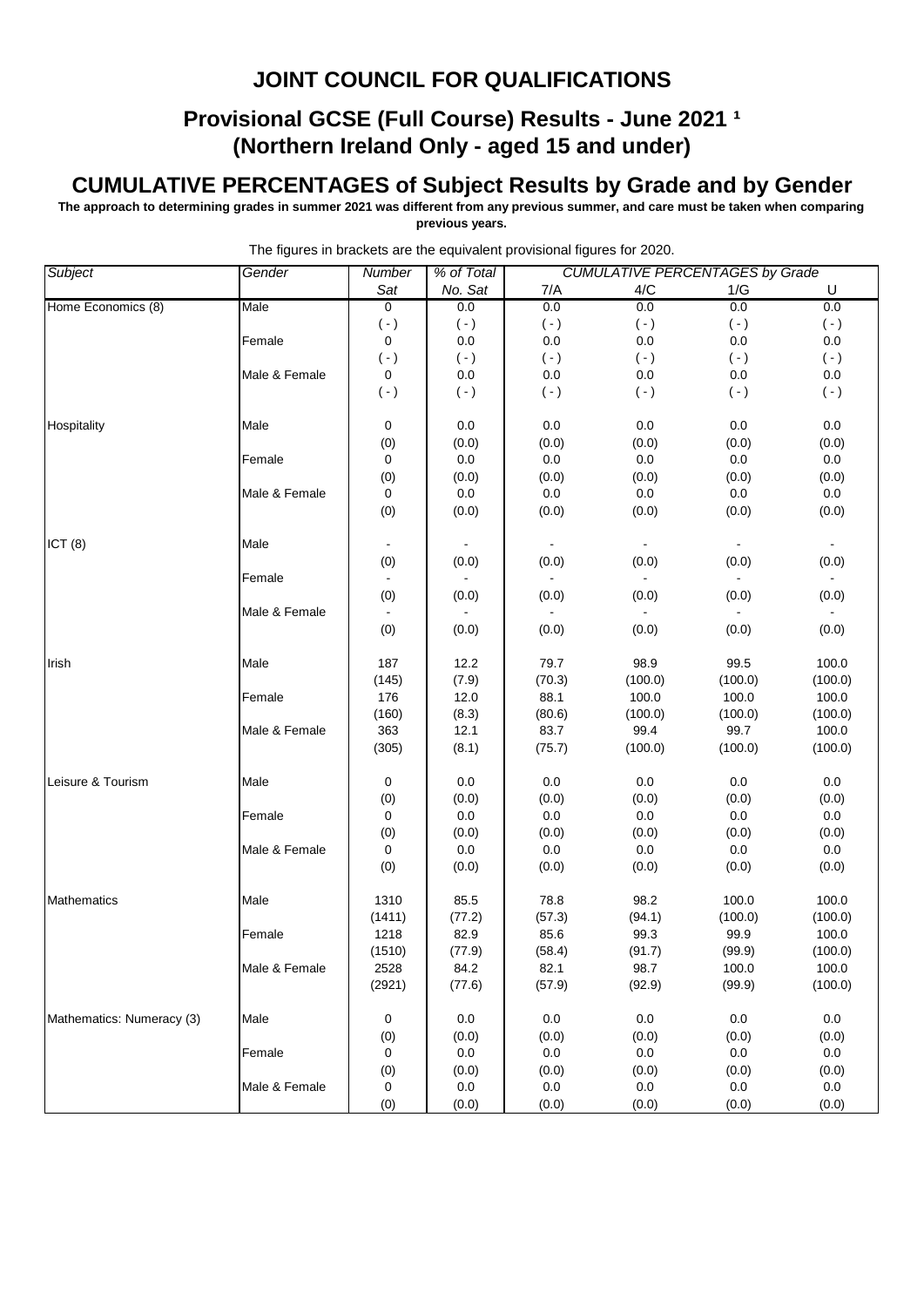# JOINT COUNCIL FOR QUALIFICATIONS

## Provisional GCSE (Full Course) Results - June 2021 ¹
## (Northern Ireland Only - aged 15 and under)

## CUMULATIVE PERCENTAGES of Subject Results by Grade and by Gender

**The approach to determining grades in summer 2021 was different from any previous summer, and care must be taken when comparing previous years.**

The figures in brackets are the equivalent provisional figures for 2020.

| *Subject* | *Gender* | *Number Sat* | *% of Total No. Sat* | *CUMULATIVE PERCENTAGES by Grade* 7/A | 4/C | 1/G | U |
|---|---|---|---|---|---|---|---|
| Home Economics (8) | Male | 0 | 0.0 | 0.0 | 0.0 | 0.0 | 0.0 |
| | | ( - ) | ( - ) | ( - ) | ( - ) | ( - ) | ( - ) |
| | Female | 0 | 0.0 | 0.0 | 0.0 | 0.0 | 0.0 |
| | | ( - ) | ( - ) | ( - ) | ( - ) | ( - ) | ( - ) |
| | Male & Female | 0 | 0.0 | 0.0 | 0.0 | 0.0 | 0.0 |
| | | ( - ) | ( - ) | ( - ) | ( - ) | ( - ) | ( - ) |
| Hospitality | Male | 0 | 0.0 | 0.0 | 0.0 | 0.0 | 0.0 |
| | | (0) | (0.0) | (0.0) | (0.0) | (0.0) | (0.0) |
| | Female | 0 | 0.0 | 0.0 | 0.0 | 0.0 | 0.0 |
| | | (0) | (0.0) | (0.0) | (0.0) | (0.0) | (0.0) |
| | Male & Female | 0 | 0.0 | 0.0 | 0.0 | 0.0 | 0.0 |
| | | (0) | (0.0) | (0.0) | (0.0) | (0.0) | (0.0) |
| ICT (8) | Male | - | - | - | - | - | - |
| | | (0) | (0.0) | (0.0) | (0.0) | (0.0) | (0.0) |
| | Female | - | - | - | - | - | - |
| | | (0) | (0.0) | (0.0) | (0.0) | (0.0) | (0.0) |
| | Male & Female | - | - | - | - | - | - |
| | | (0) | (0.0) | (0.0) | (0.0) | (0.0) | (0.0) |
| Irish | Male | 187 | 12.2 | 79.7 | 98.9 | 99.5 | 100.0 |
| | | (145) | (7.9) | (70.3) | (100.0) | (100.0) | (100.0) |
| | Female | 176 | 12.0 | 88.1 | 100.0 | 100.0 | 100.0 |
| | | (160) | (8.3) | (80.6) | (100.0) | (100.0) | (100.0) |
| | Male & Female | 363 | 12.1 | 83.7 | 99.4 | 99.7 | 100.0 |
| | | (305) | (8.1) | (75.7) | (100.0) | (100.0) | (100.0) |
| Leisure & Tourism | Male | 0 | 0.0 | 0.0 | 0.0 | 0.0 | 0.0 |
| | | (0) | (0.0) | (0.0) | (0.0) | (0.0) | (0.0) |
| | Female | 0 | 0.0 | 0.0 | 0.0 | 0.0 | 0.0 |
| | | (0) | (0.0) | (0.0) | (0.0) | (0.0) | (0.0) |
| | Male & Female | 0 | 0.0 | 0.0 | 0.0 | 0.0 | 0.0 |
| | | (0) | (0.0) | (0.0) | (0.0) | (0.0) | (0.0) |
| Mathematics | Male | 1310 | 85.5 | 78.8 | 98.2 | 100.0 | 100.0 |
| | | (1411) | (77.2) | (57.3) | (94.1) | (100.0) | (100.0) |
| | Female | 1218 | 82.9 | 85.6 | 99.3 | 99.9 | 100.0 |
| | | (1510) | (77.9) | (58.4) | (91.7) | (99.9) | (100.0) |
| | Male & Female | 2528 | 84.2 | 82.1 | 98.7 | 100.0 | 100.0 |
| | | (2921) | (77.6) | (57.9) | (92.9) | (99.9) | (100.0) |
| Mathematics: Numeracy (3) | Male | 0 | 0.0 | 0.0 | 0.0 | 0.0 | 0.0 |
| | | (0) | (0.0) | (0.0) | (0.0) | (0.0) | (0.0) |
| | Female | 0 | 0.0 | 0.0 | 0.0 | 0.0 | 0.0 |
| | | (0) | (0.0) | (0.0) | (0.0) | (0.0) | (0.0) |
| | Male & Female | 0 | 0.0 | 0.0 | 0.0 | 0.0 | 0.0 |
| | | (0) | (0.0) | (0.0) | (0.0) | (0.0) | (0.0) |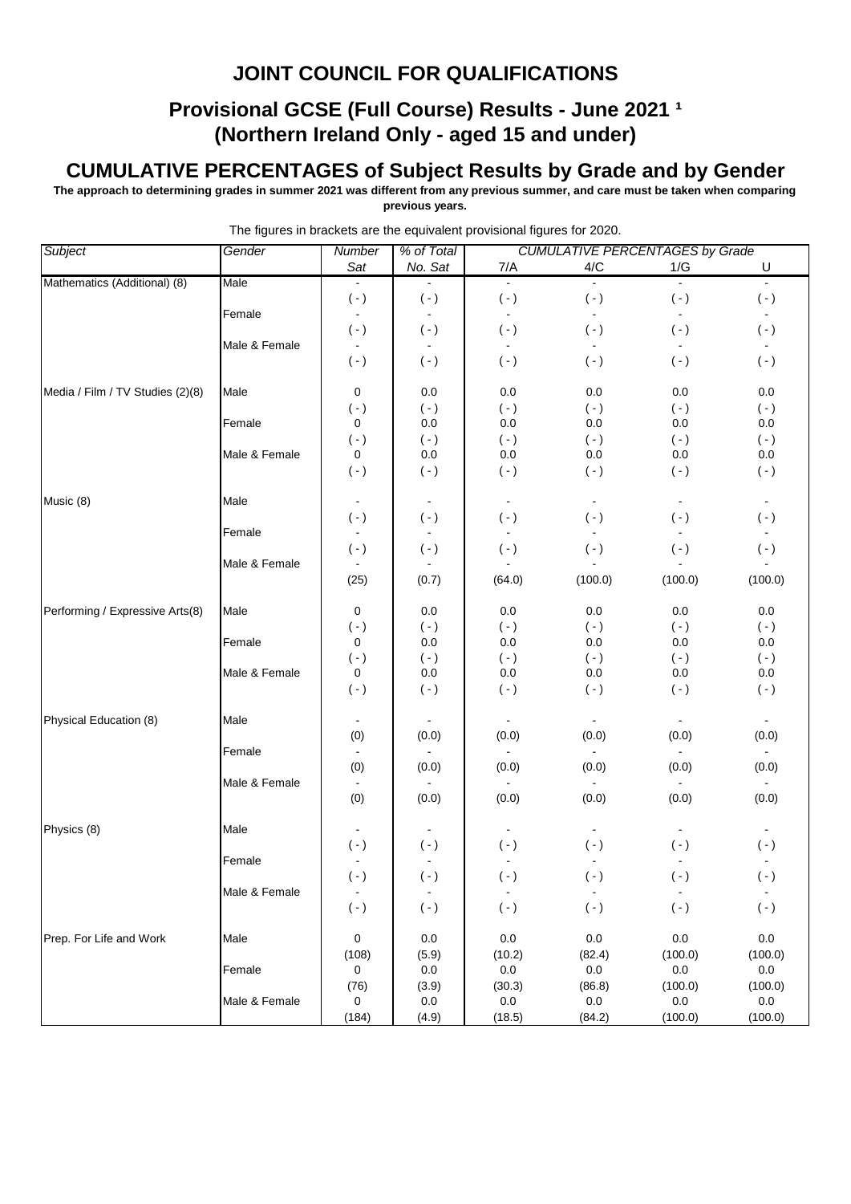# JOINT COUNCIL FOR QUALIFICATIONS

## Provisional GCSE (Full Course) Results - June 2021 ¹
## (Northern Ireland Only - aged 15 and under)

## CUMULATIVE PERCENTAGES of Subject Results by Grade and by Gender

**The approach to determining grades in summer 2021 was different from any previous summer, and care must be taken when comparing previous years.**

The figures in brackets are the equivalent provisional figures for 2020.

| *Subject* | *Gender* | *Number Sat* | *% of Total No. Sat* | *CUMULATIVE PERCENTAGES by Grade* 7/A | 4/C | 1/G | U |
|---|---|---|---|---|---|---|---|
| Mathematics (Additional) (8) | Male | - | - | - | - | - | - |
| | | ( - ) | ( - ) | ( - ) | ( - ) | ( - ) | ( - ) |
| | Female | - | - | - | - | - | - |
| | | ( - ) | ( - ) | ( - ) | ( - ) | ( - ) | ( - ) |
| | Male & Female | - | - | - | - | - | - |
| | | ( - ) | ( - ) | ( - ) | ( - ) | ( - ) | ( - ) |
| Media / Film / TV Studies (2)(8) | Male | 0 | 0.0 | 0.0 | 0.0 | 0.0 | 0.0 |
| | | ( - ) | ( - ) | ( - ) | ( - ) | ( - ) | ( - ) |
| | Female | 0 | 0.0 | 0.0 | 0.0 | 0.0 | 0.0 |
| | | ( - ) | ( - ) | ( - ) | ( - ) | ( - ) | ( - ) |
| | Male & Female | 0 | 0.0 | 0.0 | 0.0 | 0.0 | 0.0 |
| | | ( - ) | ( - ) | ( - ) | ( - ) | ( - ) | ( - ) |
| Music (8) | Male | - | - | - | - | - | - |
| | | ( - ) | ( - ) | ( - ) | ( - ) | ( - ) | ( - ) |
| | Female | - | - | - | - | - | - |
| | | ( - ) | ( - ) | ( - ) | ( - ) | ( - ) | ( - ) |
| | Male & Female | - | - | - | - | - | - |
| | | (25) | (0.7) | (64.0) | (100.0) | (100.0) | (100.0) |
| Performing / Expressive Arts(8) | Male | 0 | 0.0 | 0.0 | 0.0 | 0.0 | 0.0 |
| | | ( - ) | ( - ) | ( - ) | ( - ) | ( - ) | ( - ) |
| | Female | 0 | 0.0 | 0.0 | 0.0 | 0.0 | 0.0 |
| | | ( - ) | ( - ) | ( - ) | ( - ) | ( - ) | ( - ) |
| | Male & Female | 0 | 0.0 | 0.0 | 0.0 | 0.0 | 0.0 |
| | | ( - ) | ( - ) | ( - ) | ( - ) | ( - ) | ( - ) |
| Physical Education (8) | Male | - | - | - | - | - | - |
| | | (0) | (0.0) | (0.0) | (0.0) | (0.0) | (0.0) |
| | Female | - | - | - | - | - | - |
| | | (0) | (0.0) | (0.0) | (0.0) | (0.0) | (0.0) |
| | Male & Female | - | - | - | - | - | - |
| | | (0) | (0.0) | (0.0) | (0.0) | (0.0) | (0.0) |
| Physics (8) | Male | - | - | - | - | - | - |
| | | ( - ) | ( - ) | ( - ) | ( - ) | ( - ) | ( - ) |
| | Female | - | - | - | - | - | - |
| | | ( - ) | ( - ) | ( - ) | ( - ) | ( - ) | ( - ) |
| | Male & Female | - | - | - | - | - | - |
| | | ( - ) | ( - ) | ( - ) | ( - ) | ( - ) | ( - ) |
| Prep. For Life and Work | Male | 0 | 0.0 | 0.0 | 0.0 | 0.0 | 0.0 |
| | | (108) | (5.9) | (10.2) | (82.4) | (100.0) | (100.0) |
| | Female | 0 | 0.0 | 0.0 | 0.0 | 0.0 | 0.0 |
| | | (76) | (3.9) | (30.3) | (86.8) | (100.0) | (100.0) |
| | Male & Female | 0 | 0.0 | 0.0 | 0.0 | 0.0 | 0.0 |
| | | (184) | (4.9) | (18.5) | (84.2) | (100.0) | (100.0) |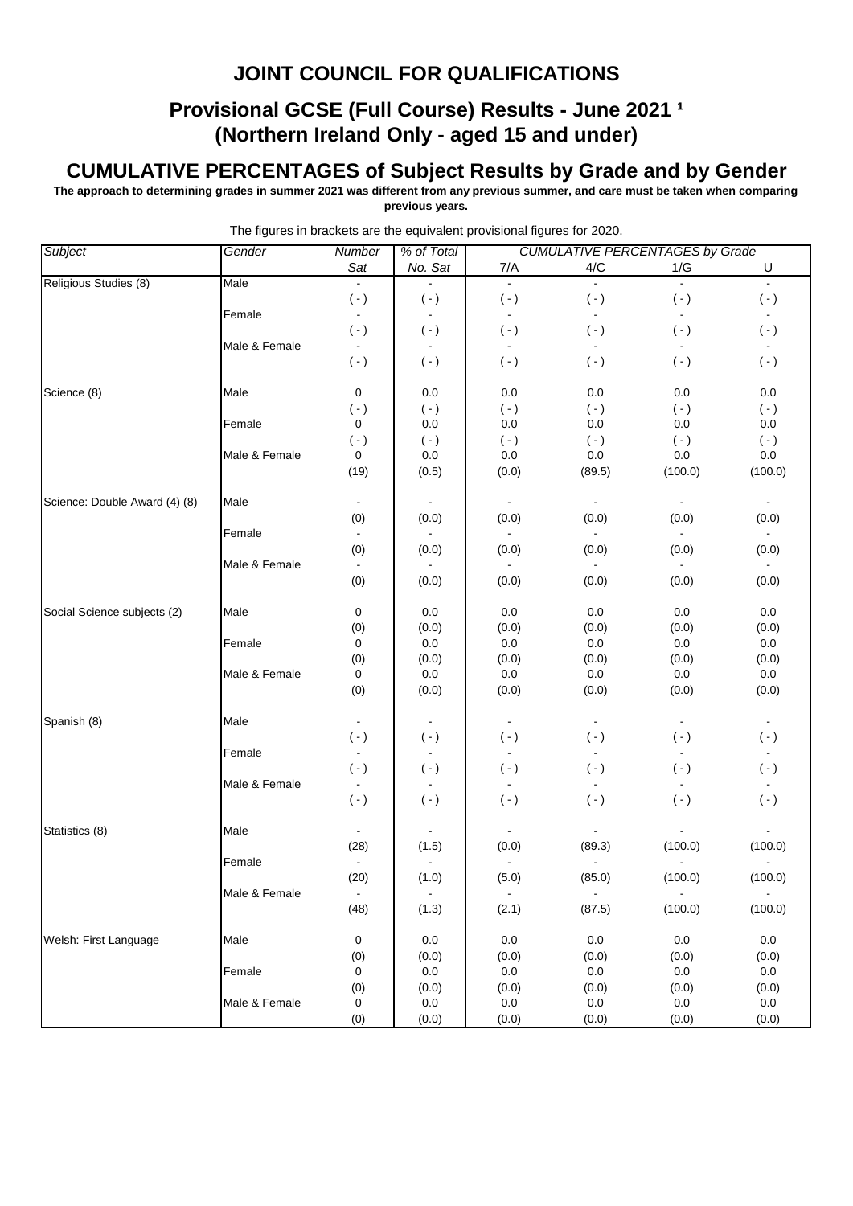# JOINT COUNCIL FOR QUALIFICATIONS

## Provisional GCSE (Full Course) Results - June 2021 ¹
## (Northern Ireland Only - aged 15 and under)

## CUMULATIVE PERCENTAGES of Subject Results by Grade and by Gender

**The approach to determining grades in summer 2021 was different from any previous summer, and care must be taken when comparing previous years.**

The figures in brackets are the equivalent provisional figures for 2020.

| *Subject* | *Gender* | *Number Sat* | *% of Total No. Sat* | *CUMULATIVE PERCENTAGES by Grade* 7/A | 4/C | 1/G | U |
|---|---|---|---|---|---|---|---|
| Religious Studies (8) | Male | - | - | - | - | - | - |
| | | ( - ) | ( - ) | ( - ) | ( - ) | ( - ) | ( - ) |
| | Female | - | - | - | - | - | - |
| | | ( - ) | ( - ) | ( - ) | ( - ) | ( - ) | ( - ) |
| | Male & Female | - | - | - | - | - | - |
| | | ( - ) | ( - ) | ( - ) | ( - ) | ( - ) | ( - ) |
| Science (8) | Male | 0 | 0.0 | 0.0 | 0.0 | 0.0 | 0.0 |
| | | ( - ) | ( - ) | ( - ) | ( - ) | ( - ) | ( - ) |
| | Female | 0 | 0.0 | 0.0 | 0.0 | 0.0 | 0.0 |
| | | ( - ) | ( - ) | ( - ) | ( - ) | ( - ) | ( - ) |
| | Male & Female | 0 | 0.0 | 0.0 | 0.0 | 0.0 | 0.0 |
| | | (19) | (0.5) | (0.0) | (89.5) | (100.0) | (100.0) |
| Science: Double Award (4) (8) | Male | - | - | - | - | - | - |
| | | (0) | (0.0) | (0.0) | (0.0) | (0.0) | (0.0) |
| | Female | - | - | - | - | - | - |
| | | (0) | (0.0) | (0.0) | (0.0) | (0.0) | (0.0) |
| | Male & Female | - | - | - | - | - | - |
| | | (0) | (0.0) | (0.0) | (0.0) | (0.0) | (0.0) |
| Social Science subjects (2) | Male | 0 | 0.0 | 0.0 | 0.0 | 0.0 | 0.0 |
| | | (0) | (0.0) | (0.0) | (0.0) | (0.0) | (0.0) |
| | Female | 0 | 0.0 | 0.0 | 0.0 | 0.0 | 0.0 |
| | | (0) | (0.0) | (0.0) | (0.0) | (0.0) | (0.0) |
| | Male & Female | 0 | 0.0 | 0.0 | 0.0 | 0.0 | 0.0 |
| | | (0) | (0.0) | (0.0) | (0.0) | (0.0) | (0.0) |
| Spanish (8) | Male | - | - | - | - | - | - |
| | | ( - ) | ( - ) | ( - ) | ( - ) | ( - ) | ( - ) |
| | Female | - | - | - | - | - | - |
| | | ( - ) | ( - ) | ( - ) | ( - ) | ( - ) | ( - ) |
| | Male & Female | - | - | - | - | - | - |
| | | ( - ) | ( - ) | ( - ) | ( - ) | ( - ) | ( - ) |
| Statistics (8) | Male | - | - | - | - | - | - |
| | | (28) | (1.5) | (0.0) | (89.3) | (100.0) | (100.0) |
| | Female | - | - | - | - | - | - |
| | | (20) | (1.0) | (5.0) | (85.0) | (100.0) | (100.0) |
| | Male & Female | - | - | - | - | - | - |
| | | (48) | (1.3) | (2.1) | (87.5) | (100.0) | (100.0) |
| Welsh: First Language | Male | 0 | 0.0 | 0.0 | 0.0 | 0.0 | 0.0 |
| | | (0) | (0.0) | (0.0) | (0.0) | (0.0) | (0.0) |
| | Female | 0 | 0.0 | 0.0 | 0.0 | 0.0 | 0.0 |
| | | (0) | (0.0) | (0.0) | (0.0) | (0.0) | (0.0) |
| | Male & Female | 0 | 0.0 | 0.0 | 0.0 | 0.0 | 0.0 |
| | | (0) | (0.0) | (0.0) | (0.0) | (0.0) | (0.0) |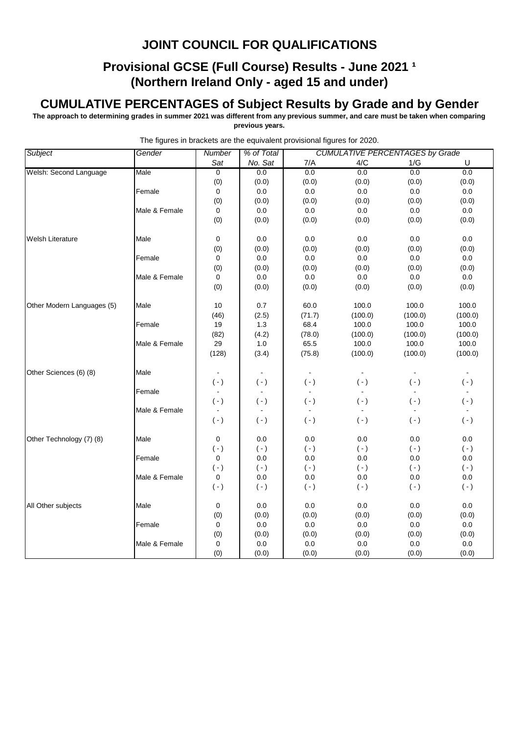# JOINT COUNCIL FOR QUALIFICATIONS

## Provisional GCSE (Full Course) Results - June 2021 [1]
## (Northern Ireland Only - aged 15 and under)

## CUMULATIVE PERCENTAGES of Subject Results by Grade and by Gender

**The approach to determining grades in summer 2021 was different from any previous summer, and care must be taken when comparing previous years.**

The figures in brackets are the equivalent provisional figures for 2020.

| *Subject* | *Gender* | *Number Sat* | *% of Total No. Sat* | *CUMULATIVE PERCENTAGES by Grade* 7/A | 4/C | 1/G | U |
|---|---|---|---|---|---|---|---|
| Welsh: Second Language | Male | 0 | 0.0 | 0.0 | 0.0 | 0.0 | 0.0 |
| | | (0) | (0.0) | (0.0) | (0.0) | (0.0) | (0.0) |
| | Female | 0 | 0.0 | 0.0 | 0.0 | 0.0 | 0.0 |
| | | (0) | (0.0) | (0.0) | (0.0) | (0.0) | (0.0) |
| | Male & Female | 0 | 0.0 | 0.0 | 0.0 | 0.0 | 0.0 |
| | | (0) | (0.0) | (0.0) | (0.0) | (0.0) | (0.0) |
| Welsh Literature | Male | 0 | 0.0 | 0.0 | 0.0 | 0.0 | 0.0 |
| | | (0) | (0.0) | (0.0) | (0.0) | (0.0) | (0.0) |
| | Female | 0 | 0.0 | 0.0 | 0.0 | 0.0 | 0.0 |
| | | (0) | (0.0) | (0.0) | (0.0) | (0.0) | (0.0) |
| | Male & Female | 0 | 0.0 | 0.0 | 0.0 | 0.0 | 0.0 |
| | | (0) | (0.0) | (0.0) | (0.0) | (0.0) | (0.0) |
| Other Modern Languages (5) | Male | 10 | 0.7 | 60.0 | 100.0 | 100.0 | 100.0 |
| | | (46) | (2.5) | (71.7) | (100.0) | (100.0) | (100.0) |
| | Female | 19 | 1.3 | 68.4 | 100.0 | 100.0 | 100.0 |
| | | (82) | (4.2) | (78.0) | (100.0) | (100.0) | (100.0) |
| | Male & Female | 29 | 1.0 | 65.5 | 100.0 | 100.0 | 100.0 |
| | | (128) | (3.4) | (75.8) | (100.0) | (100.0) | (100.0) |
| Other Sciences (6) (8) | Male | - | - | - | - | - | - |
| | | ( - ) | ( - ) | ( - ) | ( - ) | ( - ) | ( - ) |
| | Female | - | - | - | - | - | - |
| | | ( - ) | ( - ) | ( - ) | ( - ) | ( - ) | ( - ) |
| | Male & Female | - | - | - | - | - | - |
| | | ( - ) | ( - ) | ( - ) | ( - ) | ( - ) | ( - ) |
| Other Technology (7) (8) | Male | 0 | 0.0 | 0.0 | 0.0 | 0.0 | 0.0 |
| | | ( - ) | ( - ) | ( - ) | ( - ) | ( - ) | ( - ) |
| | Female | 0 | 0.0 | 0.0 | 0.0 | 0.0 | 0.0 |
| | | ( - ) | ( - ) | ( - ) | ( - ) | ( - ) | ( - ) |
| | Male & Female | 0 | 0.0 | 0.0 | 0.0 | 0.0 | 0.0 |
| | | ( - ) | ( - ) | ( - ) | ( - ) | ( - ) | ( - ) |
| All Other subjects | Male | 0 | 0.0 | 0.0 | 0.0 | 0.0 | 0.0 |
| | | (0) | (0.0) | (0.0) | (0.0) | (0.0) | (0.0) |
| | Female | 0 | 0.0 | 0.0 | 0.0 | 0.0 | 0.0 |
| | | (0) | (0.0) | (0.0) | (0.0) | (0.0) | (0.0) |
| | Male & Female | 0 | 0.0 | 0.0 | 0.0 | 0.0 | 0.0 |
| | | (0) | (0.0) | (0.0) | (0.0) | (0.0) | (0.0) |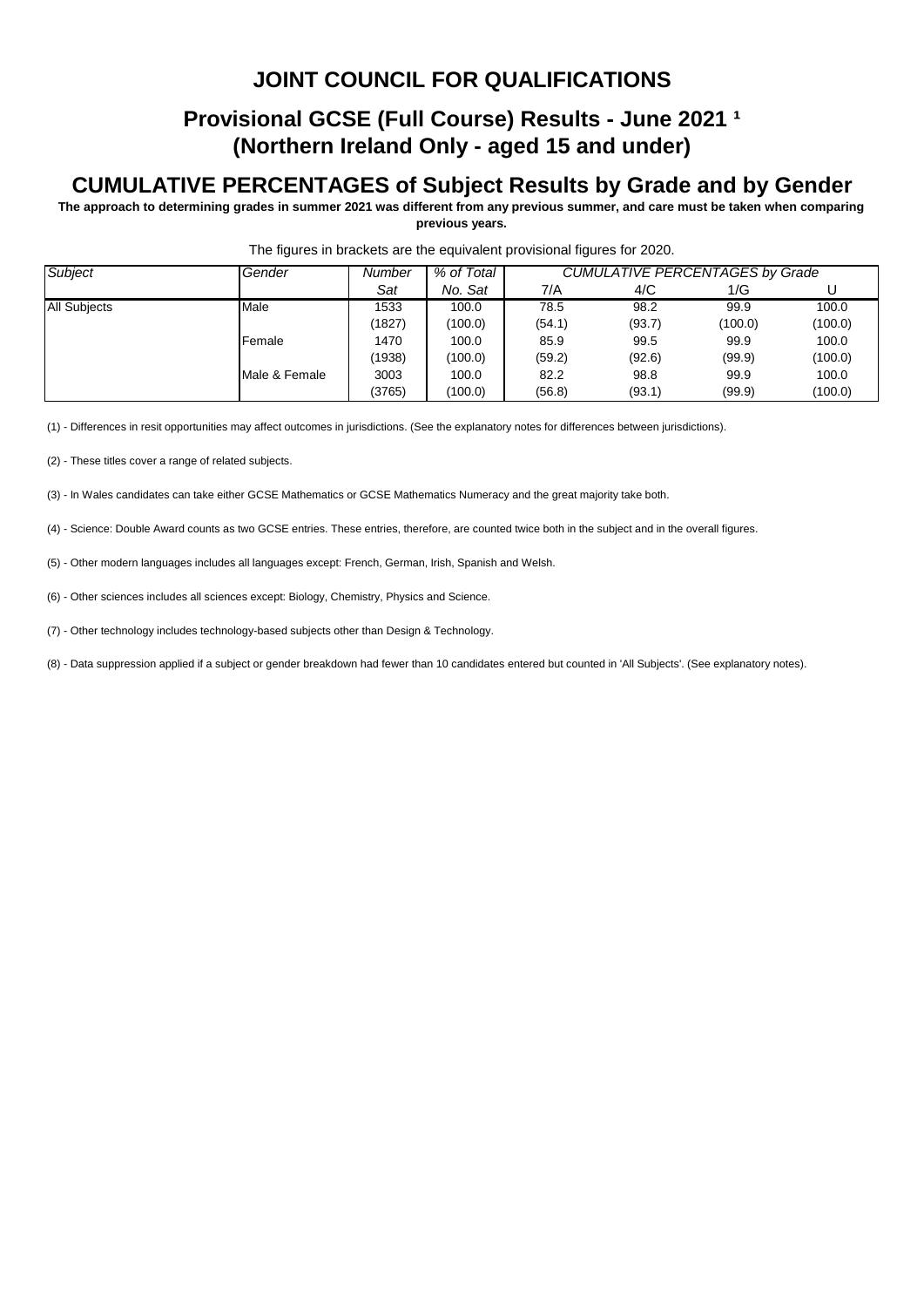# JOINT COUNCIL FOR QUALIFICATIONS

## Provisional GCSE (Full Course) Results - June 2021 [1]
## (Northern Ireland Only - aged 15 and under)

## CUMULATIVE PERCENTAGES of Subject Results by Grade and by Gender

**The approach to determining grades in summer 2021 was different from any previous summer, and care must be taken when comparing previous years.**

The figures in brackets are the equivalent provisional figures for 2020.

| *Subject* | *Gender* | *Number Sat* | *% of Total No. Sat* | *CUMULATIVE PERCENTAGES by Grade* 7/A | 4/C | 1/G | U |
|---|---|---|---|---|---|---|---|
| All Subjects | Male | 1533 | 100.0 | 78.5 | 98.2 | 99.9 | 100.0 |
| | | (1827) | (100.0) | (54.1) | (93.7) | (100.0) | (100.0) |
| | Female | 1470 | 100.0 | 85.9 | 99.5 | 99.9 | 100.0 |
| | | (1938) | (100.0) | (59.2) | (92.6) | (99.9) | (100.0) |
| | Male & Female | 3003 | 100.0 | 82.2 | 98.8 | 99.9 | 100.0 |
| | | (3765) | (100.0) | (56.8) | (93.1) | (99.9) | (100.0) |

(1) - Differences in resit opportunities may affect outcomes in jurisdictions. (See the explanatory notes for differences between jurisdictions).

(2) - These titles cover a range of related subjects.

(3) - In Wales candidates can take either GCSE Mathematics or GCSE Mathematics Numeracy and the great majority take both.

(4) - Science: Double Award counts as two GCSE entries. These entries, therefore, are counted twice both in the subject and in the overall figures.

(5) - Other modern languages includes all languages except: French, German, Irish, Spanish and Welsh.

(6) - Other sciences includes all sciences except: Biology, Chemistry, Physics and Science.

(7) - Other technology includes technology-based subjects other than Design & Technology.

(8) - Data suppression applied if a subject or gender breakdown had fewer than 10 candidates entered but counted in 'All Subjects'. (See explanatory notes).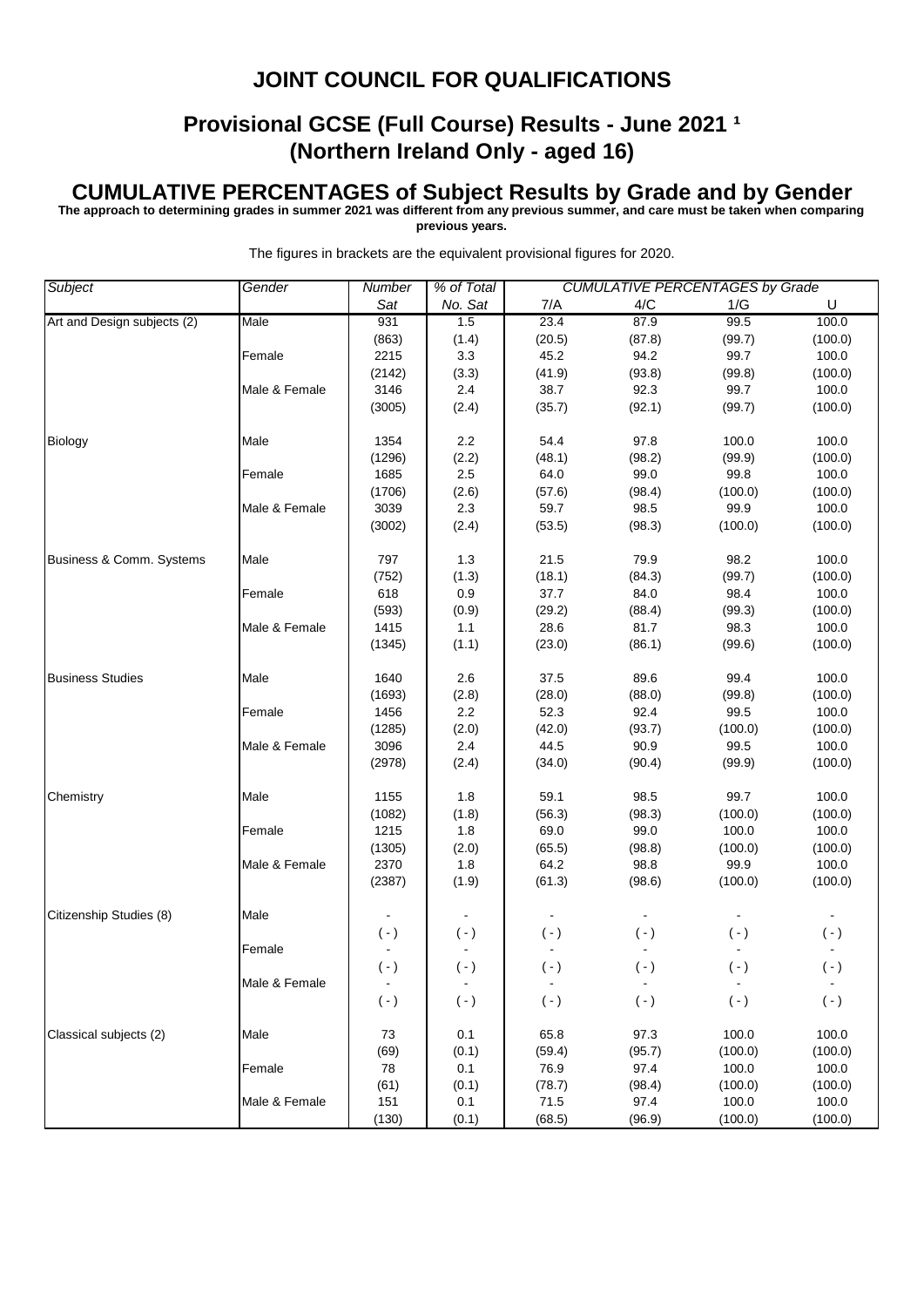# JOINT COUNCIL FOR QUALIFICATIONS

## Provisional GCSE (Full Course) Results - June 2021 [1]
## (Northern Ireland Only - aged 16)

### CUMULATIVE PERCENTAGES of Subject Results by Grade and by Gender

**The approach to determining grades in summer 2021 was different from any previous summer, and care must be taken when comparing previous years.**

The figures in brackets are the equivalent provisional figures for 2020.

| Subject | Gender | Number Sat | % of Total No. Sat | CUMULATIVE PERCENTAGES by Grade 7/A | 4/C | 1/G | U |
|---|---|---|---|---|---|---|---|
| Art and Design subjects (2) | Male | 931 | 1.5 | 23.4 | 87.9 | 99.5 | 100.0 |
| | | (863) | (1.4) | (20.5) | (87.8) | (99.7) | (100.0) |
| | Female | 2215 | 3.3 | 45.2 | 94.2 | 99.7 | 100.0 |
| | | (2142) | (3.3) | (41.9) | (93.8) | (99.8) | (100.0) |
| | Male & Female | 3146 | 2.4 | 38.7 | 92.3 | 99.7 | 100.0 |
| | | (3005) | (2.4) | (35.7) | (92.1) | (99.7) | (100.0) |
| Biology | Male | 1354 | 2.2 | 54.4 | 97.8 | 100.0 | 100.0 |
| | | (1296) | (2.2) | (48.1) | (98.2) | (99.9) | (100.0) |
| | Female | 1685 | 2.5 | 64.0 | 99.0 | 99.8 | 100.0 |
| | | (1706) | (2.6) | (57.6) | (98.4) | (100.0) | (100.0) |
| | Male & Female | 3039 | 2.3 | 59.7 | 98.5 | 99.9 | 100.0 |
| | | (3002) | (2.4) | (53.5) | (98.3) | (100.0) | (100.0) |
| Business & Comm. Systems | Male | 797 | 1.3 | 21.5 | 79.9 | 98.2 | 100.0 |
| | | (752) | (1.3) | (18.1) | (84.3) | (99.7) | (100.0) |
| | Female | 618 | 0.9 | 37.7 | 84.0 | 98.4 | 100.0 |
| | | (593) | (0.9) | (29.2) | (88.4) | (99.3) | (100.0) |
| | Male & Female | 1415 | 1.1 | 28.6 | 81.7 | 98.3 | 100.0 |
| | | (1345) | (1.1) | (23.0) | (86.1) | (99.6) | (100.0) |
| Business Studies | Male | 1640 | 2.6 | 37.5 | 89.6 | 99.4 | 100.0 |
| | | (1693) | (2.8) | (28.0) | (88.0) | (99.8) | (100.0) |
| | Female | 1456 | 2.2 | 52.3 | 92.4 | 99.5 | 100.0 |
| | | (1285) | (2.0) | (42.0) | (93.7) | (100.0) | (100.0) |
| | Male & Female | 3096 | 2.4 | 44.5 | 90.9 | 99.5 | 100.0 |
| | | (2978) | (2.4) | (34.0) | (90.4) | (99.9) | (100.0) |
| Chemistry | Male | 1155 | 1.8 | 59.1 | 98.5 | 99.7 | 100.0 |
| | | (1082) | (1.8) | (56.3) | (98.3) | (100.0) | (100.0) |
| | Female | 1215 | 1.8 | 69.0 | 99.0 | 100.0 | 100.0 |
| | | (1305) | (2.0) | (65.5) | (98.8) | (100.0) | (100.0) |
| | Male & Female | 2370 | 1.8 | 64.2 | 98.8 | 99.9 | 100.0 |
| | | (2387) | (1.9) | (61.3) | (98.6) | (100.0) | (100.0) |
| Citizenship Studies (8) | Male | - | - | - | - | - | - |
| | | ( - ) | ( - ) | ( - ) | ( - ) | ( - ) | ( - ) |
| | Female | - | - | - | - | - | - |
| | | ( - ) | ( - ) | ( - ) | ( - ) | ( - ) | ( - ) |
| | Male & Female | - | - | - | - | - | - |
| | | ( - ) | ( - ) | ( - ) | ( - ) | ( - ) | ( - ) |
| Classical subjects (2) | Male | 73 | 0.1 | 65.8 | 97.3 | 100.0 | 100.0 |
| | | (69) | (0.1) | (59.4) | (95.7) | (100.0) | (100.0) |
| | Female | 78 | 0.1 | 76.9 | 97.4 | 100.0 | 100.0 |
| | | (61) | (0.1) | (78.7) | (98.4) | (100.0) | (100.0) |
| | Male & Female | 151 | 0.1 | 71.5 | 97.4 | 100.0 | 100.0 |
| | | (130) | (0.1) | (68.5) | (96.9) | (100.0) | (100.0) |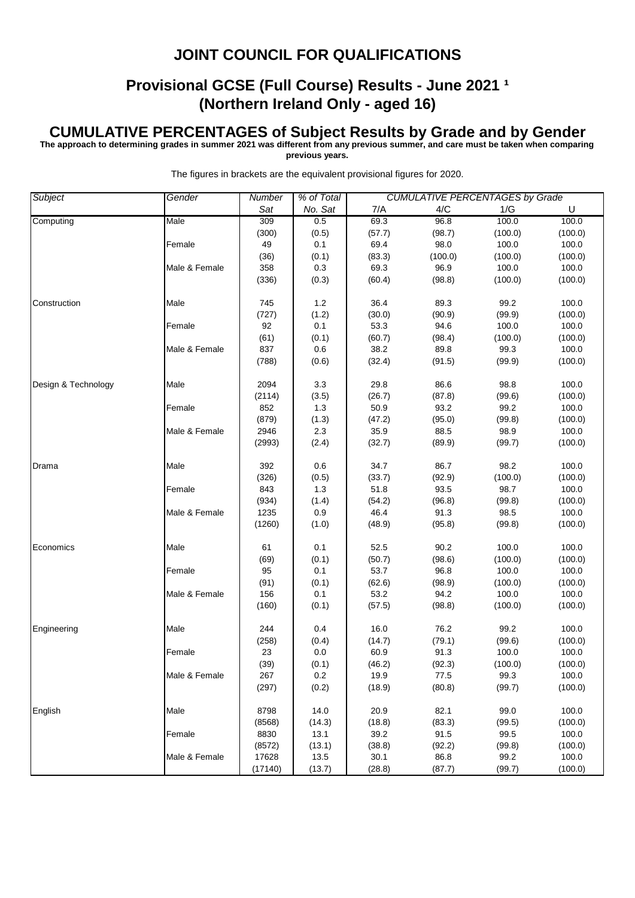# JOINT COUNCIL FOR QUALIFICATIONS

## Provisional GCSE (Full Course) Results - June 2021 [1]
## (Northern Ireland Only - aged 16)

## CUMULATIVE PERCENTAGES of Subject Results by Grade and by Gender

**The approach to determining grades in summer 2021 was different from any previous summer, and care must be taken when comparing previous years.**

The figures in brackets are the equivalent provisional figures for 2020.

| Subject | Gender | Number Sat | % of Total No. Sat | 7/A | 4/C | 1/G | U |
|---|---|---|---|---|---|---|---|
| Computing | Male | 309 | 0.5 | 69.3 | 96.8 | 100.0 | 100.0 |
| | | (300) | (0.5) | (57.7) | (98.7) | (100.0) | (100.0) |
| | Female | 49 | 0.1 | 69.4 | 98.0 | 100.0 | 100.0 |
| | | (36) | (0.1) | (83.3) | (100.0) | (100.0) | (100.0) |
| | Male & Female | 358 | 0.3 | 69.3 | 96.9 | 100.0 | 100.0 |
| | | (336) | (0.3) | (60.4) | (98.8) | (100.0) | (100.0) |
| Construction | Male | 745 | 1.2 | 36.4 | 89.3 | 99.2 | 100.0 |
| | | (727) | (1.2) | (30.0) | (90.9) | (99.9) | (100.0) |
| | Female | 92 | 0.1 | 53.3 | 94.6 | 100.0 | 100.0 |
| | | (61) | (0.1) | (60.7) | (98.4) | (100.0) | (100.0) |
| | Male & Female | 837 | 0.6 | 38.2 | 89.8 | 99.3 | 100.0 |
| | | (788) | (0.6) | (32.4) | (91.5) | (99.9) | (100.0) |
| Design & Technology | Male | 2094 | 3.3 | 29.8 | 86.6 | 98.8 | 100.0 |
| | | (2114) | (3.5) | (26.7) | (87.8) | (99.6) | (100.0) |
| | Female | 852 | 1.3 | 50.9 | 93.2 | 99.2 | 100.0 |
| | | (879) | (1.3) | (47.2) | (95.0) | (99.8) | (100.0) |
| | Male & Female | 2946 | 2.3 | 35.9 | 88.5 | 98.9 | 100.0 |
| | | (2993) | (2.4) | (32.7) | (89.9) | (99.7) | (100.0) |
| Drama | Male | 392 | 0.6 | 34.7 | 86.7 | 98.2 | 100.0 |
| | | (326) | (0.5) | (33.7) | (92.9) | (100.0) | (100.0) |
| | Female | 843 | 1.3 | 51.8 | 93.5 | 98.7 | 100.0 |
| | | (934) | (1.4) | (54.2) | (96.8) | (99.8) | (100.0) |
| | Male & Female | 1235 | 0.9 | 46.4 | 91.3 | 98.5 | 100.0 |
| | | (1260) | (1.0) | (48.9) | (95.8) | (99.8) | (100.0) |
| Economics | Male | 61 | 0.1 | 52.5 | 90.2 | 100.0 | 100.0 |
| | | (69) | (0.1) | (50.7) | (98.6) | (100.0) | (100.0) |
| | Female | 95 | 0.1 | 53.7 | 96.8 | 100.0 | 100.0 |
| | | (91) | (0.1) | (62.6) | (98.9) | (100.0) | (100.0) |
| | Male & Female | 156 | 0.1 | 53.2 | 94.2 | 100.0 | 100.0 |
| | | (160) | (0.1) | (57.5) | (98.8) | (100.0) | (100.0) |
| Engineering | Male | 244 | 0.4 | 16.0 | 76.2 | 99.2 | 100.0 |
| | | (258) | (0.4) | (14.7) | (79.1) | (99.6) | (100.0) |
| | Female | 23 | 0.0 | 60.9 | 91.3 | 100.0 | 100.0 |
| | | (39) | (0.1) | (46.2) | (92.3) | (100.0) | (100.0) |
| | Male & Female | 267 | 0.2 | 19.9 | 77.5 | 99.3 | 100.0 |
| | | (297) | (0.2) | (18.9) | (80.8) | (99.7) | (100.0) |
| English | Male | 8798 | 14.0 | 20.9 | 82.1 | 99.0 | 100.0 |
| | | (8568) | (14.3) | (18.8) | (83.3) | (99.5) | (100.0) |
| | Female | 8830 | 13.1 | 39.2 | 91.5 | 99.5 | 100.0 |
| | | (8572) | (13.1) | (38.8) | (92.2) | (99.8) | (100.0) |
| | Male & Female | 17628 | 13.5 | 30.1 | 86.8 | 99.2 | 100.0 |
| | | (17140) | (13.7) | (28.8) | (87.7) | (99.7) | (100.0) |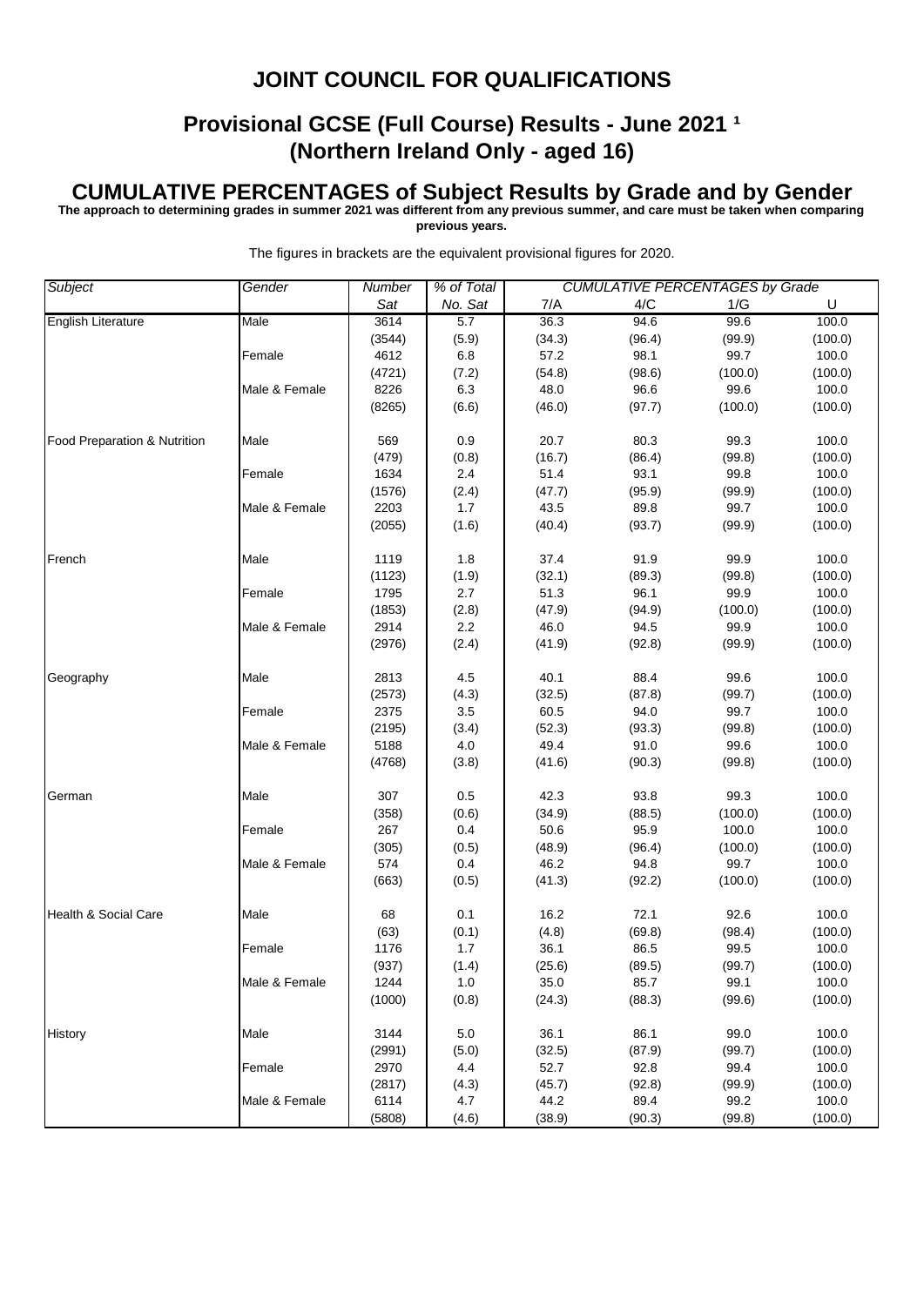# JOINT COUNCIL FOR QUALIFICATIONS

## Provisional GCSE (Full Course) Results - June 2021 ¹
## (Northern Ireland Only - aged 16)

## CUMULATIVE PERCENTAGES of Subject Results by Grade and by Gender

**The approach to determining grades in summer 2021 was different from any previous summer, and care must be taken when comparing previous years.**

The figures in brackets are the equivalent provisional figures for 2020.

| *Subject* | *Gender* | *Number Sat* | *% of Total No. Sat* | *CUMULATIVE PERCENTAGES by Grade* 7/A | 4/C | 1/G | U |
|---|---|---|---|---|---|---|---|
| English Literature | Male | 3614 | 5.7 | 36.3 | 94.6 | 99.6 | 100.0 |
| | | (3544) | (5.9) | (34.3) | (96.4) | (99.9) | (100.0) |
| | Female | 4612 | 6.8 | 57.2 | 98.1 | 99.7 | 100.0 |
| | | (4721) | (7.2) | (54.8) | (98.6) | (100.0) | (100.0) |
| | Male & Female | 8226 | 6.3 | 48.0 | 96.6 | 99.6 | 100.0 |
| | | (8265) | (6.6) | (46.0) | (97.7) | (100.0) | (100.0) |
| Food Preparation & Nutrition | Male | 569 | 0.9 | 20.7 | 80.3 | 99.3 | 100.0 |
| | | (479) | (0.8) | (16.7) | (86.4) | (99.8) | (100.0) |
| | Female | 1634 | 2.4 | 51.4 | 93.1 | 99.8 | 100.0 |
| | | (1576) | (2.4) | (47.7) | (95.9) | (99.9) | (100.0) |
| | Male & Female | 2203 | 1.7 | 43.5 | 89.8 | 99.7 | 100.0 |
| | | (2055) | (1.6) | (40.4) | (93.7) | (99.9) | (100.0) |
| French | Male | 1119 | 1.8 | 37.4 | 91.9 | 99.9 | 100.0 |
| | | (1123) | (1.9) | (32.1) | (89.3) | (99.8) | (100.0) |
| | Female | 1795 | 2.7 | 51.3 | 96.1 | 99.9 | 100.0 |
| | | (1853) | (2.8) | (47.9) | (94.9) | (100.0) | (100.0) |
| | Male & Female | 2914 | 2.2 | 46.0 | 94.5 | 99.9 | 100.0 |
| | | (2976) | (2.4) | (41.9) | (92.8) | (99.9) | (100.0) |
| Geography | Male | 2813 | 4.5 | 40.1 | 88.4 | 99.6 | 100.0 |
| | | (2573) | (4.3) | (32.5) | (87.8) | (99.7) | (100.0) |
| | Female | 2375 | 3.5 | 60.5 | 94.0 | 99.7 | 100.0 |
| | | (2195) | (3.4) | (52.3) | (93.3) | (99.8) | (100.0) |
| | Male & Female | 5188 | 4.0 | 49.4 | 91.0 | 99.6 | 100.0 |
| | | (4768) | (3.8) | (41.6) | (90.3) | (99.8) | (100.0) |
| German | Male | 307 | 0.5 | 42.3 | 93.8 | 99.3 | 100.0 |
| | | (358) | (0.6) | (34.9) | (88.5) | (100.0) | (100.0) |
| | Female | 267 | 0.4 | 50.6 | 95.9 | 100.0 | 100.0 |
| | | (305) | (0.5) | (48.9) | (96.4) | (100.0) | (100.0) |
| | Male & Female | 574 | 0.4 | 46.2 | 94.8 | 99.7 | 100.0 |
| | | (663) | (0.5) | (41.3) | (92.2) | (100.0) | (100.0) |
| Health & Social Care | Male | 68 | 0.1 | 16.2 | 72.1 | 92.6 | 100.0 |
| | | (63) | (0.1) | (4.8) | (69.8) | (98.4) | (100.0) |
| | Female | 1176 | 1.7 | 36.1 | 86.5 | 99.5 | 100.0 |
| | | (937) | (1.4) | (25.6) | (89.5) | (99.7) | (100.0) |
| | Male & Female | 1244 | 1.0 | 35.0 | 85.7 | 99.1 | 100.0 |
| | | (1000) | (0.8) | (24.3) | (88.3) | (99.6) | (100.0) |
| History | Male | 3144 | 5.0 | 36.1 | 86.1 | 99.0 | 100.0 |
| | | (2991) | (5.0) | (32.5) | (87.9) | (99.7) | (100.0) |
| | Female | 2970 | 4.4 | 52.7 | 92.8 | 99.4 | 100.0 |
| | | (2817) | (4.3) | (45.7) | (92.8) | (99.9) | (100.0) |
| | Male & Female | 6114 | 4.7 | 44.2 | 89.4 | 99.2 | 100.0 |
| | | (5808) | (4.6) | (38.9) | (90.3) | (99.8) | (100.0) |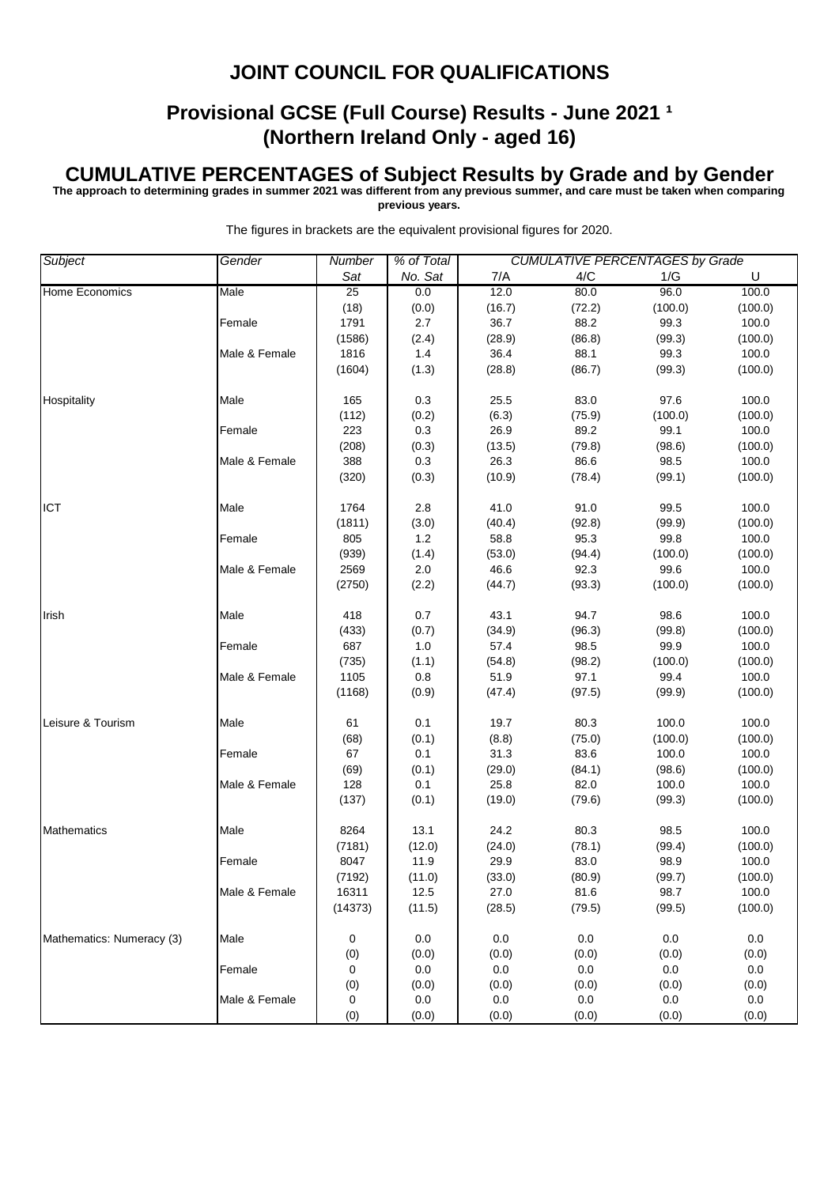# JOINT COUNCIL FOR QUALIFICATIONS

## Provisional GCSE (Full Course) Results - June 2021 [1]
## (Northern Ireland Only - aged 16)

## CUMULATIVE PERCENTAGES of Subject Results by Grade and by Gender

**The approach to determining grades in summer 2021 was different from any previous summer, and care must be taken when comparing previous years.**

The figures in brackets are the equivalent provisional figures for 2020.

| *Subject* | *Gender* | *Number Sat* | *% of Total No. Sat* | *CUMULATIVE PERCENTAGES by Grade* 7/A | 4/C | 1/G | U |
|---|---|---|---|---|---|---|---|
| Home Economics | Male | 25 | 0.0 | 12.0 | 80.0 | 96.0 | 100.0 |
| | | (18) | (0.0) | (16.7) | (72.2) | (100.0) | (100.0) |
| | Female | 1791 | 2.7 | 36.7 | 88.2 | 99.3 | 100.0 |
| | | (1586) | (2.4) | (28.9) | (86.8) | (99.3) | (100.0) |
| | Male & Female | 1816 | 1.4 | 36.4 | 88.1 | 99.3 | 100.0 |
| | | (1604) | (1.3) | (28.8) | (86.7) | (99.3) | (100.0) |
| Hospitality | Male | 165 | 0.3 | 25.5 | 83.0 | 97.6 | 100.0 |
| | | (112) | (0.2) | (6.3) | (75.9) | (100.0) | (100.0) |
| | Female | 223 | 0.3 | 26.9 | 89.2 | 99.1 | 100.0 |
| | | (208) | (0.3) | (13.5) | (79.8) | (98.6) | (100.0) |
| | Male & Female | 388 | 0.3 | 26.3 | 86.6 | 98.5 | 100.0 |
| | | (320) | (0.3) | (10.9) | (78.4) | (99.1) | (100.0) |
| ICT | Male | 1764 | 2.8 | 41.0 | 91.0 | 99.5 | 100.0 |
| | | (1811) | (3.0) | (40.4) | (92.8) | (99.9) | (100.0) |
| | Female | 805 | 1.2 | 58.8 | 95.3 | 99.8 | 100.0 |
| | | (939) | (1.4) | (53.0) | (94.4) | (100.0) | (100.0) |
| | Male & Female | 2569 | 2.0 | 46.6 | 92.3 | 99.6 | 100.0 |
| | | (2750) | (2.2) | (44.7) | (93.3) | (100.0) | (100.0) |
| Irish | Male | 418 | 0.7 | 43.1 | 94.7 | 98.6 | 100.0 |
| | | (433) | (0.7) | (34.9) | (96.3) | (99.8) | (100.0) |
| | Female | 687 | 1.0 | 57.4 | 98.5 | 99.9 | 100.0 |
| | | (735) | (1.1) | (54.8) | (98.2) | (100.0) | (100.0) |
| | Male & Female | 1105 | 0.8 | 51.9 | 97.1 | 99.4 | 100.0 |
| | | (1168) | (0.9) | (47.4) | (97.5) | (99.9) | (100.0) |
| Leisure & Tourism | Male | 61 | 0.1 | 19.7 | 80.3 | 100.0 | 100.0 |
| | | (68) | (0.1) | (8.8) | (75.0) | (100.0) | (100.0) |
| | Female | 67 | 0.1 | 31.3 | 83.6 | 100.0 | 100.0 |
| | | (69) | (0.1) | (29.0) | (84.1) | (98.6) | (100.0) |
| | Male & Female | 128 | 0.1 | 25.8 | 82.0 | 100.0 | 100.0 |
| | | (137) | (0.1) | (19.0) | (79.6) | (99.3) | (100.0) |
| Mathematics | Male | 8264 | 13.1 | 24.2 | 80.3 | 98.5 | 100.0 |
| | | (7181) | (12.0) | (24.0) | (78.1) | (99.4) | (100.0) |
| | Female | 8047 | 11.9 | 29.9 | 83.0 | 98.9 | 100.0 |
| | | (7192) | (11.0) | (33.0) | (80.9) | (99.7) | (100.0) |
| | Male & Female | 16311 | 12.5 | 27.0 | 81.6 | 98.7 | 100.0 |
| | | (14373) | (11.5) | (28.5) | (79.5) | (99.5) | (100.0) |
| Mathematics: Numeracy (3) | Male | 0 | 0.0 | 0.0 | 0.0 | 0.0 | 0.0 |
| | | (0) | (0.0) | (0.0) | (0.0) | (0.0) | (0.0) |
| | Female | 0 | 0.0 | 0.0 | 0.0 | 0.0 | 0.0 |
| | | (0) | (0.0) | (0.0) | (0.0) | (0.0) | (0.0) |
| | Male & Female | 0 | 0.0 | 0.0 | 0.0 | 0.0 | 0.0 |
| | | (0) | (0.0) | (0.0) | (0.0) | (0.0) | (0.0) |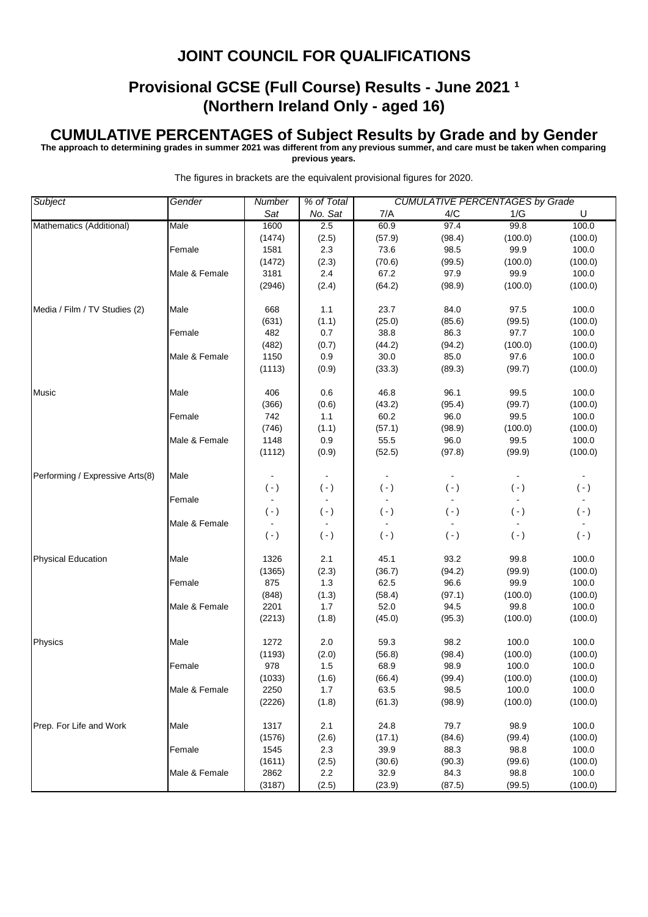# JOINT COUNCIL FOR QUALIFICATIONS

## Provisional GCSE (Full Course) Results - June 2021 ¹
## (Northern Ireland Only - aged 16)

## CUMULATIVE PERCENTAGES of Subject Results by Grade and by Gender

**The approach to determining grades in summer 2021 was different from any previous summer, and care must be taken when comparing previous years.**

The figures in brackets are the equivalent provisional figures for 2020.

| *Subject* | *Gender* | *Number Sat* | *% of Total No. Sat* | *CUMULATIVE PERCENTAGES by Grade* 7/A | 4/C | 1/G | U |
|---|---|---|---|---|---|---|---|
| Mathematics (Additional) | Male | 1600 | 2.5 | 60.9 | 97.4 | 99.8 | 100.0 |
| | | (1474) | (2.5) | (57.9) | (98.4) | (100.0) | (100.0) |
| | Female | 1581 | 2.3 | 73.6 | 98.5 | 99.9 | 100.0 |
| | | (1472) | (2.3) | (70.6) | (99.5) | (100.0) | (100.0) |
| | Male & Female | 3181 | 2.4 | 67.2 | 97.9 | 99.9 | 100.0 |
| | | (2946) | (2.4) | (64.2) | (98.9) | (100.0) | (100.0) |
| Media / Film / TV Studies (2) | Male | 668 | 1.1 | 23.7 | 84.0 | 97.5 | 100.0 |
| | | (631) | (1.1) | (25.0) | (85.6) | (99.5) | (100.0) |
| | Female | 482 | 0.7 | 38.8 | 86.3 | 97.7 | 100.0 |
| | | (482) | (0.7) | (44.2) | (94.2) | (100.0) | (100.0) |
| | Male & Female | 1150 | 0.9 | 30.0 | 85.0 | 97.6 | 100.0 |
| | | (1113) | (0.9) | (33.3) | (89.3) | (99.7) | (100.0) |
| Music | Male | 406 | 0.6 | 46.8 | 96.1 | 99.5 | 100.0 |
| | | (366) | (0.6) | (43.2) | (95.4) | (99.7) | (100.0) |
| | Female | 742 | 1.1 | 60.2 | 96.0 | 99.5 | 100.0 |
| | | (746) | (1.1) | (57.1) | (98.9) | (100.0) | (100.0) |
| | Male & Female | 1148 | 0.9 | 55.5 | 96.0 | 99.5 | 100.0 |
| | | (1112) | (0.9) | (52.5) | (97.8) | (99.9) | (100.0) |
| Performing / Expressive Arts(8) | Male | - | - | - | - | - | - |
| | | ( - ) | ( - ) | ( - ) | ( - ) | ( - ) | ( - ) |
| | Female | - | - | - | - | - | - |
| | | ( - ) | ( - ) | ( - ) | ( - ) | ( - ) | ( - ) |
| | Male & Female | - | - | - | - | - | - |
| | | ( - ) | ( - ) | ( - ) | ( - ) | ( - ) | ( - ) |
| Physical Education | Male | 1326 | 2.1 | 45.1 | 93.2 | 99.8 | 100.0 |
| | | (1365) | (2.3) | (36.7) | (94.2) | (99.9) | (100.0) |
| | Female | 875 | 1.3 | 62.5 | 96.6 | 99.9 | 100.0 |
| | | (848) | (1.3) | (58.4) | (97.1) | (100.0) | (100.0) |
| | Male & Female | 2201 | 1.7 | 52.0 | 94.5 | 99.8 | 100.0 |
| | | (2213) | (1.8) | (45.0) | (95.3) | (100.0) | (100.0) |
| Physics | Male | 1272 | 2.0 | 59.3 | 98.2 | 100.0 | 100.0 |
| | | (1193) | (2.0) | (56.8) | (98.4) | (100.0) | (100.0) |
| | Female | 978 | 1.5 | 68.9 | 98.9 | 100.0 | 100.0 |
| | | (1033) | (1.6) | (66.4) | (99.4) | (100.0) | (100.0) |
| | Male & Female | 2250 | 1.7 | 63.5 | 98.5 | 100.0 | 100.0 |
| | | (2226) | (1.8) | (61.3) | (98.9) | (100.0) | (100.0) |
| Prep. For Life and Work | Male | 1317 | 2.1 | 24.8 | 79.7 | 98.9 | 100.0 |
| | | (1576) | (2.6) | (17.1) | (84.6) | (99.4) | (100.0) |
| | Female | 1545 | 2.3 | 39.9 | 88.3 | 98.8 | 100.0 |
| | | (1611) | (2.5) | (30.6) | (90.3) | (99.6) | (100.0) |
| | Male & Female | 2862 | 2.2 | 32.9 | 84.3 | 98.8 | 100.0 |
| | | (3187) | (2.5) | (23.9) | (87.5) | (99.5) | (100.0) |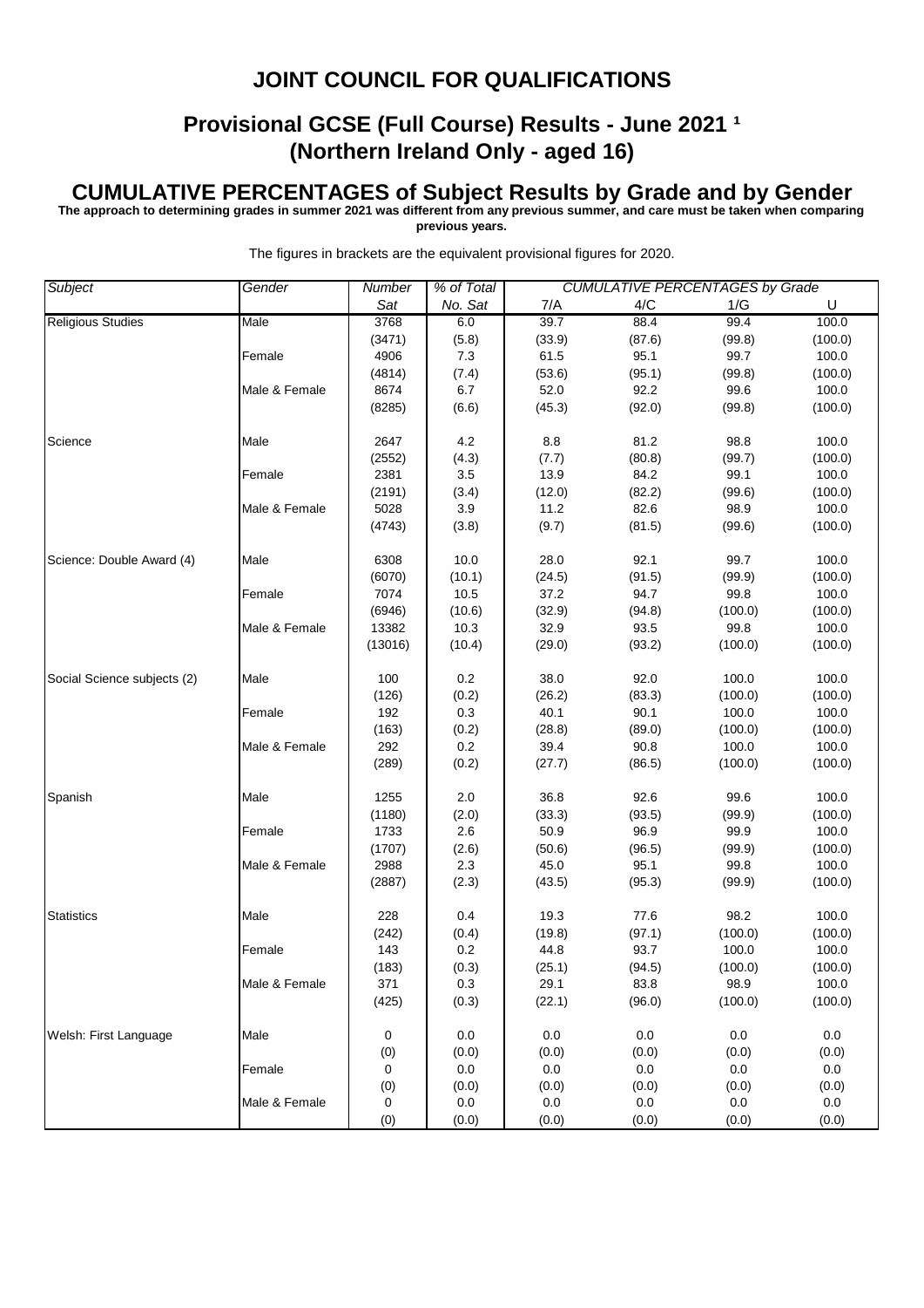# JOINT COUNCIL FOR QUALIFICATIONS

## Provisional GCSE (Full Course) Results - June 2021 [1]
## (Northern Ireland Only - aged 16)

## CUMULATIVE PERCENTAGES of Subject Results by Grade and by Gender

**The approach to determining grades in summer 2021 was different from any previous summer, and care must be taken when comparing previous years.**

The figures in brackets are the equivalent provisional figures for 2020.

| *Subject* | *Gender* | *Number Sat* | *% of Total No. Sat* | *CUMULATIVE PERCENTAGES by Grade* 7/A | 4/C | 1/G | U |
|---|---|---|---|---|---|---|---|
| Religious Studies | Male | 3768 | 6.0 | 39.7 | 88.4 | 99.4 | 100.0 |
| | | (3471) | (5.8) | (33.9) | (87.6) | (99.8) | (100.0) |
| | Female | 4906 | 7.3 | 61.5 | 95.1 | 99.7 | 100.0 |
| | | (4814) | (7.4) | (53.6) | (95.1) | (99.8) | (100.0) |
| | Male & Female | 8674 | 6.7 | 52.0 | 92.2 | 99.6 | 100.0 |
| | | (8285) | (6.6) | (45.3) | (92.0) | (99.8) | (100.0) |
| Science | Male | 2647 | 4.2 | 8.8 | 81.2 | 98.8 | 100.0 |
| | | (2552) | (4.3) | (7.7) | (80.8) | (99.7) | (100.0) |
| | Female | 2381 | 3.5 | 13.9 | 84.2 | 99.1 | 100.0 |
| | | (2191) | (3.4) | (12.0) | (82.2) | (99.6) | (100.0) |
| | Male & Female | 5028 | 3.9 | 11.2 | 82.6 | 98.9 | 100.0 |
| | | (4743) | (3.8) | (9.7) | (81.5) | (99.6) | (100.0) |
| Science: Double Award (4) | Male | 6308 | 10.0 | 28.0 | 92.1 | 99.7 | 100.0 |
| | | (6070) | (10.1) | (24.5) | (91.5) | (99.9) | (100.0) |
| | Female | 7074 | 10.5 | 37.2 | 94.7 | 99.8 | 100.0 |
| | | (6946) | (10.6) | (32.9) | (94.8) | (100.0) | (100.0) |
| | Male & Female | 13382 | 10.3 | 32.9 | 93.5 | 99.8 | 100.0 |
| | | (13016) | (10.4) | (29.0) | (93.2) | (100.0) | (100.0) |
| Social Science subjects (2) | Male | 100 | 0.2 | 38.0 | 92.0 | 100.0 | 100.0 |
| | | (126) | (0.2) | (26.2) | (83.3) | (100.0) | (100.0) |
| | Female | 192 | 0.3 | 40.1 | 90.1 | 100.0 | 100.0 |
| | | (163) | (0.2) | (28.8) | (89.0) | (100.0) | (100.0) |
| | Male & Female | 292 | 0.2 | 39.4 | 90.8 | 100.0 | 100.0 |
| | | (289) | (0.2) | (27.7) | (86.5) | (100.0) | (100.0) |
| Spanish | Male | 1255 | 2.0 | 36.8 | 92.6 | 99.6 | 100.0 |
| | | (1180) | (2.0) | (33.3) | (93.5) | (99.9) | (100.0) |
| | Female | 1733 | 2.6 | 50.9 | 96.9 | 99.9 | 100.0 |
| | | (1707) | (2.6) | (50.6) | (96.5) | (99.9) | (100.0) |
| | Male & Female | 2988 | 2.3 | 45.0 | 95.1 | 99.8 | 100.0 |
| | | (2887) | (2.3) | (43.5) | (95.3) | (99.9) | (100.0) |
| Statistics | Male | 228 | 0.4 | 19.3 | 77.6 | 98.2 | 100.0 |
| | | (242) | (0.4) | (19.8) | (97.1) | (100.0) | (100.0) |
| | Female | 143 | 0.2 | 44.8 | 93.7 | 100.0 | 100.0 |
| | | (183) | (0.3) | (25.1) | (94.5) | (100.0) | (100.0) |
| | Male & Female | 371 | 0.3 | 29.1 | 83.8 | 98.9 | 100.0 |
| | | (425) | (0.3) | (22.1) | (96.0) | (100.0) | (100.0) |
| Welsh: First Language | Male | 0 | 0.0 | 0.0 | 0.0 | 0.0 | 0.0 |
| | | (0) | (0.0) | (0.0) | (0.0) | (0.0) | (0.0) |
| | Female | 0 | 0.0 | 0.0 | 0.0 | 0.0 | 0.0 |
| | | (0) | (0.0) | (0.0) | (0.0) | (0.0) | (0.0) |
| | Male & Female | 0 | 0.0 | 0.0 | 0.0 | 0.0 | 0.0 |
| | | (0) | (0.0) | (0.0) | (0.0) | (0.0) | (0.0) |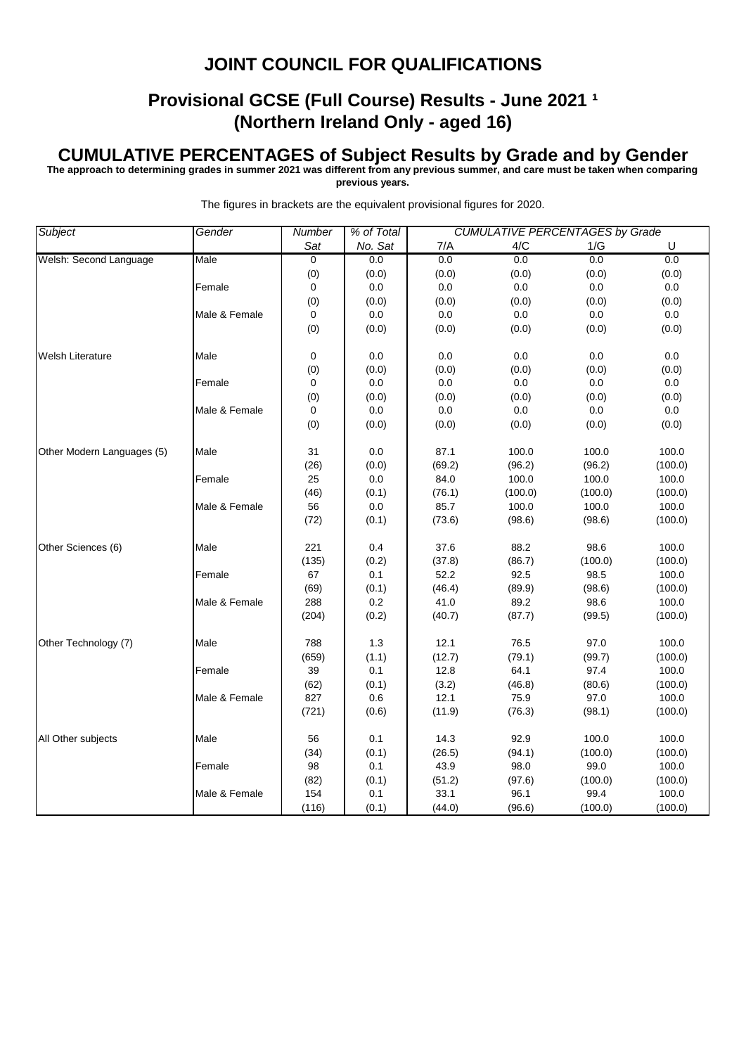# JOINT COUNCIL FOR QUALIFICATIONS

## Provisional GCSE (Full Course) Results - June 2021 [1]
## (Northern Ireland Only - aged 16)

## CUMULATIVE PERCENTAGES of Subject Results by Grade and by Gender

**The approach to determining grades in summer 2021 was different from any previous summer, and care must be taken when comparing previous years.**

The figures in brackets are the equivalent provisional figures for 2020.

| *Subject* | *Gender* | *Number Sat* | *% of Total No. Sat* | *CUMULATIVE PERCENTAGES by Grade* 7/A | 4/C | 1/G | U |
|---|---|---|---|---|---|---|---|
| Welsh: Second Language | Male | 0 | 0.0 | 0.0 | 0.0 | 0.0 | 0.0 |
| | | (0) | (0.0) | (0.0) | (0.0) | (0.0) | (0.0) |
| | Female | 0 | 0.0 | 0.0 | 0.0 | 0.0 | 0.0 |
| | | (0) | (0.0) | (0.0) | (0.0) | (0.0) | (0.0) |
| | Male & Female | 0 | 0.0 | 0.0 | 0.0 | 0.0 | 0.0 |
| | | (0) | (0.0) | (0.0) | (0.0) | (0.0) | (0.0) |
| Welsh Literature | Male | 0 | 0.0 | 0.0 | 0.0 | 0.0 | 0.0 |
| | | (0) | (0.0) | (0.0) | (0.0) | (0.0) | (0.0) |
| | Female | 0 | 0.0 | 0.0 | 0.0 | 0.0 | 0.0 |
| | | (0) | (0.0) | (0.0) | (0.0) | (0.0) | (0.0) |
| | Male & Female | 0 | 0.0 | 0.0 | 0.0 | 0.0 | 0.0 |
| | | (0) | (0.0) | (0.0) | (0.0) | (0.0) | (0.0) |
| Other Modern Languages (5) | Male | 31 | 0.0 | 87.1 | 100.0 | 100.0 | 100.0 |
| | | (26) | (0.0) | (69.2) | (96.2) | (96.2) | (100.0) |
| | Female | 25 | 0.0 | 84.0 | 100.0 | 100.0 | 100.0 |
| | | (46) | (0.1) | (76.1) | (100.0) | (100.0) | (100.0) |
| | Male & Female | 56 | 0.0 | 85.7 | 100.0 | 100.0 | 100.0 |
| | | (72) | (0.1) | (73.6) | (98.6) | (98.6) | (100.0) |
| Other Sciences (6) | Male | 221 | 0.4 | 37.6 | 88.2 | 98.6 | 100.0 |
| | | (135) | (0.2) | (37.8) | (86.7) | (100.0) | (100.0) |
| | Female | 67 | 0.1 | 52.2 | 92.5 | 98.5 | 100.0 |
| | | (69) | (0.1) | (46.4) | (89.9) | (98.6) | (100.0) |
| | Male & Female | 288 | 0.2 | 41.0 | 89.2 | 98.6 | 100.0 |
| | | (204) | (0.2) | (40.7) | (87.7) | (99.5) | (100.0) |
| Other Technology (7) | Male | 788 | 1.3 | 12.1 | 76.5 | 97.0 | 100.0 |
| | | (659) | (1.1) | (12.7) | (79.1) | (99.7) | (100.0) |
| | Female | 39 | 0.1 | 12.8 | 64.1 | 97.4 | 100.0 |
| | | (62) | (0.1) | (3.2) | (46.8) | (80.6) | (100.0) |
| | Male & Female | 827 | 0.6 | 12.1 | 75.9 | 97.0 | 100.0 |
| | | (721) | (0.6) | (11.9) | (76.3) | (98.1) | (100.0) |
| All Other subjects | Male | 56 | 0.1 | 14.3 | 92.9 | 100.0 | 100.0 |
| | | (34) | (0.1) | (26.5) | (94.1) | (100.0) | (100.0) |
| | Female | 98 | 0.1 | 43.9 | 98.0 | 99.0 | 100.0 |
| | | (82) | (0.1) | (51.2) | (97.6) | (100.0) | (100.0) |
| | Male & Female | 154 | 0.1 | 33.1 | 96.1 | 99.4 | 100.0 |
| | | (116) | (0.1) | (44.0) | (96.6) | (100.0) | (100.0) |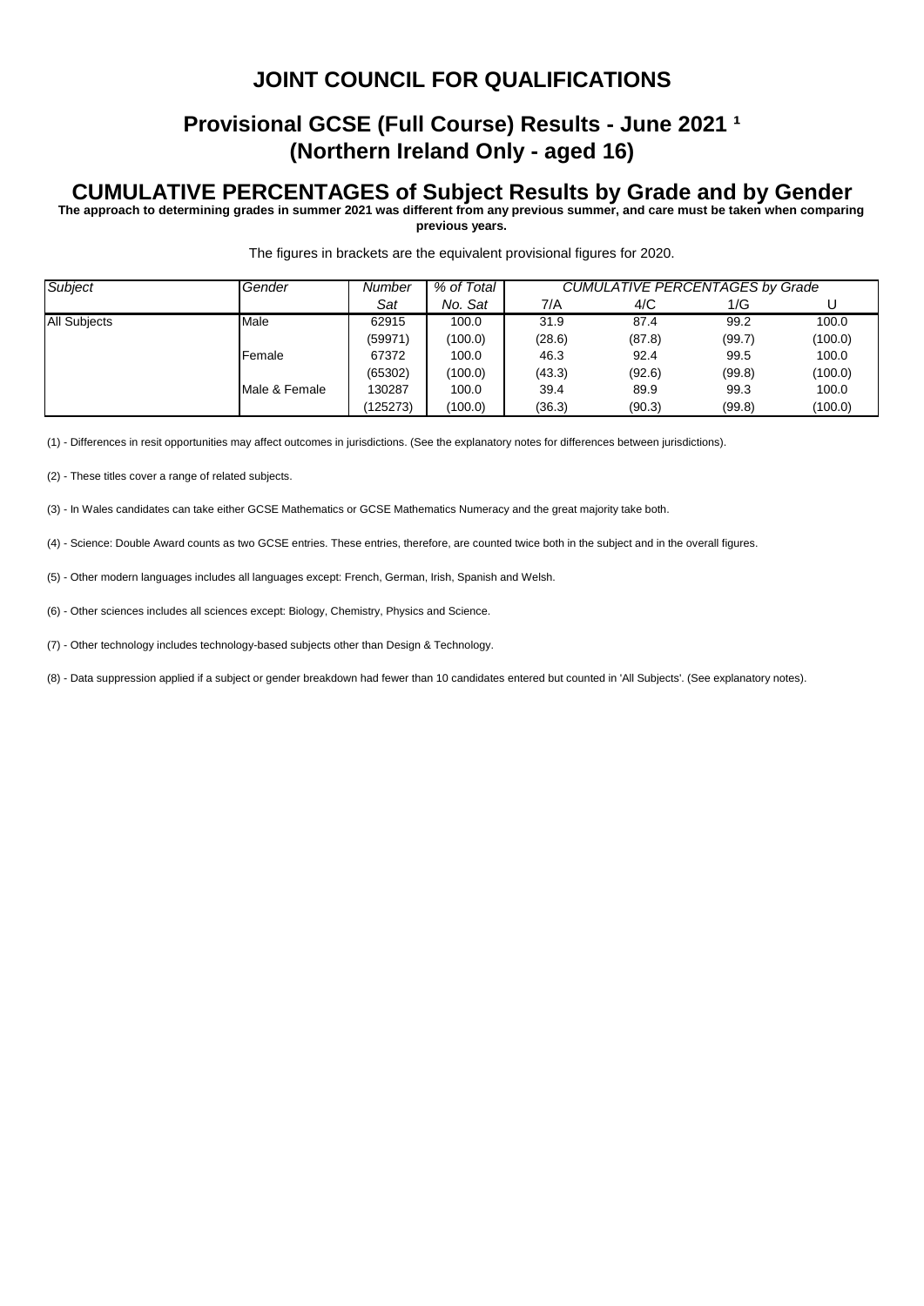# JOINT COUNCIL FOR QUALIFICATIONS

## Provisional GCSE (Full Course) Results - June 2021 [1]
## (Northern Ireland Only - aged 16)

## CUMULATIVE PERCENTAGES of Subject Results by Grade and by Gender

**The approach to determining grades in summer 2021 was different from any previous summer, and care must be taken when comparing previous years.**

The figures in brackets are the equivalent provisional figures for 2020.

| *Subject* | *Gender* | *Number Sat* | *% of Total No. Sat* | *CUMULATIVE PERCENTAGES by Grade* | | | |
|---|---|---|---|---|---|---|---|
| | | | | 7/A | 4/C | 1/G | U |
| All Subjects | Male | 62915 | 100.0 | 31.9 | 87.4 | 99.2 | 100.0 |
| | | (59971) | (100.0) | (28.6) | (87.8) | (99.7) | (100.0) |
| | Female | 67372 | 100.0 | 46.3 | 92.4 | 99.5 | 100.0 |
| | | (65302) | (100.0) | (43.3) | (92.6) | (99.8) | (100.0) |
| | Male & Female | 130287 | 100.0 | 39.4 | 89.9 | 99.3 | 100.0 |
| | | (125273) | (100.0) | (36.3) | (90.3) | (99.8) | (100.0) |

(1) - Differences in resit opportunities may affect outcomes in jurisdictions. (See the explanatory notes for differences between jurisdictions).

(2) - These titles cover a range of related subjects.

(3) - In Wales candidates can take either GCSE Mathematics or GCSE Mathematics Numeracy and the great majority take both.

(4) - Science: Double Award counts as two GCSE entries. These entries, therefore, are counted twice both in the subject and in the overall figures.

(5) - Other modern languages includes all languages except: French, German, Irish, Spanish and Welsh.

(6) - Other sciences includes all sciences except: Biology, Chemistry, Physics and Science.

(7) - Other technology includes technology-based subjects other than Design & Technology.

(8) - Data suppression applied if a subject or gender breakdown had fewer than 10 candidates entered but counted in 'All Subjects'. (See explanatory notes).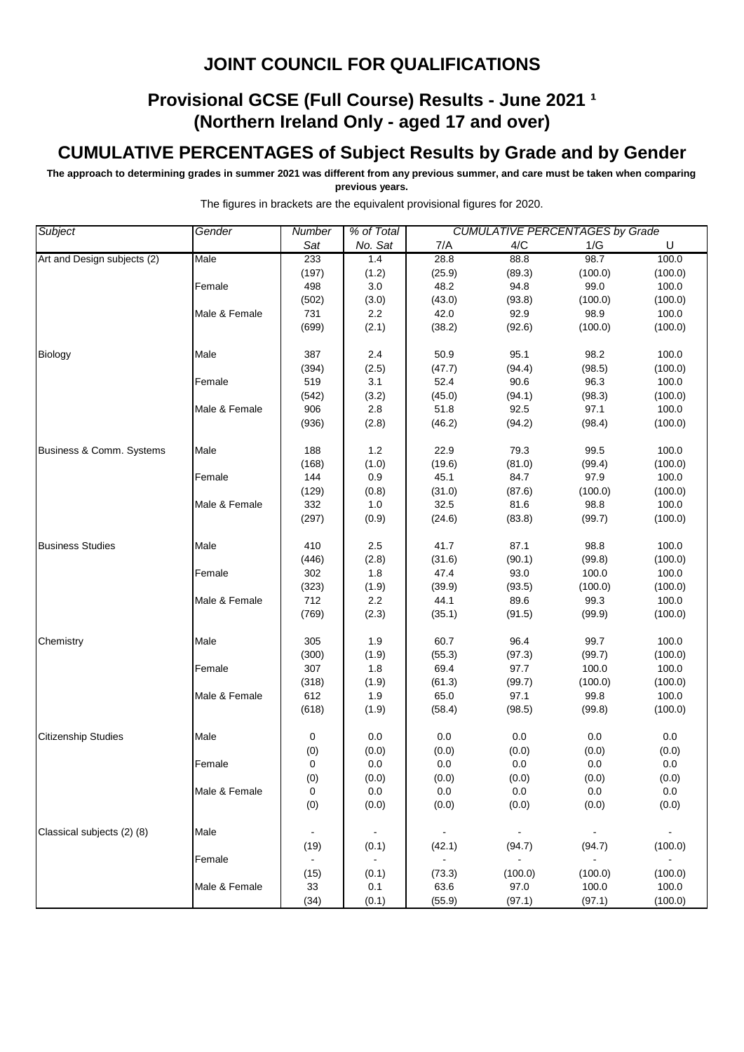## JOINT COUNCIL FOR QUALIFICATIONS

## Provisional GCSE (Full Course) Results - June 2021 ¹
## (Northern Ireland Only - aged 17 and over)

## CUMULATIVE PERCENTAGES of Subject Results by Grade and by Gender

**The approach to determining grades in summer 2021 was different from any previous summer, and care must be taken when comparing previous years.**

The figures in brackets are the equivalent provisional figures for 2020.

| *Subject* | *Gender* | *Number Sat* | *% of Total No. Sat* | *CUMULATIVE PERCENTAGES by Grade* 7/A | 4/C | 1/G | U |
|---|---|---|---|---|---|---|---|
| Art and Design subjects (2) | Male | 233 | 1.4 | 28.8 | 88.8 | 98.7 | 100.0 |
| | | (197) | (1.2) | (25.9) | (89.3) | (100.0) | (100.0) |
| | Female | 498 | 3.0 | 48.2 | 94.8 | 99.0 | 100.0 |
| | | (502) | (3.0) | (43.0) | (93.8) | (100.0) | (100.0) |
| | Male & Female | 731 | 2.2 | 42.0 | 92.9 | 98.9 | 100.0 |
| | | (699) | (2.1) | (38.2) | (92.6) | (100.0) | (100.0) |
| Biology | Male | 387 | 2.4 | 50.9 | 95.1 | 98.2 | 100.0 |
| | | (394) | (2.5) | (47.7) | (94.4) | (98.5) | (100.0) |
| | Female | 519 | 3.1 | 52.4 | 90.6 | 96.3 | 100.0 |
| | | (542) | (3.2) | (45.0) | (94.1) | (98.3) | (100.0) |
| | Male & Female | 906 | 2.8 | 51.8 | 92.5 | 97.1 | 100.0 |
| | | (936) | (2.8) | (46.2) | (94.2) | (98.4) | (100.0) |
| Business & Comm. Systems | Male | 188 | 1.2 | 22.9 | 79.3 | 99.5 | 100.0 |
| | | (168) | (1.0) | (19.6) | (81.0) | (99.4) | (100.0) |
| | Female | 144 | 0.9 | 45.1 | 84.7 | 97.9 | 100.0 |
| | | (129) | (0.8) | (31.0) | (87.6) | (100.0) | (100.0) |
| | Male & Female | 332 | 1.0 | 32.5 | 81.6 | 98.8 | 100.0 |
| | | (297) | (0.9) | (24.6) | (83.8) | (99.7) | (100.0) |
| Business Studies | Male | 410 | 2.5 | 41.7 | 87.1 | 98.8 | 100.0 |
| | | (446) | (2.8) | (31.6) | (90.1) | (99.8) | (100.0) |
| | Female | 302 | 1.8 | 47.4 | 93.0 | 100.0 | 100.0 |
| | | (323) | (1.9) | (39.9) | (93.5) | (100.0) | (100.0) |
| | Male & Female | 712 | 2.2 | 44.1 | 89.6 | 99.3 | 100.0 |
| | | (769) | (2.3) | (35.1) | (91.5) | (99.9) | (100.0) |
| Chemistry | Male | 305 | 1.9 | 60.7 | 96.4 | 99.7 | 100.0 |
| | | (300) | (1.9) | (55.3) | (97.3) | (99.7) | (100.0) |
| | Female | 307 | 1.8 | 69.4 | 97.7 | 100.0 | 100.0 |
| | | (318) | (1.9) | (61.3) | (99.7) | (100.0) | (100.0) |
| | Male & Female | 612 | 1.9 | 65.0 | 97.1 | 99.8 | 100.0 |
| | | (618) | (1.9) | (58.4) | (98.5) | (99.8) | (100.0) |
| Citizenship Studies | Male | 0 | 0.0 | 0.0 | 0.0 | 0.0 | 0.0 |
| | | (0) | (0.0) | (0.0) | (0.0) | (0.0) | (0.0) |
| | Female | 0 | 0.0 | 0.0 | 0.0 | 0.0 | 0.0 |
| | | (0) | (0.0) | (0.0) | (0.0) | (0.0) | (0.0) |
| | Male & Female | 0 | 0.0 | 0.0 | 0.0 | 0.0 | 0.0 |
| | | (0) | (0.0) | (0.0) | (0.0) | (0.0) | (0.0) |
| Classical subjects (2) (8) | Male | - | - | - | - | - | - |
| | | (19) | (0.1) | (42.1) | (94.7) | (94.7) | (100.0) |
| | Female | - | - | - | - | - | - |
| | | (15) | (0.1) | (73.3) | (100.0) | (100.0) | (100.0) |
| | Male & Female | 33 | 0.1 | 63.6 | 97.0 | 100.0 | 100.0 |
| | | (34) | (0.1) | (55.9) | (97.1) | (97.1) | (100.0) |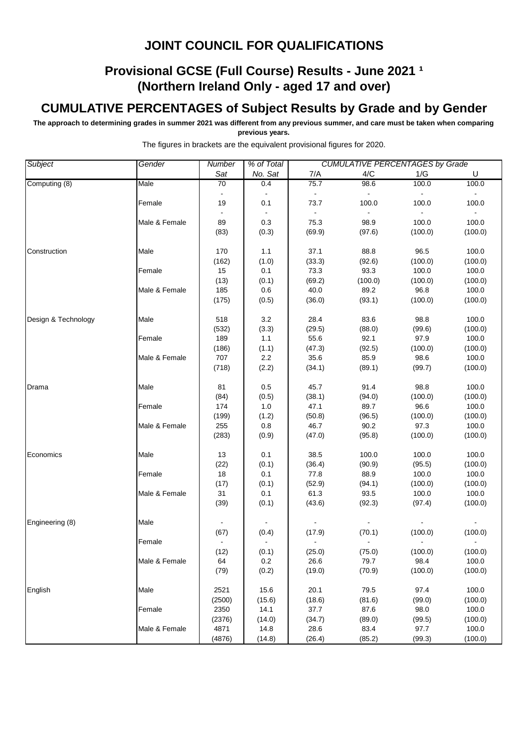# JOINT COUNCIL FOR QUALIFICATIONS

## Provisional GCSE (Full Course) Results - June 2021 [1]
## (Northern Ireland Only - aged 17 and over)

## CUMULATIVE PERCENTAGES of Subject Results by Grade and by Gender

**The approach to determining grades in summer 2021 was different from any previous summer, and care must be taken when comparing previous years.**

The figures in brackets are the equivalent provisional figures for 2020.

| *Subject* | *Gender* | *Number Sat* | *% of Total No. Sat* | *CUMULATIVE PERCENTAGES by Grade* 7/A | 4/C | 1/G | U |
|---|---|---|---|---|---|---|---|
| Computing (8) | Male | 70 | 0.4 | 75.7 | 98.6 | 100.0 | 100.0 |
| | | - | - | - | - | - | - |
| | Female | 19 | 0.1 | 73.7 | 100.0 | 100.0 | 100.0 |
| | | - | - | - | - | - | - |
| | Male & Female | 89 | 0.3 | 75.3 | 98.9 | 100.0 | 100.0 |
| | | (83) | (0.3) | (69.9) | (97.6) | (100.0) | (100.0) |
| Construction | Male | 170 | 1.1 | 37.1 | 88.8 | 96.5 | 100.0 |
| | | (162) | (1.0) | (33.3) | (92.6) | (100.0) | (100.0) |
| | Female | 15 | 0.1 | 73.3 | 93.3 | 100.0 | 100.0 |
| | | (13) | (0.1) | (69.2) | (100.0) | (100.0) | (100.0) |
| | Male & Female | 185 | 0.6 | 40.0 | 89.2 | 96.8 | 100.0 |
| | | (175) | (0.5) | (36.0) | (93.1) | (100.0) | (100.0) |
| Design & Technology | Male | 518 | 3.2 | 28.4 | 83.6 | 98.8 | 100.0 |
| | | (532) | (3.3) | (29.5) | (88.0) | (99.6) | (100.0) |
| | Female | 189 | 1.1 | 55.6 | 92.1 | 97.9 | 100.0 |
| | | (186) | (1.1) | (47.3) | (92.5) | (100.0) | (100.0) |
| | Male & Female | 707 | 2.2 | 35.6 | 85.9 | 98.6 | 100.0 |
| | | (718) | (2.2) | (34.1) | (89.1) | (99.7) | (100.0) |
| Drama | Male | 81 | 0.5 | 45.7 | 91.4 | 98.8 | 100.0 |
| | | (84) | (0.5) | (38.1) | (94.0) | (100.0) | (100.0) |
| | Female | 174 | 1.0 | 47.1 | 89.7 | 96.6 | 100.0 |
| | | (199) | (1.2) | (50.8) | (96.5) | (100.0) | (100.0) |
| | Male & Female | 255 | 0.8 | 46.7 | 90.2 | 97.3 | 100.0 |
| | | (283) | (0.9) | (47.0) | (95.8) | (100.0) | (100.0) |
| Economics | Male | 13 | 0.1 | 38.5 | 100.0 | 100.0 | 100.0 |
| | | (22) | (0.1) | (36.4) | (90.9) | (95.5) | (100.0) |
| | Female | 18 | 0.1 | 77.8 | 88.9 | 100.0 | 100.0 |
| | | (17) | (0.1) | (52.9) | (94.1) | (100.0) | (100.0) |
| | Male & Female | 31 | 0.1 | 61.3 | 93.5 | 100.0 | 100.0 |
| | | (39) | (0.1) | (43.6) | (92.3) | (97.4) | (100.0) |
| Engineering (8) | Male | - | - | - | - | - | - |
| | | (67) | (0.4) | (17.9) | (70.1) | (100.0) | (100.0) |
| | Female | - | - | - | - | - | - |
| | | (12) | (0.1) | (25.0) | (75.0) | (100.0) | (100.0) |
| | Male & Female | 64 | 0.2 | 26.6 | 79.7 | 98.4 | 100.0 |
| | | (79) | (0.2) | (19.0) | (70.9) | (100.0) | (100.0) |
| English | Male | 2521 | 15.6 | 20.1 | 79.5 | 97.4 | 100.0 |
| | | (2500) | (15.6) | (18.6) | (81.6) | (99.0) | (100.0) |
| | Female | 2350 | 14.1 | 37.7 | 87.6 | 98.0 | 100.0 |
| | | (2376) | (14.0) | (34.7) | (89.0) | (99.5) | (100.0) |
| | Male & Female | 4871 | 14.8 | 28.6 | 83.4 | 97.7 | 100.0 |
| | | (4876) | (14.8) | (26.4) | (85.2) | (99.3) | (100.0) |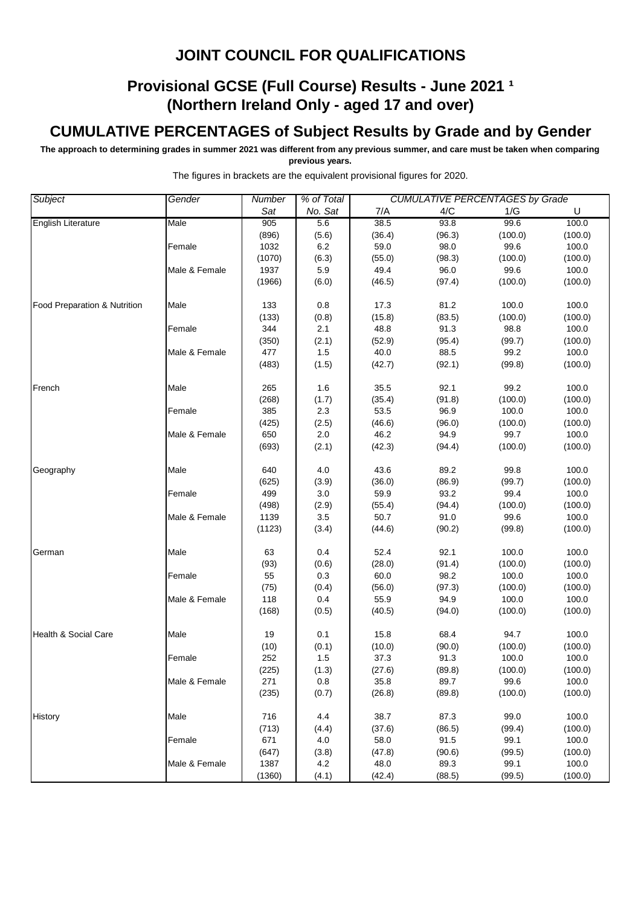# JOINT COUNCIL FOR QUALIFICATIONS

## Provisional GCSE (Full Course) Results - June 2021 [1]
## (Northern Ireland Only - aged 17 and over)

## CUMULATIVE PERCENTAGES of Subject Results by Grade and by Gender

**The approach to determining grades in summer 2021 was different from any previous summer, and care must be taken when comparing previous years.**

The figures in brackets are the equivalent provisional figures for 2020.

| *Subject* | *Gender* | *Number Sat* | *% of Total No. Sat* | *CUMULATIVE PERCENTAGES by Grade* 7/A | 4/C | 1/G | U |
|---|---|---|---|---|---|---|---|
| English Literature | Male | 905 | 5.6 | 38.5 | 93.8 | 99.6 | 100.0 |
| | | (896) | (5.6) | (36.4) | (96.3) | (100.0) | (100.0) |
| | Female | 1032 | 6.2 | 59.0 | 98.0 | 99.6 | 100.0 |
| | | (1070) | (6.3) | (55.0) | (98.3) | (100.0) | (100.0) |
| | Male & Female | 1937 | 5.9 | 49.4 | 96.0 | 99.6 | 100.0 |
| | | (1966) | (6.0) | (46.5) | (97.4) | (100.0) | (100.0) |
| Food Preparation & Nutrition | Male | 133 | 0.8 | 17.3 | 81.2 | 100.0 | 100.0 |
| | | (133) | (0.8) | (15.8) | (83.5) | (100.0) | (100.0) |
| | Female | 344 | 2.1 | 48.8 | 91.3 | 98.8 | 100.0 |
| | | (350) | (2.1) | (52.9) | (95.4) | (99.7) | (100.0) |
| | Male & Female | 477 | 1.5 | 40.0 | 88.5 | 99.2 | 100.0 |
| | | (483) | (1.5) | (42.7) | (92.1) | (99.8) | (100.0) |
| French | Male | 265 | 1.6 | 35.5 | 92.1 | 99.2 | 100.0 |
| | | (268) | (1.7) | (35.4) | (91.8) | (100.0) | (100.0) |
| | Female | 385 | 2.3 | 53.5 | 96.9 | 100.0 | 100.0 |
| | | (425) | (2.5) | (46.6) | (96.0) | (100.0) | (100.0) |
| | Male & Female | 650 | 2.0 | 46.2 | 94.9 | 99.7 | 100.0 |
| | | (693) | (2.1) | (42.3) | (94.4) | (100.0) | (100.0) |
| Geography | Male | 640 | 4.0 | 43.6 | 89.2 | 99.8 | 100.0 |
| | | (625) | (3.9) | (36.0) | (86.9) | (99.7) | (100.0) |
| | Female | 499 | 3.0 | 59.9 | 93.2 | 99.4 | 100.0 |
| | | (498) | (2.9) | (55.4) | (94.4) | (100.0) | (100.0) |
| | Male & Female | 1139 | 3.5 | 50.7 | 91.0 | 99.6 | 100.0 |
| | | (1123) | (3.4) | (44.6) | (90.2) | (99.8) | (100.0) |
| German | Male | 63 | 0.4 | 52.4 | 92.1 | 100.0 | 100.0 |
| | | (93) | (0.6) | (28.0) | (91.4) | (100.0) | (100.0) |
| | Female | 55 | 0.3 | 60.0 | 98.2 | 100.0 | 100.0 |
| | | (75) | (0.4) | (56.0) | (97.3) | (100.0) | (100.0) |
| | Male & Female | 118 | 0.4 | 55.9 | 94.9 | 100.0 | 100.0 |
| | | (168) | (0.5) | (40.5) | (94.0) | (100.0) | (100.0) |
| Health & Social Care | Male | 19 | 0.1 | 15.8 | 68.4 | 94.7 | 100.0 |
| | | (10) | (0.1) | (10.0) | (90.0) | (100.0) | (100.0) |
| | Female | 252 | 1.5 | 37.3 | 91.3 | 100.0 | 100.0 |
| | | (225) | (1.3) | (27.6) | (89.8) | (100.0) | (100.0) |
| | Male & Female | 271 | 0.8 | 35.8 | 89.7 | 99.6 | 100.0 |
| | | (235) | (0.7) | (26.8) | (89.8) | (100.0) | (100.0) |
| History | Male | 716 | 4.4 | 38.7 | 87.3 | 99.0 | 100.0 |
| | | (713) | (4.4) | (37.6) | (86.5) | (99.4) | (100.0) |
| | Female | 671 | 4.0 | 58.0 | 91.5 | 99.1 | 100.0 |
| | | (647) | (3.8) | (47.8) | (90.6) | (99.5) | (100.0) |
| | Male & Female | 1387 | 4.2 | 48.0 | 89.3 | 99.1 | 100.0 |
| | | (1360) | (4.1) | (42.4) | (88.5) | (99.5) | (100.0) |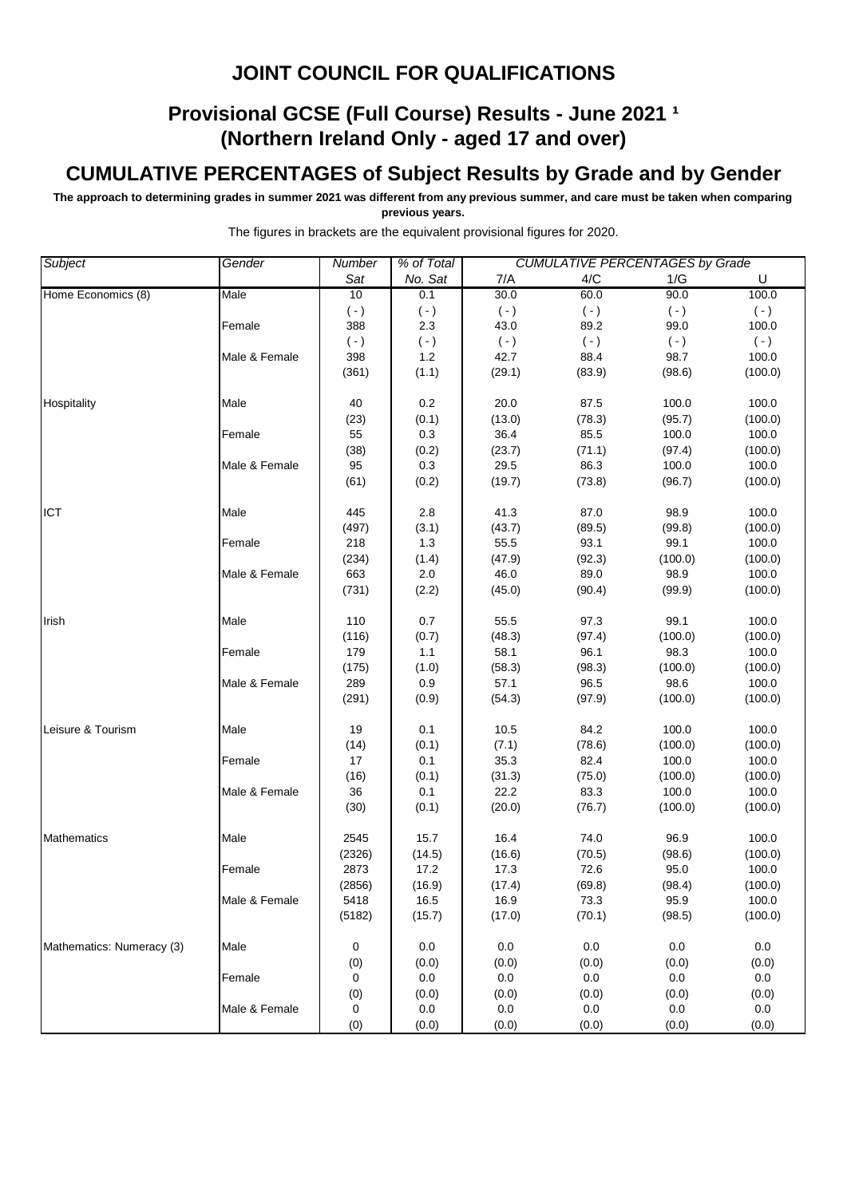# JOINT COUNCIL FOR QUALIFICATIONS

## Provisional GCSE (Full Course) Results - June 2021 [1]
## (Northern Ireland Only - aged 17 and over)

## CUMULATIVE PERCENTAGES of Subject Results by Grade and by Gender

**The approach to determining grades in summer 2021 was different from any previous summer, and care must be taken when comparing previous years.**

The figures in brackets are the equivalent provisional figures for 2020.

| *Subject* | *Gender* | *Number* Sat | *% of Total* No. Sat | *CUMULATIVE PERCENTAGES by Grade* 7/A | 4/C | 1/G | U |
|---|---|---|---|---|---|---|---|
| Home Economics (8) | Male | 10 | 0.1 | 30.0 | 60.0 | 90.0 | 100.0 |
| | | ( - ) | ( - ) | ( - ) | ( - ) | ( - ) | ( - ) |
| | Female | 388 | 2.3 | 43.0 | 89.2 | 99.0 | 100.0 |
| | | ( - ) | ( - ) | ( - ) | ( - ) | ( - ) | ( - ) |
| | Male & Female | 398 | 1.2 | 42.7 | 88.4 | 98.7 | 100.0 |
| | | (361) | (1.1) | (29.1) | (83.9) | (98.6) | (100.0) |
| Hospitality | Male | 40 | 0.2 | 20.0 | 87.5 | 100.0 | 100.0 |
| | | (23) | (0.1) | (13.0) | (78.3) | (95.7) | (100.0) |
| | Female | 55 | 0.3 | 36.4 | 85.5 | 100.0 | 100.0 |
| | | (38) | (0.2) | (23.7) | (71.1) | (97.4) | (100.0) |
| | Male & Female | 95 | 0.3 | 29.5 | 86.3 | 100.0 | 100.0 |
| | | (61) | (0.2) | (19.7) | (73.8) | (96.7) | (100.0) |
| ICT | Male | 445 | 2.8 | 41.3 | 87.0 | 98.9 | 100.0 |
| | | (497) | (3.1) | (43.7) | (89.5) | (99.8) | (100.0) |
| | Female | 218 | 1.3 | 55.5 | 93.1 | 99.1 | 100.0 |
| | | (234) | (1.4) | (47.9) | (92.3) | (100.0) | (100.0) |
| | Male & Female | 663 | 2.0 | 46.0 | 89.0 | 98.9 | 100.0 |
| | | (731) | (2.2) | (45.0) | (90.4) | (99.9) | (100.0) |
| Irish | Male | 110 | 0.7 | 55.5 | 97.3 | 99.1 | 100.0 |
| | | (116) | (0.7) | (48.3) | (97.4) | (100.0) | (100.0) |
| | Female | 179 | 1.1 | 58.1 | 96.1 | 98.3 | 100.0 |
| | | (175) | (1.0) | (58.3) | (98.3) | (100.0) | (100.0) |
| | Male & Female | 289 | 0.9 | 57.1 | 96.5 | 98.6 | 100.0 |
| | | (291) | (0.9) | (54.3) | (97.9) | (100.0) | (100.0) |
| Leisure & Tourism | Male | 19 | 0.1 | 10.5 | 84.2 | 100.0 | 100.0 |
| | | (14) | (0.1) | (7.1) | (78.6) | (100.0) | (100.0) |
| | Female | 17 | 0.1 | 35.3 | 82.4 | 100.0 | 100.0 |
| | | (16) | (0.1) | (31.3) | (75.0) | (100.0) | (100.0) |
| | Male & Female | 36 | 0.1 | 22.2 | 83.3 | 100.0 | 100.0 |
| | | (30) | (0.1) | (20.0) | (76.7) | (100.0) | (100.0) |
| Mathematics | Male | 2545 | 15.7 | 16.4 | 74.0 | 96.9 | 100.0 |
| | | (2326) | (14.5) | (16.6) | (70.5) | (98.6) | (100.0) |
| | Female | 2873 | 17.2 | 17.3 | 72.6 | 95.0 | 100.0 |
| | | (2856) | (16.9) | (17.4) | (69.8) | (98.4) | (100.0) |
| | Male & Female | 5418 | 16.5 | 16.9 | 73.3 | 95.9 | 100.0 |
| | | (5182) | (15.7) | (17.0) | (70.1) | (98.5) | (100.0) |
| Mathematics: Numeracy (3) | Male | 0 | 0.0 | 0.0 | 0.0 | 0.0 | 0.0 |
| | | (0) | (0.0) | (0.0) | (0.0) | (0.0) | (0.0) |
| | Female | 0 | 0.0 | 0.0 | 0.0 | 0.0 | 0.0 |
| | | (0) | (0.0) | (0.0) | (0.0) | (0.0) | (0.0) |
| | Male & Female | 0 | 0.0 | 0.0 | 0.0 | 0.0 | 0.0 |
| | | (0) | (0.0) | (0.0) | (0.0) | (0.0) | (0.0) |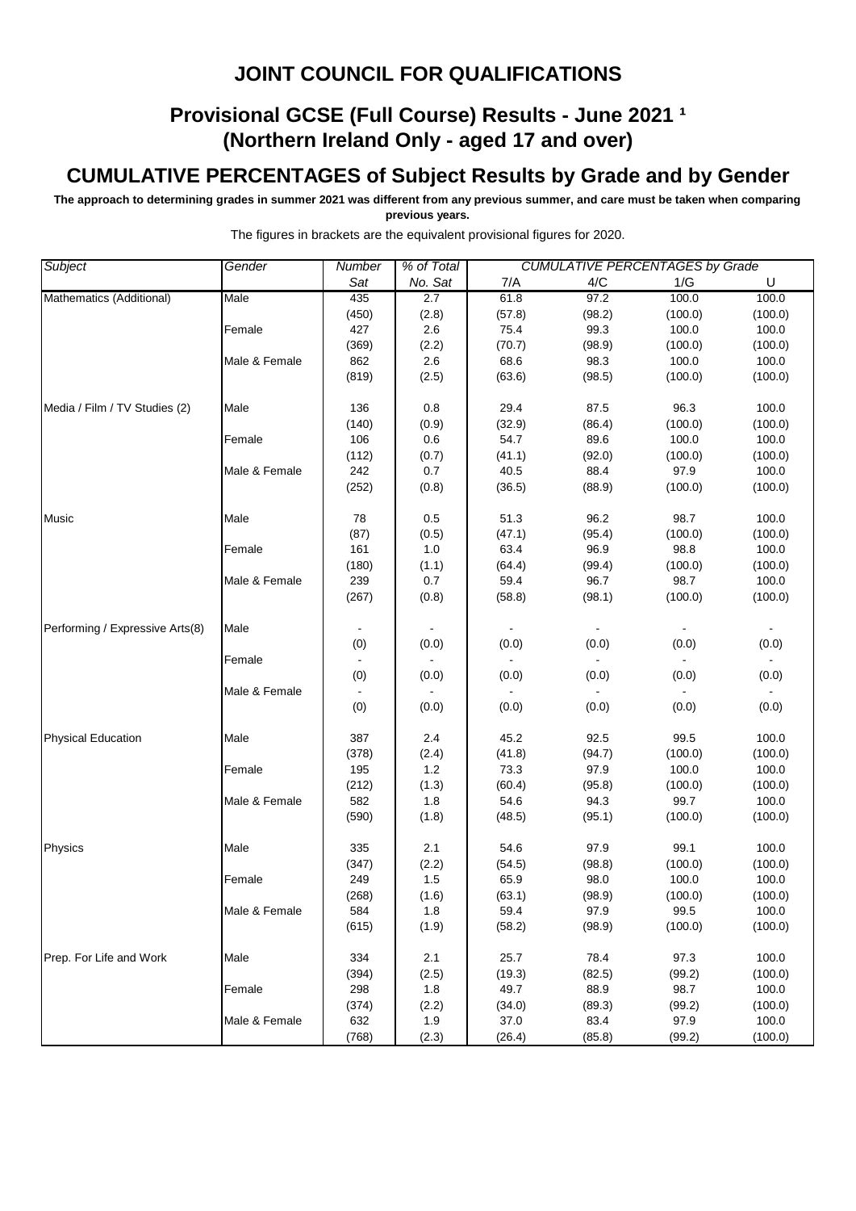# JOINT COUNCIL FOR QUALIFICATIONS

## Provisional GCSE (Full Course) Results - June 2021 [1]
## (Northern Ireland Only - aged 17 and over)

## CUMULATIVE PERCENTAGES of Subject Results by Grade and by Gender

**The approach to determining grades in summer 2021 was different from any previous summer, and care must be taken when comparing previous years.**

The figures in brackets are the equivalent provisional figures for 2020.

| *Subject* | *Gender* | *Number Sat* | *% of Total No. Sat* | *CUMULATIVE PERCENTAGES by Grade* 7/A | 4/C | 1/G | U |
|---|---|---|---|---|---|---|---|
| Mathematics (Additional) | Male | 435 | 2.7 | 61.8 | 97.2 | 100.0 | 100.0 |
| | | (450) | (2.8) | (57.8) | (98.2) | (100.0) | (100.0) |
| | Female | 427 | 2.6 | 75.4 | 99.3 | 100.0 | 100.0 |
| | | (369) | (2.2) | (70.7) | (98.9) | (100.0) | (100.0) |
| | Male & Female | 862 | 2.6 | 68.6 | 98.3 | 100.0 | 100.0 |
| | | (819) | (2.5) | (63.6) | (98.5) | (100.0) | (100.0) |
| Media / Film / TV Studies (2) | Male | 136 | 0.8 | 29.4 | 87.5 | 96.3 | 100.0 |
| | | (140) | (0.9) | (32.9) | (86.4) | (100.0) | (100.0) |
| | Female | 106 | 0.6 | 54.7 | 89.6 | 100.0 | 100.0 |
| | | (112) | (0.7) | (41.1) | (92.0) | (100.0) | (100.0) |
| | Male & Female | 242 | 0.7 | 40.5 | 88.4 | 97.9 | 100.0 |
| | | (252) | (0.8) | (36.5) | (88.9) | (100.0) | (100.0) |
| Music | Male | 78 | 0.5 | 51.3 | 96.2 | 98.7 | 100.0 |
| | | (87) | (0.5) | (47.1) | (95.4) | (100.0) | (100.0) |
| | Female | 161 | 1.0 | 63.4 | 96.9 | 98.8 | 100.0 |
| | | (180) | (1.1) | (64.4) | (99.4) | (100.0) | (100.0) |
| | Male & Female | 239 | 0.7 | 59.4 | 96.7 | 98.7 | 100.0 |
| | | (267) | (0.8) | (58.8) | (98.1) | (100.0) | (100.0) |
| Performing / Expressive Arts(8) | Male | - | - | - | - | - | - |
| | | (0) | (0.0) | (0.0) | (0.0) | (0.0) | (0.0) |
| | Female | - | - | - | - | - | - |
| | | (0) | (0.0) | (0.0) | (0.0) | (0.0) | (0.0) |
| | Male & Female | - | - | - | - | - | - |
| | | (0) | (0.0) | (0.0) | (0.0) | (0.0) | (0.0) |
| Physical Education | Male | 387 | 2.4 | 45.2 | 92.5 | 99.5 | 100.0 |
| | | (378) | (2.4) | (41.8) | (94.7) | (100.0) | (100.0) |
| | Female | 195 | 1.2 | 73.3 | 97.9 | 100.0 | 100.0 |
| | | (212) | (1.3) | (60.4) | (95.8) | (100.0) | (100.0) |
| | Male & Female | 582 | 1.8 | 54.6 | 94.3 | 99.7 | 100.0 |
| | | (590) | (1.8) | (48.5) | (95.1) | (100.0) | (100.0) |
| Physics | Male | 335 | 2.1 | 54.6 | 97.9 | 99.1 | 100.0 |
| | | (347) | (2.2) | (54.5) | (98.8) | (100.0) | (100.0) |
| | Female | 249 | 1.5 | 65.9 | 98.0 | 100.0 | 100.0 |
| | | (268) | (1.6) | (63.1) | (98.9) | (100.0) | (100.0) |
| | Male & Female | 584 | 1.8 | 59.4 | 97.9 | 99.5 | 100.0 |
| | | (615) | (1.9) | (58.2) | (98.9) | (100.0) | (100.0) |
| Prep. For Life and Work | Male | 334 | 2.1 | 25.7 | 78.4 | 97.3 | 100.0 |
| | | (394) | (2.5) | (19.3) | (82.5) | (99.2) | (100.0) |
| | Female | 298 | 1.8 | 49.7 | 88.9 | 98.7 | 100.0 |
| | | (374) | (2.2) | (34.0) | (89.3) | (99.2) | (100.0) |
| | Male & Female | 632 | 1.9 | 37.0 | 83.4 | 97.9 | 100.0 |
| | | (768) | (2.3) | (26.4) | (85.8) | (99.2) | (100.0) |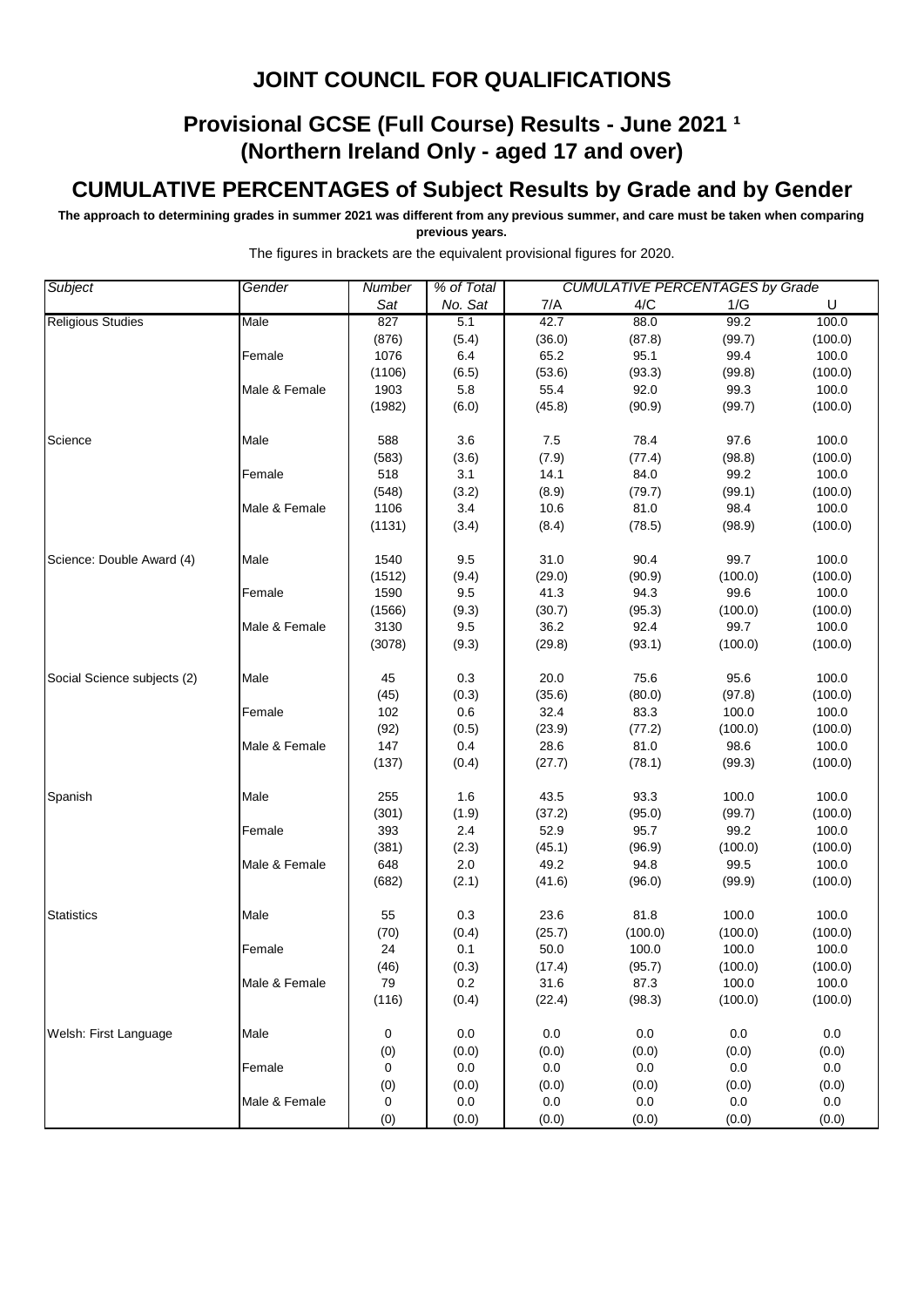# JOINT COUNCIL FOR QUALIFICATIONS

## Provisional GCSE (Full Course) Results - June 2021 [1]
## (Northern Ireland Only - aged 17 and over)

## CUMULATIVE PERCENTAGES of Subject Results by Grade and by Gender

**The approach to determining grades in summer 2021 was different from any previous summer, and care must be taken when comparing previous years.**

The figures in brackets are the equivalent provisional figures for 2020.

| *Subject* | *Gender* | *Number Sat* | *% of Total No. Sat* | *CUMULATIVE PERCENTAGES by Grade* 7/A | 4/C | 1/G | U |
|---|---|---|---|---|---|---|---|
| Religious Studies | Male | 827 | 5.1 | 42.7 | 88.0 | 99.2 | 100.0 |
| | | (876) | (5.4) | (36.0) | (87.8) | (99.7) | (100.0) |
| | Female | 1076 | 6.4 | 65.2 | 95.1 | 99.4 | 100.0 |
| | | (1106) | (6.5) | (53.6) | (93.3) | (99.8) | (100.0) |
| | Male & Female | 1903 | 5.8 | 55.4 | 92.0 | 99.3 | 100.0 |
| | | (1982) | (6.0) | (45.8) | (90.9) | (99.7) | (100.0) |
| Science | Male | 588 | 3.6 | 7.5 | 78.4 | 97.6 | 100.0 |
| | | (583) | (3.6) | (7.9) | (77.4) | (98.8) | (100.0) |
| | Female | 518 | 3.1 | 14.1 | 84.0 | 99.2 | 100.0 |
| | | (548) | (3.2) | (8.9) | (79.7) | (99.1) | (100.0) |
| | Male & Female | 1106 | 3.4 | 10.6 | 81.0 | 98.4 | 100.0 |
| | | (1131) | (3.4) | (8.4) | (78.5) | (98.9) | (100.0) |
| Science: Double Award (4) | Male | 1540 | 9.5 | 31.0 | 90.4 | 99.7 | 100.0 |
| | | (1512) | (9.4) | (29.0) | (90.9) | (100.0) | (100.0) |
| | Female | 1590 | 9.5 | 41.3 | 94.3 | 99.6 | 100.0 |
| | | (1566) | (9.3) | (30.7) | (95.3) | (100.0) | (100.0) |
| | Male & Female | 3130 | 9.5 | 36.2 | 92.4 | 99.7 | 100.0 |
| | | (3078) | (9.3) | (29.8) | (93.1) | (100.0) | (100.0) |
| Social Science subjects (2) | Male | 45 | 0.3 | 20.0 | 75.6 | 95.6 | 100.0 |
| | | (45) | (0.3) | (35.6) | (80.0) | (97.8) | (100.0) |
| | Female | 102 | 0.6 | 32.4 | 83.3 | 100.0 | 100.0 |
| | | (92) | (0.5) | (23.9) | (77.2) | (100.0) | (100.0) |
| | Male & Female | 147 | 0.4 | 28.6 | 81.0 | 98.6 | 100.0 |
| | | (137) | (0.4) | (27.7) | (78.1) | (99.3) | (100.0) |
| Spanish | Male | 255 | 1.6 | 43.5 | 93.3 | 100.0 | 100.0 |
| | | (301) | (1.9) | (37.2) | (95.0) | (99.7) | (100.0) |
| | Female | 393 | 2.4 | 52.9 | 95.7 | 99.2 | 100.0 |
| | | (381) | (2.3) | (45.1) | (96.9) | (100.0) | (100.0) |
| | Male & Female | 648 | 2.0 | 49.2 | 94.8 | 99.5 | 100.0 |
| | | (682) | (2.1) | (41.6) | (96.0) | (99.9) | (100.0) |
| Statistics | Male | 55 | 0.3 | 23.6 | 81.8 | 100.0 | 100.0 |
| | | (70) | (0.4) | (25.7) | (100.0) | (100.0) | (100.0) |
| | Female | 24 | 0.1 | 50.0 | 100.0 | 100.0 | 100.0 |
| | | (46) | (0.3) | (17.4) | (95.7) | (100.0) | (100.0) |
| | Male & Female | 79 | 0.2 | 31.6 | 87.3 | 100.0 | 100.0 |
| | | (116) | (0.4) | (22.4) | (98.3) | (100.0) | (100.0) |
| Welsh: First Language | Male | 0 | 0.0 | 0.0 | 0.0 | 0.0 | 0.0 |
| | | (0) | (0.0) | (0.0) | (0.0) | (0.0) | (0.0) |
| | Female | 0 | 0.0 | 0.0 | 0.0 | 0.0 | 0.0 |
| | | (0) | (0.0) | (0.0) | (0.0) | (0.0) | (0.0) |
| | Male & Female | 0 | 0.0 | 0.0 | 0.0 | 0.0 | 0.0 |
| | | (0) | (0.0) | (0.0) | (0.0) | (0.0) | (0.0) |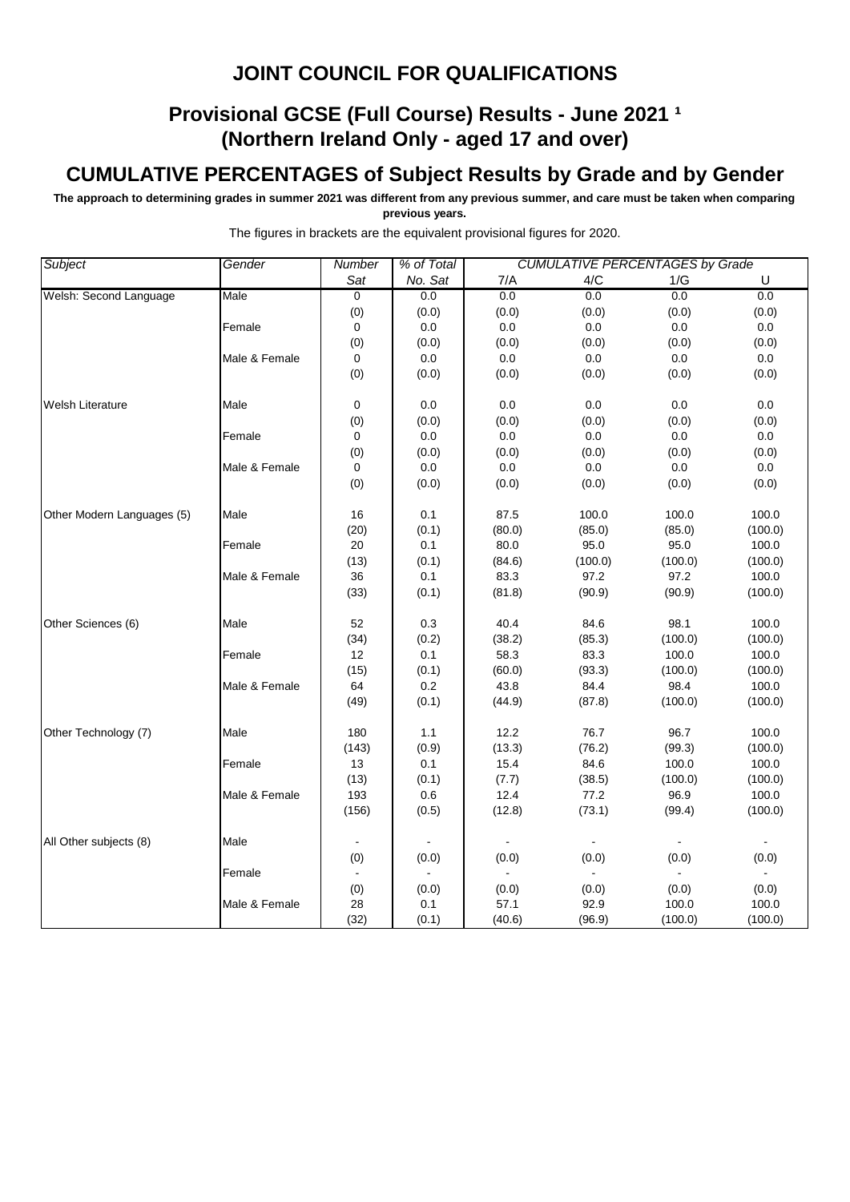# JOINT COUNCIL FOR QUALIFICATIONS

## Provisional GCSE (Full Course) Results - June 2021 ¹ (Northern Ireland Only - aged 17 and over)

## CUMULATIVE PERCENTAGES of Subject Results by Grade and by Gender

**The approach to determining grades in summer 2021 was different from any previous summer, and care must be taken when comparing previous years.**

The figures in brackets are the equivalent provisional figures for 2020.

| *Subject* | *Gender* | *Number Sat* | *% of Total No. Sat* | *CUMULATIVE PERCENTAGES by Grade* 7/A | 4/C | 1/G | U |
|---|---|---|---|---|---|---|---|
| Welsh: Second Language | Male | 0 | 0.0 | 0.0 | 0.0 | 0.0 | 0.0 |
| | | (0) | (0.0) | (0.0) | (0.0) | (0.0) | (0.0) |
| | Female | 0 | 0.0 | 0.0 | 0.0 | 0.0 | 0.0 |
| | | (0) | (0.0) | (0.0) | (0.0) | (0.0) | (0.0) |
| | Male & Female | 0 | 0.0 | 0.0 | 0.0 | 0.0 | 0.0 |
| | | (0) | (0.0) | (0.0) | (0.0) | (0.0) | (0.0) |
| Welsh Literature | Male | 0 | 0.0 | 0.0 | 0.0 | 0.0 | 0.0 |
| | | (0) | (0.0) | (0.0) | (0.0) | (0.0) | (0.0) |
| | Female | 0 | 0.0 | 0.0 | 0.0 | 0.0 | 0.0 |
| | | (0) | (0.0) | (0.0) | (0.0) | (0.0) | (0.0) |
| | Male & Female | 0 | 0.0 | 0.0 | 0.0 | 0.0 | 0.0 |
| | | (0) | (0.0) | (0.0) | (0.0) | (0.0) | (0.0) |
| Other Modern Languages (5) | Male | 16 | 0.1 | 87.5 | 100.0 | 100.0 | 100.0 |
| | | (20) | (0.1) | (80.0) | (85.0) | (85.0) | (100.0) |
| | Female | 20 | 0.1 | 80.0 | 95.0 | 95.0 | 100.0 |
| | | (13) | (0.1) | (84.6) | (100.0) | (100.0) | (100.0) |
| | Male & Female | 36 | 0.1 | 83.3 | 97.2 | 97.2 | 100.0 |
| | | (33) | (0.1) | (81.8) | (90.9) | (90.9) | (100.0) |
| Other Sciences (6) | Male | 52 | 0.3 | 40.4 | 84.6 | 98.1 | 100.0 |
| | | (34) | (0.2) | (38.2) | (85.3) | (100.0) | (100.0) |
| | Female | 12 | 0.1 | 58.3 | 83.3 | 100.0 | 100.0 |
| | | (15) | (0.1) | (60.0) | (93.3) | (100.0) | (100.0) |
| | Male & Female | 64 | 0.2 | 43.8 | 84.4 | 98.4 | 100.0 |
| | | (49) | (0.1) | (44.9) | (87.8) | (100.0) | (100.0) |
| Other Technology (7) | Male | 180 | 1.1 | 12.2 | 76.7 | 96.7 | 100.0 |
| | | (143) | (0.9) | (13.3) | (76.2) | (99.3) | (100.0) |
| | Female | 13 | 0.1 | 15.4 | 84.6 | 100.0 | 100.0 |
| | | (13) | (0.1) | (7.7) | (38.5) | (100.0) | (100.0) |
| | Male & Female | 193 | 0.6 | 12.4 | 77.2 | 96.9 | 100.0 |
| | | (156) | (0.5) | (12.8) | (73.1) | (99.4) | (100.0) |
| All Other subjects (8) | Male | - | - | - | - | - | - |
| | | (0) | (0.0) | (0.0) | (0.0) | (0.0) | (0.0) |
| | Female | - | - | - | - | - | - |
| | | (0) | (0.0) | (0.0) | (0.0) | (0.0) | (0.0) |
| | Male & Female | 28 | 0.1 | 57.1 | 92.9 | 100.0 | 100.0 |
| | | (32) | (0.1) | (40.6) | (96.9) | (100.0) | (100.0) |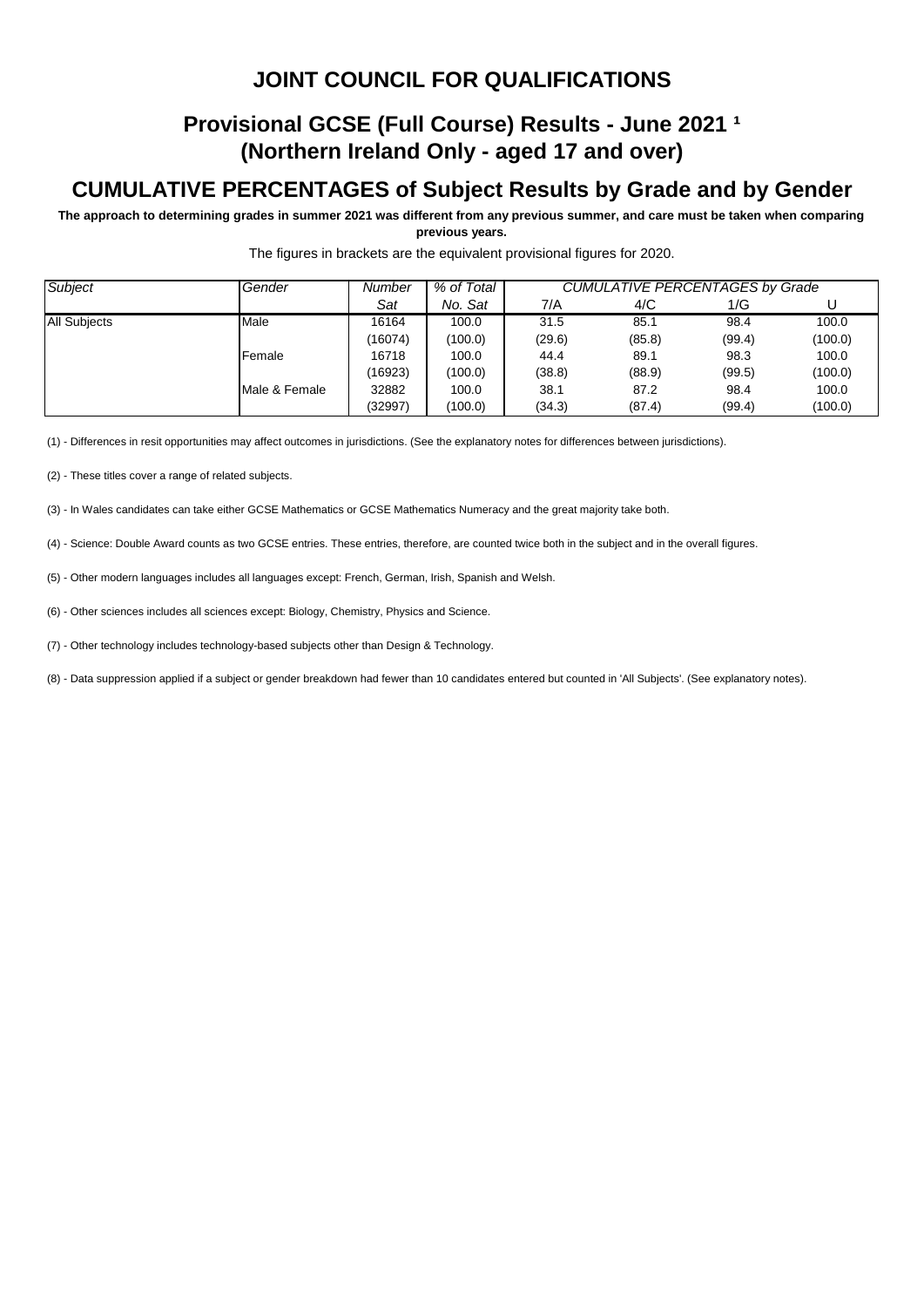# JOINT COUNCIL FOR QUALIFICATIONS

## Provisional GCSE (Full Course) Results - June 2021 [1]
## (Northern Ireland Only - aged 17 and over)

## CUMULATIVE PERCENTAGES of Subject Results by Grade and by Gender

**The approach to determining grades in summer 2021 was different from any previous summer, and care must be taken when comparing previous years.**

The figures in brackets are the equivalent provisional figures for 2020.

| *Subject* | *Gender* | *Number Sat* | *% of Total No. Sat* | *CUMULATIVE PERCENTAGES by Grade* | | | |
|---|---|---|---|---|---|---|---|
| | | | | 7/A | 4/C | 1/G | U |
| All Subjects | Male | 16164 | 100.0 | 31.5 | 85.1 | 98.4 | 100.0 |
| | | (16074) | (100.0) | (29.6) | (85.8) | (99.4) | (100.0) |
| | Female | 16718 | 100.0 | 44.4 | 89.1 | 98.3 | 100.0 |
| | | (16923) | (100.0) | (38.8) | (88.9) | (99.5) | (100.0) |
| | Male & Female | 32882 | 100.0 | 38.1 | 87.2 | 98.4 | 100.0 |
| | | (32997) | (100.0) | (34.3) | (87.4) | (99.4) | (100.0) |

(1) - Differences in resit opportunities may affect outcomes in jurisdictions. (See the explanatory notes for differences between jurisdictions).

(2) - These titles cover a range of related subjects.

(3) - In Wales candidates can take either GCSE Mathematics or GCSE Mathematics Numeracy and the great majority take both.

(4) - Science: Double Award counts as two GCSE entries. These entries, therefore, are counted twice both in the subject and in the overall figures.

(5) - Other modern languages includes all languages except: French, German, Irish, Spanish and Welsh.

(6) - Other sciences includes all sciences except: Biology, Chemistry, Physics and Science.

(7) - Other technology includes technology-based subjects other than Design & Technology.

(8) - Data suppression applied if a subject or gender breakdown had fewer than 10 candidates entered but counted in 'All Subjects'. (See explanatory notes).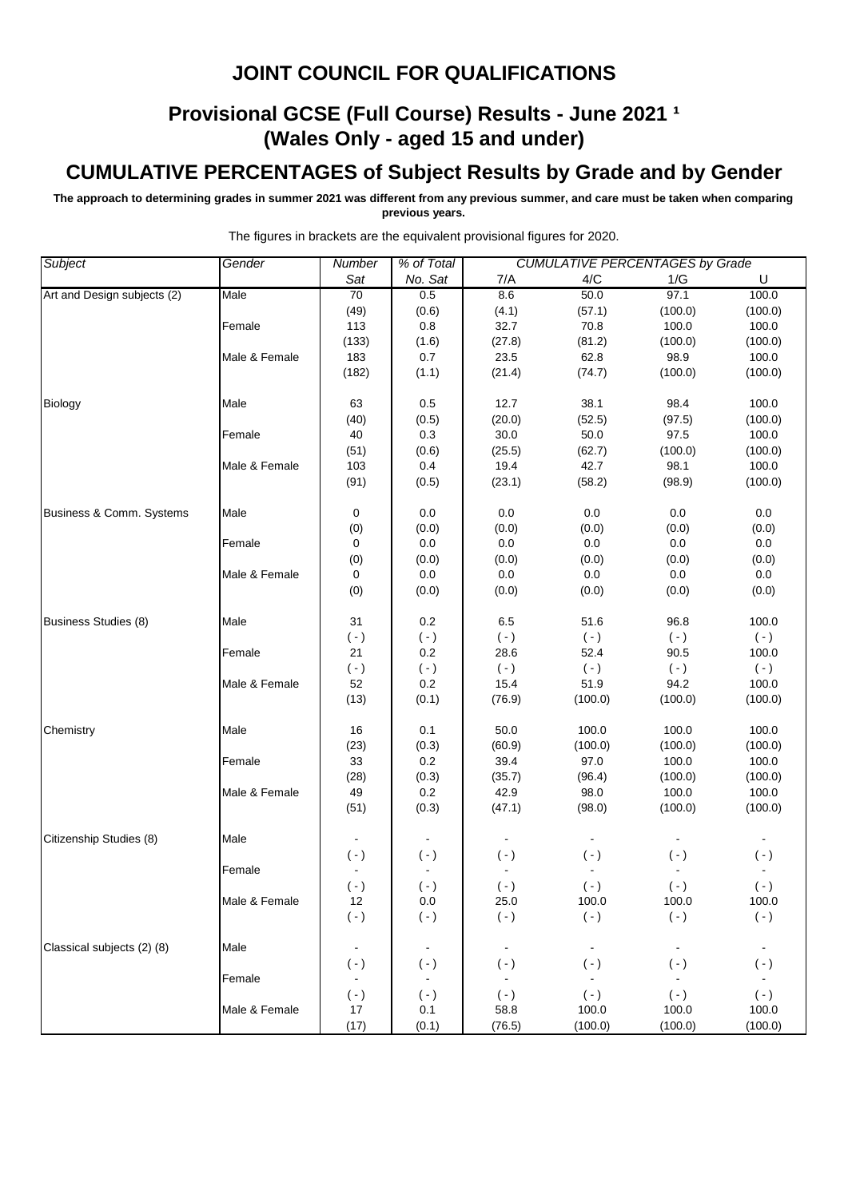# JOINT COUNCIL FOR QUALIFICATIONS

## Provisional GCSE (Full Course) Results - June 2021 [1]
## (Wales Only - aged 15 and under)

## CUMULATIVE PERCENTAGES of Subject Results by Grade and by Gender

**The approach to determining grades in summer 2021 was different from any previous summer, and care must be taken when comparing previous years.**

The figures in brackets are the equivalent provisional figures for 2020.

| *Subject* | *Gender* | *Number Sat* | *% of Total No. Sat* | *CUMULATIVE PERCENTAGES by Grade* 7/A | 4/C | 1/G | U |
|---|---|---|---|---|---|---|---|
| Art and Design subjects (2) | Male | 70 | 0.5 | 8.6 | 50.0 | 97.1 | 100.0 |
| | | (49) | (0.6) | (4.1) | (57.1) | (100.0) | (100.0) |
| | Female | 113 | 0.8 | 32.7 | 70.8 | 100.0 | 100.0 |
| | | (133) | (1.6) | (27.8) | (81.2) | (100.0) | (100.0) |
| | Male & Female | 183 | 0.7 | 23.5 | 62.8 | 98.9 | 100.0 |
| | | (182) | (1.1) | (21.4) | (74.7) | (100.0) | (100.0) |
| Biology | Male | 63 | 0.5 | 12.7 | 38.1 | 98.4 | 100.0 |
| | | (40) | (0.5) | (20.0) | (52.5) | (97.5) | (100.0) |
| | Female | 40 | 0.3 | 30.0 | 50.0 | 97.5 | 100.0 |
| | | (51) | (0.6) | (25.5) | (62.7) | (100.0) | (100.0) |
| | Male & Female | 103 | 0.4 | 19.4 | 42.7 | 98.1 | 100.0 |
| | | (91) | (0.5) | (23.1) | (58.2) | (98.9) | (100.0) |
| Business & Comm. Systems | Male | 0 | 0.0 | 0.0 | 0.0 | 0.0 | 0.0 |
| | | (0) | (0.0) | (0.0) | (0.0) | (0.0) | (0.0) |
| | Female | 0 | 0.0 | 0.0 | 0.0 | 0.0 | 0.0 |
| | | (0) | (0.0) | (0.0) | (0.0) | (0.0) | (0.0) |
| | Male & Female | 0 | 0.0 | 0.0 | 0.0 | 0.0 | 0.0 |
| | | (0) | (0.0) | (0.0) | (0.0) | (0.0) | (0.0) |
| Business Studies (8) | Male | 31 | 0.2 | 6.5 | 51.6 | 96.8 | 100.0 |
| | | ( - ) | ( - ) | ( - ) | ( - ) | ( - ) | ( - ) |
| | Female | 21 | 0.2 | 28.6 | 52.4 | 90.5 | 100.0 |
| | | ( - ) | ( - ) | ( - ) | ( - ) | ( - ) | ( - ) |
| | Male & Female | 52 | 0.2 | 15.4 | 51.9 | 94.2 | 100.0 |
| | | (13) | (0.1) | (76.9) | (100.0) | (100.0) | (100.0) |
| Chemistry | Male | 16 | 0.1 | 50.0 | 100.0 | 100.0 | 100.0 |
| | | (23) | (0.3) | (60.9) | (100.0) | (100.0) | (100.0) |
| | Female | 33 | 0.2 | 39.4 | 97.0 | 100.0 | 100.0 |
| | | (28) | (0.3) | (35.7) | (96.4) | (100.0) | (100.0) |
| | Male & Female | 49 | 0.2 | 42.9 | 98.0 | 100.0 | 100.0 |
| | | (51) | (0.3) | (47.1) | (98.0) | (100.0) | (100.0) |
| Citizenship Studies (8) | Male | - | - | - | - | - | - |
| | | ( - ) | ( - ) | ( - ) | ( - ) | ( - ) | ( - ) |
| | Female | - | - | - | - | - | - |
| | | ( - ) | ( - ) | ( - ) | ( - ) | ( - ) | ( - ) |
| | Male & Female | 12 | 0.0 | 25.0 | 100.0 | 100.0 | 100.0 |
| | | ( - ) | ( - ) | ( - ) | ( - ) | ( - ) | ( - ) |
| Classical subjects (2) (8) | Male | - | - | - | - | - | - |
| | | ( - ) | ( - ) | ( - ) | ( - ) | ( - ) | ( - ) |
| | Female | - | - | - | - | - | - |
| | | ( - ) | ( - ) | ( - ) | ( - ) | ( - ) | ( - ) |
| | Male & Female | 17 | 0.1 | 58.8 | 100.0 | 100.0 | 100.0 |
| | | (17) | (0.1) | (76.5) | (100.0) | (100.0) | (100.0) |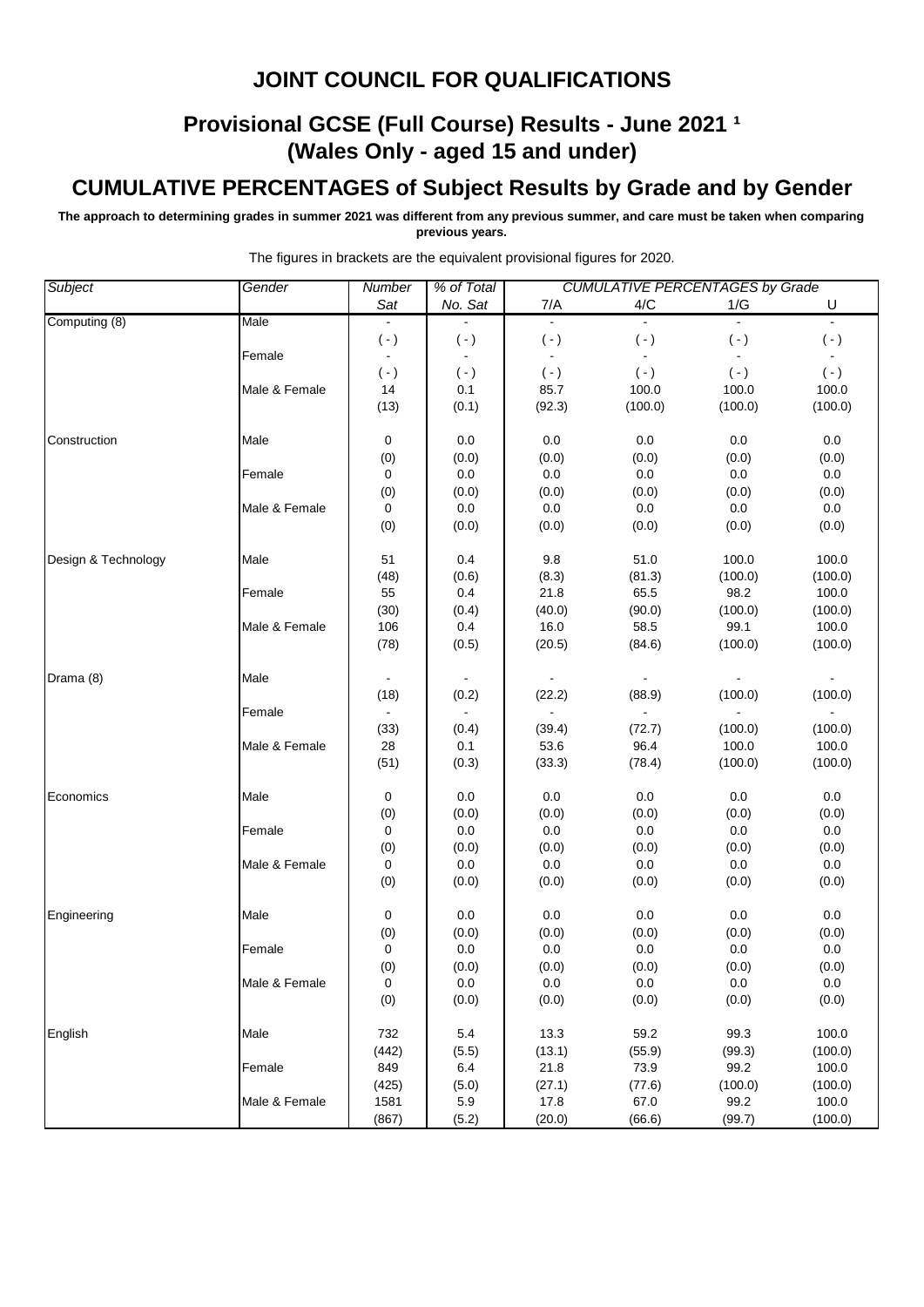# JOINT COUNCIL FOR QUALIFICATIONS

## Provisional GCSE (Full Course) Results - June 2021 ¹
## (Wales Only - aged 15 and under)

## CUMULATIVE PERCENTAGES of Subject Results by Grade and by Gender

**The approach to determining grades in summer 2021 was different from any previous summer, and care must be taken when comparing previous years.**

The figures in brackets are the equivalent provisional figures for 2020.

| *Subject* | *Gender* | *Number Sat* | *% of Total No. Sat* | *CUMULATIVE PERCENTAGES by Grade* 7/A | 4/C | 1/G | U |
|---|---|---|---|---|---|---|---|
| Computing (8) | Male | - | - | - | - | - | - |
| | | ( - ) | ( - ) | ( - ) | ( - ) | ( - ) | ( - ) |
| | Female | - | - | - | - | - | - |
| | | ( - ) | ( - ) | ( - ) | ( - ) | ( - ) | ( - ) |
| | Male & Female | 14 | 0.1 | 85.7 | 100.0 | 100.0 | 100.0 |
| | | (13) | (0.1) | (92.3) | (100.0) | (100.0) | (100.0) |
| Construction | Male | 0 | 0.0 | 0.0 | 0.0 | 0.0 | 0.0 |
| | | (0) | (0.0) | (0.0) | (0.0) | (0.0) | (0.0) |
| | Female | 0 | 0.0 | 0.0 | 0.0 | 0.0 | 0.0 |
| | | (0) | (0.0) | (0.0) | (0.0) | (0.0) | (0.0) |
| | Male & Female | 0 | 0.0 | 0.0 | 0.0 | 0.0 | 0.0 |
| | | (0) | (0.0) | (0.0) | (0.0) | (0.0) | (0.0) |
| Design & Technology | Male | 51 | 0.4 | 9.8 | 51.0 | 100.0 | 100.0 |
| | | (48) | (0.6) | (8.3) | (81.3) | (100.0) | (100.0) |
| | Female | 55 | 0.4 | 21.8 | 65.5 | 98.2 | 100.0 |
| | | (30) | (0.4) | (40.0) | (90.0) | (100.0) | (100.0) |
| | Male & Female | 106 | 0.4 | 16.0 | 58.5 | 99.1 | 100.0 |
| | | (78) | (0.5) | (20.5) | (84.6) | (100.0) | (100.0) |
| Drama (8) | Male | - | - | - | - | - | - |
| | | (18) | (0.2) | (22.2) | (88.9) | (100.0) | (100.0) |
| | Female | - | - | - | - | - | - |
| | | (33) | (0.4) | (39.4) | (72.7) | (100.0) | (100.0) |
| | Male & Female | 28 | 0.1 | 53.6 | 96.4 | 100.0 | 100.0 |
| | | (51) | (0.3) | (33.3) | (78.4) | (100.0) | (100.0) |
| Economics | Male | 0 | 0.0 | 0.0 | 0.0 | 0.0 | 0.0 |
| | | (0) | (0.0) | (0.0) | (0.0) | (0.0) | (0.0) |
| | Female | 0 | 0.0 | 0.0 | 0.0 | 0.0 | 0.0 |
| | | (0) | (0.0) | (0.0) | (0.0) | (0.0) | (0.0) |
| | Male & Female | 0 | 0.0 | 0.0 | 0.0 | 0.0 | 0.0 |
| | | (0) | (0.0) | (0.0) | (0.0) | (0.0) | (0.0) |
| Engineering | Male | 0 | 0.0 | 0.0 | 0.0 | 0.0 | 0.0 |
| | | (0) | (0.0) | (0.0) | (0.0) | (0.0) | (0.0) |
| | Female | 0 | 0.0 | 0.0 | 0.0 | 0.0 | 0.0 |
| | | (0) | (0.0) | (0.0) | (0.0) | (0.0) | (0.0) |
| | Male & Female | 0 | 0.0 | 0.0 | 0.0 | 0.0 | 0.0 |
| | | (0) | (0.0) | (0.0) | (0.0) | (0.0) | (0.0) |
| English | Male | 732 | 5.4 | 13.3 | 59.2 | 99.3 | 100.0 |
| | | (442) | (5.5) | (13.1) | (55.9) | (99.3) | (100.0) |
| | Female | 849 | 6.4 | 21.8 | 73.9 | 99.2 | 100.0 |
| | | (425) | (5.0) | (27.1) | (77.6) | (100.0) | (100.0) |
| | Male & Female | 1581 | 5.9 | 17.8 | 67.0 | 99.2 | 100.0 |
| | | (867) | (5.2) | (20.0) | (66.6) | (99.7) | (100.0) |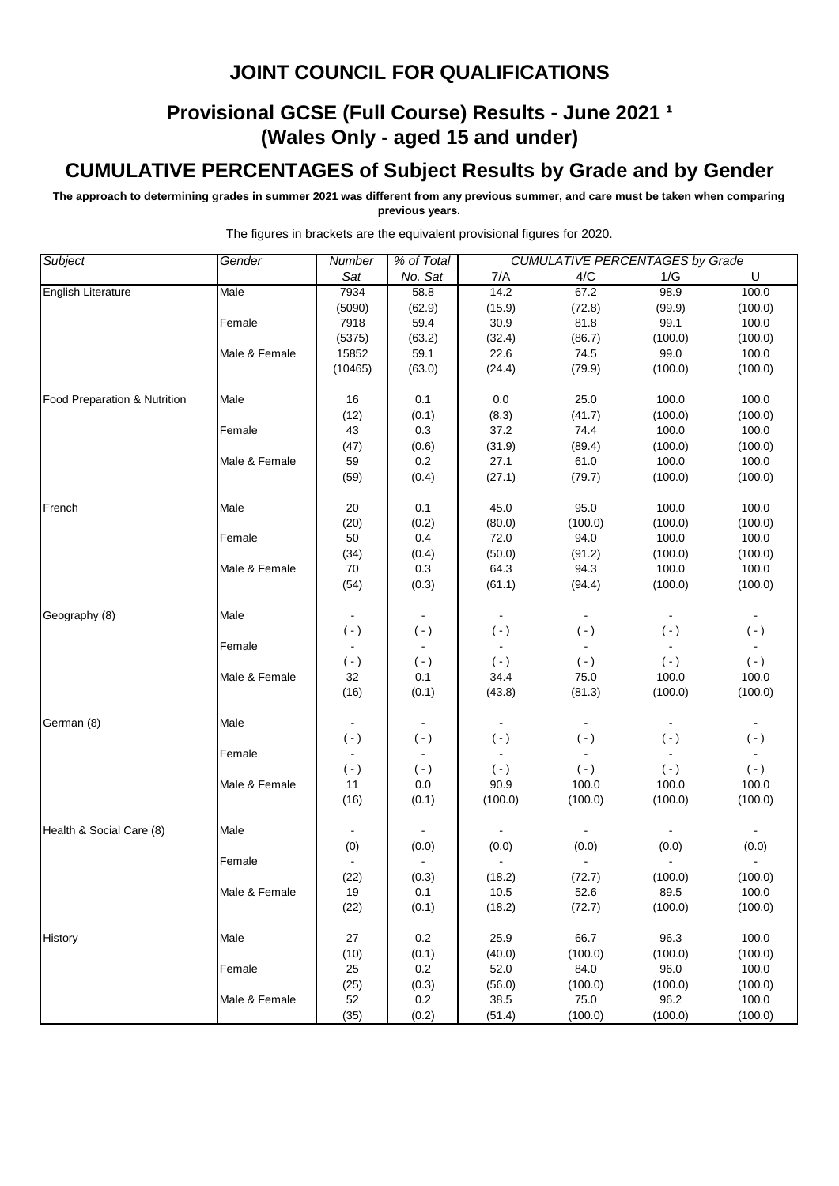# JOINT COUNCIL FOR QUALIFICATIONS

## Provisional GCSE (Full Course) Results - June 2021 [1]
## (Wales Only - aged 15 and under)

## CUMULATIVE PERCENTAGES of Subject Results by Grade and by Gender

**The approach to determining grades in summer 2021 was different from any previous summer, and care must be taken when comparing previous years.**

The figures in brackets are the equivalent provisional figures for 2020.

| *Subject* | *Gender* | *Number Sat* | *% of Total No. Sat* | *CUMULATIVE PERCENTAGES by Grade* 7/A | 4/C | 1/G | U |
|---|---|---|---|---|---|---|---|
| English Literature | Male | 7934 | 58.8 | 14.2 | 67.2 | 98.9 | 100.0 |
| | | (5090) | (62.9) | (15.9) | (72.8) | (99.9) | (100.0) |
| | Female | 7918 | 59.4 | 30.9 | 81.8 | 99.1 | 100.0 |
| | | (5375) | (63.2) | (32.4) | (86.7) | (100.0) | (100.0) |
| | Male & Female | 15852 | 59.1 | 22.6 | 74.5 | 99.0 | 100.0 |
| | | (10465) | (63.0) | (24.4) | (79.9) | (100.0) | (100.0) |
| Food Preparation & Nutrition | Male | 16 | 0.1 | 0.0 | 25.0 | 100.0 | 100.0 |
| | | (12) | (0.1) | (8.3) | (41.7) | (100.0) | (100.0) |
| | Female | 43 | 0.3 | 37.2 | 74.4 | 100.0 | 100.0 |
| | | (47) | (0.6) | (31.9) | (89.4) | (100.0) | (100.0) |
| | Male & Female | 59 | 0.2 | 27.1 | 61.0 | 100.0 | 100.0 |
| | | (59) | (0.4) | (27.1) | (79.7) | (100.0) | (100.0) |
| French | Male | 20 | 0.1 | 45.0 | 95.0 | 100.0 | 100.0 |
| | | (20) | (0.2) | (80.0) | (100.0) | (100.0) | (100.0) |
| | Female | 50 | 0.4 | 72.0 | 94.0 | 100.0 | 100.0 |
| | | (34) | (0.4) | (50.0) | (91.2) | (100.0) | (100.0) |
| | Male & Female | 70 | 0.3 | 64.3 | 94.3 | 100.0 | 100.0 |
| | | (54) | (0.3) | (61.1) | (94.4) | (100.0) | (100.0) |
| Geography (8) | Male | - | - | - | - | - | - |
| | | ( - ) | ( - ) | ( - ) | ( - ) | ( - ) | ( - ) |
| | Female | - | - | - | - | - | - |
| | | ( - ) | ( - ) | ( - ) | ( - ) | ( - ) | ( - ) |
| | Male & Female | 32 | 0.1 | 34.4 | 75.0 | 100.0 | 100.0 |
| | | (16) | (0.1) | (43.8) | (81.3) | (100.0) | (100.0) |
| German (8) | Male | - | - | - | - | - | - |
| | | ( - ) | ( - ) | ( - ) | ( - ) | ( - ) | ( - ) |
| | Female | - | - | - | - | - | - |
| | | ( - ) | ( - ) | ( - ) | ( - ) | ( - ) | ( - ) |
| | Male & Female | 11 | 0.0 | 90.9 | 100.0 | 100.0 | 100.0 |
| | | (16) | (0.1) | (100.0) | (100.0) | (100.0) | (100.0) |
| Health & Social Care (8) | Male | - | - | - | - | - | - |
| | | (0) | (0.0) | (0.0) | (0.0) | (0.0) | (0.0) |
| | Female | - | - | - | - | - | - |
| | | (22) | (0.3) | (18.2) | (72.7) | (100.0) | (100.0) |
| | Male & Female | 19 | 0.1 | 10.5 | 52.6 | 89.5 | 100.0 |
| | | (22) | (0.1) | (18.2) | (72.7) | (100.0) | (100.0) |
| History | Male | 27 | 0.2 | 25.9 | 66.7 | 96.3 | 100.0 |
| | | (10) | (0.1) | (40.0) | (100.0) | (100.0) | (100.0) |
| | Female | 25 | 0.2 | 52.0 | 84.0 | 96.0 | 100.0 |
| | | (25) | (0.3) | (56.0) | (100.0) | (100.0) | (100.0) |
| | Male & Female | 52 | 0.2 | 38.5 | 75.0 | 96.2 | 100.0 |
| | | (35) | (0.2) | (51.4) | (100.0) | (100.0) | (100.0) |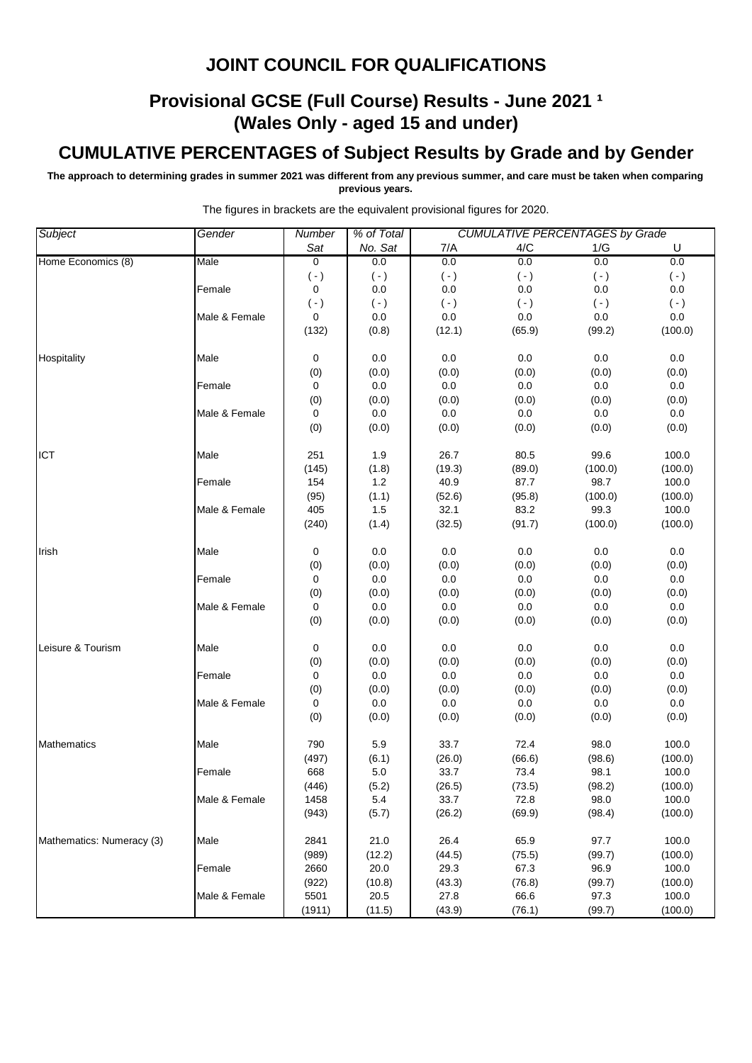# JOINT COUNCIL FOR QUALIFICATIONS

## Provisional GCSE (Full Course) Results - June 2021 ¹
## (Wales Only - aged 15 and under)

## CUMULATIVE PERCENTAGES of Subject Results by Grade and by Gender

**The approach to determining grades in summer 2021 was different from any previous summer, and care must be taken when comparing previous years.**

The figures in brackets are the equivalent provisional figures for 2020.

| *Subject* | *Gender* | *Number Sat* | *% of Total No. Sat* | *CUMULATIVE PERCENTAGES by Grade* 7/A | 4/C | 1/G | U |
|---|---|---|---|---|---|---|---|
| Home Economics (8) | Male | 0 | 0.0 | 0.0 | 0.0 | 0.0 | 0.0 |
| | | ( - ) | ( - ) | ( - ) | ( - ) | ( - ) | ( - ) |
| | Female | 0 | 0.0 | 0.0 | 0.0 | 0.0 | 0.0 |
| | | ( - ) | ( - ) | ( - ) | ( - ) | ( - ) | ( - ) |
| | Male & Female | 0 | 0.0 | 0.0 | 0.0 | 0.0 | 0.0 |
| | | (132) | (0.8) | (12.1) | (65.9) | (99.2) | (100.0) |
| Hospitality | Male | 0 | 0.0 | 0.0 | 0.0 | 0.0 | 0.0 |
| | | (0) | (0.0) | (0.0) | (0.0) | (0.0) | (0.0) |
| | Female | 0 | 0.0 | 0.0 | 0.0 | 0.0 | 0.0 |
| | | (0) | (0.0) | (0.0) | (0.0) | (0.0) | (0.0) |
| | Male & Female | 0 | 0.0 | 0.0 | 0.0 | 0.0 | 0.0 |
| | | (0) | (0.0) | (0.0) | (0.0) | (0.0) | (0.0) |
| ICT | Male | 251 | 1.9 | 26.7 | 80.5 | 99.6 | 100.0 |
| | | (145) | (1.8) | (19.3) | (89.0) | (100.0) | (100.0) |
| | Female | 154 | 1.2 | 40.9 | 87.7 | 98.7 | 100.0 |
| | | (95) | (1.1) | (52.6) | (95.8) | (100.0) | (100.0) |
| | Male & Female | 405 | 1.5 | 32.1 | 83.2 | 99.3 | 100.0 |
| | | (240) | (1.4) | (32.5) | (91.7) | (100.0) | (100.0) |
| Irish | Male | 0 | 0.0 | 0.0 | 0.0 | 0.0 | 0.0 |
| | | (0) | (0.0) | (0.0) | (0.0) | (0.0) | (0.0) |
| | Female | 0 | 0.0 | 0.0 | 0.0 | 0.0 | 0.0 |
| | | (0) | (0.0) | (0.0) | (0.0) | (0.0) | (0.0) |
| | Male & Female | 0 | 0.0 | 0.0 | 0.0 | 0.0 | 0.0 |
| | | (0) | (0.0) | (0.0) | (0.0) | (0.0) | (0.0) |
| Leisure & Tourism | Male | 0 | 0.0 | 0.0 | 0.0 | 0.0 | 0.0 |
| | | (0) | (0.0) | (0.0) | (0.0) | (0.0) | (0.0) |
| | Female | 0 | 0.0 | 0.0 | 0.0 | 0.0 | 0.0 |
| | | (0) | (0.0) | (0.0) | (0.0) | (0.0) | (0.0) |
| | Male & Female | 0 | 0.0 | 0.0 | 0.0 | 0.0 | 0.0 |
| | | (0) | (0.0) | (0.0) | (0.0) | (0.0) | (0.0) |
| Mathematics | Male | 790 | 5.9 | 33.7 | 72.4 | 98.0 | 100.0 |
| | | (497) | (6.1) | (26.0) | (66.6) | (98.6) | (100.0) |
| | Female | 668 | 5.0 | 33.7 | 73.4 | 98.1 | 100.0 |
| | | (446) | (5.2) | (26.5) | (73.5) | (98.2) | (100.0) |
| | Male & Female | 1458 | 5.4 | 33.7 | 72.8 | 98.0 | 100.0 |
| | | (943) | (5.7) | (26.2) | (69.9) | (98.4) | (100.0) |
| Mathematics: Numeracy (3) | Male | 2841 | 21.0 | 26.4 | 65.9 | 97.7 | 100.0 |
| | | (989) | (12.2) | (44.5) | (75.5) | (99.7) | (100.0) |
| | Female | 2660 | 20.0 | 29.3 | 67.3 | 96.9 | 100.0 |
| | | (922) | (10.8) | (43.3) | (76.8) | (99.7) | (100.0) |
| | Male & Female | 5501 | 20.5 | 27.8 | 66.6 | 97.3 | 100.0 |
| | | (1911) | (11.5) | (43.9) | (76.1) | (99.7) | (100.0) |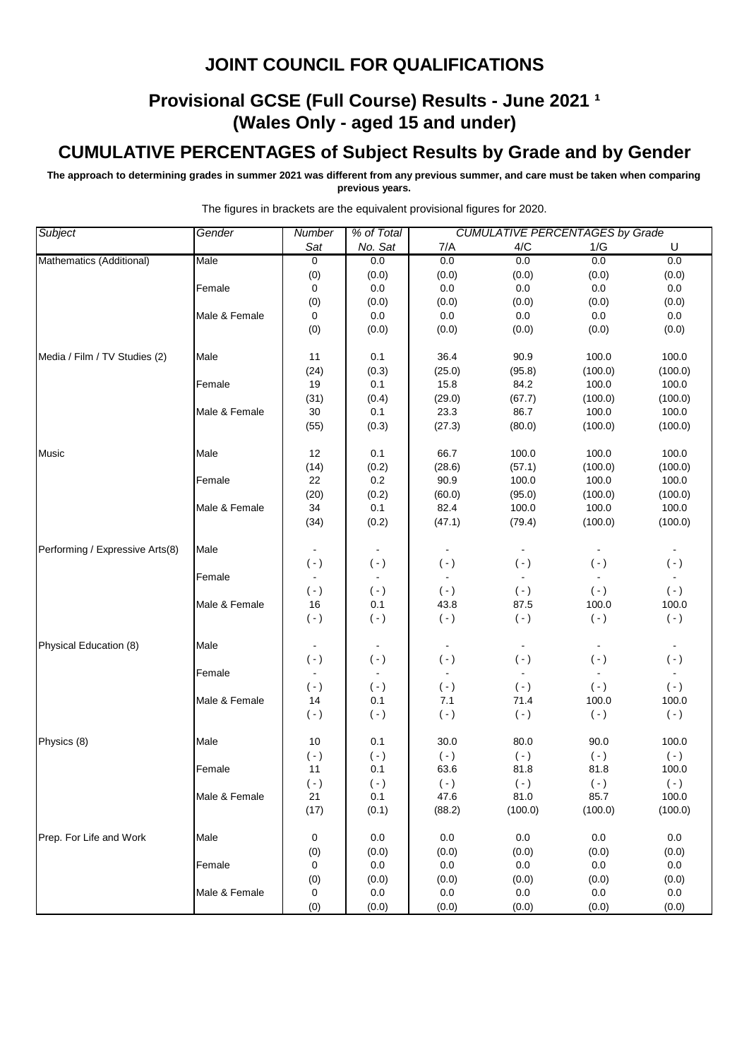## JOINT COUNCIL FOR QUALIFICATIONS

## Provisional GCSE (Full Course) Results - June 2021 ¹ (Wales Only - aged 15 and under)

## CUMULATIVE PERCENTAGES of Subject Results by Grade and by Gender

**The approach to determining grades in summer 2021 was different from any previous summer, and care must be taken when comparing previous years.**

The figures in brackets are the equivalent provisional figures for 2020.

| *Subject* | *Gender* | *Number Sat* | *% of Total No. Sat* | *CUMULATIVE PERCENTAGES by Grade* 7/A | 4/C | 1/G | U |
|---|---|---|---|---|---|---|---|
| Mathematics (Additional) | Male | 0 | 0.0 | 0.0 | 0.0 | 0.0 | 0.0 |
| | | (0) | (0.0) | (0.0) | (0.0) | (0.0) | (0.0) |
| | Female | 0 | 0.0 | 0.0 | 0.0 | 0.0 | 0.0 |
| | | (0) | (0.0) | (0.0) | (0.0) | (0.0) | (0.0) |
| | Male & Female | 0 | 0.0 | 0.0 | 0.0 | 0.0 | 0.0 |
| | | (0) | (0.0) | (0.0) | (0.0) | (0.0) | (0.0) |
| Media / Film / TV Studies (2) | Male | 11 | 0.1 | 36.4 | 90.9 | 100.0 | 100.0 |
| | | (24) | (0.3) | (25.0) | (95.8) | (100.0) | (100.0) |
| | Female | 19 | 0.1 | 15.8 | 84.2 | 100.0 | 100.0 |
| | | (31) | (0.4) | (29.0) | (67.7) | (100.0) | (100.0) |
| | Male & Female | 30 | 0.1 | 23.3 | 86.7 | 100.0 | 100.0 |
| | | (55) | (0.3) | (27.3) | (80.0) | (100.0) | (100.0) |
| Music | Male | 12 | 0.1 | 66.7 | 100.0 | 100.0 | 100.0 |
| | | (14) | (0.2) | (28.6) | (57.1) | (100.0) | (100.0) |
| | Female | 22 | 0.2 | 90.9 | 100.0 | 100.0 | 100.0 |
| | | (20) | (0.2) | (60.0) | (95.0) | (100.0) | (100.0) |
| | Male & Female | 34 | 0.1 | 82.4 | 100.0 | 100.0 | 100.0 |
| | | (34) | (0.2) | (47.1) | (79.4) | (100.0) | (100.0) |
| Performing / Expressive Arts(8) | Male | - | - | - | - | - | - |
| | | ( - ) | ( - ) | ( - ) | ( - ) | ( - ) | ( - ) |
| | Female | - | - | - | - | - | - |
| | | ( - ) | ( - ) | ( - ) | ( - ) | ( - ) | ( - ) |
| | Male & Female | 16 | 0.1 | 43.8 | 87.5 | 100.0 | 100.0 |
| | | ( - ) | ( - ) | ( - ) | ( - ) | ( - ) | ( - ) |
| Physical Education (8) | Male | - | - | - | - | - | - |
| | | ( - ) | ( - ) | ( - ) | ( - ) | ( - ) | ( - ) |
| | Female | - | - | - | - | - | - |
| | | ( - ) | ( - ) | ( - ) | ( - ) | ( - ) | ( - ) |
| | Male & Female | 14 | 0.1 | 7.1 | 71.4 | 100.0 | 100.0 |
| | | ( - ) | ( - ) | ( - ) | ( - ) | ( - ) | ( - ) |
| Physics (8) | Male | 10 | 0.1 | 30.0 | 80.0 | 90.0 | 100.0 |
| | | ( - ) | ( - ) | ( - ) | ( - ) | ( - ) | ( - ) |
| | Female | 11 | 0.1 | 63.6 | 81.8 | 81.8 | 100.0 |
| | | ( - ) | ( - ) | ( - ) | ( - ) | ( - ) | ( - ) |
| | Male & Female | 21 | 0.1 | 47.6 | 81.0 | 85.7 | 100.0 |
| | | (17) | (0.1) | (88.2) | (100.0) | (100.0) | (100.0) |
| Prep. For Life and Work | Male | 0 | 0.0 | 0.0 | 0.0 | 0.0 | 0.0 |
| | | (0) | (0.0) | (0.0) | (0.0) | (0.0) | (0.0) |
| | Female | 0 | 0.0 | 0.0 | 0.0 | 0.0 | 0.0 |
| | | (0) | (0.0) | (0.0) | (0.0) | (0.0) | (0.0) |
| | Male & Female | 0 | 0.0 | 0.0 | 0.0 | 0.0 | 0.0 |
| | | (0) | (0.0) | (0.0) | (0.0) | (0.0) | (0.0) |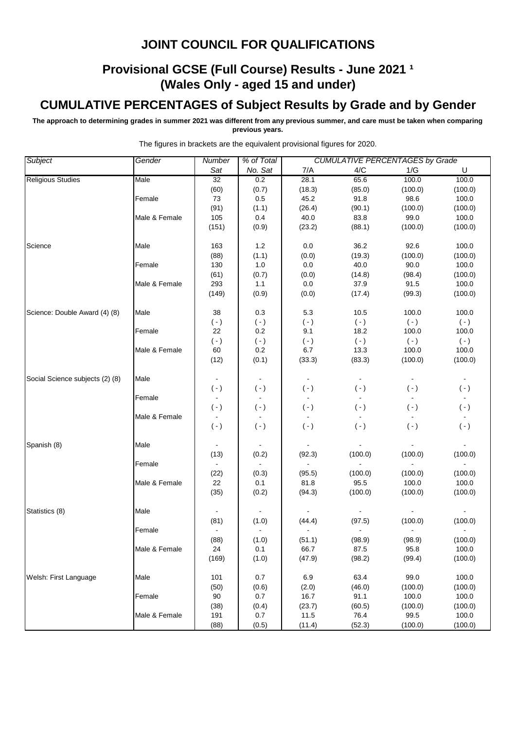# JOINT COUNCIL FOR QUALIFICATIONS

## Provisional GCSE (Full Course) Results - June 2021 ¹
## (Wales Only - aged 15 and under)

## CUMULATIVE PERCENTAGES of Subject Results by Grade and by Gender

**The approach to determining grades in summer 2021 was different from any previous summer, and care must be taken when comparing previous years.**

The figures in brackets are the equivalent provisional figures for 2020.

| *Subject* | *Gender* | *Number Sat* | *% of Total No. Sat* | *CUMULATIVE PERCENTAGES by Grade* 7/A | 4/C | 1/G | U |
|---|---|---|---|---|---|---|---|
| Religious Studies | Male | 32 | 0.2 | 28.1 | 65.6 | 100.0 | 100.0 |
| | | (60) | (0.7) | (18.3) | (85.0) | (100.0) | (100.0) |
| | Female | 73 | 0.5 | 45.2 | 91.8 | 98.6 | 100.0 |
| | | (91) | (1.1) | (26.4) | (90.1) | (100.0) | (100.0) |
| | Male & Female | 105 | 0.4 | 40.0 | 83.8 | 99.0 | 100.0 |
| | | (151) | (0.9) | (23.2) | (88.1) | (100.0) | (100.0) |
| Science | Male | 163 | 1.2 | 0.0 | 36.2 | 92.6 | 100.0 |
| | | (88) | (1.1) | (0.0) | (19.3) | (100.0) | (100.0) |
| | Female | 130 | 1.0 | 0.0 | 40.0 | 90.0 | 100.0 |
| | | (61) | (0.7) | (0.0) | (14.8) | (98.4) | (100.0) |
| | Male & Female | 293 | 1.1 | 0.0 | 37.9 | 91.5 | 100.0 |
| | | (149) | (0.9) | (0.0) | (17.4) | (99.3) | (100.0) |
| Science: Double Award (4) (8) | Male | 38 | 0.3 | 5.3 | 10.5 | 100.0 | 100.0 |
| | | ( - ) | ( - ) | ( - ) | ( - ) | ( - ) | ( - ) |
| | Female | 22 | 0.2 | 9.1 | 18.2 | 100.0 | 100.0 |
| | | ( - ) | ( - ) | ( - ) | ( - ) | ( - ) | ( - ) |
| | Male & Female | 60 | 0.2 | 6.7 | 13.3 | 100.0 | 100.0 |
| | | (12) | (0.1) | (33.3) | (83.3) | (100.0) | (100.0) |
| Social Science subjects (2) (8) | Male | - | - | - | - | - | - |
| | | ( - ) | ( - ) | ( - ) | ( - ) | ( - ) | ( - ) |
| | Female | - | - | - | - | - | - |
| | | ( - ) | ( - ) | ( - ) | ( - ) | ( - ) | ( - ) |
| | Male & Female | - | - | - | - | - | - |
| | | ( - ) | ( - ) | ( - ) | ( - ) | ( - ) | ( - ) |
| Spanish (8) | Male | - | - | - | - | - | - |
| | | (13) | (0.2) | (92.3) | (100.0) | (100.0) | (100.0) |
| | Female | - | - | - | - | - | - |
| | | (22) | (0.3) | (95.5) | (100.0) | (100.0) | (100.0) |
| | Male & Female | 22 | 0.1 | 81.8 | 95.5 | 100.0 | 100.0 |
| | | (35) | (0.2) | (94.3) | (100.0) | (100.0) | (100.0) |
| Statistics (8) | Male | - | - | - | - | - | - |
| | | (81) | (1.0) | (44.4) | (97.5) | (100.0) | (100.0) |
| | Female | - | - | - | - | - | - |
| | | (88) | (1.0) | (51.1) | (98.9) | (98.9) | (100.0) |
| | Male & Female | 24 | 0.1 | 66.7 | 87.5 | 95.8 | 100.0 |
| | | (169) | (1.0) | (47.9) | (98.2) | (99.4) | (100.0) |
| Welsh: First Language | Male | 101 | 0.7 | 6.9 | 63.4 | 99.0 | 100.0 |
| | | (50) | (0.6) | (2.0) | (46.0) | (100.0) | (100.0) |
| | Female | 90 | 0.7 | 16.7 | 91.1 | 100.0 | 100.0 |
| | | (38) | (0.4) | (23.7) | (60.5) | (100.0) | (100.0) |
| | Male & Female | 191 | 0.7 | 11.5 | 76.4 | 99.5 | 100.0 |
| | | (88) | (0.5) | (11.4) | (52.3) | (100.0) | (100.0) |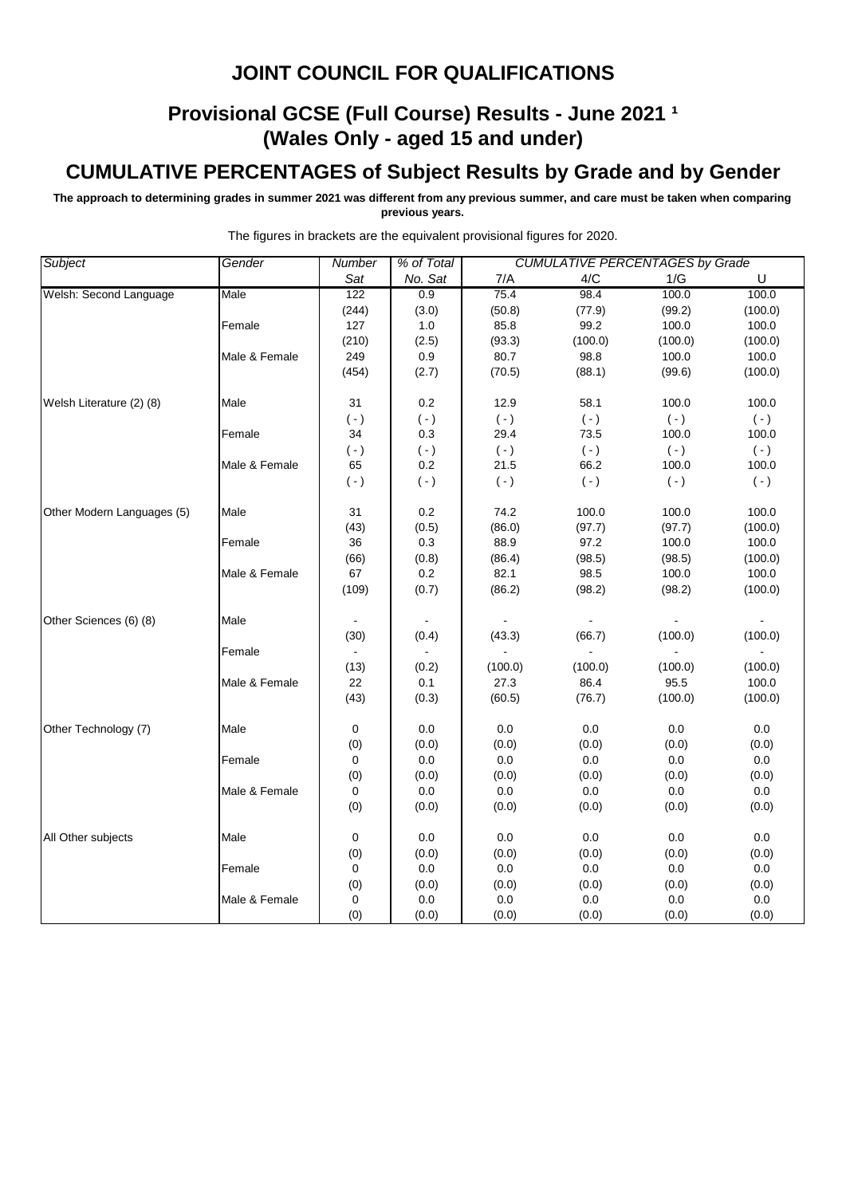# JOINT COUNCIL FOR QUALIFICATIONS

## Provisional GCSE (Full Course) Results - June 2021 ¹ (Wales Only - aged 15 and under)

## CUMULATIVE PERCENTAGES of Subject Results by Grade and by Gender

**The approach to determining grades in summer 2021 was different from any previous summer, and care must be taken when comparing previous years.**

The figures in brackets are the equivalent provisional figures for 2020.

| *Subject* | *Gender* | *Number Sat* | *% of Total No. Sat* | *CUMULATIVE PERCENTAGES by Grade* 7/A | 4/C | 1/G | U |
|---|---|---|---|---|---|---|---|
| Welsh: Second Language | Male | 122 | 0.9 | 75.4 | 98.4 | 100.0 | 100.0 |
| | | (244) | (3.0) | (50.8) | (77.9) | (99.2) | (100.0) |
| | Female | 127 | 1.0 | 85.8 | 99.2 | 100.0 | 100.0 |
| | | (210) | (2.5) | (93.3) | (100.0) | (100.0) | (100.0) |
| | Male & Female | 249 | 0.9 | 80.7 | 98.8 | 100.0 | 100.0 |
| | | (454) | (2.7) | (70.5) | (88.1) | (99.6) | (100.0) |
| Welsh Literature (2) (8) | Male | 31 | 0.2 | 12.9 | 58.1 | 100.0 | 100.0 |
| | | ( - ) | ( - ) | ( - ) | ( - ) | ( - ) | ( - ) |
| | Female | 34 | 0.3 | 29.4 | 73.5 | 100.0 | 100.0 |
| | | ( - ) | ( - ) | ( - ) | ( - ) | ( - ) | ( - ) |
| | Male & Female | 65 | 0.2 | 21.5 | 66.2 | 100.0 | 100.0 |
| | | ( - ) | ( - ) | ( - ) | ( - ) | ( - ) | ( - ) |
| Other Modern Languages (5) | Male | 31 | 0.2 | 74.2 | 100.0 | 100.0 | 100.0 |
| | | (43) | (0.5) | (86.0) | (97.7) | (97.7) | (100.0) |
| | Female | 36 | 0.3 | 88.9 | 97.2 | 100.0 | 100.0 |
| | | (66) | (0.8) | (86.4) | (98.5) | (98.5) | (100.0) |
| | Male & Female | 67 | 0.2 | 82.1 | 98.5 | 100.0 | 100.0 |
| | | (109) | (0.7) | (86.2) | (98.2) | (98.2) | (100.0) |
| Other Sciences (6) (8) | Male | - | - | - | - | - | - |
| | | (30) | (0.4) | (43.3) | (66.7) | (100.0) | (100.0) |
| | Female | - | - | - | - | - | - |
| | | (13) | (0.2) | (100.0) | (100.0) | (100.0) | (100.0) |
| | Male & Female | 22 | 0.1 | 27.3 | 86.4 | 95.5 | 100.0 |
| | | (43) | (0.3) | (60.5) | (76.7) | (100.0) | (100.0) |
| Other Technology (7) | Male | 0 | 0.0 | 0.0 | 0.0 | 0.0 | 0.0 |
| | | (0) | (0.0) | (0.0) | (0.0) | (0.0) | (0.0) |
| | Female | 0 | 0.0 | 0.0 | 0.0 | 0.0 | 0.0 |
| | | (0) | (0.0) | (0.0) | (0.0) | (0.0) | (0.0) |
| | Male & Female | 0 | 0.0 | 0.0 | 0.0 | 0.0 | 0.0 |
| | | (0) | (0.0) | (0.0) | (0.0) | (0.0) | (0.0) |
| All Other subjects | Male | 0 | 0.0 | 0.0 | 0.0 | 0.0 | 0.0 |
| | | (0) | (0.0) | (0.0) | (0.0) | (0.0) | (0.0) |
| | Female | 0 | 0.0 | 0.0 | 0.0 | 0.0 | 0.0 |
| | | (0) | (0.0) | (0.0) | (0.0) | (0.0) | (0.0) |
| | Male & Female | 0 | 0.0 | 0.0 | 0.0 | 0.0 | 0.0 |
| | | (0) | (0.0) | (0.0) | (0.0) | (0.0) | (0.0) |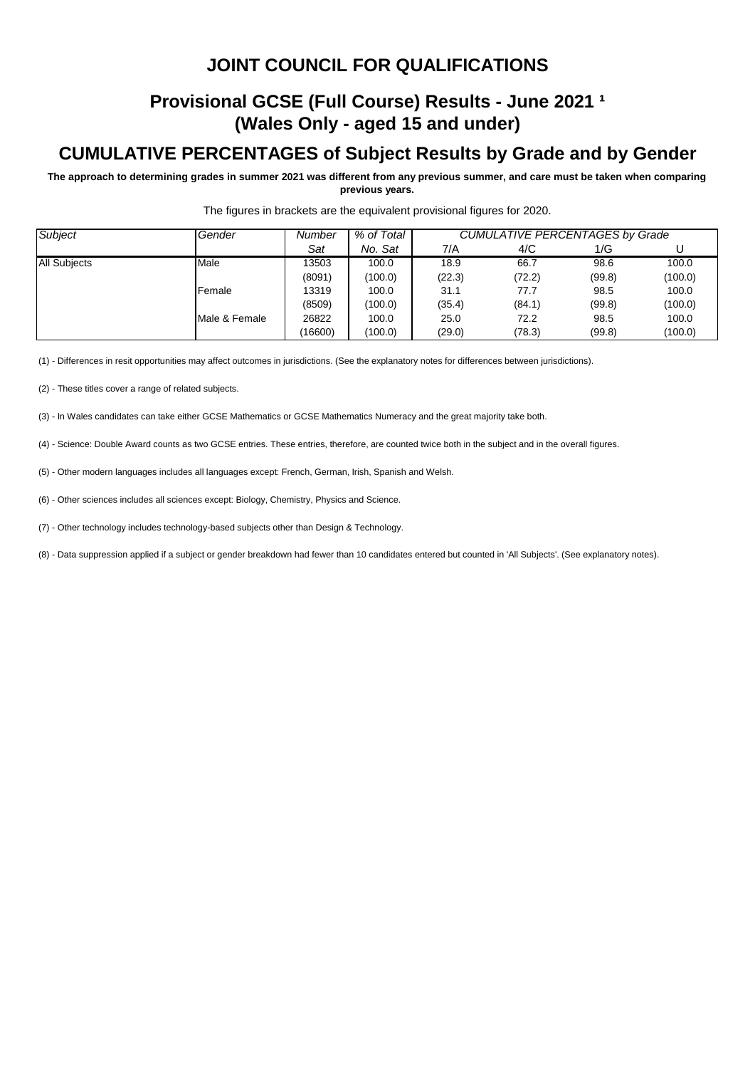# JOINT COUNCIL FOR QUALIFICATIONS

## Provisional GCSE (Full Course) Results - June 2021 [1]
## (Wales Only - aged 15 and under)

## CUMULATIVE PERCENTAGES of Subject Results by Grade and by Gender

**The approach to determining grades in summer 2021 was different from any previous summer, and care must be taken when comparing previous years.**

The figures in brackets are the equivalent provisional figures for 2020.

| *Subject* | *Gender* | *Number Sat* | *% of Total No. Sat* | *CUMULATIVE PERCENTAGES by Grade* 7/A | 4/C | 1/G | U |
|---|---|---|---|---|---|---|---|
| All Subjects | Male | 13503 | 100.0 | 18.9 | 66.7 | 98.6 | 100.0 |
| | | (8091) | (100.0) | (22.3) | (72.2) | (99.8) | (100.0) |
| | Female | 13319 | 100.0 | 31.1 | 77.7 | 98.5 | 100.0 |
| | | (8509) | (100.0) | (35.4) | (84.1) | (99.8) | (100.0) |
| | Male & Female | 26822 | 100.0 | 25.0 | 72.2 | 98.5 | 100.0 |
| | | (16600) | (100.0) | (29.0) | (78.3) | (99.8) | (100.0) |

(1) - Differences in resit opportunities may affect outcomes in jurisdictions. (See the explanatory notes for differences between jurisdictions).

(2) - These titles cover a range of related subjects.

(3) - In Wales candidates can take either GCSE Mathematics or GCSE Mathematics Numeracy and the great majority take both.

(4) - Science: Double Award counts as two GCSE entries. These entries, therefore, are counted twice both in the subject and in the overall figures.

(5) - Other modern languages includes all languages except: French, German, Irish, Spanish and Welsh.

(6) - Other sciences includes all sciences except: Biology, Chemistry, Physics and Science.

(7) - Other technology includes technology-based subjects other than Design & Technology.

(8) - Data suppression applied if a subject or gender breakdown had fewer than 10 candidates entered but counted in 'All Subjects'. (See explanatory notes).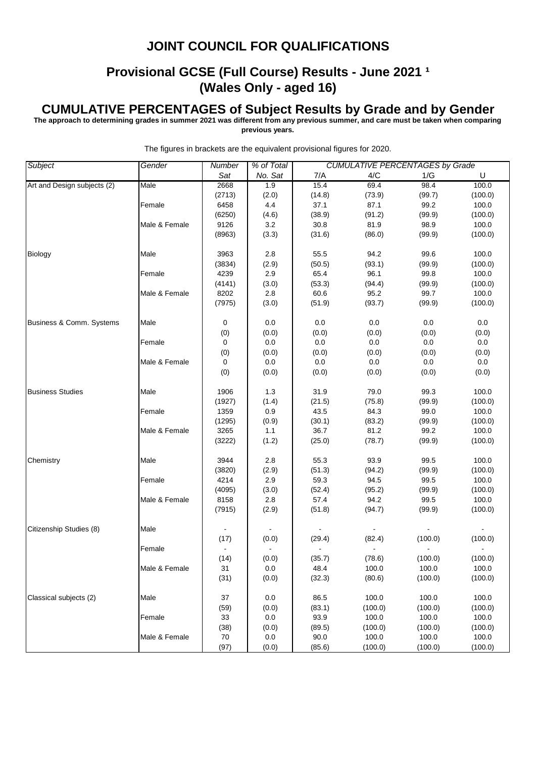# JOINT COUNCIL FOR QUALIFICATIONS

## Provisional GCSE (Full Course) Results - June 2021 ¹ (Wales Only - aged 16)

## CUMULATIVE PERCENTAGES of Subject Results by Grade and by Gender

**The approach to determining grades in summer 2021 was different from any previous summer, and care must be taken when comparing previous years.**

The figures in brackets are the equivalent provisional figures for 2020.

| *Subject* | *Gender* | *Number Sat* | *% of Total No. Sat* | *CUMULATIVE PERCENTAGES by Grade* 7/A | 4/C | 1/G | U |
|---|---|---|---|---|---|---|---|
| Art and Design subjects (2) | Male | 2668 | 1.9 | 15.4 | 69.4 | 98.4 | 100.0 |
| | | (2713) | (2.0) | (14.8) | (73.9) | (99.7) | (100.0) |
| | Female | 6458 | 4.4 | 37.1 | 87.1 | 99.2 | 100.0 |
| | | (6250) | (4.6) | (38.9) | (91.2) | (99.9) | (100.0) |
| | Male & Female | 9126 | 3.2 | 30.8 | 81.9 | 98.9 | 100.0 |
| | | (8963) | (3.3) | (31.6) | (86.0) | (99.9) | (100.0) |
| Biology | Male | 3963 | 2.8 | 55.5 | 94.2 | 99.6 | 100.0 |
| | | (3834) | (2.9) | (50.5) | (93.1) | (99.9) | (100.0) |
| | Female | 4239 | 2.9 | 65.4 | 96.1 | 99.8 | 100.0 |
| | | (4141) | (3.0) | (53.3) | (94.4) | (99.9) | (100.0) |
| | Male & Female | 8202 | 2.8 | 60.6 | 95.2 | 99.7 | 100.0 |
| | | (7975) | (3.0) | (51.9) | (93.7) | (99.9) | (100.0) |
| Business & Comm. Systems | Male | 0 | 0.0 | 0.0 | 0.0 | 0.0 | 0.0 |
| | | (0) | (0.0) | (0.0) | (0.0) | (0.0) | (0.0) |
| | Female | 0 | 0.0 | 0.0 | 0.0 | 0.0 | 0.0 |
| | | (0) | (0.0) | (0.0) | (0.0) | (0.0) | (0.0) |
| | Male & Female | 0 | 0.0 | 0.0 | 0.0 | 0.0 | 0.0 |
| | | (0) | (0.0) | (0.0) | (0.0) | (0.0) | (0.0) |
| Business Studies | Male | 1906 | 1.3 | 31.9 | 79.0 | 99.3 | 100.0 |
| | | (1927) | (1.4) | (21.5) | (75.8) | (99.9) | (100.0) |
| | Female | 1359 | 0.9 | 43.5 | 84.3 | 99.0 | 100.0 |
| | | (1295) | (0.9) | (30.1) | (83.2) | (99.9) | (100.0) |
| | Male & Female | 3265 | 1.1 | 36.7 | 81.2 | 99.2 | 100.0 |
| | | (3222) | (1.2) | (25.0) | (78.7) | (99.9) | (100.0) |
| Chemistry | Male | 3944 | 2.8 | 55.3 | 93.9 | 99.5 | 100.0 |
| | | (3820) | (2.9) | (51.3) | (94.2) | (99.9) | (100.0) |
| | Female | 4214 | 2.9 | 59.3 | 94.5 | 99.5 | 100.0 |
| | | (4095) | (3.0) | (52.4) | (95.2) | (99.9) | (100.0) |
| | Male & Female | 8158 | 2.8 | 57.4 | 94.2 | 99.5 | 100.0 |
| | | (7915) | (2.9) | (51.8) | (94.7) | (99.9) | (100.0) |
| Citizenship Studies (8) | Male | - | - | - | - | - | - |
| | | (17) | (0.0) | (29.4) | (82.4) | (100.0) | (100.0) |
| | Female | - | - | - | - | - | - |
| | | (14) | (0.0) | (35.7) | (78.6) | (100.0) | (100.0) |
| | Male & Female | 31 | 0.0 | 48.4 | 100.0 | 100.0 | 100.0 |
| | | (31) | (0.0) | (32.3) | (80.6) | (100.0) | (100.0) |
| Classical subjects (2) | Male | 37 | 0.0 | 86.5 | 100.0 | 100.0 | 100.0 |
| | | (59) | (0.0) | (83.1) | (100.0) | (100.0) | (100.0) |
| | Female | 33 | 0.0 | 93.9 | 100.0 | 100.0 | 100.0 |
| | | (38) | (0.0) | (89.5) | (100.0) | (100.0) | (100.0) |
| | Male & Female | 70 | 0.0 | 90.0 | 100.0 | 100.0 | 100.0 |
| | | (97) | (0.0) | (85.6) | (100.0) | (100.0) | (100.0) |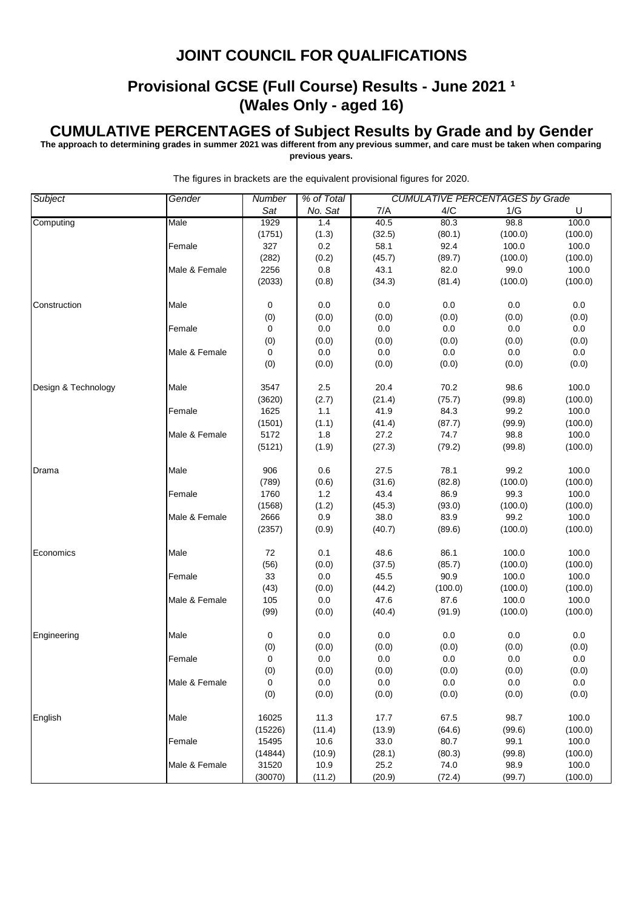# JOINT COUNCIL FOR QUALIFICATIONS

## Provisional GCSE (Full Course) Results - June 2021 [1]
## (Wales Only - aged 16)

## CUMULATIVE PERCENTAGES of Subject Results by Grade and by Gender

**The approach to determining grades in summer 2021 was different from any previous summer, and care must be taken when comparing previous years.**

The figures in brackets are the equivalent provisional figures for 2020.

| *Subject* | *Gender* | *Number* | *% of Total* | *CUMULATIVE PERCENTAGES by Grade* | | | |
|---|---|---|---|---|---|---|---|
| | | *Sat* | *No. Sat* | 7/A | 4/C | 1/G | U |
| Computing | Male | 1929 | 1.4 | 40.5 | 80.3 | 98.8 | 100.0 |
| | | (1751) | (1.3) | (32.5) | (80.1) | (100.0) | (100.0) |
| | Female | 327 | 0.2 | 58.1 | 92.4 | 100.0 | 100.0 |
| | | (282) | (0.2) | (45.7) | (89.7) | (100.0) | (100.0) |
| | Male & Female | 2256 | 0.8 | 43.1 | 82.0 | 99.0 | 100.0 |
| | | (2033) | (0.8) | (34.3) | (81.4) | (100.0) | (100.0) |
| Construction | Male | 0 | 0.0 | 0.0 | 0.0 | 0.0 | 0.0 |
| | | (0) | (0.0) | (0.0) | (0.0) | (0.0) | (0.0) |
| | Female | 0 | 0.0 | 0.0 | 0.0 | 0.0 | 0.0 |
| | | (0) | (0.0) | (0.0) | (0.0) | (0.0) | (0.0) |
| | Male & Female | 0 | 0.0 | 0.0 | 0.0 | 0.0 | 0.0 |
| | | (0) | (0.0) | (0.0) | (0.0) | (0.0) | (0.0) |
| Design & Technology | Male | 3547 | 2.5 | 20.4 | 70.2 | 98.6 | 100.0 |
| | | (3620) | (2.7) | (21.4) | (75.7) | (99.8) | (100.0) |
| | Female | 1625 | 1.1 | 41.9 | 84.3 | 99.2 | 100.0 |
| | | (1501) | (1.1) | (41.4) | (87.7) | (99.9) | (100.0) |
| | Male & Female | 5172 | 1.8 | 27.2 | 74.7 | 98.8 | 100.0 |
| | | (5121) | (1.9) | (27.3) | (79.2) | (99.8) | (100.0) |
| Drama | Male | 906 | 0.6 | 27.5 | 78.1 | 99.2 | 100.0 |
| | | (789) | (0.6) | (31.6) | (82.8) | (100.0) | (100.0) |
| | Female | 1760 | 1.2 | 43.4 | 86.9 | 99.3 | 100.0 |
| | | (1568) | (1.2) | (45.3) | (93.0) | (100.0) | (100.0) |
| | Male & Female | 2666 | 0.9 | 38.0 | 83.9 | 99.2 | 100.0 |
| | | (2357) | (0.9) | (40.7) | (89.6) | (100.0) | (100.0) |
| Economics | Male | 72 | 0.1 | 48.6 | 86.1 | 100.0 | 100.0 |
| | | (56) | (0.0) | (37.5) | (85.7) | (100.0) | (100.0) |
| | Female | 33 | 0.0 | 45.5 | 90.9 | 100.0 | 100.0 |
| | | (43) | (0.0) | (44.2) | (100.0) | (100.0) | (100.0) |
| | Male & Female | 105 | 0.0 | 47.6 | 87.6 | 100.0 | 100.0 |
| | | (99) | (0.0) | (40.4) | (91.9) | (100.0) | (100.0) |
| Engineering | Male | 0 | 0.0 | 0.0 | 0.0 | 0.0 | 0.0 |
| | | (0) | (0.0) | (0.0) | (0.0) | (0.0) | (0.0) |
| | Female | 0 | 0.0 | 0.0 | 0.0 | 0.0 | 0.0 |
| | | (0) | (0.0) | (0.0) | (0.0) | (0.0) | (0.0) |
| | Male & Female | 0 | 0.0 | 0.0 | 0.0 | 0.0 | 0.0 |
| | | (0) | (0.0) | (0.0) | (0.0) | (0.0) | (0.0) |
| English | Male | 16025 | 11.3 | 17.7 | 67.5 | 98.7 | 100.0 |
| | | (15226) | (11.4) | (13.9) | (64.6) | (99.6) | (100.0) |
| | Female | 15495 | 10.6 | 33.0 | 80.7 | 99.1 | 100.0 |
| | | (14844) | (10.9) | (28.1) | (80.3) | (99.8) | (100.0) |
| | Male & Female | 31520 | 10.9 | 25.2 | 74.0 | 98.9 | 100.0 |
| | | (30070) | (11.2) | (20.9) | (72.4) | (99.7) | (100.0) |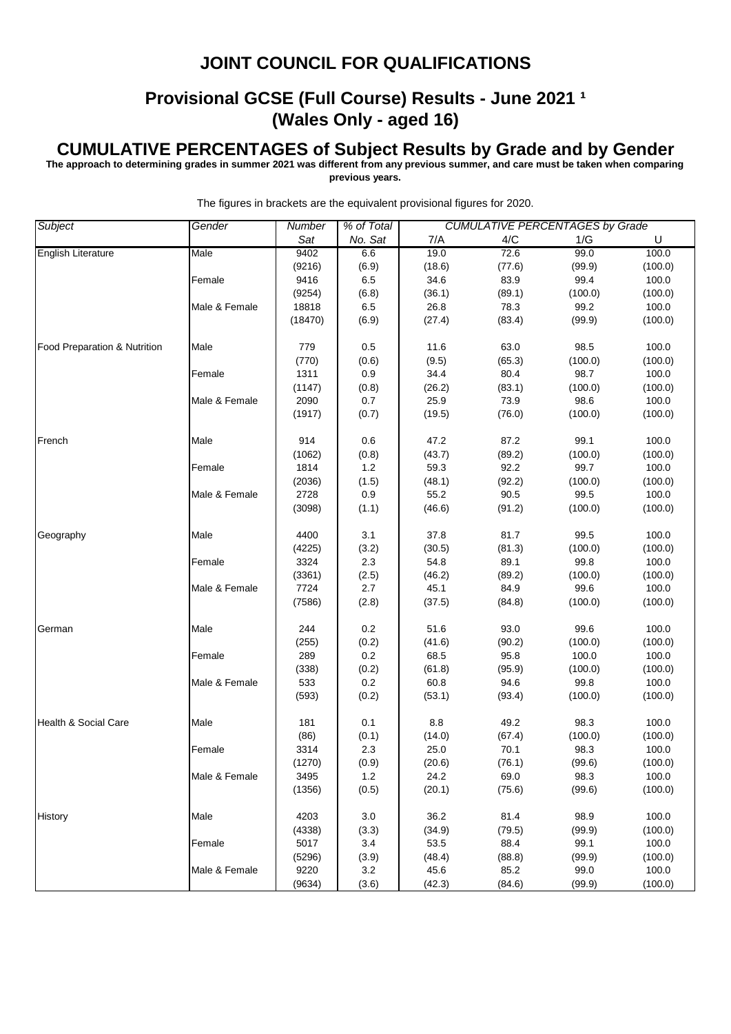# JOINT COUNCIL FOR QUALIFICATIONS

## Provisional GCSE (Full Course) Results - June 2021 [1]
## (Wales Only - aged 16)

## CUMULATIVE PERCENTAGES of Subject Results by Grade and by Gender

**The approach to determining grades in summer 2021 was different from any previous summer, and care must be taken when comparing previous years.**

The figures in brackets are the equivalent provisional figures for 2020.

| *Subject* | *Gender* | *Number Sat* | *% of Total No. Sat* | *CUMULATIVE PERCENTAGES by Grade* 7/A | 4/C | 1/G | U |
|---|---|---|---|---|---|---|---|
| English Literature | Male | 9402 | 6.6 | 19.0 | 72.6 | 99.0 | 100.0 |
| | | (9216) | (6.9) | (18.6) | (77.6) | (99.9) | (100.0) |
| | Female | 9416 | 6.5 | 34.6 | 83.9 | 99.4 | 100.0 |
| | | (9254) | (6.8) | (36.1) | (89.1) | (100.0) | (100.0) |
| | Male & Female | 18818 | 6.5 | 26.8 | 78.3 | 99.2 | 100.0 |
| | | (18470) | (6.9) | (27.4) | (83.4) | (99.9) | (100.0) |
| Food Preparation & Nutrition | Male | 779 | 0.5 | 11.6 | 63.0 | 98.5 | 100.0 |
| | | (770) | (0.6) | (9.5) | (65.3) | (100.0) | (100.0) |
| | Female | 1311 | 0.9 | 34.4 | 80.4 | 98.7 | 100.0 |
| | | (1147) | (0.8) | (26.2) | (83.1) | (100.0) | (100.0) |
| | Male & Female | 2090 | 0.7 | 25.9 | 73.9 | 98.6 | 100.0 |
| | | (1917) | (0.7) | (19.5) | (76.0) | (100.0) | (100.0) |
| French | Male | 914 | 0.6 | 47.2 | 87.2 | 99.1 | 100.0 |
| | | (1062) | (0.8) | (43.7) | (89.2) | (100.0) | (100.0) |
| | Female | 1814 | 1.2 | 59.3 | 92.2 | 99.7 | 100.0 |
| | | (2036) | (1.5) | (48.1) | (92.2) | (100.0) | (100.0) |
| | Male & Female | 2728 | 0.9 | 55.2 | 90.5 | 99.5 | 100.0 |
| | | (3098) | (1.1) | (46.6) | (91.2) | (100.0) | (100.0) |
| Geography | Male | 4400 | 3.1 | 37.8 | 81.7 | 99.5 | 100.0 |
| | | (4225) | (3.2) | (30.5) | (81.3) | (100.0) | (100.0) |
| | Female | 3324 | 2.3 | 54.8 | 89.1 | 99.8 | 100.0 |
| | | (3361) | (2.5) | (46.2) | (89.2) | (100.0) | (100.0) |
| | Male & Female | 7724 | 2.7 | 45.1 | 84.9 | 99.6 | 100.0 |
| | | (7586) | (2.8) | (37.5) | (84.8) | (100.0) | (100.0) |
| German | Male | 244 | 0.2 | 51.6 | 93.0 | 99.6 | 100.0 |
| | | (255) | (0.2) | (41.6) | (90.2) | (100.0) | (100.0) |
| | Female | 289 | 0.2 | 68.5 | 95.8 | 100.0 | 100.0 |
| | | (338) | (0.2) | (61.8) | (95.9) | (100.0) | (100.0) |
| | Male & Female | 533 | 0.2 | 60.8 | 94.6 | 99.8 | 100.0 |
| | | (593) | (0.2) | (53.1) | (93.4) | (100.0) | (100.0) |
| Health & Social Care | Male | 181 | 0.1 | 8.8 | 49.2 | 98.3 | 100.0 |
| | | (86) | (0.1) | (14.0) | (67.4) | (100.0) | (100.0) |
| | Female | 3314 | 2.3 | 25.0 | 70.1 | 98.3 | 100.0 |
| | | (1270) | (0.9) | (20.6) | (76.1) | (99.6) | (100.0) |
| | Male & Female | 3495 | 1.2 | 24.2 | 69.0 | 98.3 | 100.0 |
| | | (1356) | (0.5) | (20.1) | (75.6) | (99.6) | (100.0) |
| History | Male | 4203 | 3.0 | 36.2 | 81.4 | 98.9 | 100.0 |
| | | (4338) | (3.3) | (34.9) | (79.5) | (99.9) | (100.0) |
| | Female | 5017 | 3.4 | 53.5 | 88.4 | 99.1 | 100.0 |
| | | (5296) | (3.9) | (48.4) | (88.8) | (99.9) | (100.0) |
| | Male & Female | 9220 | 3.2 | 45.6 | 85.2 | 99.0 | 100.0 |
| | | (9634) | (3.6) | (42.3) | (84.6) | (99.9) | (100.0) |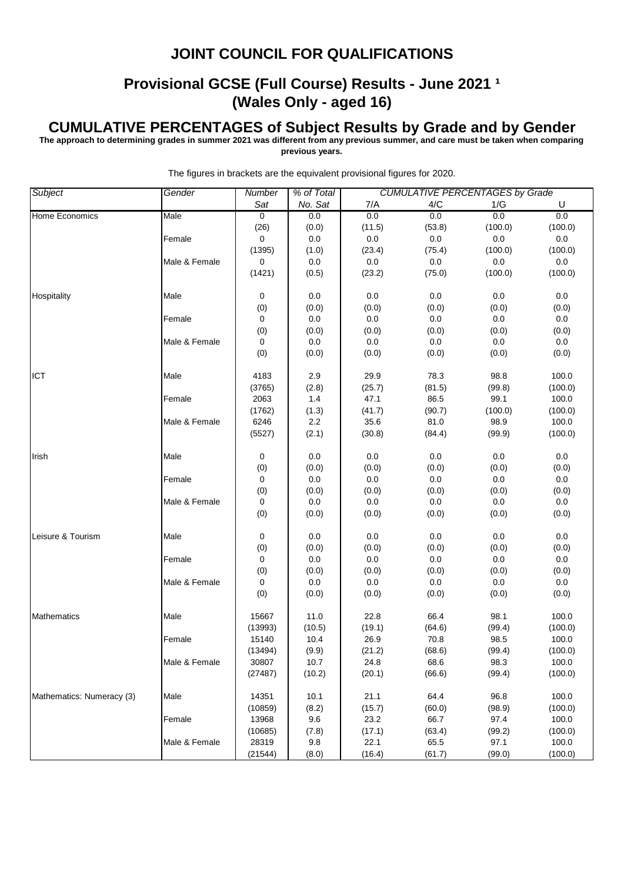# JOINT COUNCIL FOR QUALIFICATIONS

## Provisional GCSE (Full Course) Results - June 2021 ¹
## (Wales Only - aged 16)

## CUMULATIVE PERCENTAGES of Subject Results by Grade and by Gender

**The approach to determining grades in summer 2021 was different from any previous summer, and care must be taken when comparing previous years.**

The figures in brackets are the equivalent provisional figures for 2020.

| *Subject* | *Gender* | *Number Sat* | *% of Total No. Sat* | *CUMULATIVE PERCENTAGES by Grade* 7/A | 4/C | 1/G | U |
|---|---|---|---|---|---|---|---|
| Home Economics | Male | 0 | 0.0 | 0.0 | 0.0 | 0.0 | 0.0 |
| | | (26) | (0.0) | (11.5) | (53.8) | (100.0) | (100.0) |
| | Female | 0 | 0.0 | 0.0 | 0.0 | 0.0 | 0.0 |
| | | (1395) | (1.0) | (23.4) | (75.4) | (100.0) | (100.0) |
| | Male & Female | 0 | 0.0 | 0.0 | 0.0 | 0.0 | 0.0 |
| | | (1421) | (0.5) | (23.2) | (75.0) | (100.0) | (100.0) |
| Hospitality | Male | 0 | 0.0 | 0.0 | 0.0 | 0.0 | 0.0 |
| | | (0) | (0.0) | (0.0) | (0.0) | (0.0) | (0.0) |
| | Female | 0 | 0.0 | 0.0 | 0.0 | 0.0 | 0.0 |
| | | (0) | (0.0) | (0.0) | (0.0) | (0.0) | (0.0) |
| | Male & Female | 0 | 0.0 | 0.0 | 0.0 | 0.0 | 0.0 |
| | | (0) | (0.0) | (0.0) | (0.0) | (0.0) | (0.0) |
| ICT | Male | 4183 | 2.9 | 29.9 | 78.3 | 98.8 | 100.0 |
| | | (3765) | (2.8) | (25.7) | (81.5) | (99.8) | (100.0) |
| | Female | 2063 | 1.4 | 47.1 | 86.5 | 99.1 | 100.0 |
| | | (1762) | (1.3) | (41.7) | (90.7) | (100.0) | (100.0) |
| | Male & Female | 6246 | 2.2 | 35.6 | 81.0 | 98.9 | 100.0 |
| | | (5527) | (2.1) | (30.8) | (84.4) | (99.9) | (100.0) |
| Irish | Male | 0 | 0.0 | 0.0 | 0.0 | 0.0 | 0.0 |
| | | (0) | (0.0) | (0.0) | (0.0) | (0.0) | (0.0) |
| | Female | 0 | 0.0 | 0.0 | 0.0 | 0.0 | 0.0 |
| | | (0) | (0.0) | (0.0) | (0.0) | (0.0) | (0.0) |
| | Male & Female | 0 | 0.0 | 0.0 | 0.0 | 0.0 | 0.0 |
| | | (0) | (0.0) | (0.0) | (0.0) | (0.0) | (0.0) |
| Leisure & Tourism | Male | 0 | 0.0 | 0.0 | 0.0 | 0.0 | 0.0 |
| | | (0) | (0.0) | (0.0) | (0.0) | (0.0) | (0.0) |
| | Female | 0 | 0.0 | 0.0 | 0.0 | 0.0 | 0.0 |
| | | (0) | (0.0) | (0.0) | (0.0) | (0.0) | (0.0) |
| | Male & Female | 0 | 0.0 | 0.0 | 0.0 | 0.0 | 0.0 |
| | | (0) | (0.0) | (0.0) | (0.0) | (0.0) | (0.0) |
| Mathematics | Male | 15667 | 11.0 | 22.8 | 66.4 | 98.1 | 100.0 |
| | | (13993) | (10.5) | (19.1) | (64.6) | (99.4) | (100.0) |
| | Female | 15140 | 10.4 | 26.9 | 70.8 | 98.5 | 100.0 |
| | | (13494) | (9.9) | (21.2) | (68.6) | (99.4) | (100.0) |
| | Male & Female | 30807 | 10.7 | 24.8 | 68.6 | 98.3 | 100.0 |
| | | (27487) | (10.2) | (20.1) | (66.6) | (99.4) | (100.0) |
| Mathematics: Numeracy (3) | Male | 14351 | 10.1 | 21.1 | 64.4 | 96.8 | 100.0 |
| | | (10859) | (8.2) | (15.7) | (60.0) | (98.9) | (100.0) |
| | Female | 13968 | 9.6 | 23.2 | 66.7 | 97.4 | 100.0 |
| | | (10685) | (7.8) | (17.1) | (63.4) | (99.2) | (100.0) |
| | Male & Female | 28319 | 9.8 | 22.1 | 65.5 | 97.1 | 100.0 |
| | | (21544) | (8.0) | (16.4) | (61.7) | (99.0) | (100.0) |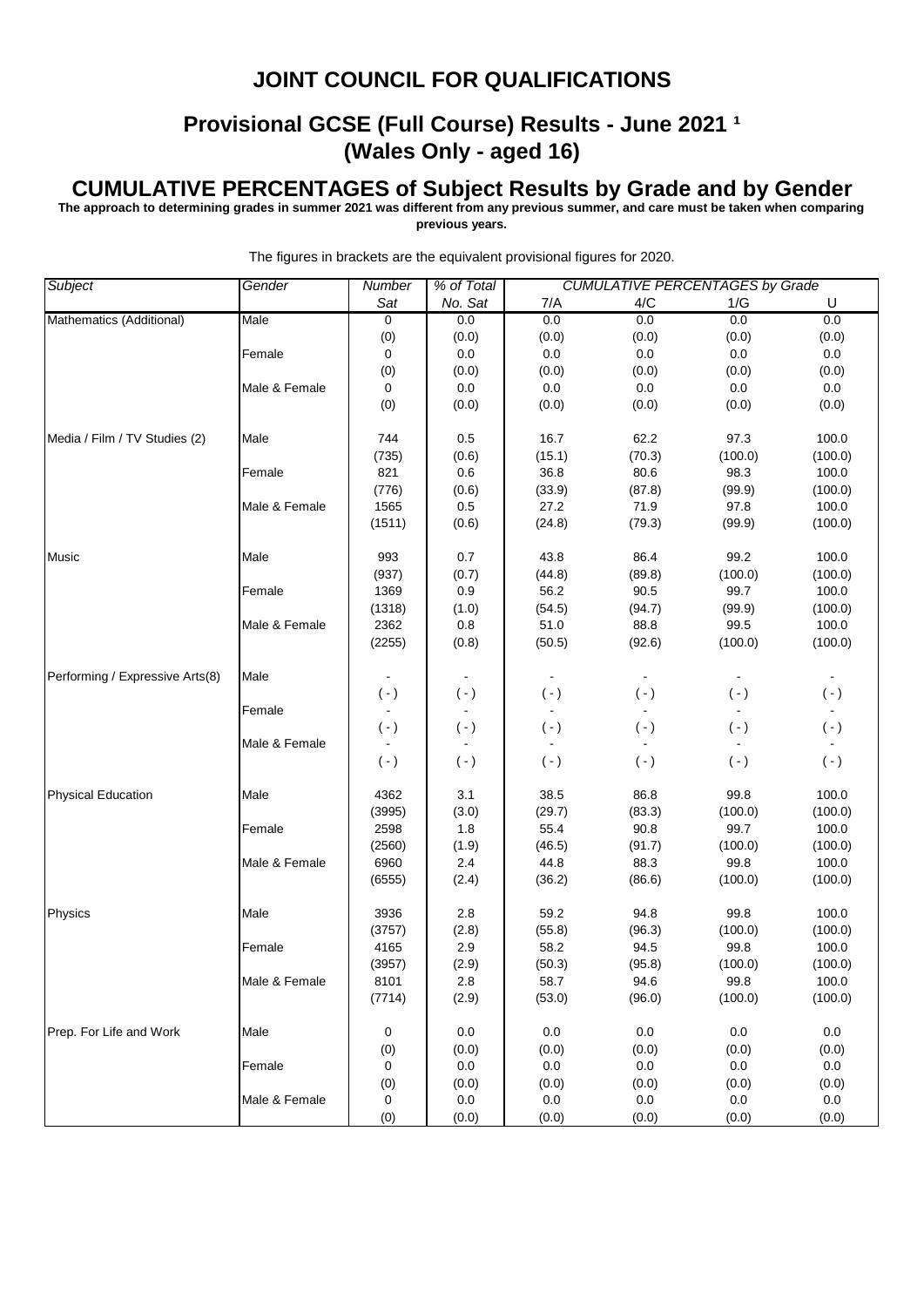# JOINT COUNCIL FOR QUALIFICATIONS

## Provisional GCSE (Full Course) Results - June 2021 [1]
## (Wales Only - aged 16)

## CUMULATIVE PERCENTAGES of Subject Results by Grade and by Gender

**The approach to determining grades in summer 2021 was different from any previous summer, and care must be taken when comparing previous years.**

The figures in brackets are the equivalent provisional figures for 2020.

| *Subject* | *Gender* | *Number Sat* | *% of Total No. Sat* | *CUMULATIVE PERCENTAGES by Grade* 7/A | 4/C | 1/G | U |
|---|---|---|---|---|---|---|---|
| Mathematics (Additional) | Male | 0 | 0.0 | 0.0 | 0.0 | 0.0 | 0.0 |
| | | (0) | (0.0) | (0.0) | (0.0) | (0.0) | (0.0) |
| | Female | 0 | 0.0 | 0.0 | 0.0 | 0.0 | 0.0 |
| | | (0) | (0.0) | (0.0) | (0.0) | (0.0) | (0.0) |
| | Male & Female | 0 | 0.0 | 0.0 | 0.0 | 0.0 | 0.0 |
| | | (0) | (0.0) | (0.0) | (0.0) | (0.0) | (0.0) |
| Media / Film / TV Studies (2) | Male | 744 | 0.5 | 16.7 | 62.2 | 97.3 | 100.0 |
| | | (735) | (0.6) | (15.1) | (70.3) | (100.0) | (100.0) |
| | Female | 821 | 0.6 | 36.8 | 80.6 | 98.3 | 100.0 |
| | | (776) | (0.6) | (33.9) | (87.8) | (99.9) | (100.0) |
| | Male & Female | 1565 | 0.5 | 27.2 | 71.9 | 97.8 | 100.0 |
| | | (1511) | (0.6) | (24.8) | (79.3) | (99.9) | (100.0) |
| Music | Male | 993 | 0.7 | 43.8 | 86.4 | 99.2 | 100.0 |
| | | (937) | (0.7) | (44.8) | (89.8) | (100.0) | (100.0) |
| | Female | 1369 | 0.9 | 56.2 | 90.5 | 99.7 | 100.0 |
| | | (1318) | (1.0) | (54.5) | (94.7) | (99.9) | (100.0) |
| | Male & Female | 2362 | 0.8 | 51.0 | 88.8 | 99.5 | 100.0 |
| | | (2255) | (0.8) | (50.5) | (92.6) | (100.0) | (100.0) |
| Performing / Expressive Arts(8) | Male | - | - | - | - | - | - |
| | | ( - ) | ( - ) | ( - ) | ( - ) | ( - ) | ( - ) |
| | Female | - | - | - | - | - | - |
| | | ( - ) | ( - ) | ( - ) | ( - ) | ( - ) | ( - ) |
| | Male & Female | - | - | - | - | - | - |
| | | ( - ) | ( - ) | ( - ) | ( - ) | ( - ) | ( - ) |
| Physical Education | Male | 4362 | 3.1 | 38.5 | 86.8 | 99.8 | 100.0 |
| | | (3995) | (3.0) | (29.7) | (83.3) | (100.0) | (100.0) |
| | Female | 2598 | 1.8 | 55.4 | 90.8 | 99.7 | 100.0 |
| | | (2560) | (1.9) | (46.5) | (91.7) | (100.0) | (100.0) |
| | Male & Female | 6960 | 2.4 | 44.8 | 88.3 | 99.8 | 100.0 |
| | | (6555) | (2.4) | (36.2) | (86.6) | (100.0) | (100.0) |
| Physics | Male | 3936 | 2.8 | 59.2 | 94.8 | 99.8 | 100.0 |
| | | (3757) | (2.8) | (55.8) | (96.3) | (100.0) | (100.0) |
| | Female | 4165 | 2.9 | 58.2 | 94.5 | 99.8 | 100.0 |
| | | (3957) | (2.9) | (50.3) | (95.8) | (100.0) | (100.0) |
| | Male & Female | 8101 | 2.8 | 58.7 | 94.6 | 99.8 | 100.0 |
| | | (7714) | (2.9) | (53.0) | (96.0) | (100.0) | (100.0) |
| Prep. For Life and Work | Male | 0 | 0.0 | 0.0 | 0.0 | 0.0 | 0.0 |
| | | (0) | (0.0) | (0.0) | (0.0) | (0.0) | (0.0) |
| | Female | 0 | 0.0 | 0.0 | 0.0 | 0.0 | 0.0 |
| | | (0) | (0.0) | (0.0) | (0.0) | (0.0) | (0.0) |
| | Male & Female | 0 | 0.0 | 0.0 | 0.0 | 0.0 | 0.0 |
| | | (0) | (0.0) | (0.0) | (0.0) | (0.0) | (0.0) |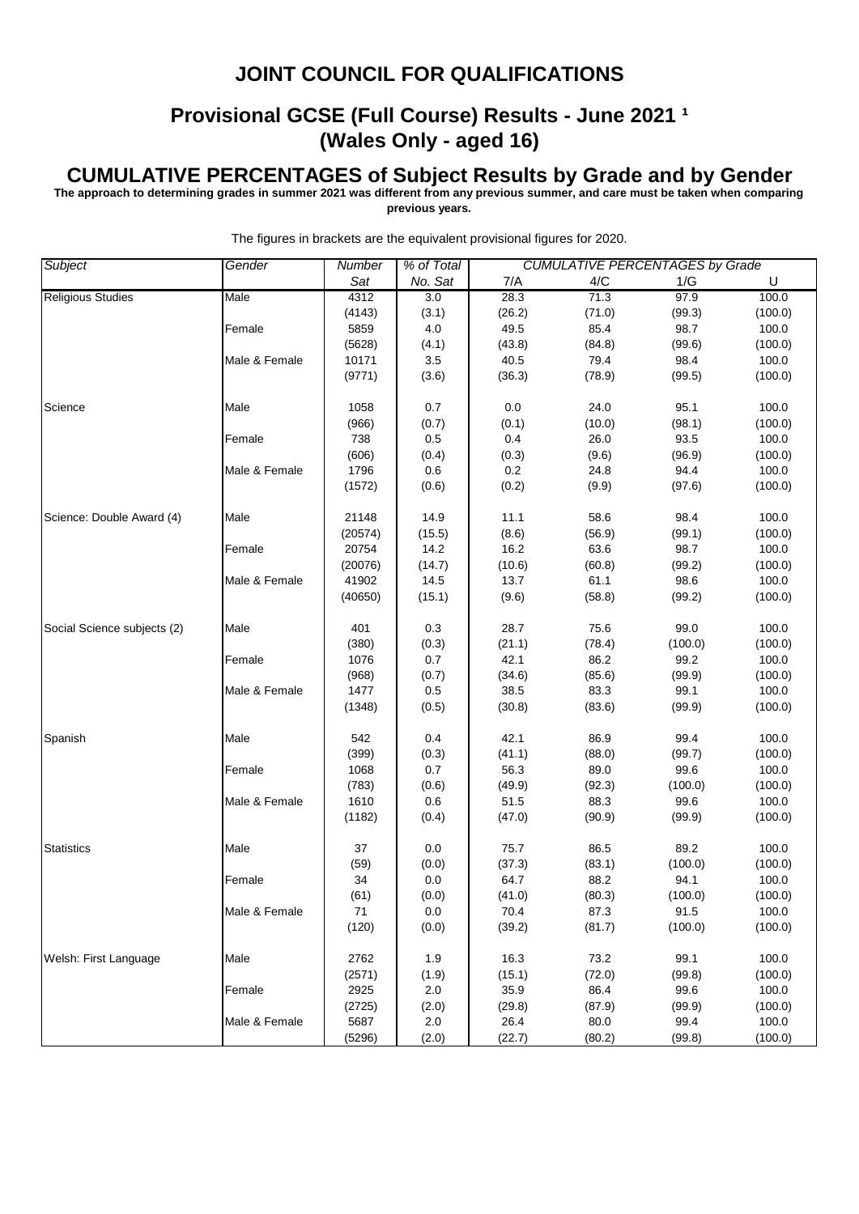# JOINT COUNCIL FOR QUALIFICATIONS

## Provisional GCSE (Full Course) Results - June 2021 [1] (Wales Only - aged 16)

## CUMULATIVE PERCENTAGES of Subject Results by Grade and by Gender

**The approach to determining grades in summer 2021 was different from any previous summer, and care must be taken when comparing previous years.**

The figures in brackets are the equivalent provisional figures for 2020.

| *Subject* | *Gender* | *Number Sat* | *% of Total No. Sat* | *CUMULATIVE PERCENTAGES by Grade* 7/A | 4/C | 1/G | U |
|---|---|---|---|---|---|---|---|
| Religious Studies | Male | 4312 | 3.0 | 28.3 | 71.3 | 97.9 | 100.0 |
| | | (4143) | (3.1) | (26.2) | (71.0) | (99.3) | (100.0) |
| | Female | 5859 | 4.0 | 49.5 | 85.4 | 98.7 | 100.0 |
| | | (5628) | (4.1) | (43.8) | (84.8) | (99.6) | (100.0) |
| | Male & Female | 10171 | 3.5 | 40.5 | 79.4 | 98.4 | 100.0 |
| | | (9771) | (3.6) | (36.3) | (78.9) | (99.5) | (100.0) |
| Science | Male | 1058 | 0.7 | 0.0 | 24.0 | 95.1 | 100.0 |
| | | (966) | (0.7) | (0.1) | (10.0) | (98.1) | (100.0) |
| | Female | 738 | 0.5 | 0.4 | 26.0 | 93.5 | 100.0 |
| | | (606) | (0.4) | (0.3) | (9.6) | (96.9) | (100.0) |
| | Male & Female | 1796 | 0.6 | 0.2 | 24.8 | 94.4 | 100.0 |
| | | (1572) | (0.6) | (0.2) | (9.9) | (97.6) | (100.0) |
| Science: Double Award (4) | Male | 21148 | 14.9 | 11.1 | 58.6 | 98.4 | 100.0 |
| | | (20574) | (15.5) | (8.6) | (56.9) | (99.1) | (100.0) |
| | Female | 20754 | 14.2 | 16.2 | 63.6 | 98.7 | 100.0 |
| | | (20076) | (14.7) | (10.6) | (60.8) | (99.2) | (100.0) |
| | Male & Female | 41902 | 14.5 | 13.7 | 61.1 | 98.6 | 100.0 |
| | | (40650) | (15.1) | (9.6) | (58.8) | (99.2) | (100.0) |
| Social Science subjects (2) | Male | 401 | 0.3 | 28.7 | 75.6 | 99.0 | 100.0 |
| | | (380) | (0.3) | (21.1) | (78.4) | (100.0) | (100.0) |
| | Female | 1076 | 0.7 | 42.1 | 86.2 | 99.2 | 100.0 |
| | | (968) | (0.7) | (34.6) | (85.6) | (99.9) | (100.0) |
| | Male & Female | 1477 | 0.5 | 38.5 | 83.3 | 99.1 | 100.0 |
| | | (1348) | (0.5) | (30.8) | (83.6) | (99.9) | (100.0) |
| Spanish | Male | 542 | 0.4 | 42.1 | 86.9 | 99.4 | 100.0 |
| | | (399) | (0.3) | (41.1) | (88.0) | (99.7) | (100.0) |
| | Female | 1068 | 0.7 | 56.3 | 89.0 | 99.6 | 100.0 |
| | | (783) | (0.6) | (49.9) | (92.3) | (100.0) | (100.0) |
| | Male & Female | 1610 | 0.6 | 51.5 | 88.3 | 99.6 | 100.0 |
| | | (1182) | (0.4) | (47.0) | (90.9) | (99.9) | (100.0) |
| Statistics | Male | 37 | 0.0 | 75.7 | 86.5 | 89.2 | 100.0 |
| | | (59) | (0.0) | (37.3) | (83.1) | (100.0) | (100.0) |
| | Female | 34 | 0.0 | 64.7 | 88.2 | 94.1 | 100.0 |
| | | (61) | (0.0) | (41.0) | (80.3) | (100.0) | (100.0) |
| | Male & Female | 71 | 0.0 | 70.4 | 87.3 | 91.5 | 100.0 |
| | | (120) | (0.0) | (39.2) | (81.7) | (100.0) | (100.0) |
| Welsh: First Language | Male | 2762 | 1.9 | 16.3 | 73.2 | 99.1 | 100.0 |
| | | (2571) | (1.9) | (15.1) | (72.0) | (99.8) | (100.0) |
| | Female | 2925 | 2.0 | 35.9 | 86.4 | 99.6 | 100.0 |
| | | (2725) | (2.0) | (29.8) | (87.9) | (99.9) | (100.0) |
| | Male & Female | 5687 | 2.0 | 26.4 | 80.0 | 99.4 | 100.0 |
| | | (5296) | (2.0) | (22.7) | (80.2) | (99.8) | (100.0) |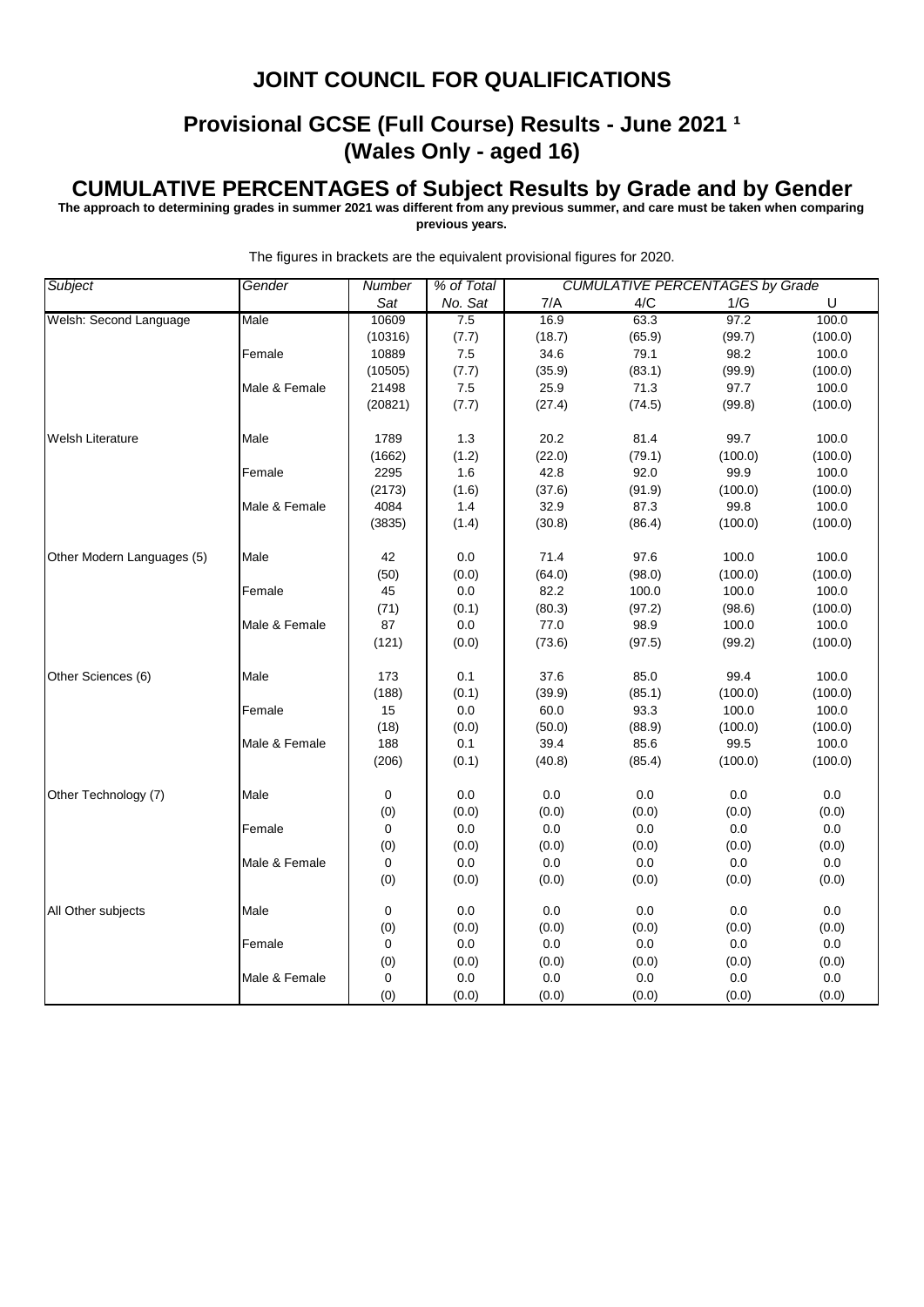# JOINT COUNCIL FOR QUALIFICATIONS

## Provisional GCSE (Full Course) Results - June 2021 [1]
## (Wales Only - aged 16)

## CUMULATIVE PERCENTAGES of Subject Results by Grade and by Gender

**The approach to determining grades in summer 2021 was different from any previous summer, and care must be taken when comparing previous years.**

The figures in brackets are the equivalent provisional figures for 2020.

| *Subject* | *Gender* | *Number Sat* | *% of Total No. Sat* | *CUMULATIVE PERCENTAGES by Grade* 7/A | 4/C | 1/G | U |
|---|---|---|---|---|---|---|---|
| Welsh: Second Language | Male | 10609 | 7.5 | 16.9 | 63.3 | 97.2 | 100.0 |
| | | (10316) | (7.7) | (18.7) | (65.9) | (99.7) | (100.0) |
| | Female | 10889 | 7.5 | 34.6 | 79.1 | 98.2 | 100.0 |
| | | (10505) | (7.7) | (35.9) | (83.1) | (99.9) | (100.0) |
| | Male & Female | 21498 | 7.5 | 25.9 | 71.3 | 97.7 | 100.0 |
| | | (20821) | (7.7) | (27.4) | (74.5) | (99.8) | (100.0) |
| Welsh Literature | Male | 1789 | 1.3 | 20.2 | 81.4 | 99.7 | 100.0 |
| | | (1662) | (1.2) | (22.0) | (79.1) | (100.0) | (100.0) |
| | Female | 2295 | 1.6 | 42.8 | 92.0 | 99.9 | 100.0 |
| | | (2173) | (1.6) | (37.6) | (91.9) | (100.0) | (100.0) |
| | Male & Female | 4084 | 1.4 | 32.9 | 87.3 | 99.8 | 100.0 |
| | | (3835) | (1.4) | (30.8) | (86.4) | (100.0) | (100.0) |
| Other Modern Languages (5) | Male | 42 | 0.0 | 71.4 | 97.6 | 100.0 | 100.0 |
| | | (50) | (0.0) | (64.0) | (98.0) | (100.0) | (100.0) |
| | Female | 45 | 0.0 | 82.2 | 100.0 | 100.0 | 100.0 |
| | | (71) | (0.1) | (80.3) | (97.2) | (98.6) | (100.0) |
| | Male & Female | 87 | 0.0 | 77.0 | 98.9 | 100.0 | 100.0 |
| | | (121) | (0.0) | (73.6) | (97.5) | (99.2) | (100.0) |
| Other Sciences (6) | Male | 173 | 0.1 | 37.6 | 85.0 | 99.4 | 100.0 |
| | | (188) | (0.1) | (39.9) | (85.1) | (100.0) | (100.0) |
| | Female | 15 | 0.0 | 60.0 | 93.3 | 100.0 | 100.0 |
| | | (18) | (0.0) | (50.0) | (88.9) | (100.0) | (100.0) |
| | Male & Female | 188 | 0.1 | 39.4 | 85.6 | 99.5 | 100.0 |
| | | (206) | (0.1) | (40.8) | (85.4) | (100.0) | (100.0) |
| Other Technology (7) | Male | 0 | 0.0 | 0.0 | 0.0 | 0.0 | 0.0 |
| | | (0) | (0.0) | (0.0) | (0.0) | (0.0) | (0.0) |
| | Female | 0 | 0.0 | 0.0 | 0.0 | 0.0 | 0.0 |
| | | (0) | (0.0) | (0.0) | (0.0) | (0.0) | (0.0) |
| | Male & Female | 0 | 0.0 | 0.0 | 0.0 | 0.0 | 0.0 |
| | | (0) | (0.0) | (0.0) | (0.0) | (0.0) | (0.0) |
| All Other subjects | Male | 0 | 0.0 | 0.0 | 0.0 | 0.0 | 0.0 |
| | | (0) | (0.0) | (0.0) | (0.0) | (0.0) | (0.0) |
| | Female | 0 | 0.0 | 0.0 | 0.0 | 0.0 | 0.0 |
| | | (0) | (0.0) | (0.0) | (0.0) | (0.0) | (0.0) |
| | Male & Female | 0 | 0.0 | 0.0 | 0.0 | 0.0 | 0.0 |
| | | (0) | (0.0) | (0.0) | (0.0) | (0.0) | (0.0) |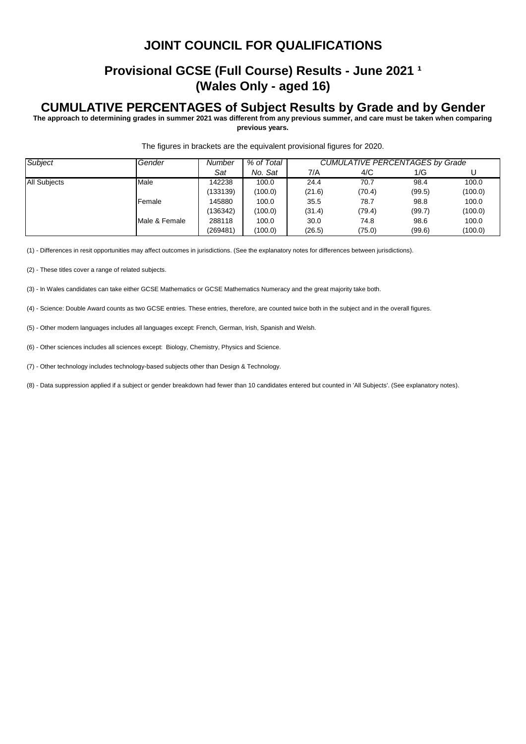# JOINT COUNCIL FOR QUALIFICATIONS

## Provisional GCSE (Full Course) Results - June 2021 [1]
## (Wales Only - aged 16)

## CUMULATIVE PERCENTAGES of Subject Results by Grade and by Gender

**The approach to determining grades in summer 2021 was different from any previous summer, and care must be taken when comparing previous years.**

The figures in brackets are the equivalent provisional figures for 2020.

| *Subject* | *Gender* | *Number Sat* | *% of Total No. Sat* | *CUMULATIVE PERCENTAGES by Grade* | | | |
|---|---|---|---|---|---|---|---|
| | | | | 7/A | 4/C | 1/G | U |
| All Subjects | Male | 142238 | 100.0 | 24.4 | 70.7 | 98.4 | 100.0 |
| | | (133139) | (100.0) | (21.6) | (70.4) | (99.5) | (100.0) |
| | Female | 145880 | 100.0 | 35.5 | 78.7 | 98.8 | 100.0 |
| | | (136342) | (100.0) | (31.4) | (79.4) | (99.7) | (100.0) |
| | Male & Female | 288118 | 100.0 | 30.0 | 74.8 | 98.6 | 100.0 |
| | | (269481) | (100.0) | (26.5) | (75.0) | (99.6) | (100.0) |

(1) - Differences in resit opportunities may affect outcomes in jurisdictions. (See the explanatory notes for differences between jurisdictions).

(2) - These titles cover a range of related subjects.

(3) - In Wales candidates can take either GCSE Mathematics or GCSE Mathematics Numeracy and the great majority take both.

(4) - Science: Double Award counts as two GCSE entries. These entries, therefore, are counted twice both in the subject and in the overall figures.

(5) - Other modern languages includes all languages except: French, German, Irish, Spanish and Welsh.

(6) - Other sciences includes all sciences except: Biology, Chemistry, Physics and Science.

(7) - Other technology includes technology-based subjects other than Design & Technology.

(8) - Data suppression applied if a subject or gender breakdown had fewer than 10 candidates entered but counted in 'All Subjects'. (See explanatory notes).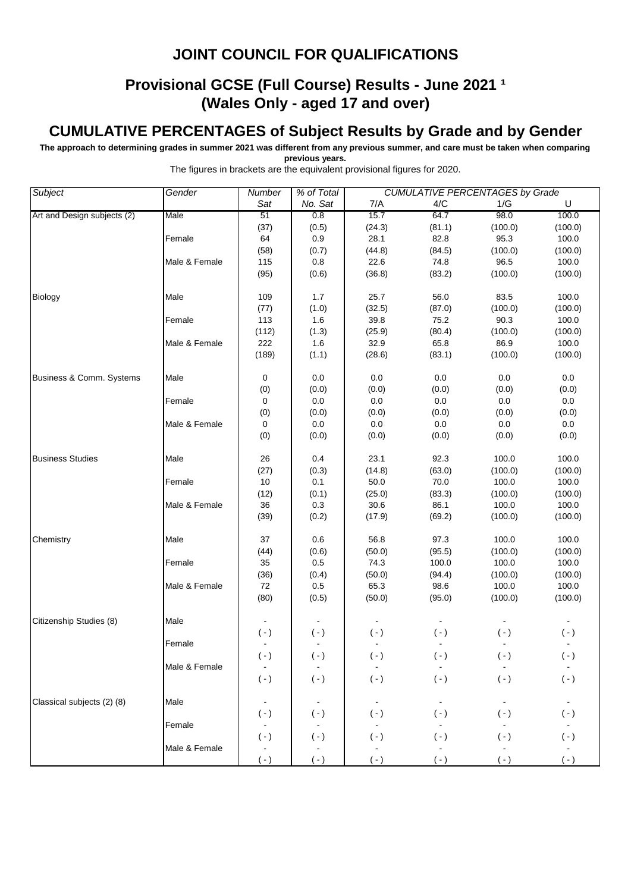# JOINT COUNCIL FOR QUALIFICATIONS

## Provisional GCSE (Full Course) Results - June 2021 [1]
## (Wales Only - aged 17 and over)

## CUMULATIVE PERCENTAGES of Subject Results by Grade and by Gender

**The approach to determining grades in summer 2021 was different from any previous summer, and care must be taken when comparing previous years.**

The figures in brackets are the equivalent provisional figures for 2020.

| *Subject* | *Gender* | *Number Sat* | *% of Total No. Sat* | *CUMULATIVE PERCENTAGES by Grade* 7/A | 4/C | 1/G | U |
|---|---|---|---|---|---|---|---|
| Art and Design subjects (2) | Male | 51 | 0.8 | 15.7 | 64.7 | 98.0 | 100.0 |
| | | (37) | (0.5) | (24.3) | (81.1) | (100.0) | (100.0) |
| | Female | 64 | 0.9 | 28.1 | 82.8 | 95.3 | 100.0 |
| | | (58) | (0.7) | (44.8) | (84.5) | (100.0) | (100.0) |
| | Male & Female | 115 | 0.8 | 22.6 | 74.8 | 96.5 | 100.0 |
| | | (95) | (0.6) | (36.8) | (83.2) | (100.0) | (100.0) |
| Biology | Male | 109 | 1.7 | 25.7 | 56.0 | 83.5 | 100.0 |
| | | (77) | (1.0) | (32.5) | (87.0) | (100.0) | (100.0) |
| | Female | 113 | 1.6 | 39.8 | 75.2 | 90.3 | 100.0 |
| | | (112) | (1.3) | (25.9) | (80.4) | (100.0) | (100.0) |
| | Male & Female | 222 | 1.6 | 32.9 | 65.8 | 86.9 | 100.0 |
| | | (189) | (1.1) | (28.6) | (83.1) | (100.0) | (100.0) |
| Business & Comm. Systems | Male | 0 | 0.0 | 0.0 | 0.0 | 0.0 | 0.0 |
| | | (0) | (0.0) | (0.0) | (0.0) | (0.0) | (0.0) |
| | Female | 0 | 0.0 | 0.0 | 0.0 | 0.0 | 0.0 |
| | | (0) | (0.0) | (0.0) | (0.0) | (0.0) | (0.0) |
| | Male & Female | 0 | 0.0 | 0.0 | 0.0 | 0.0 | 0.0 |
| | | (0) | (0.0) | (0.0) | (0.0) | (0.0) | (0.0) |
| Business Studies | Male | 26 | 0.4 | 23.1 | 92.3 | 100.0 | 100.0 |
| | | (27) | (0.3) | (14.8) | (63.0) | (100.0) | (100.0) |
| | Female | 10 | 0.1 | 50.0 | 70.0 | 100.0 | 100.0 |
| | | (12) | (0.1) | (25.0) | (83.3) | (100.0) | (100.0) |
| | Male & Female | 36 | 0.3 | 30.6 | 86.1 | 100.0 | 100.0 |
| | | (39) | (0.2) | (17.9) | (69.2) | (100.0) | (100.0) |
| Chemistry | Male | 37 | 0.6 | 56.8 | 97.3 | 100.0 | 100.0 |
| | | (44) | (0.6) | (50.0) | (95.5) | (100.0) | (100.0) |
| | Female | 35 | 0.5 | 74.3 | 100.0 | 100.0 | 100.0 |
| | | (36) | (0.4) | (50.0) | (94.4) | (100.0) | (100.0) |
| | Male & Female | 72 | 0.5 | 65.3 | 98.6 | 100.0 | 100.0 |
| | | (80) | (0.5) | (50.0) | (95.0) | (100.0) | (100.0) |
| Citizenship Studies (8) | Male | - | - | - | - | - | - |
| | | ( - ) | ( - ) | ( - ) | ( - ) | ( - ) | ( - ) |
| | Female | - | - | - | - | - | - |
| | | ( - ) | ( - ) | ( - ) | ( - ) | ( - ) | ( - ) |
| | Male & Female | - | - | - | - | - | - |
| | | ( - ) | ( - ) | ( - ) | ( - ) | ( - ) | ( - ) |
| Classical subjects (2) (8) | Male | - | - | - | - | - | - |
| | | ( - ) | ( - ) | ( - ) | ( - ) | ( - ) | ( - ) |
| | Female | - | - | - | - | - | - |
| | | ( - ) | ( - ) | ( - ) | ( - ) | ( - ) | ( - ) |
| | Male & Female | - | - | - | - | - | - |
| | | ( - ) | ( - ) | ( - ) | ( - ) | ( - ) | ( - ) |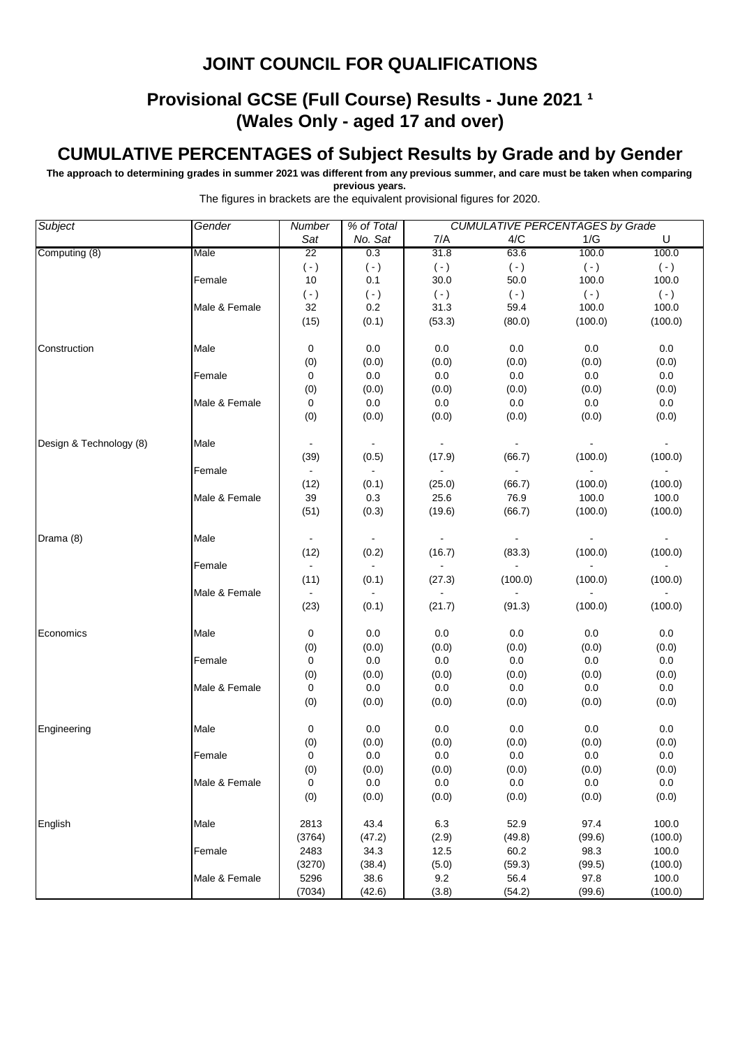# JOINT COUNCIL FOR QUALIFICATIONS

## Provisional GCSE (Full Course) Results - June 2021 [1]
## (Wales Only - aged 17 and over)

## CUMULATIVE PERCENTAGES of Subject Results by Grade and by Gender

**The approach to determining grades in summer 2021 was different from any previous summer, and care must be taken when comparing previous years.**

The figures in brackets are the equivalent provisional figures for 2020.

| *Subject* | *Gender* | *Number Sat* | *% of Total No. Sat* | *CUMULATIVE PERCENTAGES by Grade* 7/A | 4/C | 1/G | U |
|---|---|---|---|---|---|---|---|
| Computing (8) | Male | 22 | 0.3 | 31.8 | 63.6 | 100.0 | 100.0 |
| | | ( - ) | ( - ) | ( - ) | ( - ) | ( - ) | ( - ) |
| | Female | 10 | 0.1 | 30.0 | 50.0 | 100.0 | 100.0 |
| | | ( - ) | ( - ) | ( - ) | ( - ) | ( - ) | ( - ) |
| | Male & Female | 32 | 0.2 | 31.3 | 59.4 | 100.0 | 100.0 |
| | | (15) | (0.1) | (53.3) | (80.0) | (100.0) | (100.0) |
| Construction | Male | 0 | 0.0 | 0.0 | 0.0 | 0.0 | 0.0 |
| | | (0) | (0.0) | (0.0) | (0.0) | (0.0) | (0.0) |
| | Female | 0 | 0.0 | 0.0 | 0.0 | 0.0 | 0.0 |
| | | (0) | (0.0) | (0.0) | (0.0) | (0.0) | (0.0) |
| | Male & Female | 0 | 0.0 | 0.0 | 0.0 | 0.0 | 0.0 |
| | | (0) | (0.0) | (0.0) | (0.0) | (0.0) | (0.0) |
| Design & Technology (8) | Male | - | - | - | - | - | - |
| | | (39) | (0.5) | (17.9) | (66.7) | (100.0) | (100.0) |
| | Female | - | - | - | - | - | - |
| | | (12) | (0.1) | (25.0) | (66.7) | (100.0) | (100.0) |
| | Male & Female | 39 | 0.3 | 25.6 | 76.9 | 100.0 | 100.0 |
| | | (51) | (0.3) | (19.6) | (66.7) | (100.0) | (100.0) |
| Drama (8) | Male | - | - | - | - | - | - |
| | | (12) | (0.2) | (16.7) | (83.3) | (100.0) | (100.0) |
| | Female | - | - | - | - | - | - |
| | | (11) | (0.1) | (27.3) | (100.0) | (100.0) | (100.0) |
| | Male & Female | - | - | - | - | - | - |
| | | (23) | (0.1) | (21.7) | (91.3) | (100.0) | (100.0) |
| Economics | Male | 0 | 0.0 | 0.0 | 0.0 | 0.0 | 0.0 |
| | | (0) | (0.0) | (0.0) | (0.0) | (0.0) | (0.0) |
| | Female | 0 | 0.0 | 0.0 | 0.0 | 0.0 | 0.0 |
| | | (0) | (0.0) | (0.0) | (0.0) | (0.0) | (0.0) |
| | Male & Female | 0 | 0.0 | 0.0 | 0.0 | 0.0 | 0.0 |
| | | (0) | (0.0) | (0.0) | (0.0) | (0.0) | (0.0) |
| Engineering | Male | 0 | 0.0 | 0.0 | 0.0 | 0.0 | 0.0 |
| | | (0) | (0.0) | (0.0) | (0.0) | (0.0) | (0.0) |
| | Female | 0 | 0.0 | 0.0 | 0.0 | 0.0 | 0.0 |
| | | (0) | (0.0) | (0.0) | (0.0) | (0.0) | (0.0) |
| | Male & Female | 0 | 0.0 | 0.0 | 0.0 | 0.0 | 0.0 |
| | | (0) | (0.0) | (0.0) | (0.0) | (0.0) | (0.0) |
| English | Male | 2813 | 43.4 | 6.3 | 52.9 | 97.4 | 100.0 |
| | | (3764) | (47.2) | (2.9) | (49.8) | (99.6) | (100.0) |
| | Female | 2483 | 34.3 | 12.5 | 60.2 | 98.3 | 100.0 |
| | | (3270) | (38.4) | (5.0) | (59.3) | (99.5) | (100.0) |
| | Male & Female | 5296 | 38.6 | 9.2 | 56.4 | 97.8 | 100.0 |
| | | (7034) | (42.6) | (3.8) | (54.2) | (99.6) | (100.0) |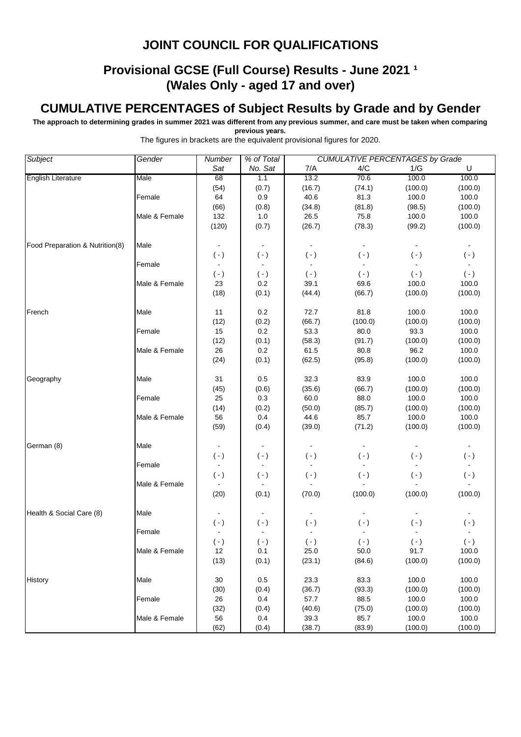# JOINT COUNCIL FOR QUALIFICATIONS

## Provisional GCSE (Full Course) Results - June 2021 ¹
## (Wales Only - aged 17 and over)

## CUMULATIVE PERCENTAGES of Subject Results by Grade and by Gender

**The approach to determining grades in summer 2021 was different from any previous summer, and care must be taken when comparing previous years.**

The figures in brackets are the equivalent provisional figures for 2020.

| *Subject* | *Gender* | *Number Sat* | *% of Total No. Sat* | *CUMULATIVE PERCENTAGES by Grade* 7/A | 4/C | 1/G | U |
|---|---|---|---|---|---|---|---|
| English Literature | Male | 68 | 1.1 | 13.2 | 70.6 | 100.0 | 100.0 |
| | | (54) | (0.7) | (16.7) | (74.1) | (100.0) | (100.0) |
| | Female | 64 | 0.9 | 40.6 | 81.3 | 100.0 | 100.0 |
| | | (66) | (0.8) | (34.8) | (81.8) | (98.5) | (100.0) |
| | Male & Female | 132 | 1.0 | 26.5 | 75.8 | 100.0 | 100.0 |
| | | (120) | (0.7) | (26.7) | (78.3) | (99.2) | (100.0) |
| Food Preparation & Nutrition(8) | Male | - | - | - | - | - | - |
| | | ( - ) | ( - ) | ( - ) | ( - ) | ( - ) | ( - ) |
| | Female | - | - | - | - | - | - |
| | | ( - ) | ( - ) | ( - ) | ( - ) | ( - ) | ( - ) |
| | Male & Female | 23 | 0.2 | 39.1 | 69.6 | 100.0 | 100.0 |
| | | (18) | (0.1) | (44.4) | (66.7) | (100.0) | (100.0) |
| French | Male | 11 | 0.2 | 72.7 | 81.8 | 100.0 | 100.0 |
| | | (12) | (0.2) | (66.7) | (100.0) | (100.0) | (100.0) |
| | Female | 15 | 0.2 | 53.3 | 80.0 | 93.3 | 100.0 |
| | | (12) | (0.1) | (58.3) | (91.7) | (100.0) | (100.0) |
| | Male & Female | 26 | 0.2 | 61.5 | 80.8 | 96.2 | 100.0 |
| | | (24) | (0.1) | (62.5) | (95.8) | (100.0) | (100.0) |
| Geography | Male | 31 | 0.5 | 32.3 | 83.9 | 100.0 | 100.0 |
| | | (45) | (0.6) | (35.6) | (66.7) | (100.0) | (100.0) |
| | Female | 25 | 0.3 | 60.0 | 88.0 | 100.0 | 100.0 |
| | | (14) | (0.2) | (50.0) | (85.7) | (100.0) | (100.0) |
| | Male & Female | 56 | 0.4 | 44.6 | 85.7 | 100.0 | 100.0 |
| | | (59) | (0.4) | (39.0) | (71.2) | (100.0) | (100.0) |
| German (8) | Male | - | - | - | - | - | - |
| | | ( - ) | ( - ) | ( - ) | ( - ) | ( - ) | ( - ) |
| | Female | - | - | - | - | - | - |
| | | ( - ) | ( - ) | ( - ) | ( - ) | ( - ) | ( - ) |
| | Male & Female | - | - | - | - | - | - |
| | | (20) | (0.1) | (70.0) | (100.0) | (100.0) | (100.0) |
| Health & Social Care (8) | Male | - | - | - | - | - | - |
| | | ( - ) | ( - ) | ( - ) | ( - ) | ( - ) | ( - ) |
| | Female | - | - | - | - | - | - |
| | | ( - ) | ( - ) | ( - ) | ( - ) | ( - ) | ( - ) |
| | Male & Female | 12 | 0.1 | 25.0 | 50.0 | 91.7 | 100.0 |
| | | (13) | (0.1) | (23.1) | (84.6) | (100.0) | (100.0) |
| History | Male | 30 | 0.5 | 23.3 | 83.3 | 100.0 | 100.0 |
| | | (30) | (0.4) | (36.7) | (93.3) | (100.0) | (100.0) |
| | Female | 26 | 0.4 | 57.7 | 88.5 | 100.0 | 100.0 |
| | | (32) | (0.4) | (40.6) | (75.0) | (100.0) | (100.0) |
| | Male & Female | 56 | 0.4 | 39.3 | 85.7 | 100.0 | 100.0 |
| | | (62) | (0.4) | (38.7) | (83.9) | (100.0) | (100.0) |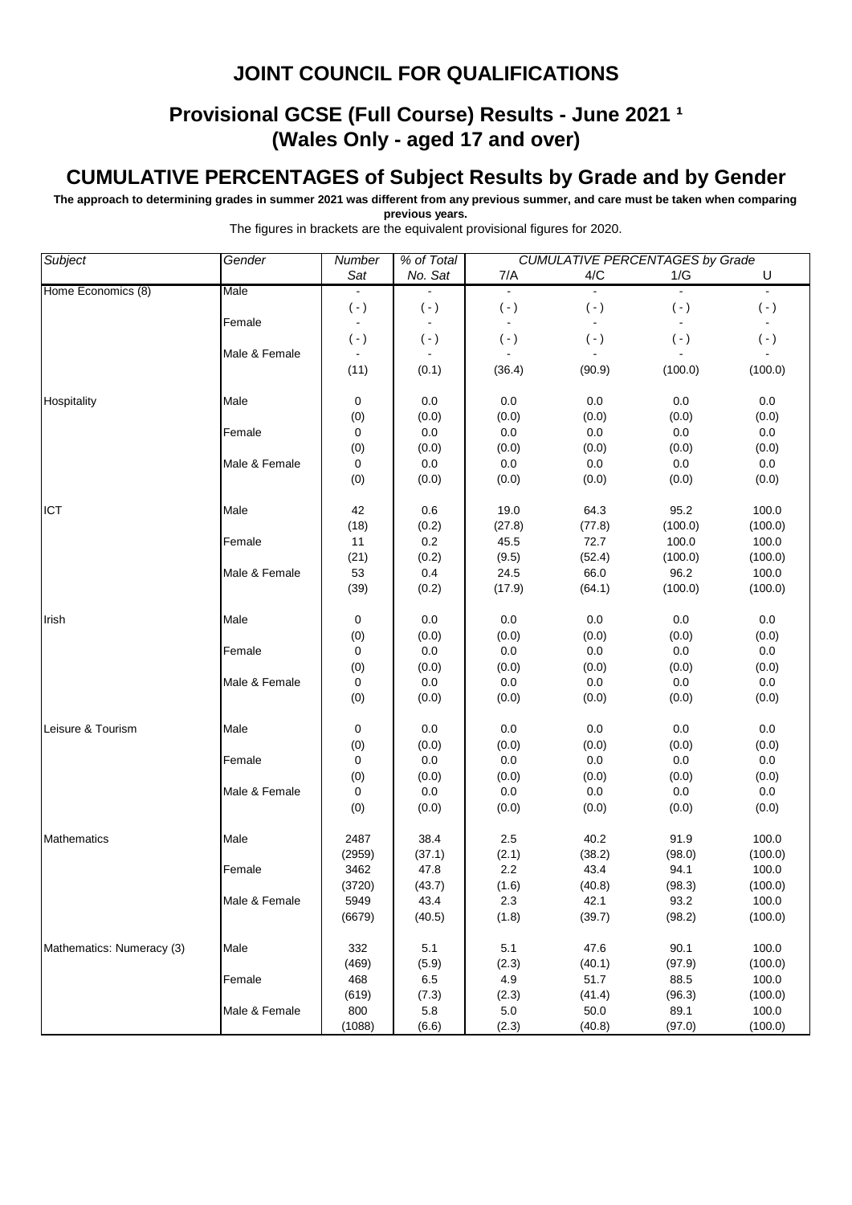# JOINT COUNCIL FOR QUALIFICATIONS

## Provisional GCSE (Full Course) Results - June 2021 [1]
## (Wales Only - aged 17 and over)

## CUMULATIVE PERCENTAGES of Subject Results by Grade and by Gender

**The approach to determining grades in summer 2021 was different from any previous summer, and care must be taken when comparing previous years.**

The figures in brackets are the equivalent provisional figures for 2020.

| *Subject* | *Gender* | *Number Sat* | *% of Total No. Sat* | *CUMULATIVE PERCENTAGES by Grade* 7/A | 4/C | 1/G | U |
|---|---|---|---|---|---|---|---|
| Home Economics (8) | Male | - | - | - | - | - | - |
| | | ( - ) | ( - ) | ( - ) | ( - ) | ( - ) | ( - ) |
| | Female | - | - | - | - | - | - |
| | | ( - ) | ( - ) | ( - ) | ( - ) | ( - ) | ( - ) |
| | Male & Female | - | - | - | - | - | - |
| | | (11) | (0.1) | (36.4) | (90.9) | (100.0) | (100.0) |
| Hospitality | Male | 0 | 0.0 | 0.0 | 0.0 | 0.0 | 0.0 |
| | | (0) | (0.0) | (0.0) | (0.0) | (0.0) | (0.0) |
| | Female | 0 | 0.0 | 0.0 | 0.0 | 0.0 | 0.0 |
| | | (0) | (0.0) | (0.0) | (0.0) | (0.0) | (0.0) |
| | Male & Female | 0 | 0.0 | 0.0 | 0.0 | 0.0 | 0.0 |
| | | (0) | (0.0) | (0.0) | (0.0) | (0.0) | (0.0) |
| ICT | Male | 42 | 0.6 | 19.0 | 64.3 | 95.2 | 100.0 |
| | | (18) | (0.2) | (27.8) | (77.8) | (100.0) | (100.0) |
| | Female | 11 | 0.2 | 45.5 | 72.7 | 100.0 | 100.0 |
| | | (21) | (0.2) | (9.5) | (52.4) | (100.0) | (100.0) |
| | Male & Female | 53 | 0.4 | 24.5 | 66.0 | 96.2 | 100.0 |
| | | (39) | (0.2) | (17.9) | (64.1) | (100.0) | (100.0) |
| Irish | Male | 0 | 0.0 | 0.0 | 0.0 | 0.0 | 0.0 |
| | | (0) | (0.0) | (0.0) | (0.0) | (0.0) | (0.0) |
| | Female | 0 | 0.0 | 0.0 | 0.0 | 0.0 | 0.0 |
| | | (0) | (0.0) | (0.0) | (0.0) | (0.0) | (0.0) |
| | Male & Female | 0 | 0.0 | 0.0 | 0.0 | 0.0 | 0.0 |
| | | (0) | (0.0) | (0.0) | (0.0) | (0.0) | (0.0) |
| Leisure & Tourism | Male | 0 | 0.0 | 0.0 | 0.0 | 0.0 | 0.0 |
| | | (0) | (0.0) | (0.0) | (0.0) | (0.0) | (0.0) |
| | Female | 0 | 0.0 | 0.0 | 0.0 | 0.0 | 0.0 |
| | | (0) | (0.0) | (0.0) | (0.0) | (0.0) | (0.0) |
| | Male & Female | 0 | 0.0 | 0.0 | 0.0 | 0.0 | 0.0 |
| | | (0) | (0.0) | (0.0) | (0.0) | (0.0) | (0.0) |
| Mathematics | Male | 2487 | 38.4 | 2.5 | 40.2 | 91.9 | 100.0 |
| | | (2959) | (37.1) | (2.1) | (38.2) | (98.0) | (100.0) |
| | Female | 3462 | 47.8 | 2.2 | 43.4 | 94.1 | 100.0 |
| | | (3720) | (43.7) | (1.6) | (40.8) | (98.3) | (100.0) |
| | Male & Female | 5949 | 43.4 | 2.3 | 42.1 | 93.2 | 100.0 |
| | | (6679) | (40.5) | (1.8) | (39.7) | (98.2) | (100.0) |
| Mathematics: Numeracy (3) | Male | 332 | 5.1 | 5.1 | 47.6 | 90.1 | 100.0 |
| | | (469) | (5.9) | (2.3) | (40.1) | (97.9) | (100.0) |
| | Female | 468 | 6.5 | 4.9 | 51.7 | 88.5 | 100.0 |
| | | (619) | (7.3) | (2.3) | (41.4) | (96.3) | (100.0) |
| | Male & Female | 800 | 5.8 | 5.0 | 50.0 | 89.1 | 100.0 |
| | | (1088) | (6.6) | (2.3) | (40.8) | (97.0) | (100.0) |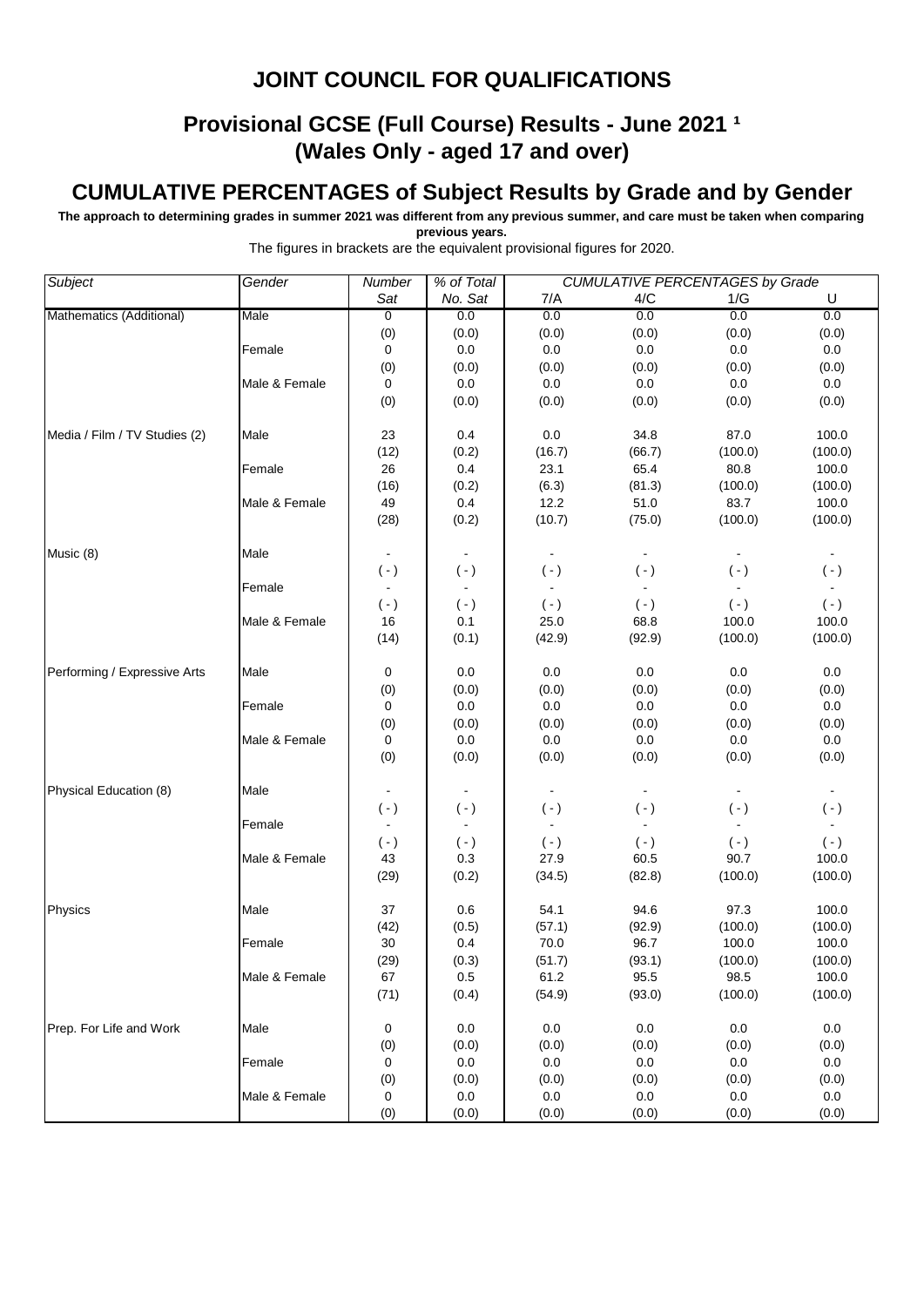# JOINT COUNCIL FOR QUALIFICATIONS

## Provisional GCSE (Full Course) Results - June 2021 [1] (Wales Only - aged 17 and over)

## CUMULATIVE PERCENTAGES of Subject Results by Grade and by Gender

**The approach to determining grades in summer 2021 was different from any previous summer, and care must be taken when comparing previous years.**

The figures in brackets are the equivalent provisional figures for 2020.

| *Subject* | *Gender* | *Number Sat* | *% of Total No. Sat* | *CUMULATIVE PERCENTAGES by Grade* | | | |
|---|---|---|---|---|---|---|---|
| | | | | 7/A | 4/C | 1/G | U |
| Mathematics (Additional) | Male | 0 | 0.0 | 0.0 | 0.0 | 0.0 | 0.0 |
| | | (0) | (0.0) | (0.0) | (0.0) | (0.0) | (0.0) |
| | Female | 0 | 0.0 | 0.0 | 0.0 | 0.0 | 0.0 |
| | | (0) | (0.0) | (0.0) | (0.0) | (0.0) | (0.0) |
| | Male & Female | 0 | 0.0 | 0.0 | 0.0 | 0.0 | 0.0 |
| | | (0) | (0.0) | (0.0) | (0.0) | (0.0) | (0.0) |
| Media / Film / TV Studies (2) | Male | 23 | 0.4 | 0.0 | 34.8 | 87.0 | 100.0 |
| | | (12) | (0.2) | (16.7) | (66.7) | (100.0) | (100.0) |
| | Female | 26 | 0.4 | 23.1 | 65.4 | 80.8 | 100.0 |
| | | (16) | (0.2) | (6.3) | (81.3) | (100.0) | (100.0) |
| | Male & Female | 49 | 0.4 | 12.2 | 51.0 | 83.7 | 100.0 |
| | | (28) | (0.2) | (10.7) | (75.0) | (100.0) | (100.0) |
| Music (8) | Male | - | - | - | - | - | - |
| | | ( - ) | ( - ) | ( - ) | ( - ) | ( - ) | ( - ) |
| | Female | - | - | - | - | - | - |
| | | ( - ) | ( - ) | ( - ) | ( - ) | ( - ) | ( - ) |
| | Male & Female | 16 | 0.1 | 25.0 | 68.8 | 100.0 | 100.0 |
| | | (14) | (0.1) | (42.9) | (92.9) | (100.0) | (100.0) |
| Performing / Expressive Arts | Male | 0 | 0.0 | 0.0 | 0.0 | 0.0 | 0.0 |
| | | (0) | (0.0) | (0.0) | (0.0) | (0.0) | (0.0) |
| | Female | 0 | 0.0 | 0.0 | 0.0 | 0.0 | 0.0 |
| | | (0) | (0.0) | (0.0) | (0.0) | (0.0) | (0.0) |
| | Male & Female | 0 | 0.0 | 0.0 | 0.0 | 0.0 | 0.0 |
| | | (0) | (0.0) | (0.0) | (0.0) | (0.0) | (0.0) |
| Physical Education (8) | Male | - | - | - | - | - | - |
| | | ( - ) | ( - ) | ( - ) | ( - ) | ( - ) | ( - ) |
| | Female | - | - | - | - | - | - |
| | | ( - ) | ( - ) | ( - ) | ( - ) | ( - ) | ( - ) |
| | Male & Female | 43 | 0.3 | 27.9 | 60.5 | 90.7 | 100.0 |
| | | (29) | (0.2) | (34.5) | (82.8) | (100.0) | (100.0) |
| Physics | Male | 37 | 0.6 | 54.1 | 94.6 | 97.3 | 100.0 |
| | | (42) | (0.5) | (57.1) | (92.9) | (100.0) | (100.0) |
| | Female | 30 | 0.4 | 70.0 | 96.7 | 100.0 | 100.0 |
| | | (29) | (0.3) | (51.7) | (93.1) | (100.0) | (100.0) |
| | Male & Female | 67 | 0.5 | 61.2 | 95.5 | 98.5 | 100.0 |
| | | (71) | (0.4) | (54.9) | (93.0) | (100.0) | (100.0) |
| Prep. For Life and Work | Male | 0 | 0.0 | 0.0 | 0.0 | 0.0 | 0.0 |
| | | (0) | (0.0) | (0.0) | (0.0) | (0.0) | (0.0) |
| | Female | 0 | 0.0 | 0.0 | 0.0 | 0.0 | 0.0 |
| | | (0) | (0.0) | (0.0) | (0.0) | (0.0) | (0.0) |
| | Male & Female | 0 | 0.0 | 0.0 | 0.0 | 0.0 | 0.0 |
| | | (0) | (0.0) | (0.0) | (0.0) | (0.0) | (0.0) |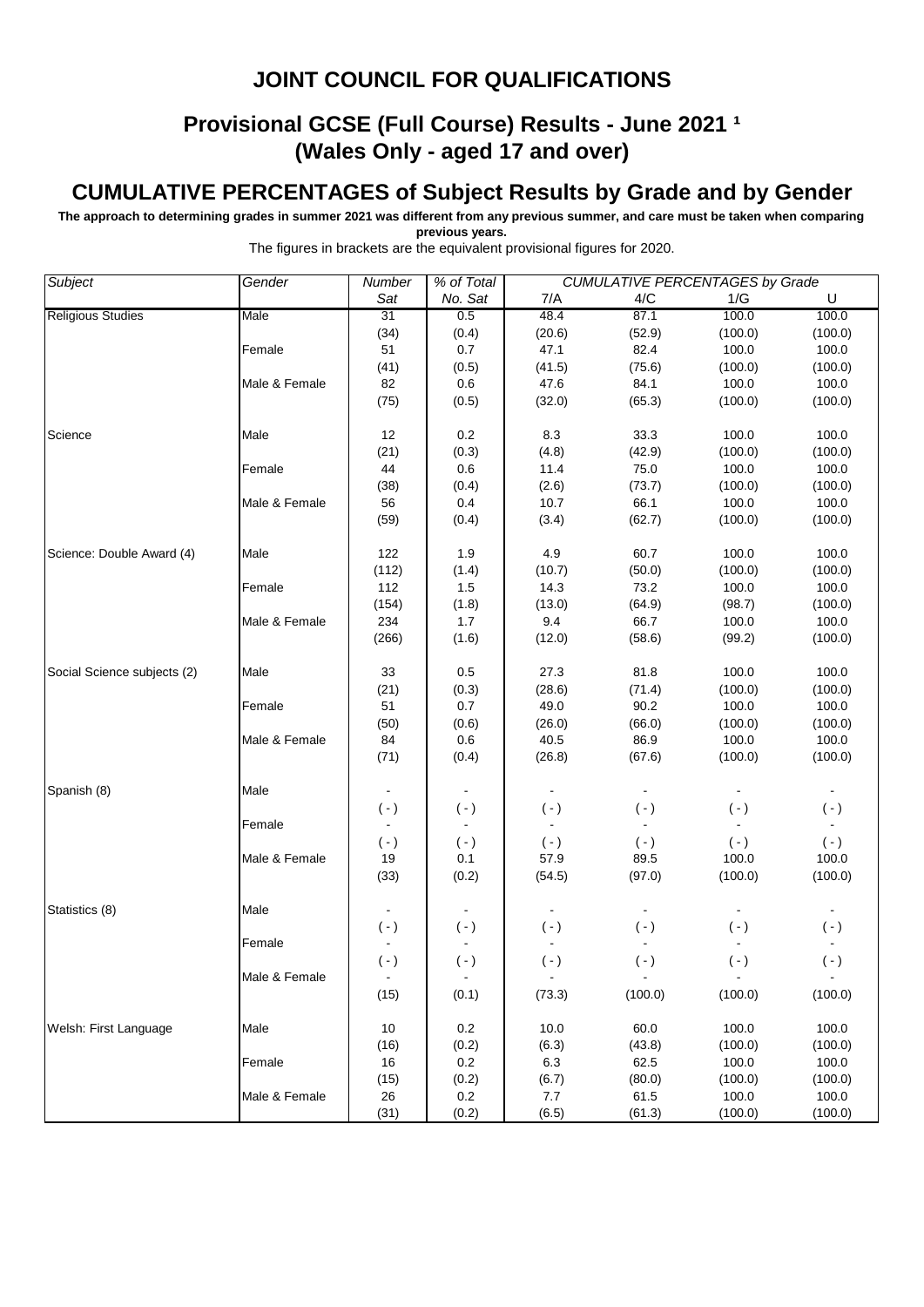# JOINT COUNCIL FOR QUALIFICATIONS

## Provisional GCSE (Full Course) Results - June 2021 [1]
## (Wales Only - aged 17 and over)

## CUMULATIVE PERCENTAGES of Subject Results by Grade and by Gender

**The approach to determining grades in summer 2021 was different from any previous summer, and care must be taken when comparing previous years.**

The figures in brackets are the equivalent provisional figures for 2020.

| *Subject* | *Gender* | *Number Sat* | *% of Total No. Sat* | *CUMULATIVE PERCENTAGES by Grade* 7/A | 4/C | 1/G | U |
|---|---|---|---|---|---|---|---|
| Religious Studies | Male | 31 | 0.5 | 48.4 | 87.1 | 100.0 | 100.0 |
| | | (34) | (0.4) | (20.6) | (52.9) | (100.0) | (100.0) |
| | Female | 51 | 0.7 | 47.1 | 82.4 | 100.0 | 100.0 |
| | | (41) | (0.5) | (41.5) | (75.6) | (100.0) | (100.0) |
| | Male & Female | 82 | 0.6 | 47.6 | 84.1 | 100.0 | 100.0 |
| | | (75) | (0.5) | (32.0) | (65.3) | (100.0) | (100.0) |
| Science | Male | 12 | 0.2 | 8.3 | 33.3 | 100.0 | 100.0 |
| | | (21) | (0.3) | (4.8) | (42.9) | (100.0) | (100.0) |
| | Female | 44 | 0.6 | 11.4 | 75.0 | 100.0 | 100.0 |
| | | (38) | (0.4) | (2.6) | (73.7) | (100.0) | (100.0) |
| | Male & Female | 56 | 0.4 | 10.7 | 66.1 | 100.0 | 100.0 |
| | | (59) | (0.4) | (3.4) | (62.7) | (100.0) | (100.0) |
| Science: Double Award (4) | Male | 122 | 1.9 | 4.9 | 60.7 | 100.0 | 100.0 |
| | | (112) | (1.4) | (10.7) | (50.0) | (100.0) | (100.0) |
| | Female | 112 | 1.5 | 14.3 | 73.2 | 100.0 | 100.0 |
| | | (154) | (1.8) | (13.0) | (64.9) | (98.7) | (100.0) |
| | Male & Female | 234 | 1.7 | 9.4 | 66.7 | 100.0 | 100.0 |
| | | (266) | (1.6) | (12.0) | (58.6) | (99.2) | (100.0) |
| Social Science subjects (2) | Male | 33 | 0.5 | 27.3 | 81.8 | 100.0 | 100.0 |
| | | (21) | (0.3) | (28.6) | (71.4) | (100.0) | (100.0) |
| | Female | 51 | 0.7 | 49.0 | 90.2 | 100.0 | 100.0 |
| | | (50) | (0.6) | (26.0) | (66.0) | (100.0) | (100.0) |
| | Male & Female | 84 | 0.6 | 40.5 | 86.9 | 100.0 | 100.0 |
| | | (71) | (0.4) | (26.8) | (67.6) | (100.0) | (100.0) |
| Spanish (8) | Male | - | - | - | - | - | - |
| | | ( - ) | ( - ) | ( - ) | ( - ) | ( - ) | ( - ) |
| | Female | - | - | - | - | - | - |
| | | ( - ) | ( - ) | ( - ) | ( - ) | ( - ) | ( - ) |
| | Male & Female | 19 | 0.1 | 57.9 | 89.5 | 100.0 | 100.0 |
| | | (33) | (0.2) | (54.5) | (97.0) | (100.0) | (100.0) |
| Statistics (8) | Male | - | - | - | - | - | - |
| | | ( - ) | ( - ) | ( - ) | ( - ) | ( - ) | ( - ) |
| | Female | - | - | - | - | - | - |
| | | ( - ) | ( - ) | ( - ) | ( - ) | ( - ) | ( - ) |
| | Male & Female | - | - | - | - | - | - |
| | | (15) | (0.1) | (73.3) | (100.0) | (100.0) | (100.0) |
| Welsh: First Language | Male | 10 | 0.2 | 10.0 | 60.0 | 100.0 | 100.0 |
| | | (16) | (0.2) | (6.3) | (43.8) | (100.0) | (100.0) |
| | Female | 16 | 0.2 | 6.3 | 62.5 | 100.0 | 100.0 |
| | | (15) | (0.2) | (6.7) | (80.0) | (100.0) | (100.0) |
| | Male & Female | 26 | 0.2 | 7.7 | 61.5 | 100.0 | 100.0 |
| | | (31) | (0.2) | (6.5) | (61.3) | (100.0) | (100.0) |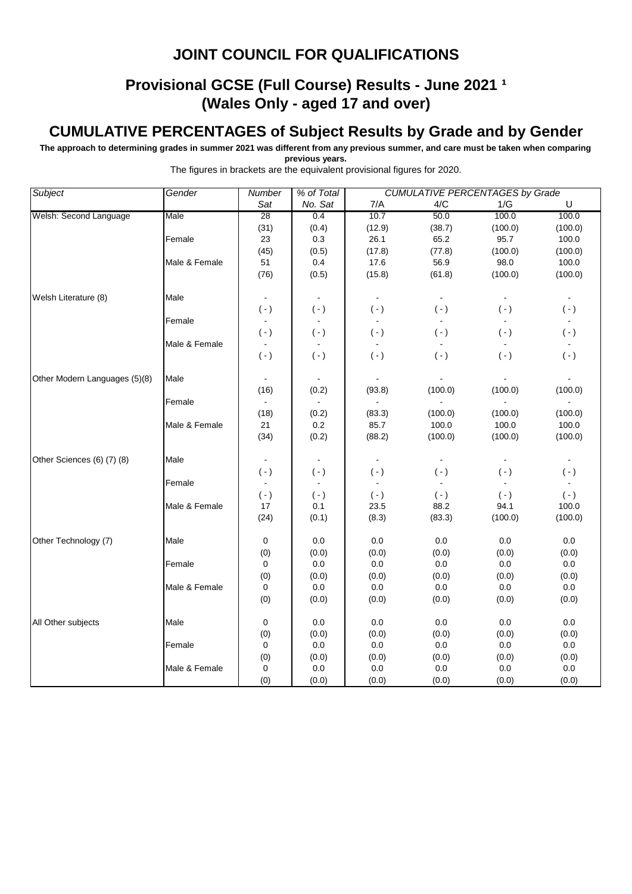# JOINT COUNCIL FOR QUALIFICATIONS

## Provisional GCSE (Full Course) Results - June 2021 ¹
## (Wales Only - aged 17 and over)

## CUMULATIVE PERCENTAGES of Subject Results by Grade and by Gender

**The approach to determining grades in summer 2021 was different from any previous summer, and care must be taken when comparing previous years.**

The figures in brackets are the equivalent provisional figures for 2020.

| *Subject* | *Gender* | *Number Sat* | *% of Total No. Sat* | *CUMULATIVE PERCENTAGES by Grade* 7/A | 4/C | 1/G | U |
|---|---|---|---|---|---|---|---|
| Welsh: Second Language | Male | 28 | 0.4 | 10.7 | 50.0 | 100.0 | 100.0 |
| | | (31) | (0.4) | (12.9) | (38.7) | (100.0) | (100.0) |
| | Female | 23 | 0.3 | 26.1 | 65.2 | 95.7 | 100.0 |
| | | (45) | (0.5) | (17.8) | (77.8) | (100.0) | (100.0) |
| | Male & Female | 51 | 0.4 | 17.6 | 56.9 | 98.0 | 100.0 |
| | | (76) | (0.5) | (15.8) | (61.8) | (100.0) | (100.0) |
| Welsh Literature (8) | Male | - | - | - | - | - | - |
| | | ( - ) | ( - ) | ( - ) | ( - ) | ( - ) | ( - ) |
| | Female | - | - | - | - | - | - |
| | | ( - ) | ( - ) | ( - ) | ( - ) | ( - ) | ( - ) |
| | Male & Female | - | - | - | - | - | - |
| | | ( - ) | ( - ) | ( - ) | ( - ) | ( - ) | ( - ) |
| Other Modern Languages (5)(8) | Male | - | - | - | - | - | - |
| | | (16) | (0.2) | (93.8) | (100.0) | (100.0) | (100.0) |
| | Female | - | - | - | - | - | - |
| | | (18) | (0.2) | (83.3) | (100.0) | (100.0) | (100.0) |
| | Male & Female | 21 | 0.2 | 85.7 | 100.0 | 100.0 | 100.0 |
| | | (34) | (0.2) | (88.2) | (100.0) | (100.0) | (100.0) |
| Other Sciences (6) (7) (8) | Male | - | - | - | - | - | - |
| | | ( - ) | ( - ) | ( - ) | ( - ) | ( - ) | ( - ) |
| | Female | - | - | - | - | - | - |
| | | ( - ) | ( - ) | ( - ) | ( - ) | ( - ) | ( - ) |
| | Male & Female | 17 | 0.1 | 23.5 | 88.2 | 94.1 | 100.0 |
| | | (24) | (0.1) | (8.3) | (83.3) | (100.0) | (100.0) |
| Other Technology (7) | Male | 0 | 0.0 | 0.0 | 0.0 | 0.0 | 0.0 |
| | | (0) | (0.0) | (0.0) | (0.0) | (0.0) | (0.0) |
| | Female | 0 | 0.0 | 0.0 | 0.0 | 0.0 | 0.0 |
| | | (0) | (0.0) | (0.0) | (0.0) | (0.0) | (0.0) |
| | Male & Female | 0 | 0.0 | 0.0 | 0.0 | 0.0 | 0.0 |
| | | (0) | (0.0) | (0.0) | (0.0) | (0.0) | (0.0) |
| All Other subjects | Male | 0 | 0.0 | 0.0 | 0.0 | 0.0 | 0.0 |
| | | (0) | (0.0) | (0.0) | (0.0) | (0.0) | (0.0) |
| | Female | 0 | 0.0 | 0.0 | 0.0 | 0.0 | 0.0 |
| | | (0) | (0.0) | (0.0) | (0.0) | (0.0) | (0.0) |
| | Male & Female | 0 | 0.0 | 0.0 | 0.0 | 0.0 | 0.0 |
| | | (0) | (0.0) | (0.0) | (0.0) | (0.0) | (0.0) |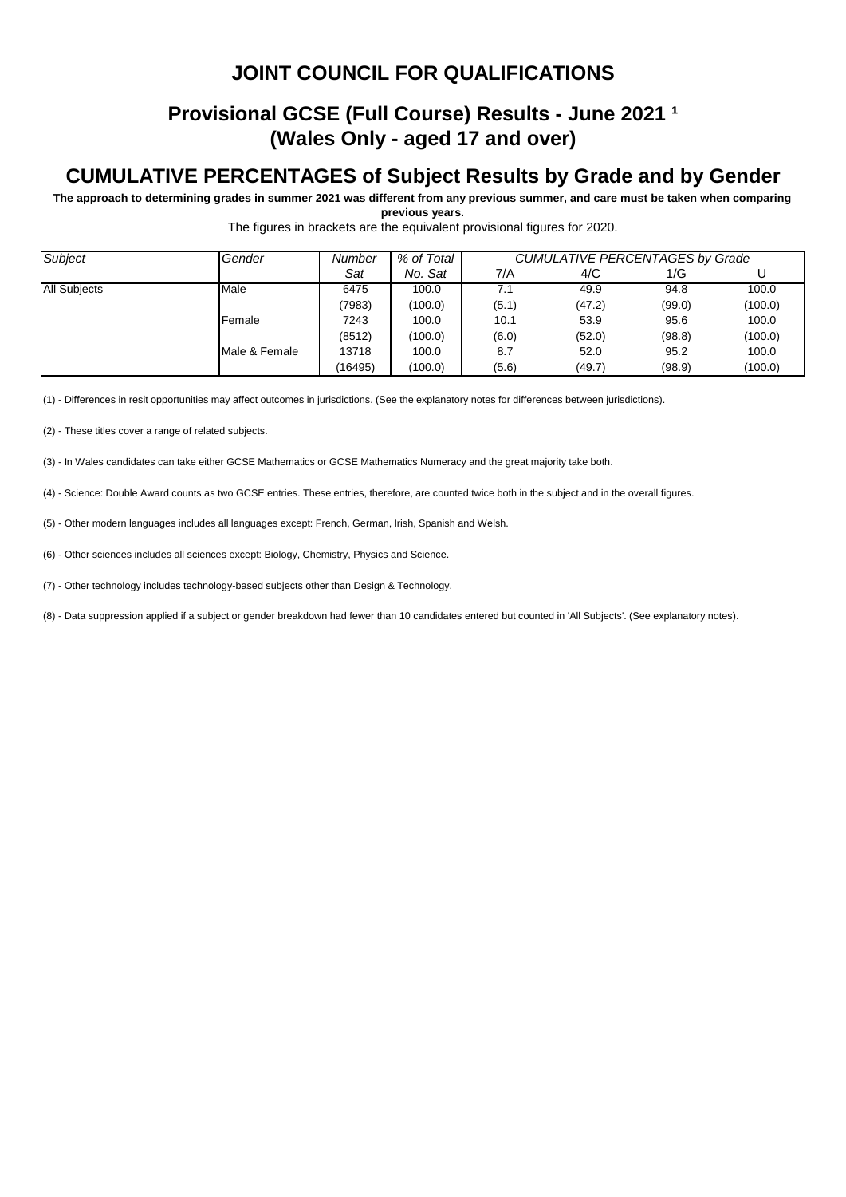# JOINT COUNCIL FOR QUALIFICATIONS

## Provisional GCSE (Full Course) Results - June 2021 [1]
## (Wales Only - aged 17 and over)

## CUMULATIVE PERCENTAGES of Subject Results by Grade and by Gender

**The approach to determining grades in summer 2021 was different from any previous summer, and care must be taken when comparing previous years.**

The figures in brackets are the equivalent provisional figures for 2020.

| *Subject* | *Gender* | *Number Sat* | *% of Total No. Sat* | *CUMULATIVE PERCENTAGES by Grade* 7/A | 4/C | 1/G | U |
|---|---|---|---|---|---|---|---|
| All Subjects | Male | 6475 | 100.0 | 7.1 | 49.9 | 94.8 | 100.0 |
| | | (7983) | (100.0) | (5.1) | (47.2) | (99.0) | (100.0) |
| | Female | 7243 | 100.0 | 10.1 | 53.9 | 95.6 | 100.0 |
| | | (8512) | (100.0) | (6.0) | (52.0) | (98.8) | (100.0) |
| | Male & Female | 13718 | 100.0 | 8.7 | 52.0 | 95.2 | 100.0 |
| | | (16495) | (100.0) | (5.6) | (49.7) | (98.9) | (100.0) |

(1) - Differences in resit opportunities may affect outcomes in jurisdictions. (See the explanatory notes for differences between jurisdictions).

(2) - These titles cover a range of related subjects.

(3) - In Wales candidates can take either GCSE Mathematics or GCSE Mathematics Numeracy and the great majority take both.

(4) - Science: Double Award counts as two GCSE entries. These entries, therefore, are counted twice both in the subject and in the overall figures.

(5) - Other modern languages includes all languages except: French, German, Irish, Spanish and Welsh.

(6) - Other sciences includes all sciences except: Biology, Chemistry, Physics and Science.

(7) - Other technology includes technology-based subjects other than Design & Technology.

(8) - Data suppression applied if a subject or gender breakdown had fewer than 10 candidates entered but counted in 'All Subjects'. (See explanatory notes).